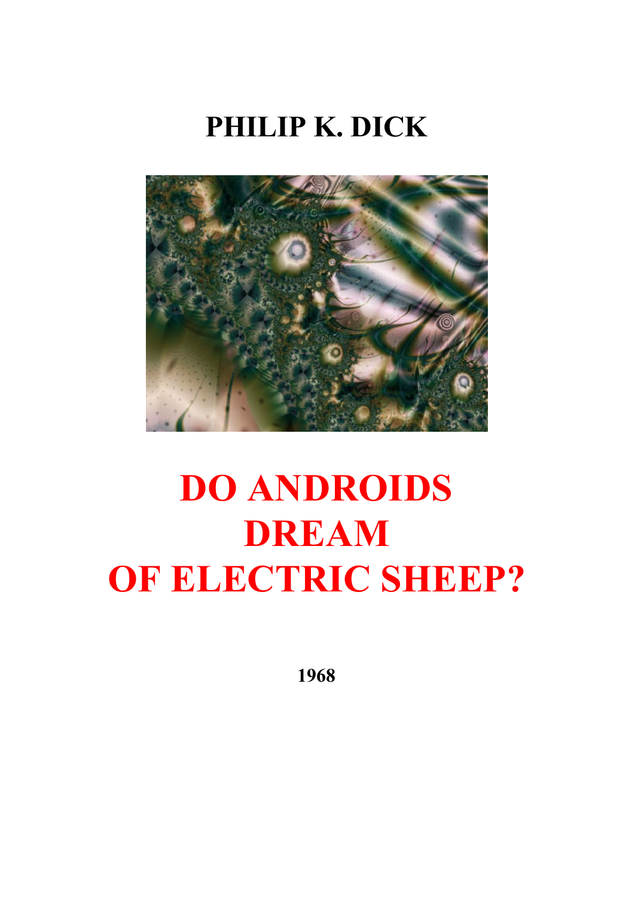**PHILIP K. DICK**

# DO ANDROIDS DREAM OF ELECTRIC SHEEP?

**1968**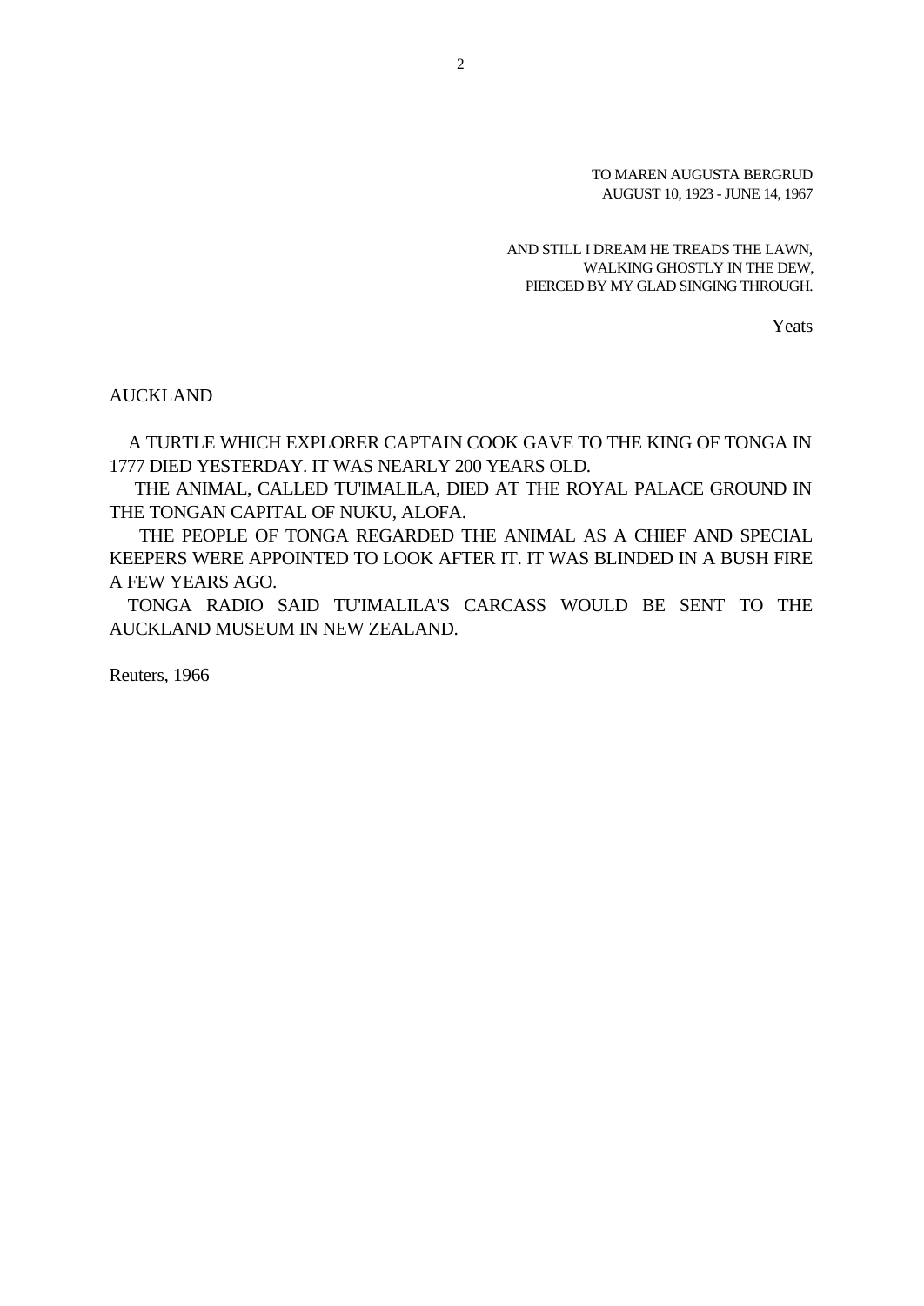TO MAREN AUGUSTA BERGRUD
AUGUST 10, 1923 - JUNE 14, 1967

AND STILL I DREAM HE TREADS THE LAWN,
WALKING GHOSTLY IN THE DEW,
PIERCED BY MY GLAD SINGING THROUGH.

Yeats

AUCKLAND

A TURTLE WHICH EXPLORER CAPTAIN COOK GAVE TO THE KING OF TONGA IN 1777 DIED YESTERDAY. IT WAS NEARLY 200 YEARS OLD.

THE ANIMAL, CALLED TU'IMALILA, DIED AT THE ROYAL PALACE GROUND IN THE TONGAN CAPITAL OF NUKU, ALOFA.

THE PEOPLE OF TONGA REGARDED THE ANIMAL AS A CHIEF AND SPECIAL KEEPERS WERE APPOINTED TO LOOK AFTER IT. IT WAS BLINDED IN A BUSH FIRE A FEW YEARS AGO.

TONGA RADIO SAID TU'IMALILA'S CARCASS WOULD BE SENT TO THE AUCKLAND MUSEUM IN NEW ZEALAND.

Reuters, 1966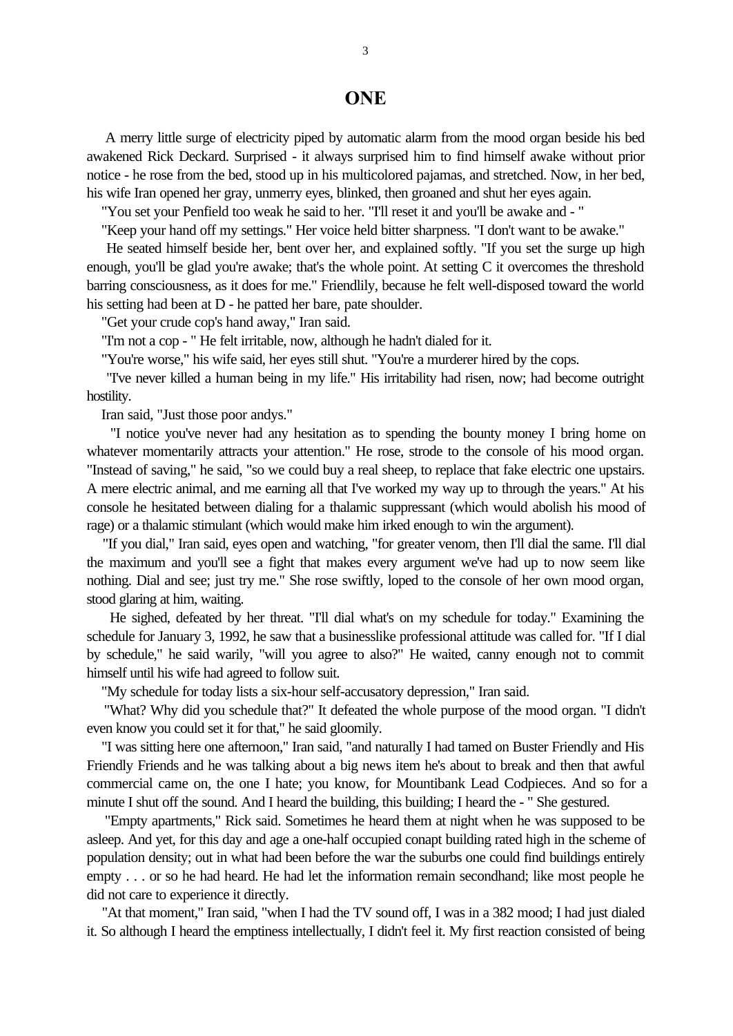# ONE

A merry little surge of electricity piped by automatic alarm from the mood organ beside his bed awakened Rick Deckard. Surprised - it always surprised him to find himself awake without prior notice - he rose from the bed, stood up in his multicolored pajamas, and stretched. Now, in her bed, his wife Iran opened her gray, unmerry eyes, blinked, then groaned and shut her eyes again.

"You set your Penfield too weak he said to her. "I'll reset it and you'll be awake and - "

"Keep your hand off my settings." Her voice held bitter sharpness. "I don't want to be awake."

He seated himself beside her, bent over her, and explained softly. "If you set the surge up high enough, you'll be glad you're awake; that's the whole point. At setting C it overcomes the threshold barring consciousness, as it does for me." Friendlily, because he felt well-disposed toward the world his setting had been at D - he patted her bare, pate shoulder.

"Get your crude cop's hand away," Iran said.

"I'm not a cop - " He felt irritable, now, although he hadn't dialed for it.

"You're worse," his wife said, her eyes still shut. "You're a murderer hired by the cops.

"I've never killed a human being in my life." His irritability had risen, now; had become outright hostility.

Iran said, "Just those poor andys."

"I notice you've never had any hesitation as to spending the bounty money I bring home on whatever momentarily attracts your attention." He rose, strode to the console of his mood organ. "Instead of saving," he said, "so we could buy a real sheep, to replace that fake electric one upstairs. A mere electric animal, and me earning all that I've worked my way up to through the years." At his console he hesitated between dialing for a thalamic suppressant (which would abolish his mood of rage) or a thalamic stimulant (which would make him irked enough to win the argument).

"If you dial," Iran said, eyes open and watching, "for greater venom, then I'll dial the same. I'll dial the maximum and you'll see a fight that makes every argument we've had up to now seem like nothing. Dial and see; just try me." She rose swiftly, loped to the console of her own mood organ, stood glaring at him, waiting.

He sighed, defeated by her threat. "I'll dial what's on my schedule for today." Examining the schedule for January 3, 1992, he saw that a businesslike professional attitude was called for. "If I dial by schedule," he said warily, "will you agree to also?" He waited, canny enough not to commit himself until his wife had agreed to follow suit.

"My schedule for today lists a six-hour self-accusatory depression," Iran said.

"What? Why did you schedule that?" It defeated the whole purpose of the mood organ. "I didn't even know you could set it for that," he said gloomily.

"I was sitting here one afternoon," Iran said, "and naturally I had tamed on Buster Friendly and His Friendly Friends and he was talking about a big news item he's about to break and then that awful commercial came on, the one I hate; you know, for Mountibank Lead Codpieces. And so for a minute I shut off the sound. And I heard the building, this building; I heard the - " She gestured.

"Empty apartments," Rick said. Sometimes he heard them at night when he was supposed to be asleep. And yet, for this day and age a one-half occupied conapt building rated high in the scheme of population density; out in what had been before the war the suburbs one could find buildings entirely empty . . . or so he had heard. He had let the information remain secondhand; like most people he did not care to experience it directly.

"At that moment," Iran said, "when I had the TV sound off, I was in a 382 mood; I had just dialed it. So although I heard the emptiness intellectually, I didn't feel it. My first reaction consisted of being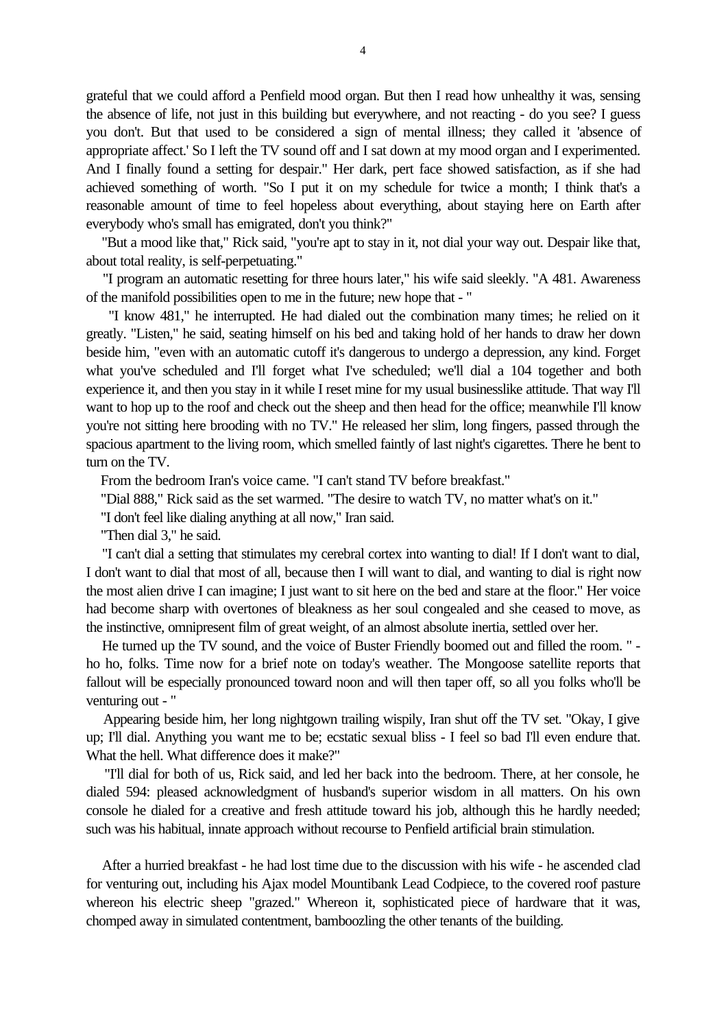grateful that we could afford a Penfield mood organ. But then I read how unhealthy it was, sensing the absence of life, not just in this building but everywhere, and not reacting - do you see? I guess you don't. But that used to be considered a sign of mental illness; they called it 'absence of appropriate affect.' So I left the TV sound off and I sat down at my mood organ and I experimented. And I finally found a setting for despair." Her dark, pert face showed satisfaction, as if she had achieved something of worth. "So I put it on my schedule for twice a month; I think that's a reasonable amount of time to feel hopeless about everything, about staying here on Earth after everybody who's small has emigrated, don't you think?"

"But a mood like that," Rick said, "you're apt to stay in it, not dial your way out. Despair like that, about total reality, is self-perpetuating."

"I program an automatic resetting for three hours later," his wife said sleekly. "A 481. Awareness of the manifold possibilities open to me in the future; new hope that - "

"I know 481," he interrupted. He had dialed out the combination many times; he relied on it greatly. "Listen," he said, seating himself on his bed and taking hold of her hands to draw her down beside him, "even with an automatic cutoff it's dangerous to undergo a depression, any kind. Forget what you've scheduled and I'll forget what I've scheduled; we'll dial a 104 together and both experience it, and then you stay in it while I reset mine for my usual businesslike attitude. That way I'll want to hop up to the roof and check out the sheep and then head for the office; meanwhile I'll know you're not sitting here brooding with no TV." He released her slim, long fingers, passed through the spacious apartment to the living room, which smelled faintly of last night's cigarettes. There he bent to turn on the TV.

From the bedroom Iran's voice came. "I can't stand TV before breakfast."

"Dial 888," Rick said as the set warmed. "The desire to watch TV, no matter what's on it."

"I don't feel like dialing anything at all now," Iran said.

"Then dial 3," he said.

"I can't dial a setting that stimulates my cerebral cortex into wanting to dial! If I don't want to dial, I don't want to dial that most of all, because then I will want to dial, and wanting to dial is right now the most alien drive I can imagine; I just want to sit here on the bed and stare at the floor." Her voice had become sharp with overtones of bleakness as her soul congealed and she ceased to move, as the instinctive, omnipresent film of great weight, of an almost absolute inertia, settled over her.

He turned up the TV sound, and the voice of Buster Friendly boomed out and filled the room. " - ho ho, folks. Time now for a brief note on today's weather. The Mongoose satellite reports that fallout will be especially pronounced toward noon and will then taper off, so all you folks who'll be venturing out - "

Appearing beside him, her long nightgown trailing wispily, Iran shut off the TV set. "Okay, I give up; I'll dial. Anything you want me to be; ecstatic sexual bliss - I feel so bad I'll even endure that. What the hell. What difference does it make?"

"I'll dial for both of us, Rick said, and led her back into the bedroom. There, at her console, he dialed 594: pleased acknowledgment of husband's superior wisdom in all matters. On his own console he dialed for a creative and fresh attitude toward his job, although this he hardly needed; such was his habitual, innate approach without recourse to Penfield artificial brain stimulation.

After a hurried breakfast - he had lost time due to the discussion with his wife - he ascended clad for venturing out, including his Ajax model Mountibank Lead Codpiece, to the covered roof pasture whereon his electric sheep "grazed." Whereon it, sophisticated piece of hardware that it was, chomped away in simulated contentment, bamboozling the other tenants of the building.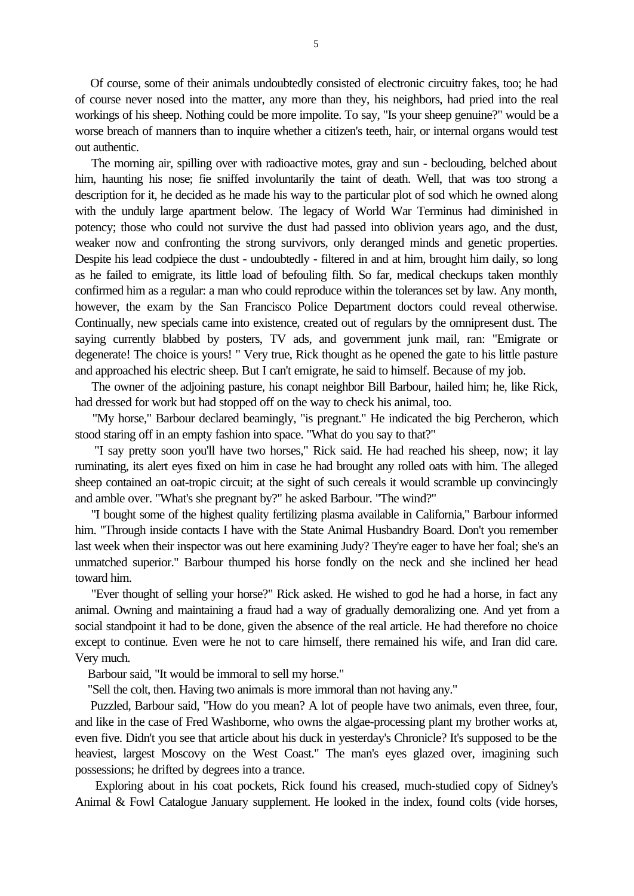Of course, some of their animals undoubtedly consisted of electronic circuitry fakes, too; he had of course never nosed into the matter, any more than they, his neighbors, had pried into the real workings of his sheep. Nothing could be more impolite. To say, "Is your sheep genuine?" would be a worse breach of manners than to inquire whether a citizen's teeth, hair, or internal organs would test out authentic.

The morning air, spilling over with radioactive motes, gray and sun - beclouding, belched about him, haunting his nose; fie sniffed involuntarily the taint of death. Well, that was too strong a description for it, he decided as he made his way to the particular plot of sod which he owned along with the unduly large apartment below. The legacy of World War Terminus had diminished in potency; those who could not survive the dust had passed into oblivion years ago, and the dust, weaker now and confronting the strong survivors, only deranged minds and genetic properties. Despite his lead codpiece the dust - undoubtedly - filtered in and at him, brought him daily, so long as he failed to emigrate, its little load of befouling filth. So far, medical checkups taken monthly confirmed him as a regular: a man who could reproduce within the tolerances set by law. Any month, however, the exam by the San Francisco Police Department doctors could reveal otherwise. Continually, new specials came into existence, created out of regulars by the omnipresent dust. The saying currently blabbed by posters, TV ads, and government junk mail, ran: "Emigrate or degenerate! The choice is yours! " Very true, Rick thought as he opened the gate to his little pasture and approached his electric sheep. But I can't emigrate, he said to himself. Because of my job.

The owner of the adjoining pasture, his conapt neighbor Bill Barbour, hailed him; he, like Rick, had dressed for work but had stopped off on the way to check his animal, too.

"My horse," Barbour declared beamingly, "is pregnant." He indicated the big Percheron, which stood staring off in an empty fashion into space. "What do you say to that?"

"I say pretty soon you'll have two horses," Rick said. He had reached his sheep, now; it lay ruminating, its alert eyes fixed on him in case he had brought any rolled oats with him. The alleged sheep contained an oat-tropic circuit; at the sight of such cereals it would scramble up convincingly and amble over. "What's she pregnant by?" he asked Barbour. "The wind?"

"I bought some of the highest quality fertilizing plasma available in California," Barbour informed him. "Through inside contacts I have with the State Animal Husbandry Board. Don't you remember last week when their inspector was out here examining Judy? They're eager to have her foal; she's an unmatched superior." Barbour thumped his horse fondly on the neck and she inclined her head toward him.

"Ever thought of selling your horse?" Rick asked. He wished to god he had a horse, in fact any animal. Owning and maintaining a fraud had a way of gradually demoralizing one. And yet from a social standpoint it had to be done, given the absence of the real article. He had therefore no choice except to continue. Even were he not to care himself, there remained his wife, and Iran did care. Very much.

Barbour said, "It would be immoral to sell my horse."

"Sell the colt, then. Having two animals is more immoral than not having any."

Puzzled, Barbour said, "How do you mean? A lot of people have two animals, even three, four, and like in the case of Fred Washborne, who owns the algae-processing plant my brother works at, even five. Didn't you see that article about his duck in yesterday's Chronicle? It's supposed to be the heaviest, largest Moscovy on the West Coast." The man's eyes glazed over, imagining such possessions; he drifted by degrees into a trance.

Exploring about in his coat pockets, Rick found his creased, much-studied copy of Sidney's Animal & Fowl Catalogue January supplement. He looked in the index, found colts (vide horses,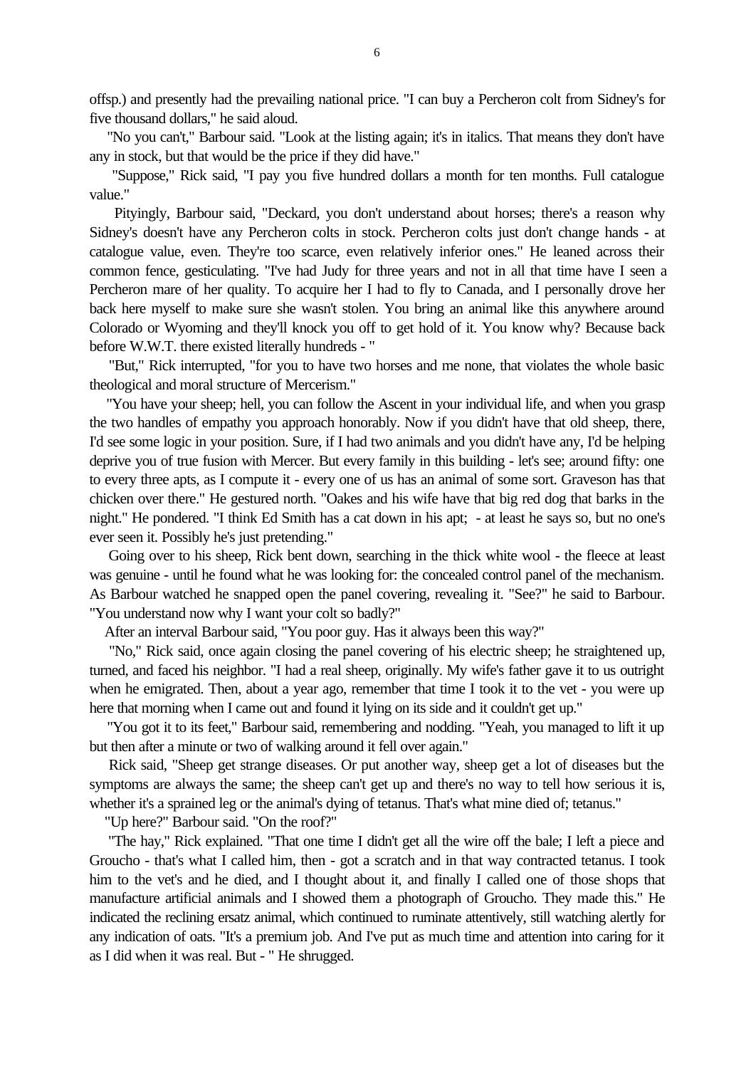offsp.) and presently had the prevailing national price. "I can buy a Percheron colt from Sidney's for five thousand dollars," he said aloud.

"No you can't," Barbour said. "Look at the listing again; it's in italics. That means they don't have any in stock, but that would be the price if they did have."

"Suppose," Rick said, "I pay you five hundred dollars a month for ten months. Full catalogue value."

Pityingly, Barbour said, "Deckard, you don't understand about horses; there's a reason why Sidney's doesn't have any Percheron colts in stock. Percheron colts just don't change hands - at catalogue value, even. They're too scarce, even relatively inferior ones." He leaned across their common fence, gesticulating. "I've had Judy for three years and not in all that time have I seen a Percheron mare of her quality. To acquire her I had to fly to Canada, and I personally drove her back here myself to make sure she wasn't stolen. You bring an animal like this anywhere around Colorado or Wyoming and they'll knock you off to get hold of it. You know why? Because back before W.W.T. there existed literally hundreds - "

"But," Rick interrupted, "for you to have two horses and me none, that violates the whole basic theological and moral structure of Mercerism."

"You have your sheep; hell, you can follow the Ascent in your individual life, and when you grasp the two handles of empathy you approach honorably. Now if you didn't have that old sheep, there, I'd see some logic in your position. Sure, if I had two animals and you didn't have any, I'd be helping deprive you of true fusion with Mercer. But every family in this building - let's see; around fifty: one to every three apts, as I compute it - every one of us has an animal of some sort. Graveson has that chicken over there." He gestured north. "Oakes and his wife have that big red dog that barks in the night." He pondered. "I think Ed Smith has a cat down in his apt; - at least he says so, but no one's ever seen it. Possibly he's just pretending."

Going over to his sheep, Rick bent down, searching in the thick white wool - the fleece at least was genuine - until he found what he was looking for: the concealed control panel of the mechanism. As Barbour watched he snapped open the panel covering, revealing it. "See?" he said to Barbour. "You understand now why I want your colt so badly?"

After an interval Barbour said, "You poor guy. Has it always been this way?"

"No," Rick said, once again closing the panel covering of his electric sheep; he straightened up, turned, and faced his neighbor. "I had a real sheep, originally. My wife's father gave it to us outright when he emigrated. Then, about a year ago, remember that time I took it to the vet - you were up here that morning when I came out and found it lying on its side and it couldn't get up."

"You got it to its feet," Barbour said, remembering and nodding. "Yeah, you managed to lift it up but then after a minute or two of walking around it fell over again."

Rick said, "Sheep get strange diseases. Or put another way, sheep get a lot of diseases but the symptoms are always the same; the sheep can't get up and there's no way to tell how serious it is, whether it's a sprained leg or the animal's dying of tetanus. That's what mine died of; tetanus."

"Up here?" Barbour said. "On the roof?"

"The hay," Rick explained. "That one time I didn't get all the wire off the bale; I left a piece and Groucho - that's what I called him, then - got a scratch and in that way contracted tetanus. I took him to the vet's and he died, and I thought about it, and finally I called one of those shops that manufacture artificial animals and I showed them a photograph of Groucho. They made this." He indicated the reclining ersatz animal, which continued to ruminate attentively, still watching alertly for any indication of oats. "It's a premium job. And I've put as much time and attention into caring for it as I did when it was real. But - " He shrugged.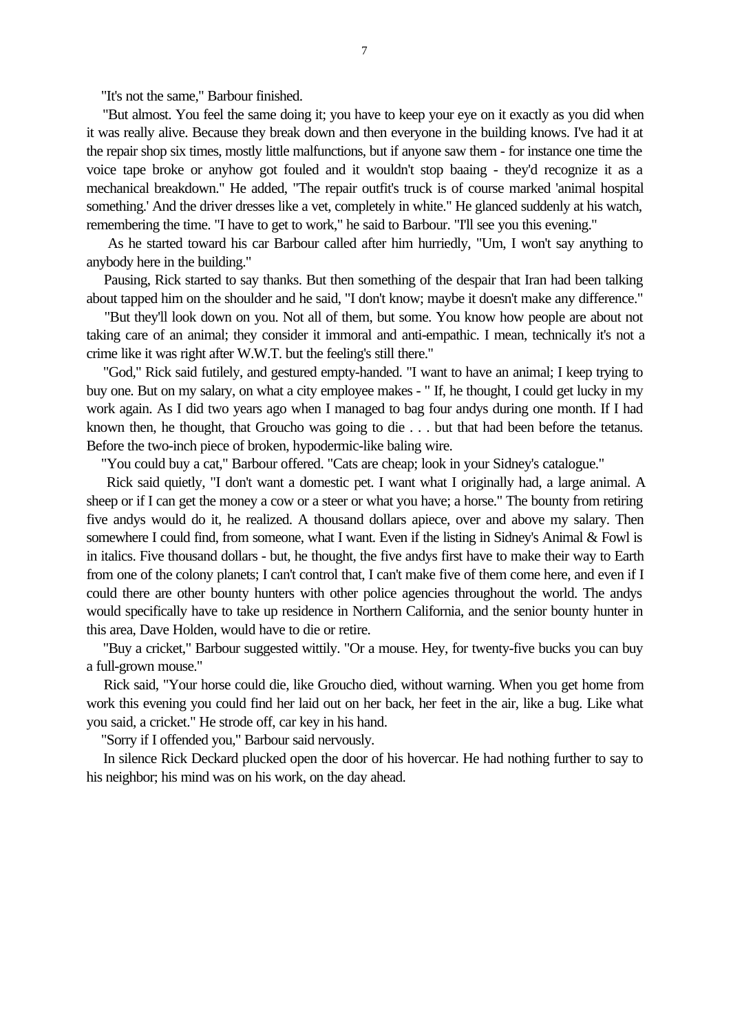"It's not the same," Barbour finished.

"But almost. You feel the same doing it; you have to keep your eye on it exactly as you did when it was really alive. Because they break down and then everyone in the building knows. I've had it at the repair shop six times, mostly little malfunctions, but if anyone saw them - for instance one time the voice tape broke or anyhow got fouled and it wouldn't stop baaing - they'd recognize it as a mechanical breakdown." He added, "The repair outfit's truck is of course marked 'animal hospital something.' And the driver dresses like a vet, completely in white." He glanced suddenly at his watch, remembering the time. "I have to get to work," he said to Barbour. "I'll see you this evening."

As he started toward his car Barbour called after him hurriedly, "Um, I won't say anything to anybody here in the building."

Pausing, Rick started to say thanks. But then something of the despair that Iran had been talking about tapped him on the shoulder and he said, "I don't know; maybe it doesn't make any difference."

"But they'll look down on you. Not all of them, but some. You know how people are about not taking care of an animal; they consider it immoral and anti-empathic. I mean, technically it's not a crime like it was right after W.W.T. but the feeling's still there."

"God," Rick said futilely, and gestured empty-handed. "I want to have an animal; I keep trying to buy one. But on my salary, on what a city employee makes - " If, he thought, I could get lucky in my work again. As I did two years ago when I managed to bag four andys during one month. If I had known then, he thought, that Groucho was going to die . . . but that had been before the tetanus. Before the two-inch piece of broken, hypodermic-like baling wire.

"You could buy a cat," Barbour offered. "Cats are cheap; look in your Sidney's catalogue."

Rick said quietly, "I don't want a domestic pet. I want what I originally had, a large animal. A sheep or if I can get the money a cow or a steer or what you have; a horse." The bounty from retiring five andys would do it, he realized. A thousand dollars apiece, over and above my salary. Then somewhere I could find, from someone, what I want. Even if the listing in Sidney's Animal & Fowl is in italics. Five thousand dollars - but, he thought, the five andys first have to make their way to Earth from one of the colony planets; I can't control that, I can't make five of them come here, and even if I could there are other bounty hunters with other police agencies throughout the world. The andys would specifically have to take up residence in Northern California, and the senior bounty hunter in this area, Dave Holden, would have to die or retire.

"Buy a cricket," Barbour suggested wittily. "Or a mouse. Hey, for twenty-five bucks you can buy a full-grown mouse."

Rick said, "Your horse could die, like Groucho died, without warning. When you get home from work this evening you could find her laid out on her back, her feet in the air, like a bug. Like what you said, a cricket." He strode off, car key in his hand.

"Sorry if I offended you," Barbour said nervously.

In silence Rick Deckard plucked open the door of his hovercar. He had nothing further to say to his neighbor; his mind was on his work, on the day ahead.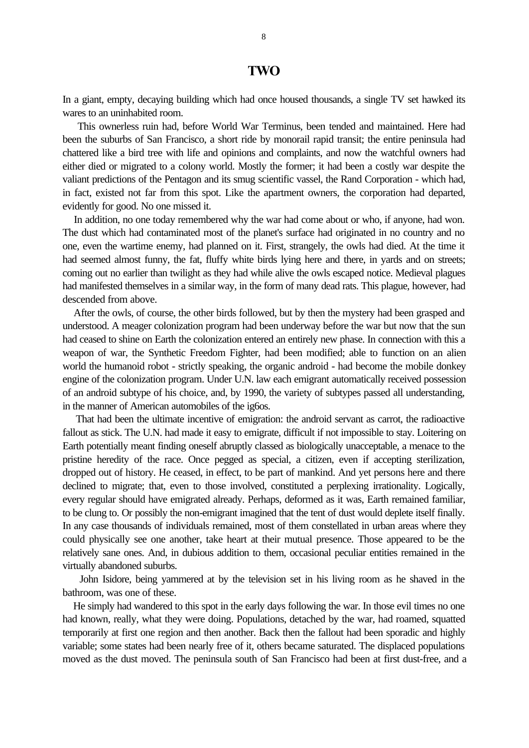# TWO

In a giant, empty, decaying building which had once housed thousands, a single TV set hawked its wares to an uninhabited room.

This ownerless ruin had, before World War Terminus, been tended and maintained. Here had been the suburbs of San Francisco, a short ride by monorail rapid transit; the entire peninsula had chattered like a bird tree with life and opinions and complaints, and now the watchful owners had either died or migrated to a colony world. Mostly the former; it had been a costly war despite the valiant predictions of the Pentagon and its smug scientific vassel, the Rand Corporation - which had, in fact, existed not far from this spot. Like the apartment owners, the corporation had departed, evidently for good. No one missed it.

In addition, no one today remembered why the war had come about or who, if anyone, had won. The dust which had contaminated most of the planet's surface had originated in no country and no one, even the wartime enemy, had planned on it. First, strangely, the owls had died. At the time it had seemed almost funny, the fat, fluffy white birds lying here and there, in yards and on streets; coming out no earlier than twilight as they had while alive the owls escaped notice. Medieval plagues had manifested themselves in a similar way, in the form of many dead rats. This plague, however, had descended from above.

After the owls, of course, the other birds followed, but by then the mystery had been grasped and understood. A meager colonization program had been underway before the war but now that the sun had ceased to shine on Earth the colonization entered an entirely new phase. In connection with this a weapon of war, the Synthetic Freedom Fighter, had been modified; able to function on an alien world the humanoid robot - strictly speaking, the organic android - had become the mobile donkey engine of the colonization program. Under U.N. law each emigrant automatically received possession of an android subtype of his choice, and, by 1990, the variety of subtypes passed all understanding, in the manner of American automobiles of the ig6os.

That had been the ultimate incentive of emigration: the android servant as carrot, the radioactive fallout as stick. The U.N. had made it easy to emigrate, difficult if not impossible to stay. Loitering on Earth potentially meant finding oneself abruptly classed as biologically unacceptable, a menace to the pristine heredity of the race. Once pegged as special, a citizen, even if accepting sterilization, dropped out of history. He ceased, in effect, to be part of mankind. And yet persons here and there declined to migrate; that, even to those involved, constituted a perplexing irrationality. Logically, every regular should have emigrated already. Perhaps, deformed as it was, Earth remained familiar, to be clung to. Or possibly the non-emigrant imagined that the tent of dust would deplete itself finally. In any case thousands of individuals remained, most of them constellated in urban areas where they could physically see one another, take heart at their mutual presence. Those appeared to be the relatively sane ones. And, in dubious addition to them, occasional peculiar entities remained in the virtually abandoned suburbs.

John Isidore, being yammered at by the television set in his living room as he shaved in the bathroom, was one of these.

He simply had wandered to this spot in the early days following the war. In those evil times no one had known, really, what they were doing. Populations, detached by the war, had roamed, squatted temporarily at first one region and then another. Back then the fallout had been sporadic and highly variable; some states had been nearly free of it, others became saturated. The displaced populations moved as the dust moved. The peninsula south of San Francisco had been at first dust-free, and a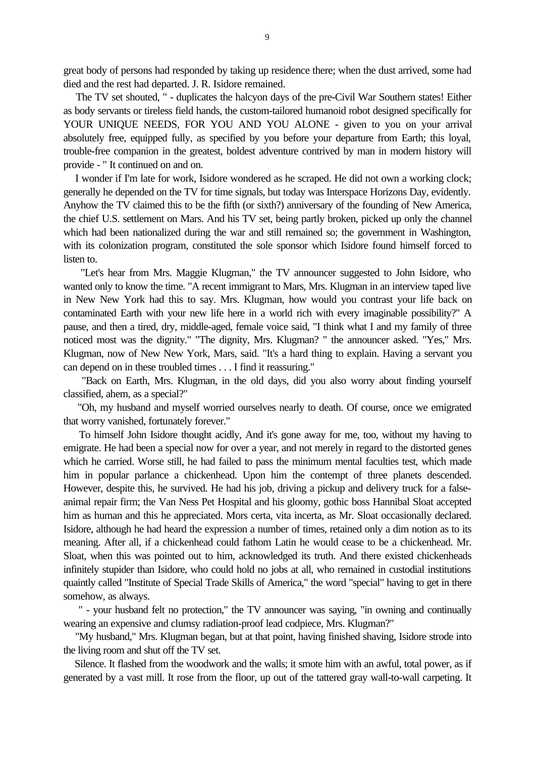great body of persons had responded by taking up residence there; when the dust arrived, some had died and the rest had departed. J. R. Isidore remained.

The TV set shouted, " - duplicates the halcyon days of the pre-Civil War Southern states! Either as body servants or tireless field hands, the custom-tailored humanoid robot designed specifically for YOUR UNIQUE NEEDS, FOR YOU AND YOU ALONE - given to you on your arrival absolutely free, equipped fully, as specified by you before your departure from Earth; this loyal, trouble-free companion in the greatest, boldest adventure contrived by man in modern history will provide - " It continued on and on.

I wonder if I'm late for work, Isidore wondered as he scraped. He did not own a working clock; generally he depended on the TV for time signals, but today was Interspace Horizons Day, evidently. Anyhow the TV claimed this to be the fifth (or sixth?) anniversary of the founding of New America, the chief U.S. settlement on Mars. And his TV set, being partly broken, picked up only the channel which had been nationalized during the war and still remained so; the government in Washington, with its colonization program, constituted the sole sponsor which Isidore found himself forced to listen to.

"Let's hear from Mrs. Maggie Klugman," the TV announcer suggested to John Isidore, who wanted only to know the time. "A recent immigrant to Mars, Mrs. Klugman in an interview taped live in New New York had this to say. Mrs. Klugman, how would you contrast your life back on contaminated Earth with your new life here in a world rich with every imaginable possibility?" A pause, and then a tired, dry, middle-aged, female voice said, "I think what I and my family of three noticed most was the dignity." "The dignity, Mrs. Klugman? " the announcer asked. "Yes," Mrs. Klugman, now of New New York, Mars, said. "It's a hard thing to explain. Having a servant you can depend on in these troubled times . . . I find it reassuring."

"Back on Earth, Mrs. Klugman, in the old days, did you also worry about finding yourself classified, ahem, as a special?"

"Oh, my husband and myself worried ourselves nearly to death. Of course, once we emigrated that worry vanished, fortunately forever."

To himself John Isidore thought acidly, And it's gone away for me, too, without my having to emigrate. He had been a special now for over a year, and not merely in regard to the distorted genes which he carried. Worse still, he had failed to pass the minimum mental faculties test, which made him in popular parlance a chickenhead. Upon him the contempt of three planets descended. However, despite this, he survived. He had his job, driving a pickup and delivery truck for a false-animal repair firm; the Van Ness Pet Hospital and his gloomy, gothic boss Hannibal Sloat accepted him as human and this he appreciated. Mors certa, vita incerta, as Mr. Sloat occasionally declared. Isidore, although he had heard the expression a number of times, retained only a dim notion as to its meaning. After all, if a chickenhead could fathom Latin he would cease to be a chickenhead. Mr. Sloat, when this was pointed out to him, acknowledged its truth. And there existed chickenheads infinitely stupider than Isidore, who could hold no jobs at all, who remained in custodial institutions quaintly called "Institute of Special Trade Skills of America," the word "special" having to get in there somehow, as always.

" - your husband felt no protection," the TV announcer was saying, "in owning and continually wearing an expensive and clumsy radiation-proof lead codpiece, Mrs. Klugman?"

"My husband," Mrs. Klugman began, but at that point, having finished shaving, Isidore strode into the living room and shut off the TV set.

Silence. It flashed from the woodwork and the walls; it smote him with an awful, total power, as if generated by a vast mill. It rose from the floor, up out of the tattered gray wall-to-wall carpeting. It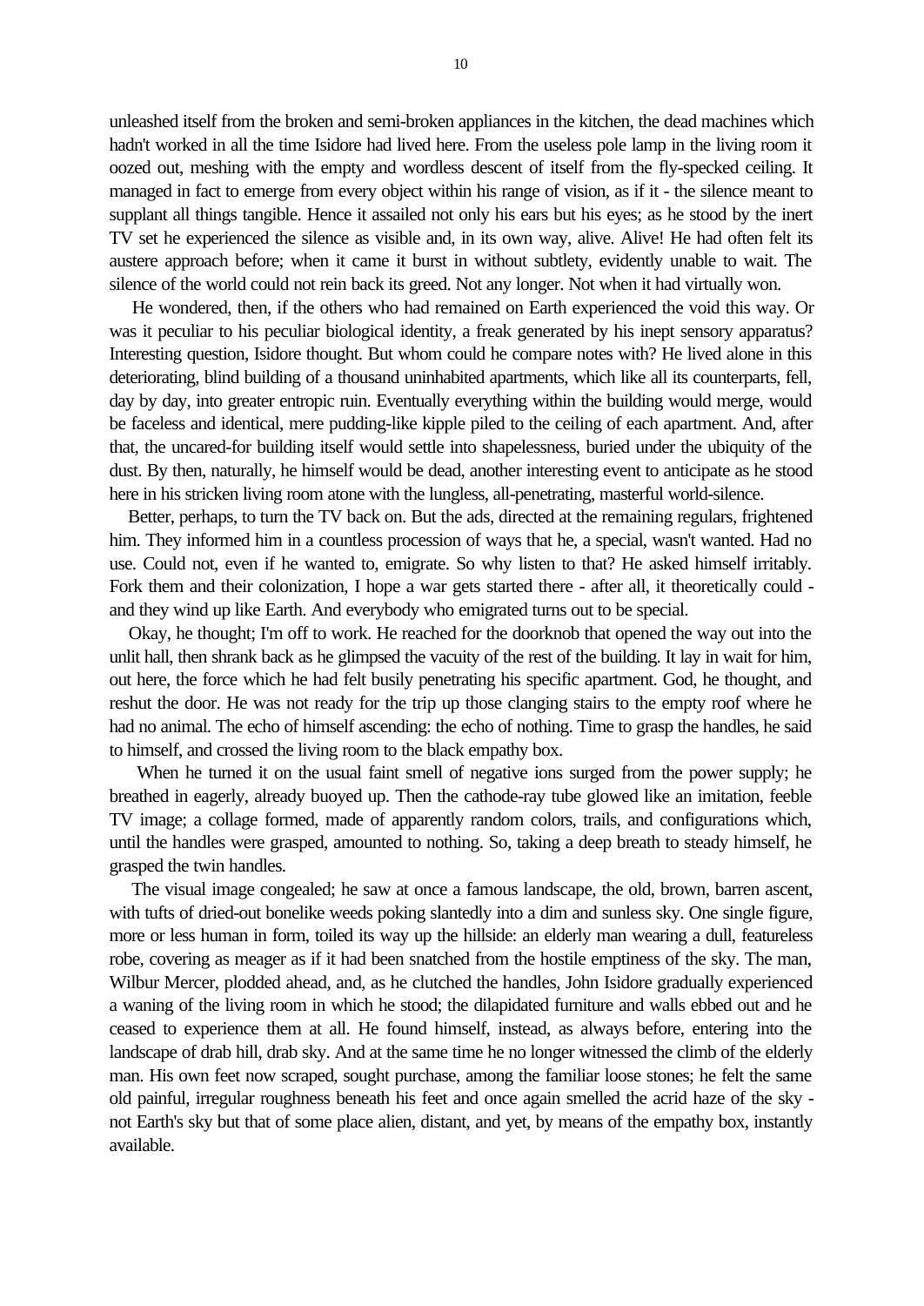unleashed itself from the broken and semi-broken appliances in the kitchen, the dead machines which hadn't worked in all the time Isidore had lived here. From the useless pole lamp in the living room it oozed out, meshing with the empty and wordless descent of itself from the fly-specked ceiling. It managed in fact to emerge from every object within his range of vision, as if it - the silence meant to supplant all things tangible. Hence it assailed not only his ears but his eyes; as he stood by the inert TV set he experienced the silence as visible and, in its own way, alive. Alive! He had often felt its austere approach before; when it came it burst in without subtlety, evidently unable to wait. The silence of the world could not rein back its greed. Not any longer. Not when it had virtually won.

He wondered, then, if the others who had remained on Earth experienced the void this way. Or was it peculiar to his peculiar biological identity, a freak generated by his inept sensory apparatus? Interesting question, Isidore thought. But whom could he compare notes with? He lived alone in this deteriorating, blind building of a thousand uninhabited apartments, which like all its counterparts, fell, day by day, into greater entropic ruin. Eventually everything within the building would merge, would be faceless and identical, mere pudding-like kipple piled to the ceiling of each apartment. And, after that, the uncared-for building itself would settle into shapelessness, buried under the ubiquity of the dust. By then, naturally, he himself would be dead, another interesting event to anticipate as he stood here in his stricken living room atone with the lungless, all-penetrating, masterful world-silence.

Better, perhaps, to turn the TV back on. But the ads, directed at the remaining regulars, frightened him. They informed him in a countless procession of ways that he, a special, wasn't wanted. Had no use. Could not, even if he wanted to, emigrate. So why listen to that? He asked himself irritably. Fork them and their colonization, I hope a war gets started there - after all, it theoretically could - and they wind up like Earth. And everybody who emigrated turns out to be special.

Okay, he thought; I'm off to work. He reached for the doorknob that opened the way out into the unlit hall, then shrank back as he glimpsed the vacuity of the rest of the building. It lay in wait for him, out here, the force which he had felt busily penetrating his specific apartment. God, he thought, and reshut the door. He was not ready for the trip up those clanging stairs to the empty roof where he had no animal. The echo of himself ascending: the echo of nothing. Time to grasp the handles, he said to himself, and crossed the living room to the black empathy box.

When he turned it on the usual faint smell of negative ions surged from the power supply; he breathed in eagerly, already buoyed up. Then the cathode-ray tube glowed like an imitation, feeble TV image; a collage formed, made of apparently random colors, trails, and configurations which, until the handles were grasped, amounted to nothing. So, taking a deep breath to steady himself, he grasped the twin handles.

The visual image congealed; he saw at once a famous landscape, the old, brown, barren ascent, with tufts of dried-out bonelike weeds poking slantedly into a dim and sunless sky. One single figure, more or less human in form, toiled its way up the hillside: an elderly man wearing a dull, featureless robe, covering as meager as if it had been snatched from the hostile emptiness of the sky. The man, Wilbur Mercer, plodded ahead, and, as he clutched the handles, John Isidore gradually experienced a waning of the living room in which he stood; the dilapidated furniture and walls ebbed out and he ceased to experience them at all. He found himself, instead, as always before, entering into the landscape of drab hill, drab sky. And at the same time he no longer witnessed the climb of the elderly man. His own feet now scraped, sought purchase, among the familiar loose stones; he felt the same old painful, irregular roughness beneath his feet and once again smelled the acrid haze of the sky - not Earth's sky but that of some place alien, distant, and yet, by means of the empathy box, instantly available.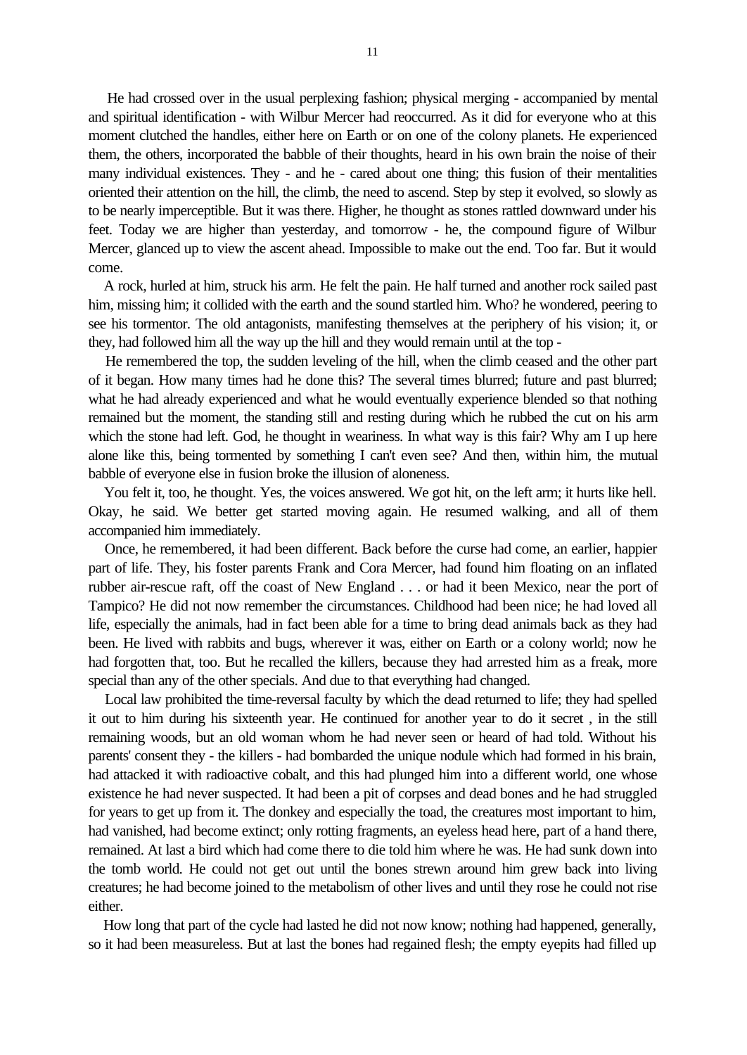He had crossed over in the usual perplexing fashion; physical merging - accompanied by mental and spiritual identification - with Wilbur Mercer had reoccurred. As it did for everyone who at this moment clutched the handles, either here on Earth or on one of the colony planets. He experienced them, the others, incorporated the babble of their thoughts, heard in his own brain the noise of their many individual existences. They - and he - cared about one thing; this fusion of their mentalities oriented their attention on the hill, the climb, the need to ascend. Step by step it evolved, so slowly as to be nearly imperceptible. But it was there. Higher, he thought as stones rattled downward under his feet. Today we are higher than yesterday, and tomorrow - he, the compound figure of Wilbur Mercer, glanced up to view the ascent ahead. Impossible to make out the end. Too far. But it would come.

A rock, hurled at him, struck his arm. He felt the pain. He half turned and another rock sailed past him, missing him; it collided with the earth and the sound startled him. Who? he wondered, peering to see his tormentor. The old antagonists, manifesting themselves at the periphery of his vision; it, or they, had followed him all the way up the hill and they would remain until at the top -

He remembered the top, the sudden leveling of the hill, when the climb ceased and the other part of it began. How many times had he done this? The several times blurred; future and past blurred; what he had already experienced and what he would eventually experience blended so that nothing remained but the moment, the standing still and resting during which he rubbed the cut on his arm which the stone had left. God, he thought in weariness. In what way is this fair? Why am I up here alone like this, being tormented by something I can't even see? And then, within him, the mutual babble of everyone else in fusion broke the illusion of aloneness.

You felt it, too, he thought. Yes, the voices answered. We got hit, on the left arm; it hurts like hell. Okay, he said. We better get started moving again. He resumed walking, and all of them accompanied him immediately.

Once, he remembered, it had been different. Back before the curse had come, an earlier, happier part of life. They, his foster parents Frank and Cora Mercer, had found him floating on an inflated rubber air-rescue raft, off the coast of New England . . . or had it been Mexico, near the port of Tampico? He did not now remember the circumstances. Childhood had been nice; he had loved all life, especially the animals, had in fact been able for a time to bring dead animals back as they had been. He lived with rabbits and bugs, wherever it was, either on Earth or a colony world; now he had forgotten that, too. But he recalled the killers, because they had arrested him as a freak, more special than any of the other specials. And due to that everything had changed.

Local law prohibited the time-reversal faculty by which the dead returned to life; they had spelled it out to him during his sixteenth year. He continued for another year to do it secret , in the still remaining woods, but an old woman whom he had never seen or heard of had told. Without his parents' consent they - the killers - had bombarded the unique nodule which had formed in his brain, had attacked it with radioactive cobalt, and this had plunged him into a different world, one whose existence he had never suspected. It had been a pit of corpses and dead bones and he had struggled for years to get up from it. The donkey and especially the toad, the creatures most important to him, had vanished, had become extinct; only rotting fragments, an eyeless head here, part of a hand there, remained. At last a bird which had come there to die told him where he was. He had sunk down into the tomb world. He could not get out until the bones strewn around him grew back into living creatures; he had become joined to the metabolism of other lives and until they rose he could not rise either.

How long that part of the cycle had lasted he did not now know; nothing had happened, generally, so it had been measureless. But at last the bones had regained flesh; the empty eyepits had filled up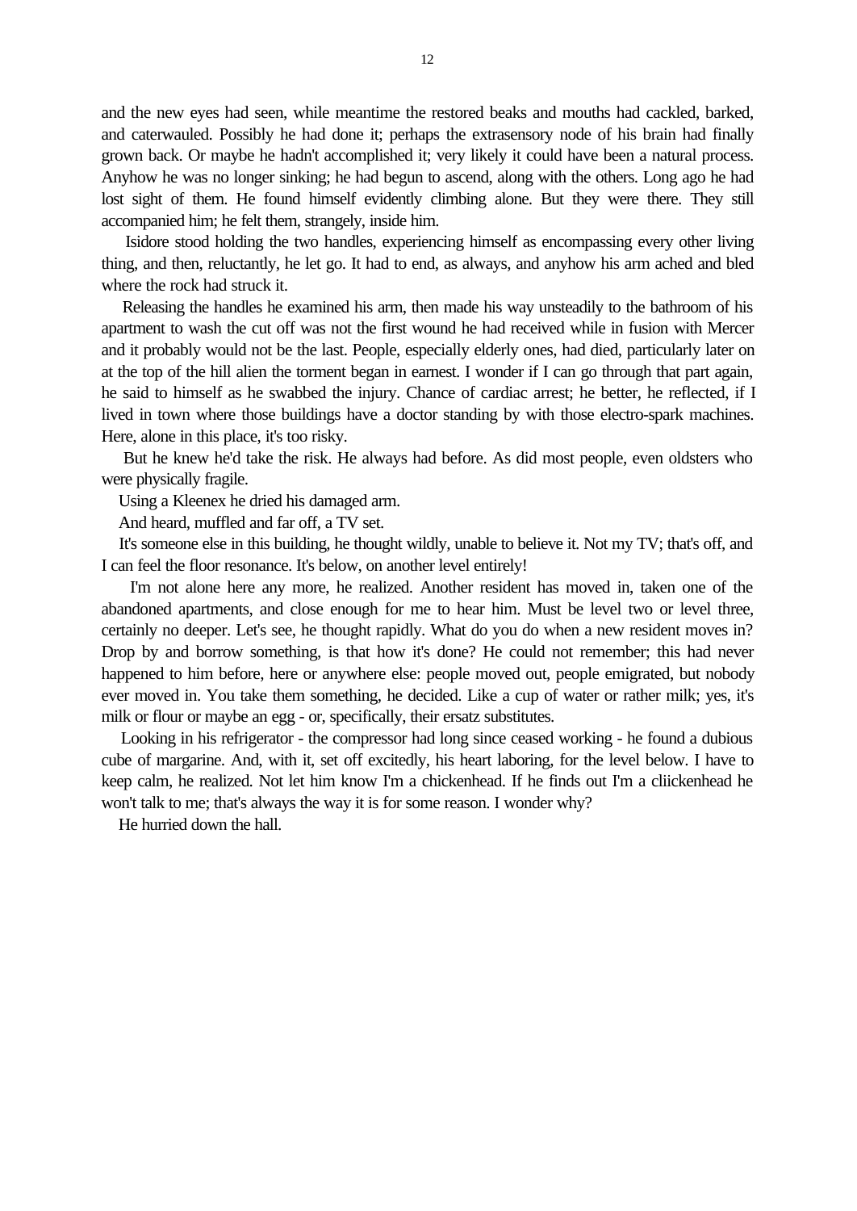and the new eyes had seen, while meantime the restored beaks and mouths had cackled, barked, and caterwauled. Possibly he had done it; perhaps the extrasensory node of his brain had finally grown back. Or maybe he hadn't accomplished it; very likely it could have been a natural process. Anyhow he was no longer sinking; he had begun to ascend, along with the others. Long ago he had lost sight of them. He found himself evidently climbing alone. But they were there. They still accompanied him; he felt them, strangely, inside him.

Isidore stood holding the two handles, experiencing himself as encompassing every other living thing, and then, reluctantly, he let go. It had to end, as always, and anyhow his arm ached and bled where the rock had struck it.

Releasing the handles he examined his arm, then made his way unsteadily to the bathroom of his apartment to wash the cut off was not the first wound he had received while in fusion with Mercer and it probably would not be the last. People, especially elderly ones, had died, particularly later on at the top of the hill alien the torment began in earnest. I wonder if I can go through that part again, he said to himself as he swabbed the injury. Chance of cardiac arrest; he better, he reflected, if I lived in town where those buildings have a doctor standing by with those electro-spark machines. Here, alone in this place, it's too risky.

But he knew he'd take the risk. He always had before. As did most people, even oldsters who were physically fragile.

Using a Kleenex he dried his damaged arm.

And heard, muffled and far off, a TV set.

It's someone else in this building, he thought wildly, unable to believe it. Not my TV; that's off, and I can feel the floor resonance. It's below, on another level entirely!

I'm not alone here any more, he realized. Another resident has moved in, taken one of the abandoned apartments, and close enough for me to hear him. Must be level two or level three, certainly no deeper. Let's see, he thought rapidly. What do you do when a new resident moves in? Drop by and borrow something, is that how it's done? He could not remember; this had never happened to him before, here or anywhere else: people moved out, people emigrated, but nobody ever moved in. You take them something, he decided. Like a cup of water or rather milk; yes, it's milk or flour or maybe an egg - or, specifically, their ersatz substitutes.

Looking in his refrigerator - the compressor had long since ceased working - he found a dubious cube of margarine. And, with it, set off excitedly, his heart laboring, for the level below. I have to keep calm, he realized. Not let him know I'm a chickenhead. If he finds out I'm a cliickenhead he won't talk to me; that's always the way it is for some reason. I wonder why?

He hurried down the hall.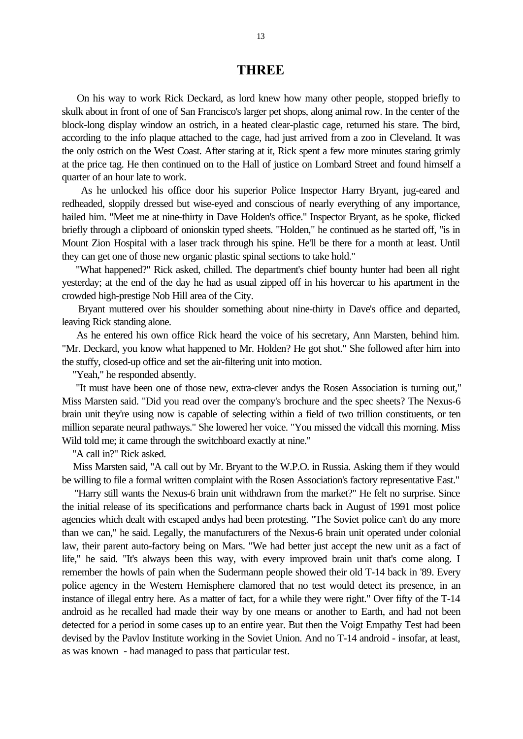# THREE

On his way to work Rick Deckard, as lord knew how many other people, stopped briefly to skulk about in front of one of San Francisco's larger pet shops, along animal row. In the center of the block-long display window an ostrich, in a heated clear-plastic cage, returned his stare. The bird, according to the info plaque attached to the cage, had just arrived from a zoo in Cleveland. It was the only ostrich on the West Coast. After staring at it, Rick spent a few more minutes staring grimly at the price tag. He then continued on to the Hall of justice on Lombard Street and found himself a quarter of an hour late to work.

As he unlocked his office door his superior Police Inspector Harry Bryant, jug-eared and redheaded, sloppily dressed but wise-eyed and conscious of nearly everything of any importance, hailed him. "Meet me at nine-thirty in Dave Holden's office." Inspector Bryant, as he spoke, flicked briefly through a clipboard of onionskin typed sheets. "Holden," he continued as he started off, "is in Mount Zion Hospital with a laser track through his spine. He'll be there for a month at least. Until they can get one of those new organic plastic spinal sections to take hold."

"What happened?" Rick asked, chilled. The department's chief bounty hunter had been all right yesterday; at the end of the day he had as usual zipped off in his hovercar to his apartment in the crowded high-prestige Nob Hill area of the City.

Bryant muttered over his shoulder something about nine-thirty in Dave's office and departed, leaving Rick standing alone.

As he entered his own office Rick heard the voice of his secretary, Ann Marsten, behind him. "Mr. Deckard, you know what happened to Mr. Holden? He got shot." She followed after him into the stuffy, closed-up office and set the air-filtering unit into motion.

"Yeah," he responded absently.

"It must have been one of those new, extra-clever andys the Rosen Association is turning out," Miss Marsten said. "Did you read over the company's brochure and the spec sheets? The Nexus-6 brain unit they're using now is capable of selecting within a field of two trillion constituents, or ten million separate neural pathways." She lowered her voice. "You missed the vidcall this morning. Miss Wild told me; it came through the switchboard exactly at nine."

"A call in?" Rick asked.

Miss Marsten said, "A call out by Mr. Bryant to the W.P.O. in Russia. Asking them if they would be willing to file a formal written complaint with the Rosen Association's factory representative East."

"Harry still wants the Nexus-6 brain unit withdrawn from the market?" He felt no surprise. Since the initial release of its specifications and performance charts back in August of 1991 most police agencies which dealt with escaped andys had been protesting. "The Soviet police can't do any more than we can," he said. Legally, the manufacturers of the Nexus-6 brain unit operated under colonial law, their parent auto-factory being on Mars. "We had better just accept the new unit as a fact of life," he said. "It's always been this way, with every improved brain unit that's come along. I remember the howls of pain when the Sudermann people showed their old T-14 back in '89. Every police agency in the Western Hemisphere clamored that no test would detect its presence, in an instance of illegal entry here. As a matter of fact, for a while they were right." Over fifty of the T-14 android as he recalled had made their way by one means or another to Earth, and had not been detected for a period in some cases up to an entire year. But then the Voigt Empathy Test had been devised by the Pavlov Institute working in the Soviet Union. And no T-14 android - insofar, at least, as was known - had managed to pass that particular test.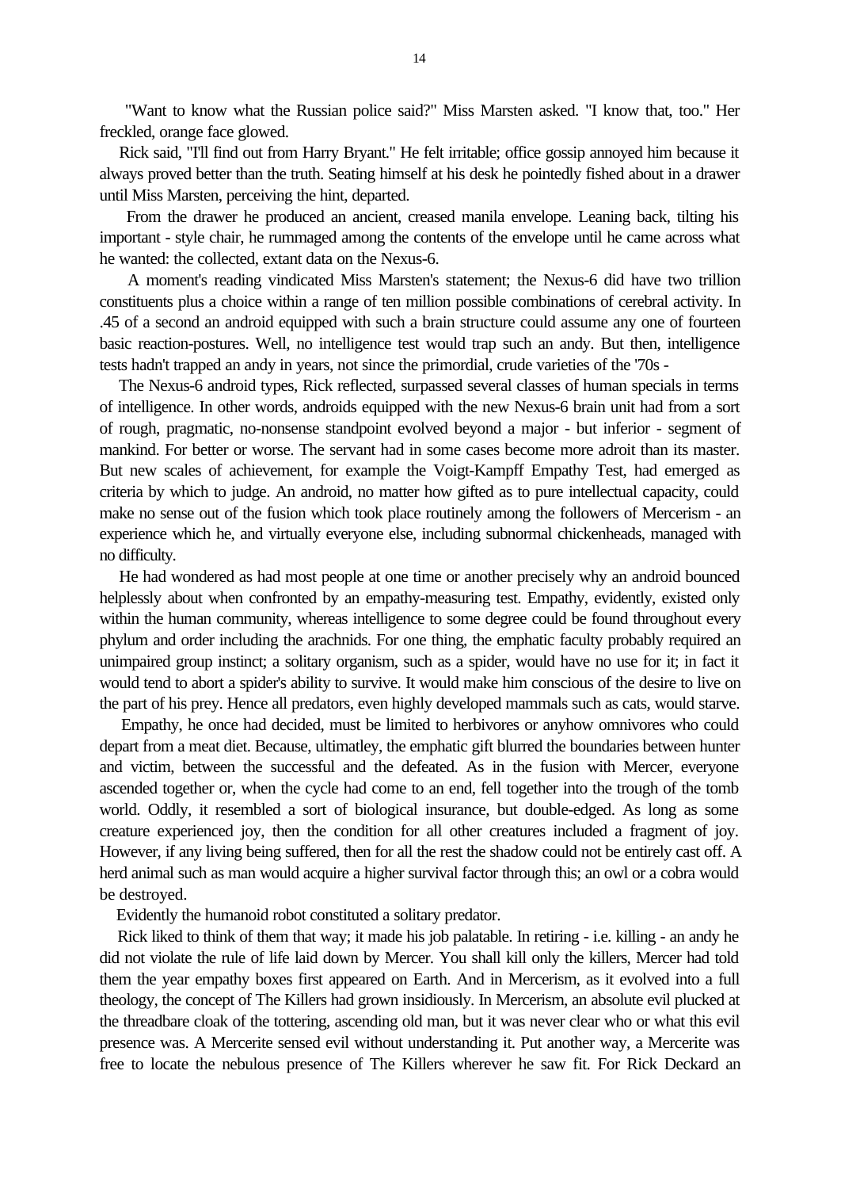"Want to know what the Russian police said?" Miss Marsten asked. "I know that, too." Her freckled, orange face glowed.

Rick said, "I'll find out from Harry Bryant." He felt irritable; office gossip annoyed him because it always proved better than the truth. Seating himself at his desk he pointedly fished about in a drawer until Miss Marsten, perceiving the hint, departed.

From the drawer he produced an ancient, creased manila envelope. Leaning back, tilting his important - style chair, he rummaged among the contents of the envelope until he came across what he wanted: the collected, extant data on the Nexus-6.

A moment's reading vindicated Miss Marsten's statement; the Nexus-6 did have two trillion constituents plus a choice within a range of ten million possible combinations of cerebral activity. In .45 of a second an android equipped with such a brain structure could assume any one of fourteen basic reaction-postures. Well, no intelligence test would trap such an andy. But then, intelligence tests hadn't trapped an andy in years, not since the primordial, crude varieties of the '70s -

The Nexus-6 android types, Rick reflected, surpassed several classes of human specials in terms of intelligence. In other words, androids equipped with the new Nexus-6 brain unit had from a sort of rough, pragmatic, no-nonsense standpoint evolved beyond a major - but inferior - segment of mankind. For better or worse. The servant had in some cases become more adroit than its master. But new scales of achievement, for example the Voigt-Kampff Empathy Test, had emerged as criteria by which to judge. An android, no matter how gifted as to pure intellectual capacity, could make no sense out of the fusion which took place routinely among the followers of Mercerism - an experience which he, and virtually everyone else, including subnormal chickenheads, managed with no difficulty.

He had wondered as had most people at one time or another precisely why an android bounced helplessly about when confronted by an empathy-measuring test. Empathy, evidently, existed only within the human community, whereas intelligence to some degree could be found throughout every phylum and order including the arachnids. For one thing, the emphatic faculty probably required an unimpaired group instinct; a solitary organism, such as a spider, would have no use for it; in fact it would tend to abort a spider's ability to survive. It would make him conscious of the desire to live on the part of his prey. Hence all predators, even highly developed mammals such as cats, would starve.

Empathy, he once had decided, must be limited to herbivores or anyhow omnivores who could depart from a meat diet. Because, ultimatley, the emphatic gift blurred the boundaries between hunter and victim, between the successful and the defeated. As in the fusion with Mercer, everyone ascended together or, when the cycle had come to an end, fell together into the trough of the tomb world. Oddly, it resembled a sort of biological insurance, but double-edged. As long as some creature experienced joy, then the condition for all other creatures included a fragment of joy. However, if any living being suffered, then for all the rest the shadow could not be entirely cast off. A herd animal such as man would acquire a higher survival factor through this; an owl or a cobra would be destroyed.

Evidently the humanoid robot constituted a solitary predator.

Rick liked to think of them that way; it made his job palatable. In retiring - i.e. killing - an andy he did not violate the rule of life laid down by Mercer. You shall kill only the killers, Mercer had told them the year empathy boxes first appeared on Earth. And in Mercerism, as it evolved into a full theology, the concept of The Killers had grown insidiously. In Mercerism, an absolute evil plucked at the threadbare cloak of the tottering, ascending old man, but it was never clear who or what this evil presence was. A Mercerite sensed evil without understanding it. Put another way, a Mercerite was free to locate the nebulous presence of The Killers wherever he saw fit. For Rick Deckard an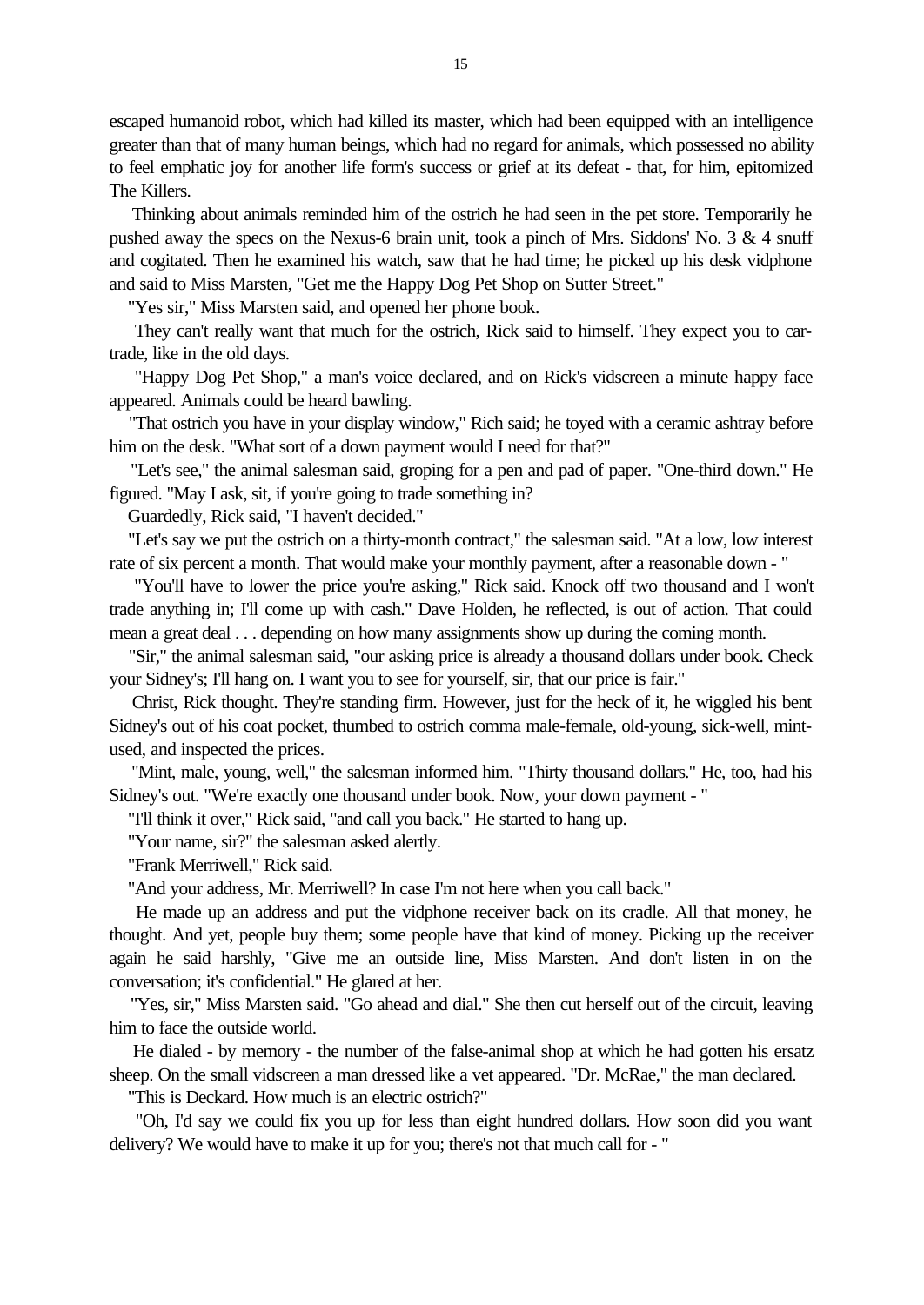escaped humanoid robot, which had killed its master, which had been equipped with an intelligence greater than that of many human beings, which had no regard for animals, which possessed no ability to feel emphatic joy for another life form's success or grief at its defeat - that, for him, epitomized The Killers.

Thinking about animals reminded him of the ostrich he had seen in the pet store. Temporarily he pushed away the specs on the Nexus-6 brain unit, took a pinch of Mrs. Siddons' No. 3 & 4 snuff and cogitated. Then he examined his watch, saw that he had time; he picked up his desk vidphone and said to Miss Marsten, "Get me the Happy Dog Pet Shop on Sutter Street."

"Yes sir," Miss Marsten said, and opened her phone book.

They can't really want that much for the ostrich, Rick said to himself. They expect you to car-trade, like in the old days.

"Happy Dog Pet Shop," a man's voice declared, and on Rick's vidscreen a minute happy face appeared. Animals could be heard bawling.

"That ostrich you have in your display window," Rich said; he toyed with a ceramic ashtray before him on the desk. "What sort of a down payment would I need for that?"

"Let's see," the animal salesman said, groping for a pen and pad of paper. "One-third down." He figured. "May I ask, sit, if you're going to trade something in?

Guardedly, Rick said, "I haven't decided."

"Let's say we put the ostrich on a thirty-month contract," the salesman said. "At a low, low interest rate of six percent a month. That would make your monthly payment, after a reasonable down - "

"You'll have to lower the price you're asking," Rick said. Knock off two thousand and I won't trade anything in; I'll come up with cash." Dave Holden, he reflected, is out of action. That could mean a great deal . . . depending on how many assignments show up during the coming month.

"Sir," the animal salesman said, "our asking price is already a thousand dollars under book. Check your Sidney's; I'll hang on. I want you to see for yourself, sir, that our price is fair."

Christ, Rick thought. They're standing firm. However, just for the heck of it, he wiggled his bent Sidney's out of his coat pocket, thumbed to ostrich comma male-female, old-young, sick-well, mint-used, and inspected the prices.

"Mint, male, young, well," the salesman informed him. "Thirty thousand dollars." He, too, had his Sidney's out. "We're exactly one thousand under book. Now, your down payment - "

"I'll think it over," Rick said, "and call you back." He started to hang up.

"Your name, sir?" the salesman asked alertly.

"Frank Merriwell," Rick said.

"And your address, Mr. Merriwell? In case I'm not here when you call back."

He made up an address and put the vidphone receiver back on its cradle. All that money, he thought. And yet, people buy them; some people have that kind of money. Picking up the receiver again he said harshly, "Give me an outside line, Miss Marsten. And don't listen in on the conversation; it's confidential." He glared at her.

"Yes, sir," Miss Marsten said. "Go ahead and dial." She then cut herself out of the circuit, leaving him to face the outside world.

He dialed - by memory - the number of the false-animal shop at which he had gotten his ersatz sheep. On the small vidscreen a man dressed like a vet appeared. "Dr. McRae," the man declared.

"This is Deckard. How much is an electric ostrich?"

"Oh, I'd say we could fix you up for less than eight hundred dollars. How soon did you want delivery? We would have to make it up for you; there's not that much call for - "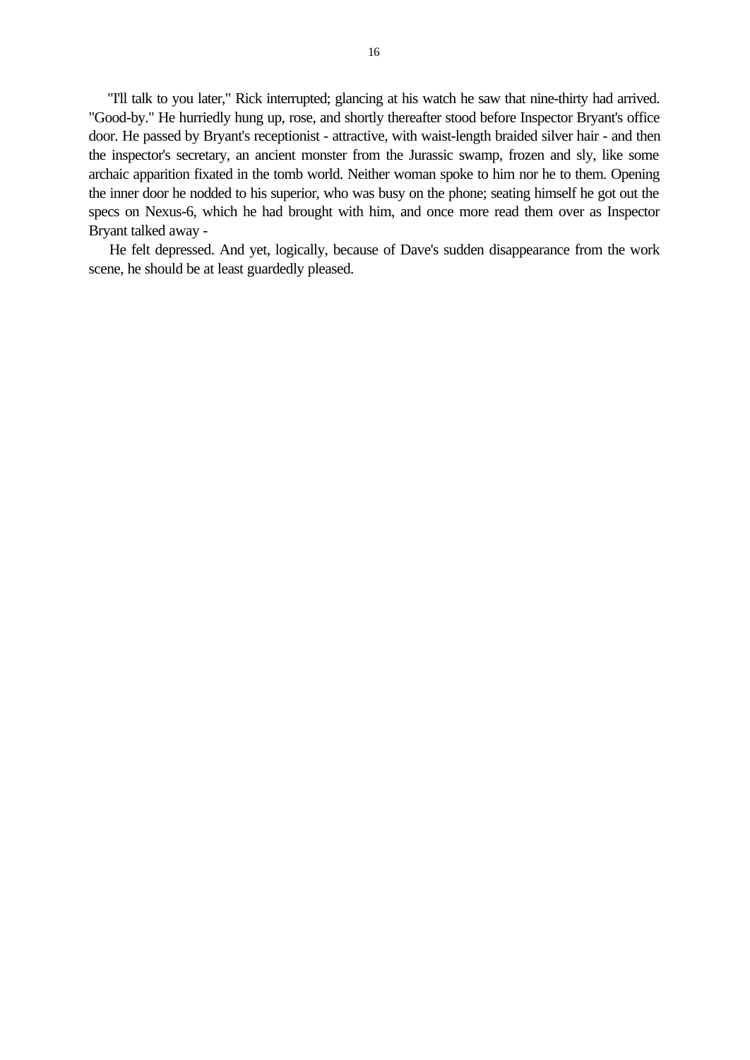"I'll talk to you later," Rick interrupted; glancing at his watch he saw that nine-thirty had arrived. "Good-by." He hurriedly hung up, rose, and shortly thereafter stood before Inspector Bryant's office door. He passed by Bryant's receptionist - attractive, with waist-length braided silver hair - and then the inspector's secretary, an ancient monster from the Jurassic swamp, frozen and sly, like some archaic apparition fixated in the tomb world. Neither woman spoke to him nor he to them. Opening the inner door he nodded to his superior, who was busy on the phone; seating himself he got out the specs on Nexus-6, which he had brought with him, and once more read them over as Inspector Bryant talked away -

He felt depressed. And yet, logically, because of Dave's sudden disappearance from the work scene, he should be at least guardedly pleased.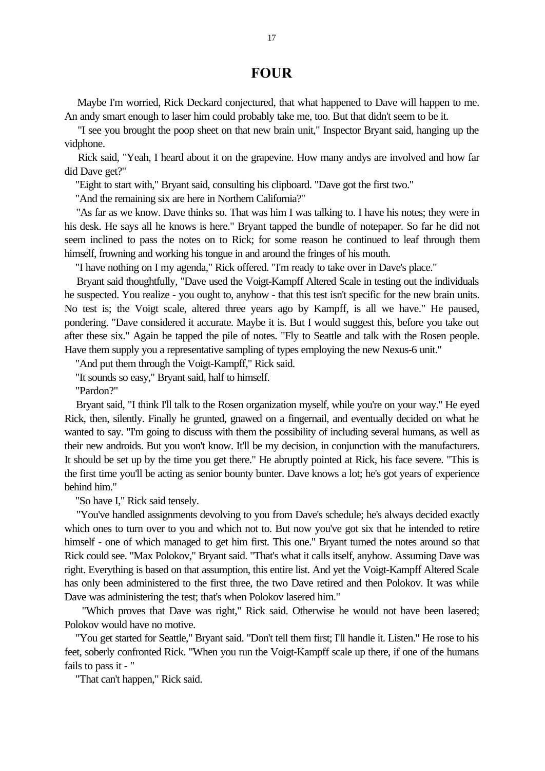# FOUR

Maybe I'm worried, Rick Deckard conjectured, that what happened to Dave will happen to me. An andy smart enough to laser him could probably take me, too. But that didn't seem to be it.

"I see you brought the poop sheet on that new brain unit," Inspector Bryant said, hanging up the vidphone.

Rick said, "Yeah, I heard about it on the grapevine. How many andys are involved and how far did Dave get?"

"Eight to start with," Bryant said, consulting his clipboard. "Dave got the first two."

"And the remaining six are here in Northern California?"

"As far as we know. Dave thinks so. That was him I was talking to. I have his notes; they were in his desk. He says all he knows is here." Bryant tapped the bundle of notepaper. So far he did not seem inclined to pass the notes on to Rick; for some reason he continued to leaf through them himself, frowning and working his tongue in and around the fringes of his mouth.

"I have nothing on I my agenda," Rick offered. "I'm ready to take over in Dave's place."

Bryant said thoughtfully, "Dave used the Voigt-Kampff Altered Scale in testing out the individuals he suspected. You realize - you ought to, anyhow - that this test isn't specific for the new brain units. No test is; the Voigt scale, altered three years ago by Kampff, is all we have." He paused, pondering. "Dave considered it accurate. Maybe it is. But I would suggest this, before you take out after these six." Again he tapped the pile of notes. "Fly to Seattle and talk with the Rosen people. Have them supply you a representative sampling of types employing the new Nexus-6 unit."

"And put them through the Voigt-Kampff," Rick said.

"It sounds so easy," Bryant said, half to himself.

"Pardon?"

Bryant said, "I think I'll talk to the Rosen organization myself, while you're on your way." He eyed Rick, then, silently. Finally he grunted, gnawed on a fingernail, and eventually decided on what he wanted to say. "I'm going to discuss with them the possibility of including several humans, as well as their new androids. But you won't know. It'll be my decision, in conjunction with the manufacturers. It should be set up by the time you get there." He abruptly pointed at Rick, his face severe. "This is the first time you'll be acting as senior bounty bunter. Dave knows a lot; he's got years of experience behind him."

"So have I," Rick said tensely.

"You've handled assignments devolving to you from Dave's schedule; he's always decided exactly which ones to turn over to you and which not to. But now you've got six that he intended to retire himself - one of which managed to get him first. This one." Bryant turned the notes around so that Rick could see. "Max Polokov," Bryant said. "That's what it calls itself, anyhow. Assuming Dave was right. Everything is based on that assumption, this entire list. And yet the Voigt-Kampff Altered Scale has only been administered to the first three, the two Dave retired and then Polokov. It was while Dave was administering the test; that's when Polokov lasered him."

"Which proves that Dave was right," Rick said. Otherwise he would not have been lasered; Polokov would have no motive.

"You get started for Seattle," Bryant said. "Don't tell them first; I'll handle it. Listen." He rose to his feet, soberly confronted Rick. "When you run the Voigt-Kampff scale up there, if one of the humans fails to pass it - "

"That can't happen," Rick said.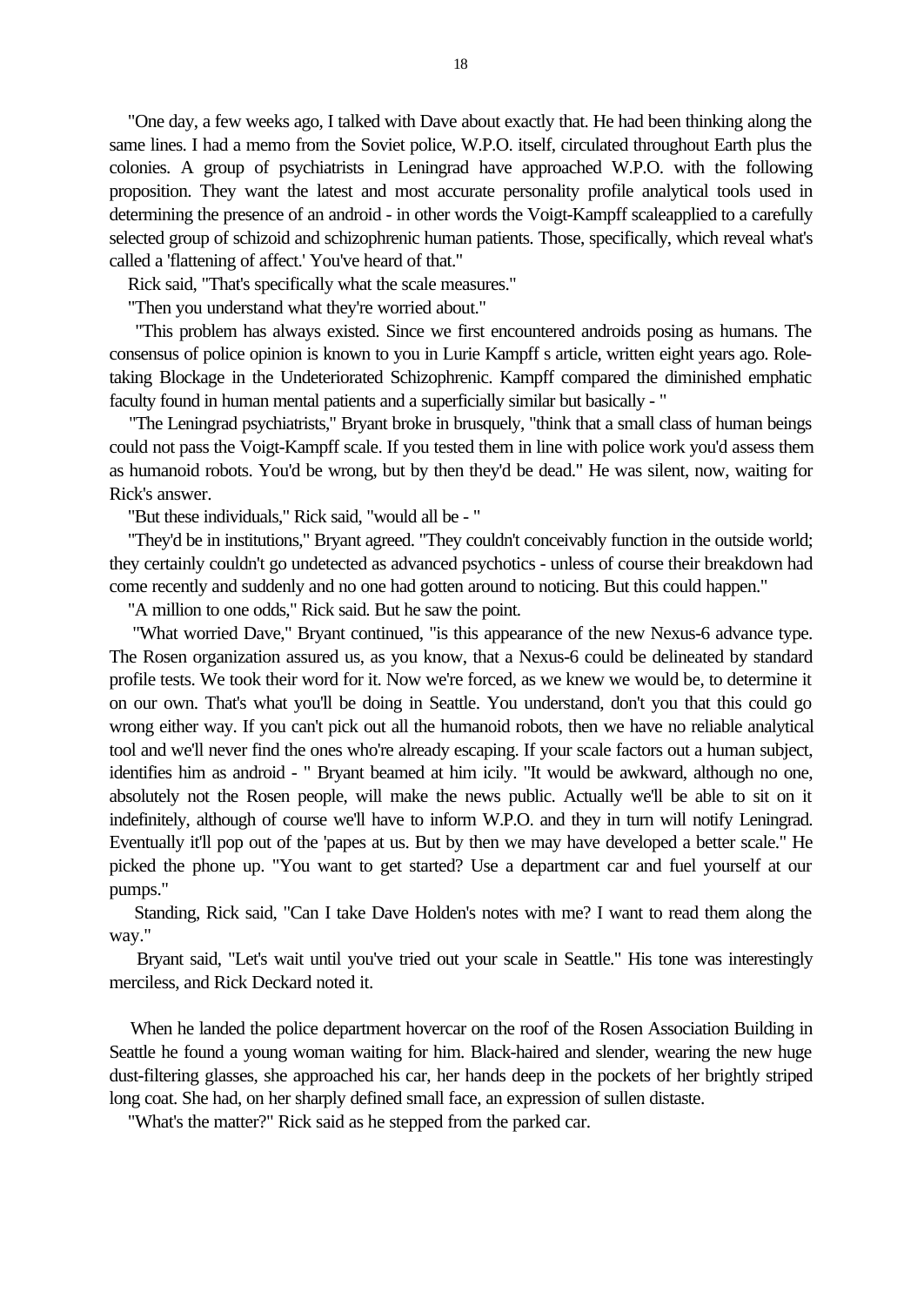"One day, a few weeks ago, I talked with Dave about exactly that. He had been thinking along the same lines. I had a memo from the Soviet police, W.P.O. itself, circulated throughout Earth plus the colonies. A group of psychiatrists in Leningrad have approached W.P.O. with the following proposition. They want the latest and most accurate personality profile analytical tools used in determining the presence of an android - in other words the Voigt-Kampff scaleapplied to a carefully selected group of schizoid and schizophrenic human patients. Those, specifically, which reveal what's called a 'flattening of affect.' You've heard of that."

Rick said, "That's specifically what the scale measures."

"Then you understand what they're worried about."

"This problem has always existed. Since we first encountered androids posing as humans. The consensus of police opinion is known to you in Lurie Kampff s article, written eight years ago. Role-taking Blockage in the Undeteriorated Schizophrenic. Kampff compared the diminished emphatic faculty found in human mental patients and a superficially similar but basically - "

"The Leningrad psychiatrists," Bryant broke in brusquely, "think that a small class of human beings could not pass the Voigt-Kampff scale. If you tested them in line with police work you'd assess them as humanoid robots. You'd be wrong, but by then they'd be dead." He was silent, now, waiting for Rick's answer.

"But these individuals," Rick said, "would all be - "

"They'd be in institutions," Bryant agreed. "They couldn't conceivably function in the outside world; they certainly couldn't go undetected as advanced psychotics - unless of course their breakdown had come recently and suddenly and no one had gotten around to noticing. But this could happen."

"A million to one odds," Rick said. But he saw the point.

"What worried Dave," Bryant continued, "is this appearance of the new Nexus-6 advance type. The Rosen organization assured us, as you know, that a Nexus-6 could be delineated by standard profile tests. We took their word for it. Now we're forced, as we knew we would be, to determine it on our own. That's what you'll be doing in Seattle. You understand, don't you that this could go wrong either way. If you can't pick out all the humanoid robots, then we have no reliable analytical tool and we'll never find the ones who're already escaping. If your scale factors out a human subject, identifies him as android - " Bryant beamed at him icily. "It would be awkward, although no one, absolutely not the Rosen people, will make the news public. Actually we'll be able to sit on it indefinitely, although of course we'll have to inform W.P.O. and they in turn will notify Leningrad. Eventually it'll pop out of the 'papes at us. But by then we may have developed a better scale." He picked the phone up. "You want to get started? Use a department car and fuel yourself at our pumps."

Standing, Rick said, "Can I take Dave Holden's notes with me? I want to read them along the way."

Bryant said, "Let's wait until you've tried out your scale in Seattle." His tone was interestingly merciless, and Rick Deckard noted it.

When he landed the police department hovercar on the roof of the Rosen Association Building in Seattle he found a young woman waiting for him. Black-haired and slender, wearing the new huge dust-filtering glasses, she approached his car, her hands deep in the pockets of her brightly striped long coat. She had, on her sharply defined small face, an expression of sullen distaste.

"What's the matter?" Rick said as he stepped from the parked car.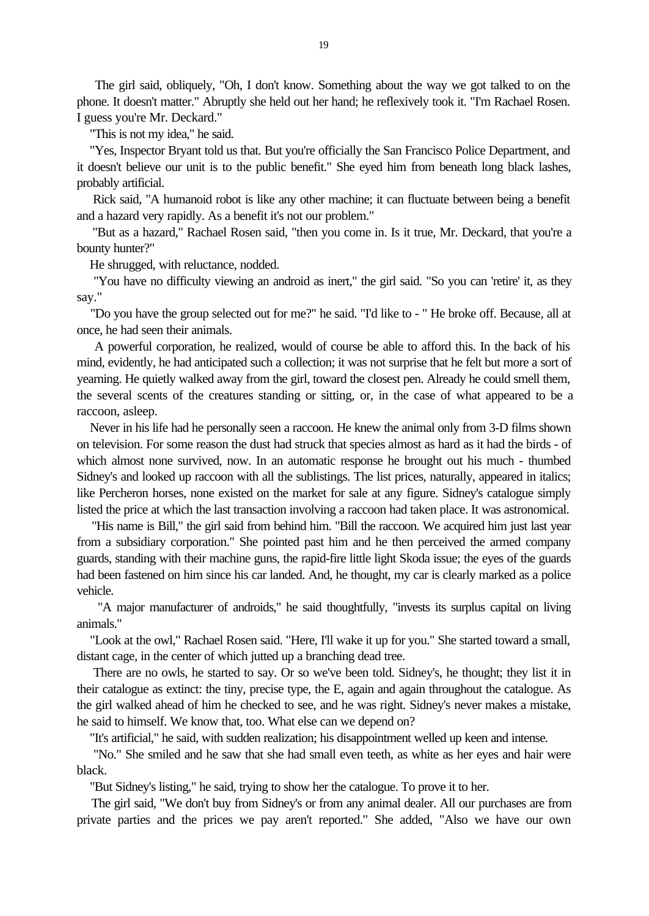The girl said, obliquely, "Oh, I don't know. Something about the way we got talked to on the phone. It doesn't matter." Abruptly she held out her hand; he reflexively took it. "I'm Rachael Rosen. I guess you're Mr. Deckard."

"This is not my idea," he said.

"Yes, Inspector Bryant told us that. But you're officially the San Francisco Police Department, and it doesn't believe our unit is to the public benefit." She eyed him from beneath long black lashes, probably artificial.

Rick said, "A humanoid robot is like any other machine; it can fluctuate between being a benefit and a hazard very rapidly. As a benefit it's not our problem."

"But as a hazard," Rachael Rosen said, "then you come in. Is it true, Mr. Deckard, that you're a bounty hunter?"

He shrugged, with reluctance, nodded.

"You have no difficulty viewing an android as inert," the girl said. "So you can 'retire' it, as they say."

"Do you have the group selected out for me?" he said. "I'd like to - " He broke off. Because, all at once, he had seen their animals.

A powerful corporation, he realized, would of course be able to afford this. In the back of his mind, evidently, he had anticipated such a collection; it was not surprise that he felt but more a sort of yearning. He quietly walked away from the girl, toward the closest pen. Already he could smell them, the several scents of the creatures standing or sitting, or, in the case of what appeared to be a raccoon, asleep.

Never in his life had he personally seen a raccoon. He knew the animal only from 3-D films shown on television. For some reason the dust had struck that species almost as hard as it had the birds - of which almost none survived, now. In an automatic response he brought out his much - thumbed Sidney's and looked up raccoon with all the sublistings. The list prices, naturally, appeared in italics; like Percheron horses, none existed on the market for sale at any figure. Sidney's catalogue simply listed the price at which the last transaction involving a raccoon had taken place. It was astronomical.

"His name is Bill," the girl said from behind him. "Bill the raccoon. We acquired him just last year from a subsidiary corporation." She pointed past him and he then perceived the armed company guards, standing with their machine guns, the rapid-fire little light Skoda issue; the eyes of the guards had been fastened on him since his car landed. And, he thought, my car is clearly marked as a police vehicle.

"A major manufacturer of androids," he said thoughtfully, "invests its surplus capital on living animals."

"Look at the owl," Rachael Rosen said. "Here, I'll wake it up for you." She started toward a small, distant cage, in the center of which jutted up a branching dead tree.

There are no owls, he started to say. Or so we've been told. Sidney's, he thought; they list it in their catalogue as extinct: the tiny, precise type, the E, again and again throughout the catalogue. As the girl walked ahead of him he checked to see, and he was right. Sidney's never makes a mistake, he said to himself. We know that, too. What else can we depend on?

"It's artificial," he said, with sudden realization; his disappointment welled up keen and intense.

"No." She smiled and he saw that she had small even teeth, as white as her eyes and hair were black.

"But Sidney's listing," he said, trying to show her the catalogue. To prove it to her.

The girl said, "We don't buy from Sidney's or from any animal dealer. All our purchases are from private parties and the prices we pay aren't reported." She added, "Also we have our own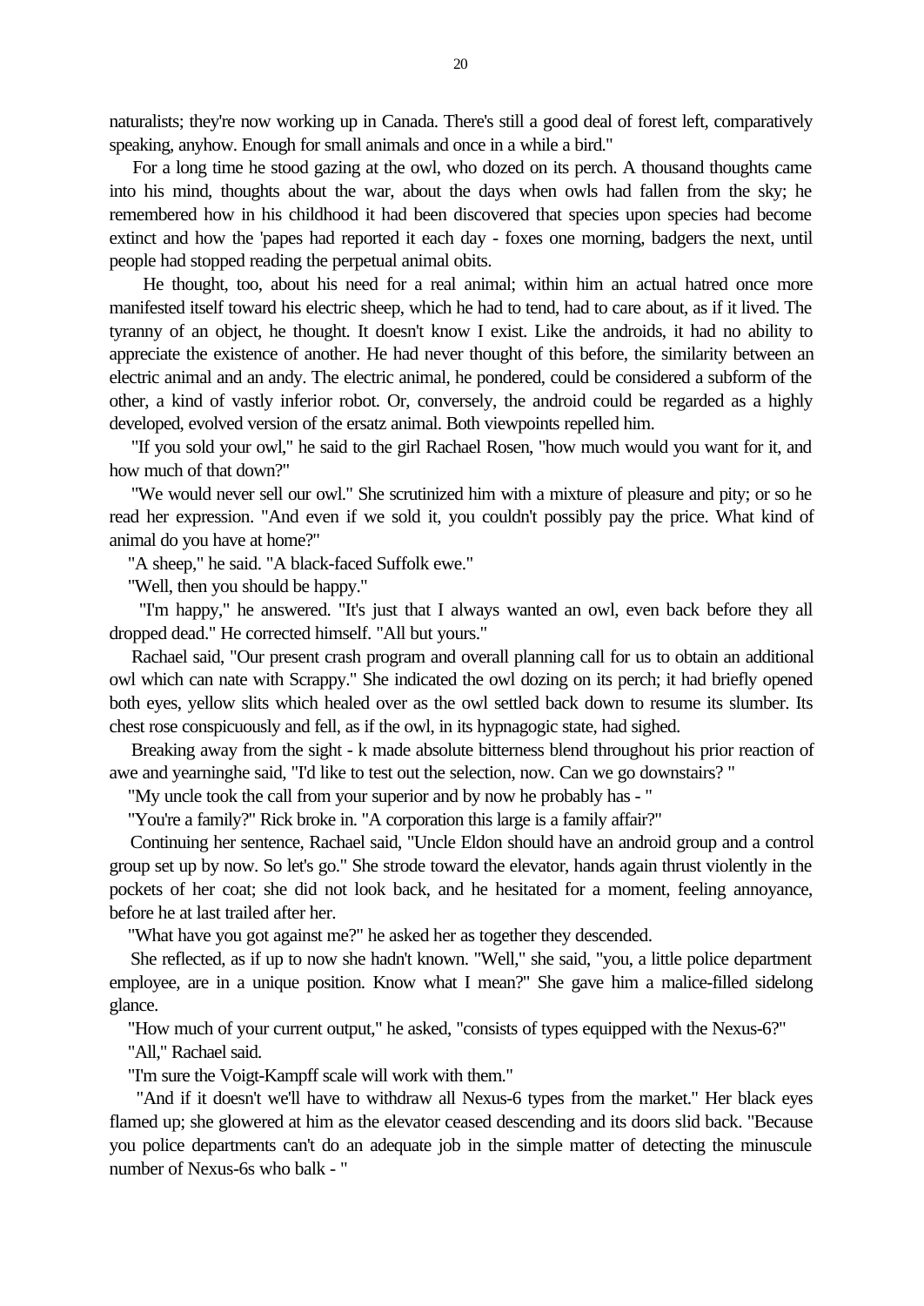naturalists; they're now working up in Canada. There's still a good deal of forest left, comparatively speaking, anyhow. Enough for small animals and once in a while a bird."

For a long time he stood gazing at the owl, who dozed on its perch. A thousand thoughts came into his mind, thoughts about the war, about the days when owls had fallen from the sky; he remembered how in his childhood it had been discovered that species upon species had become extinct and how the 'papes had reported it each day - foxes one morning, badgers the next, until people had stopped reading the perpetual animal obits.

He thought, too, about his need for a real animal; within him an actual hatred once more manifested itself toward his electric sheep, which he had to tend, had to care about, as if it lived. The tyranny of an object, he thought. It doesn't know I exist. Like the androids, it had no ability to appreciate the existence of another. He had never thought of this before, the similarity between an electric animal and an andy. The electric animal, he pondered, could be considered a subform of the other, a kind of vastly inferior robot. Or, conversely, the android could be regarded as a highly developed, evolved version of the ersatz animal. Both viewpoints repelled him.

"If you sold your owl," he said to the girl Rachael Rosen, "how much would you want for it, and how much of that down?"

"We would never sell our owl." She scrutinized him with a mixture of pleasure and pity; or so he read her expression. "And even if we sold it, you couldn't possibly pay the price. What kind of animal do you have at home?"

"A sheep," he said. "A black-faced Suffolk ewe."

"Well, then you should be happy."

"I'm happy," he answered. "It's just that I always wanted an owl, even back before they all dropped dead." He corrected himself. "All but yours."

Rachael said, "Our present crash program and overall planning call for us to obtain an additional owl which can nate with Scrappy." She indicated the owl dozing on its perch; it had briefly opened both eyes, yellow slits which healed over as the owl settled back down to resume its slumber. Its chest rose conspicuously and fell, as if the owl, in its hypnagogic state, had sighed.

Breaking away from the sight - k made absolute bitterness blend throughout his prior reaction of awe and yearninghe said, "I'd like to test out the selection, now. Can we go downstairs? "

"My uncle took the call from your superior and by now he probably has - "

"You're a family?" Rick broke in. "A corporation this large is a family affair?"

Continuing her sentence, Rachael said, "Uncle Eldon should have an android group and a control group set up by now. So let's go." She strode toward the elevator, hands again thrust violently in the pockets of her coat; she did not look back, and he hesitated for a moment, feeling annoyance, before he at last trailed after her.

"What have you got against me?" he asked her as together they descended.

She reflected, as if up to now she hadn't known. "Well," she said, "you, a little police department employee, are in a unique position. Know what I mean?" She gave him a malice-filled sidelong glance.

"How much of your current output," he asked, "consists of types equipped with the Nexus-6?"

"All," Rachael said.

"I'm sure the Voigt-Kampff scale will work with them."

"And if it doesn't we'll have to withdraw all Nexus-6 types from the market." Her black eyes flamed up; she glowered at him as the elevator ceased descending and its doors slid back. "Because you police departments can't do an adequate job in the simple matter of detecting the minuscule number of Nexus-6s who balk - "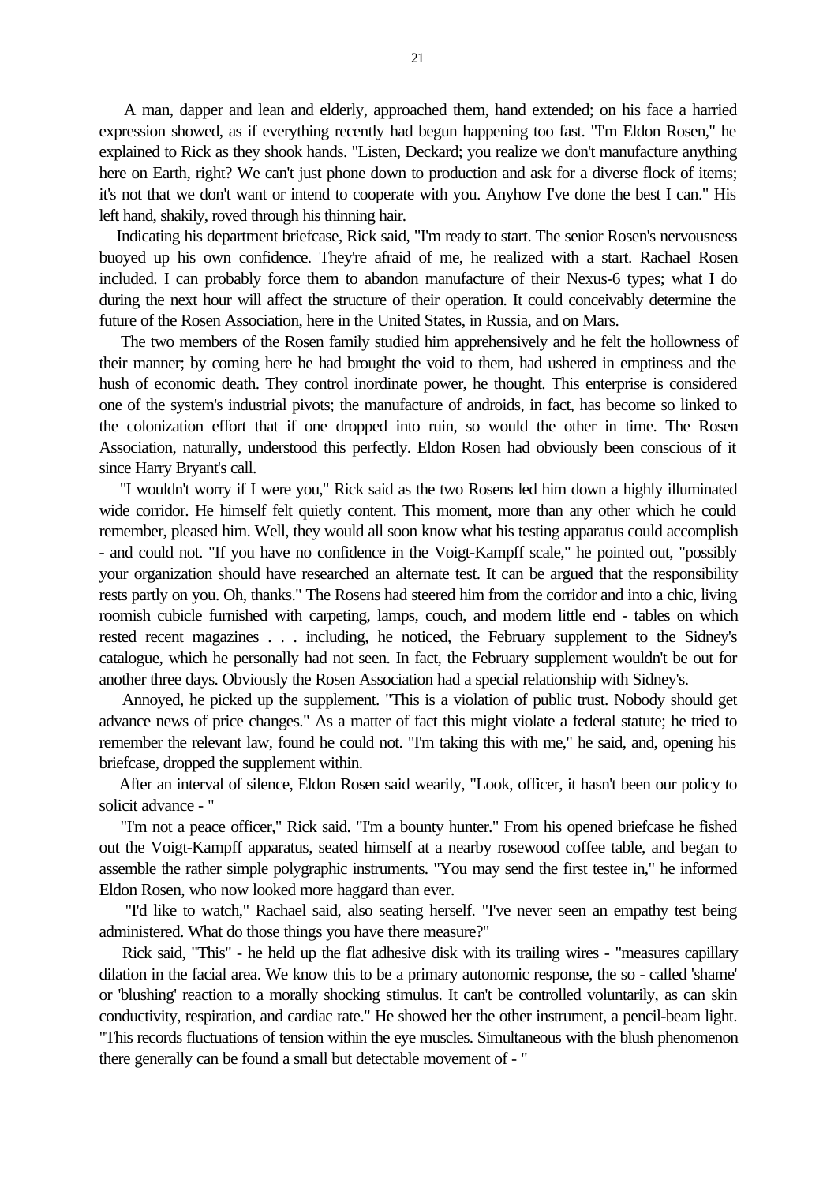A man, dapper and lean and elderly, approached them, hand extended; on his face a harried expression showed, as if everything recently had begun happening too fast. "I'm Eldon Rosen," he explained to Rick as they shook hands. "Listen, Deckard; you realize we don't manufacture anything here on Earth, right? We can't just phone down to production and ask for a diverse flock of items; it's not that we don't want or intend to cooperate with you. Anyhow I've done the best I can." His left hand, shakily, roved through his thinning hair.

Indicating his department briefcase, Rick said, "I'm ready to start. The senior Rosen's nervousness buoyed up his own confidence. They're afraid of me, he realized with a start. Rachael Rosen included. I can probably force them to abandon manufacture of their Nexus-6 types; what I do during the next hour will affect the structure of their operation. It could conceivably determine the future of the Rosen Association, here in the United States, in Russia, and on Mars.

The two members of the Rosen family studied him apprehensively and he felt the hollowness of their manner; by coming here he had brought the void to them, had ushered in emptiness and the hush of economic death. They control inordinate power, he thought. This enterprise is considered one of the system's industrial pivots; the manufacture of androids, in fact, has become so linked to the colonization effort that if one dropped into ruin, so would the other in time. The Rosen Association, naturally, understood this perfectly. Eldon Rosen had obviously been conscious of it since Harry Bryant's call.

"I wouldn't worry if I were you," Rick said as the two Rosens led him down a highly illuminated wide corridor. He himself felt quietly content. This moment, more than any other which he could remember, pleased him. Well, they would all soon know what his testing apparatus could accomplish - and could not. "If you have no confidence in the Voigt-Kampff scale," he pointed out, "possibly your organization should have researched an alternate test. It can be argued that the responsibility rests partly on you. Oh, thanks." The Rosens had steered him from the corridor and into a chic, living roomish cubicle furnished with carpeting, lamps, couch, and modern little end - tables on which rested recent magazines . . . including, he noticed, the February supplement to the Sidney's catalogue, which he personally had not seen. In fact, the February supplement wouldn't be out for another three days. Obviously the Rosen Association had a special relationship with Sidney's.

Annoyed, he picked up the supplement. "This is a violation of public trust. Nobody should get advance news of price changes." As a matter of fact this might violate a federal statute; he tried to remember the relevant law, found he could not. "I'm taking this with me," he said, and, opening his briefcase, dropped the supplement within.

After an interval of silence, Eldon Rosen said wearily, "Look, officer, it hasn't been our policy to solicit advance - "

"I'm not a peace officer," Rick said. "I'm a bounty hunter." From his opened briefcase he fished out the Voigt-Kampff apparatus, seated himself at a nearby rosewood coffee table, and began to assemble the rather simple polygraphic instruments. "You may send the first testee in," he informed Eldon Rosen, who now looked more haggard than ever.

"I'd like to watch," Rachael said, also seating herself. "I've never seen an empathy test being administered. What do those things you have there measure?"

Rick said, "This" - he held up the flat adhesive disk with its trailing wires - "measures capillary dilation in the facial area. We know this to be a primary autonomic response, the so - called 'shame' or 'blushing' reaction to a morally shocking stimulus. It can't be controlled voluntarily, as can skin conductivity, respiration, and cardiac rate." He showed her the other instrument, a pencil-beam light. "This records fluctuations of tension within the eye muscles. Simultaneous with the blush phenomenon there generally can be found a small but detectable movement of - "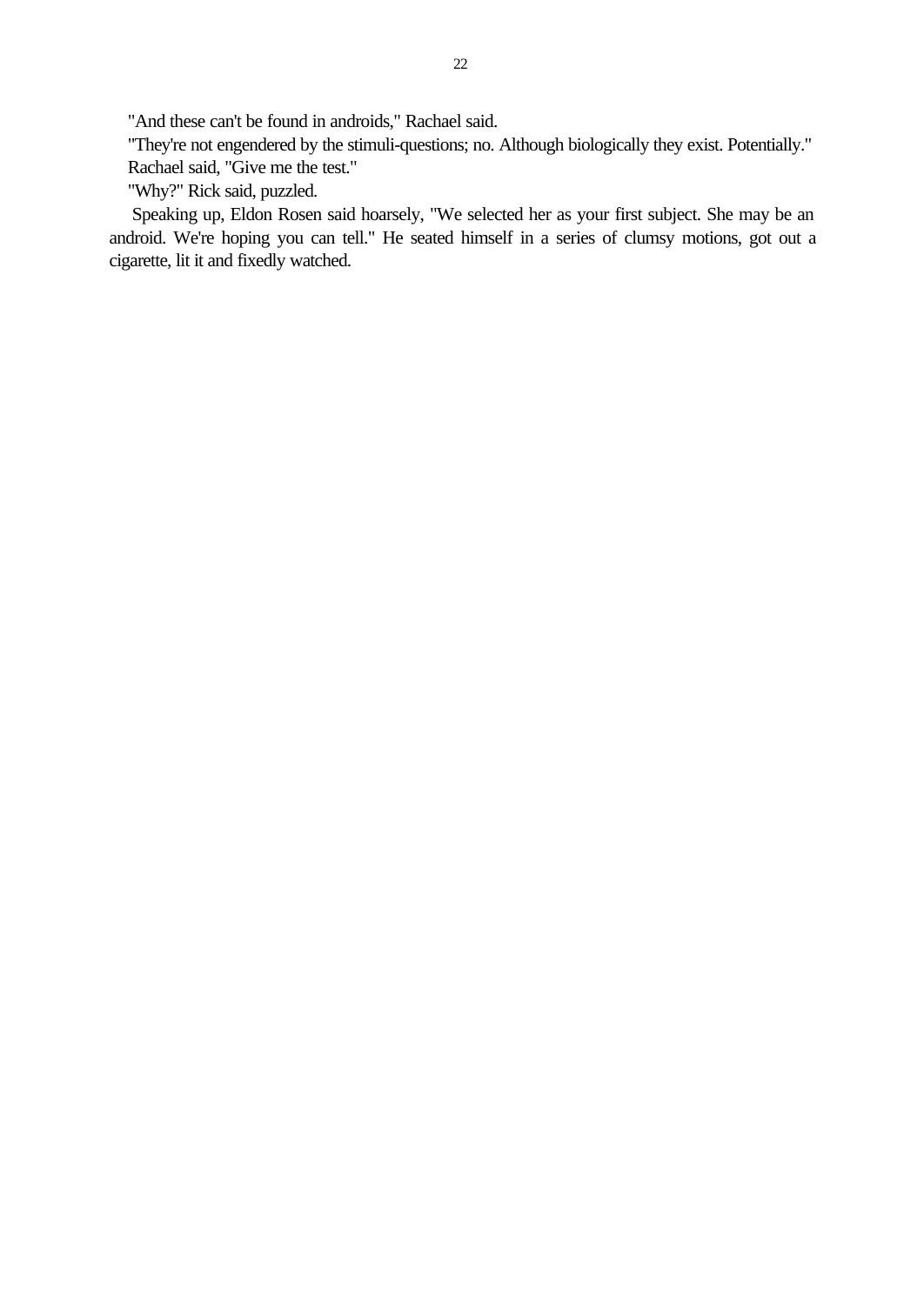"And these can't be found in androids," Rachael said.

"They're not engendered by the stimuli-questions; no. Although biologically they exist. Potentially."

Rachael said, "Give me the test."

"Why?" Rick said, puzzled.

Speaking up, Eldon Rosen said hoarsely, "We selected her as your first subject. She may be an android. We're hoping you can tell." He seated himself in a series of clumsy motions, got out a cigarette, lit it and fixedly watched.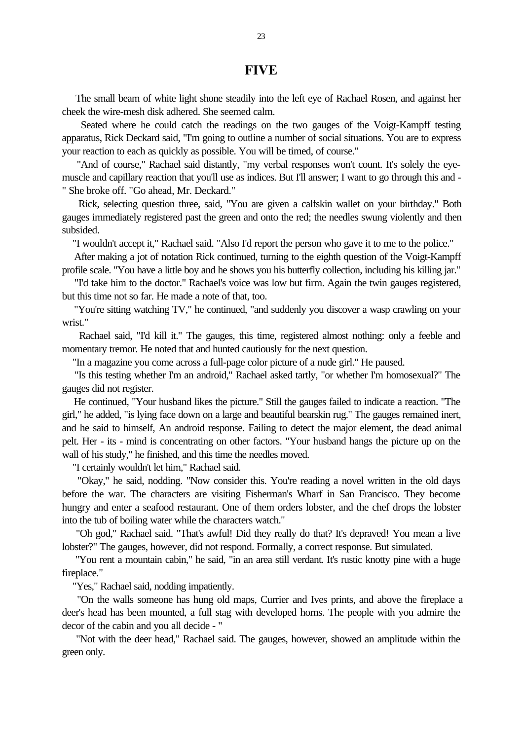# FIVE

The small beam of white light shone steadily into the left eye of Rachael Rosen, and against her cheek the wire-mesh disk adhered. She seemed calm.

Seated where he could catch the readings on the two gauges of the Voigt-Kampff testing apparatus, Rick Deckard said, "I'm going to outline a number of social situations. You are to express your reaction to each as quickly as possible. You will be timed, of course."

"And of course," Rachael said distantly, "my verbal responses won't count. It's solely the eye-muscle and capillary reaction that you'll use as indices. But I'll answer; I want to go through this and - " She broke off. "Go ahead, Mr. Deckard."

Rick, selecting question three, said, "You are given a calfskin wallet on your birthday." Both gauges immediately registered past the green and onto the red; the needles swung violently and then subsided.

"I wouldn't accept it," Rachael said. "Also I'd report the person who gave it to me to the police."

After making a jot of notation Rick continued, turning to the eighth question of the Voigt-Kampff profile scale. "You have a little boy and he shows you his butterfly collection, including his killing jar."

"I'd take him to the doctor." Rachael's voice was low but firm. Again the twin gauges registered, but this time not so far. He made a note of that, too.

"You're sitting watching TV," he continued, "and suddenly you discover a wasp crawling on your wrist."

Rachael said, "I'd kill it." The gauges, this time, registered almost nothing: only a feeble and momentary tremor. He noted that and hunted cautiously for the next question.

"In a magazine you come across a full-page color picture of a nude girl." He paused.

"Is this testing whether I'm an android," Rachael asked tartly, "or whether I'm homosexual?" The gauges did not register.

He continued, "Your husband likes the picture." Still the gauges failed to indicate a reaction. "The girl," he added, "is lying face down on a large and beautiful bearskin rug." The gauges remained inert, and he said to himself, An android response. Failing to detect the major element, the dead animal pelt. Her - its - mind is concentrating on other factors. "Your husband hangs the picture up on the wall of his study," he finished, and this time the needles moved.

"I certainly wouldn't let him," Rachael said.

"Okay," he said, nodding. "Now consider this. You're reading a novel written in the old days before the war. The characters are visiting Fisherman's Wharf in San Francisco. They become hungry and enter a seafood restaurant. One of them orders lobster, and the chef drops the lobster into the tub of boiling water while the characters watch."

"Oh god," Rachael said. "That's awful! Did they really do that? It's depraved! You mean a live lobster?" The gauges, however, did not respond. Formally, a correct response. But simulated.

"You rent a mountain cabin," he said, "in an area still verdant. It's rustic knotty pine with a huge fireplace."

"Yes," Rachael said, nodding impatiently.

"On the walls someone has hung old maps, Currier and Ives prints, and above the fireplace a deer's head has been mounted, a full stag with developed horns. The people with you admire the decor of the cabin and you all decide - "

"Not with the deer head," Rachael said. The gauges, however, showed an amplitude within the green only.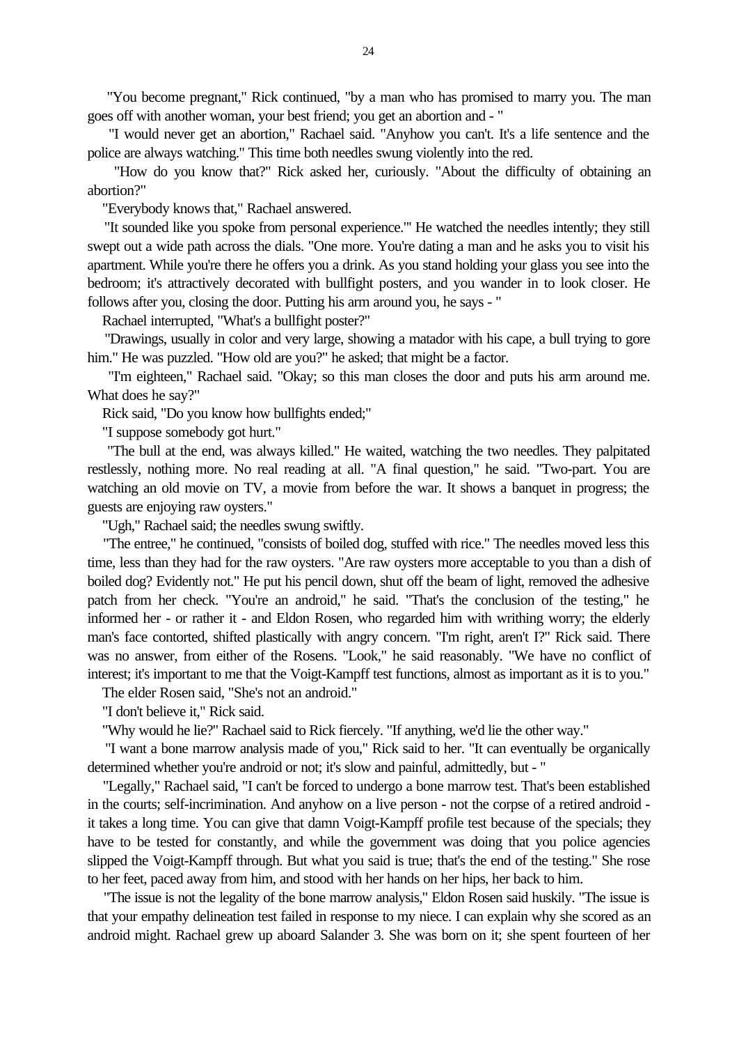"You become pregnant," Rick continued, "by a man who has promised to marry you. The man goes off with another woman, your best friend; you get an abortion and - "

"I would never get an abortion," Rachael said. "Anyhow you can't. It's a life sentence and the police are always watching." This time both needles swung violently into the red.

"How do you know that?" Rick asked her, curiously. "About the difficulty of obtaining an abortion?"

"Everybody knows that," Rachael answered.

"It sounded like you spoke from personal experience.'" He watched the needles intently; they still swept out a wide path across the dials. "One more. You're dating a man and he asks you to visit his apartment. While you're there he offers you a drink. As you stand holding your glass you see into the bedroom; it's attractively decorated with bullfight posters, and you wander in to look closer. He follows after you, closing the door. Putting his arm around you, he says - "

Rachael interrupted, "What's a bullfight poster?"

"Drawings, usually in color and very large, showing a matador with his cape, a bull trying to gore him." He was puzzled. "How old are you?" he asked; that might be a factor.

"I'm eighteen," Rachael said. "Okay; so this man closes the door and puts his arm around me. What does he say?"

Rick said, "Do you know how bullfights ended;"

"I suppose somebody got hurt."

"The bull at the end, was always killed." He waited, watching the two needles. They palpitated restlessly, nothing more. No real reading at all. "A final question," he said. "Two-part. You are watching an old movie on TV, a movie from before the war. It shows a banquet in progress; the guests are enjoying raw oysters."

"Ugh," Rachael said; the needles swung swiftly.

"The entree," he continued, "consists of boiled dog, stuffed with rice." The needles moved less this time, less than they had for the raw oysters. "Are raw oysters more acceptable to you than a dish of boiled dog? Evidently not." He put his pencil down, shut off the beam of light, removed the adhesive patch from her check. "You're an android," he said. "That's the conclusion of the testing," he informed her - or rather it - and Eldon Rosen, who regarded him with writhing worry; the elderly man's face contorted, shifted plastically with angry concern. "I'm right, aren't I?" Rick said. There was no answer, from either of the Rosens. "Look," he said reasonably. "We have no conflict of interest; it's important to me that the Voigt-Kampff test functions, almost as important as it is to you."

The elder Rosen said, "She's not an android."

"I don't believe it," Rick said.

"Why would he lie?" Rachael said to Rick fiercely. "If anything, we'd lie the other way."

"I want a bone marrow analysis made of you," Rick said to her. "It can eventually be organically determined whether you're android or not; it's slow and painful, admittedly, but - "

"Legally," Rachael said, "I can't be forced to undergo a bone marrow test. That's been established in the courts; self-incrimination. And anyhow on a live person - not the corpse of a retired android - it takes a long time. You can give that damn Voigt-Kampff profile test because of the specials; they have to be tested for constantly, and while the government was doing that you police agencies slipped the Voigt-Kampff through. But what you said is true; that's the end of the testing." She rose to her feet, paced away from him, and stood with her hands on her hips, her back to him.

"The issue is not the legality of the bone marrow analysis," Eldon Rosen said huskily. "The issue is that your empathy delineation test failed in response to my niece. I can explain why she scored as an android might. Rachael grew up aboard Salander 3. She was born on it; she spent fourteen of her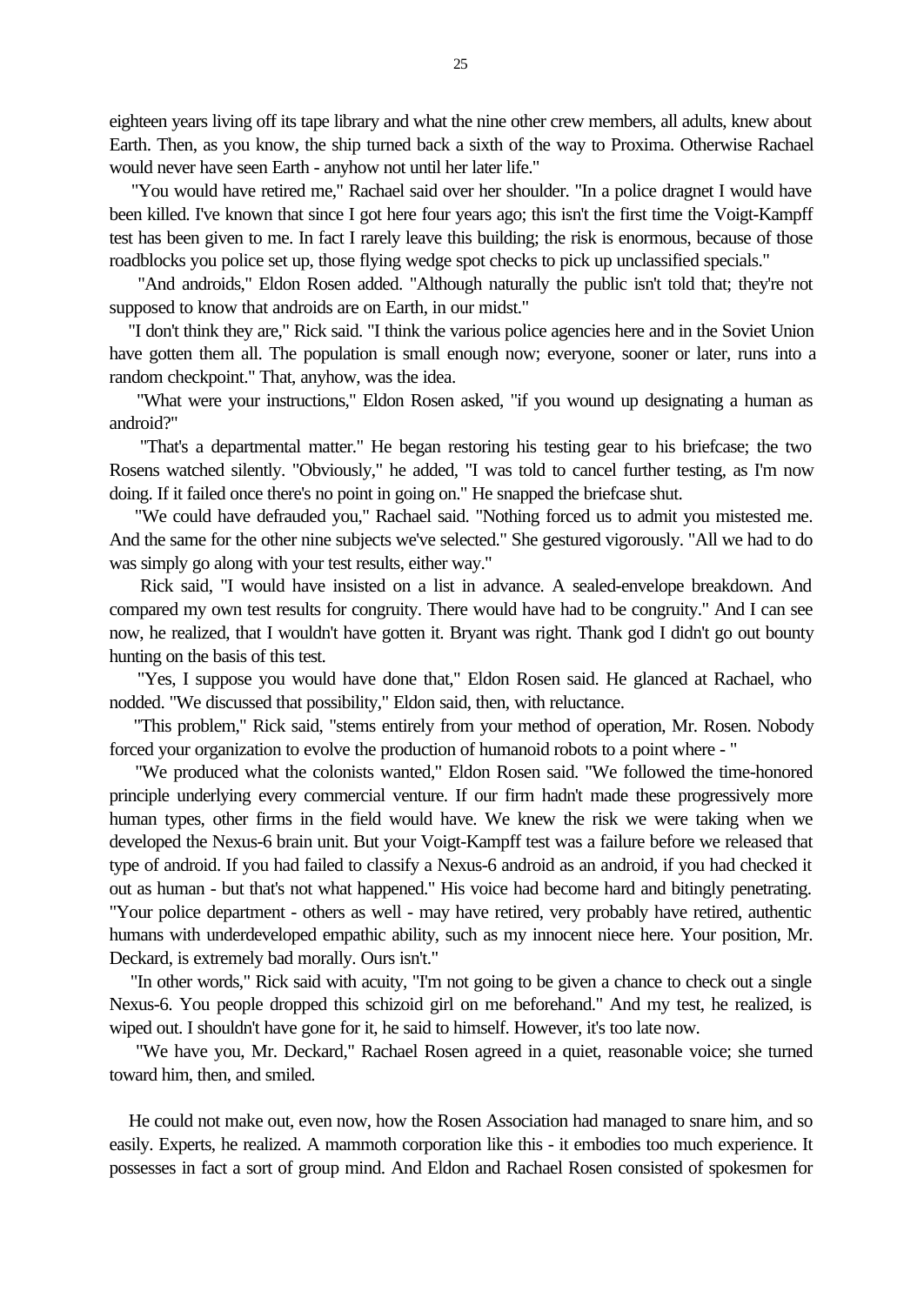eighteen years living off its tape library and what the nine other crew members, all adults, knew about Earth. Then, as you know, the ship turned back a sixth of the way to Proxima. Otherwise Rachael would never have seen Earth - anyhow not until her later life."

"You would have retired me," Rachael said over her shoulder. "In a police dragnet I would have been killed. I've known that since I got here four years ago; this isn't the first time the Voigt-Kampff test has been given to me. In fact I rarely leave this building; the risk is enormous, because of those roadblocks you police set up, those flying wedge spot checks to pick up unclassified specials."

"And androids," Eldon Rosen added. "Although naturally the public isn't told that; they're not supposed to know that androids are on Earth, in our midst."

"I don't think they are," Rick said. "I think the various police agencies here and in the Soviet Union have gotten them all. The population is small enough now; everyone, sooner or later, runs into a random checkpoint." That, anyhow, was the idea.

"What were your instructions," Eldon Rosen asked, "if you wound up designating a human as android?"

"That's a departmental matter." He began restoring his testing gear to his briefcase; the two Rosens watched silently. "Obviously," he added, "I was told to cancel further testing, as I'm now doing. If it failed once there's no point in going on." He snapped the briefcase shut.

"We could have defrauded you," Rachael said. "Nothing forced us to admit you mistested me. And the same for the other nine subjects we've selected." She gestured vigorously. "All we had to do was simply go along with your test results, either way."

Rick said, "I would have insisted on a list in advance. A sealed-envelope breakdown. And compared my own test results for congruity. There would have had to be congruity." And I can see now, he realized, that I wouldn't have gotten it. Bryant was right. Thank god I didn't go out bounty hunting on the basis of this test.

"Yes, I suppose you would have done that," Eldon Rosen said. He glanced at Rachael, who nodded. "We discussed that possibility," Eldon said, then, with reluctance.

"This problem," Rick said, "stems entirely from your method of operation, Mr. Rosen. Nobody forced your organization to evolve the production of humanoid robots to a point where - "

"We produced what the colonists wanted," Eldon Rosen said. "We followed the time-honored principle underlying every commercial venture. If our firm hadn't made these progressively more human types, other firms in the field would have. We knew the risk we were taking when we developed the Nexus-6 brain unit. But your Voigt-Kampff test was a failure before we released that type of android. If you had failed to classify a Nexus-6 android as an android, if you had checked it out as human - but that's not what happened." His voice had become hard and bitingly penetrating. "Your police department - others as well - may have retired, very probably have retired, authentic humans with underdeveloped empathic ability, such as my innocent niece here. Your position, Mr. Deckard, is extremely bad morally. Ours isn't."

"In other words," Rick said with acuity, "I'm not going to be given a chance to check out a single Nexus-6. You people dropped this schizoid girl on me beforehand." And my test, he realized, is wiped out. I shouldn't have gone for it, he said to himself. However, it's too late now.

"We have you, Mr. Deckard," Rachael Rosen agreed in a quiet, reasonable voice; she turned toward him, then, and smiled.

He could not make out, even now, how the Rosen Association had managed to snare him, and so easily. Experts, he realized. A mammoth corporation like this - it embodies too much experience. It possesses in fact a sort of group mind. And Eldon and Rachael Rosen consisted of spokesmen for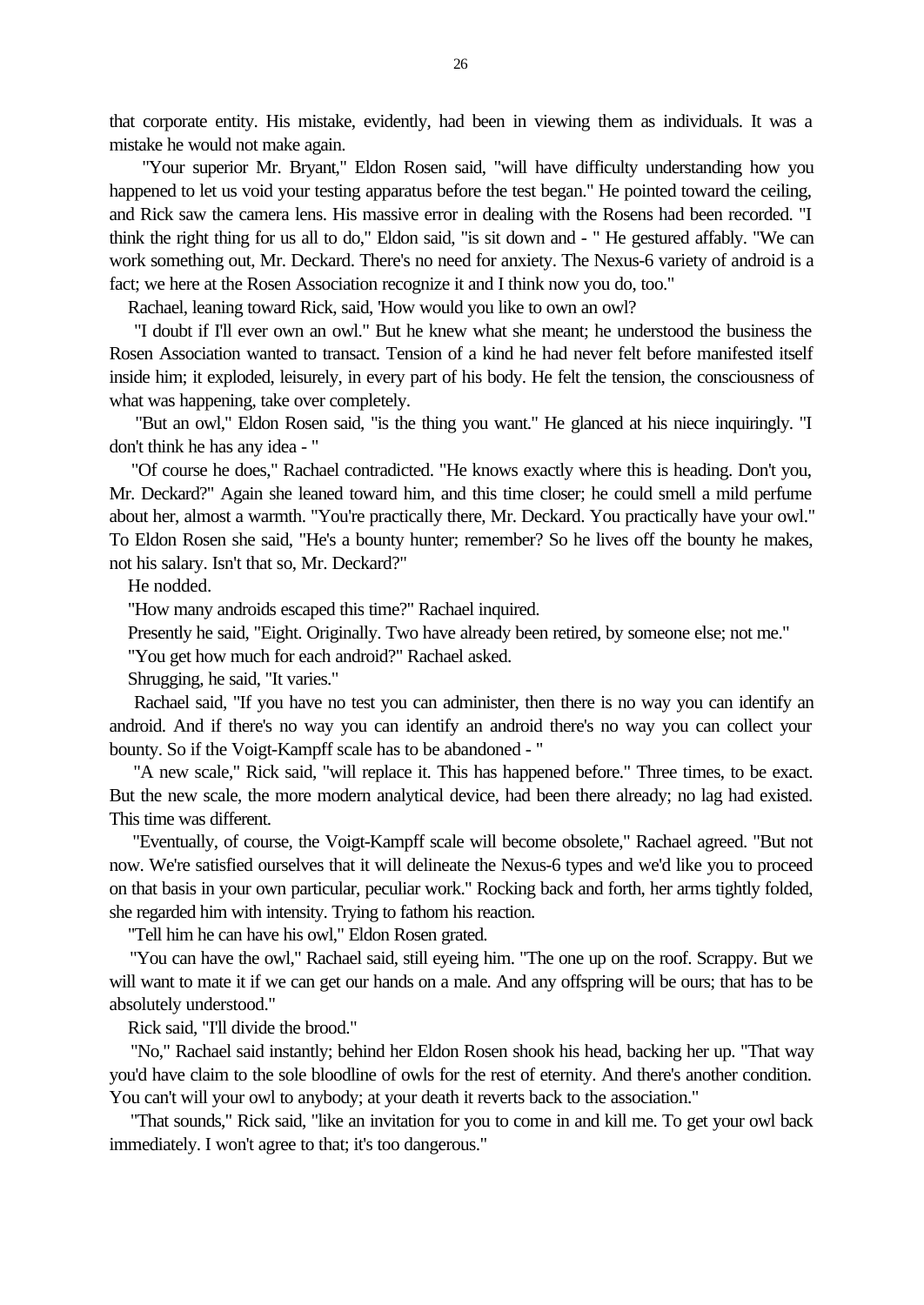that corporate entity. His mistake, evidently, had been in viewing them as individuals. It was a mistake he would not make again.

"Your superior Mr. Bryant," Eldon Rosen said, "will have difficulty understanding how you happened to let us void your testing apparatus before the test began." He pointed toward the ceiling, and Rick saw the camera lens. His massive error in dealing with the Rosens had been recorded. "I think the right thing for us all to do," Eldon said, "is sit down and - " He gestured affably. "We can work something out, Mr. Deckard. There's no need for anxiety. The Nexus-6 variety of android is a fact; we here at the Rosen Association recognize it and I think now you do, too."

Rachael, leaning toward Rick, said, 'How would you like to own an owl?

"I doubt if I'll ever own an owl." But he knew what she meant; he understood the business the Rosen Association wanted to transact. Tension of a kind he had never felt before manifested itself inside him; it exploded, leisurely, in every part of his body. He felt the tension, the consciousness of what was happening, take over completely.

"But an owl," Eldon Rosen said, "is the thing you want." He glanced at his niece inquiringly. "I don't think he has any idea - "

"Of course he does," Rachael contradicted. "He knows exactly where this is heading. Don't you, Mr. Deckard?" Again she leaned toward him, and this time closer; he could smell a mild perfume about her, almost a warmth. "You're practically there, Mr. Deckard. You practically have your owl." To Eldon Rosen she said, "He's a bounty hunter; remember? So he lives off the bounty he makes, not his salary. Isn't that so, Mr. Deckard?"

He nodded.

"How many androids escaped this time?" Rachael inquired.

Presently he said, "Eight. Originally. Two have already been retired, by someone else; not me."

"You get how much for each android?" Rachael asked.

Shrugging, he said, "It varies."

Rachael said, "If you have no test you can administer, then there is no way you can identify an android. And if there's no way you can identify an android there's no way you can collect your bounty. So if the Voigt-Kampff scale has to be abandoned - "

"A new scale," Rick said, "will replace it. This has happened before." Three times, to be exact. But the new scale, the more modern analytical device, had been there already; no lag had existed. This time was different.

"Eventually, of course, the Voigt-Kampff scale will become obsolete," Rachael agreed. "But not now. We're satisfied ourselves that it will delineate the Nexus-6 types and we'd like you to proceed on that basis in your own particular, peculiar work." Rocking back and forth, her arms tightly folded, she regarded him with intensity. Trying to fathom his reaction.

"Tell him he can have his owl," Eldon Rosen grated.

"You can have the owl," Rachael said, still eyeing him. "The one up on the roof. Scrappy. But we will want to mate it if we can get our hands on a male. And any offspring will be ours; that has to be absolutely understood."

Rick said, "I'll divide the brood."

"No," Rachael said instantly; behind her Eldon Rosen shook his head, backing her up. "That way you'd have claim to the sole bloodline of owls for the rest of eternity. And there's another condition. You can't will your owl to anybody; at your death it reverts back to the association."

"That sounds," Rick said, "like an invitation for you to come in and kill me. To get your owl back immediately. I won't agree to that; it's too dangerous."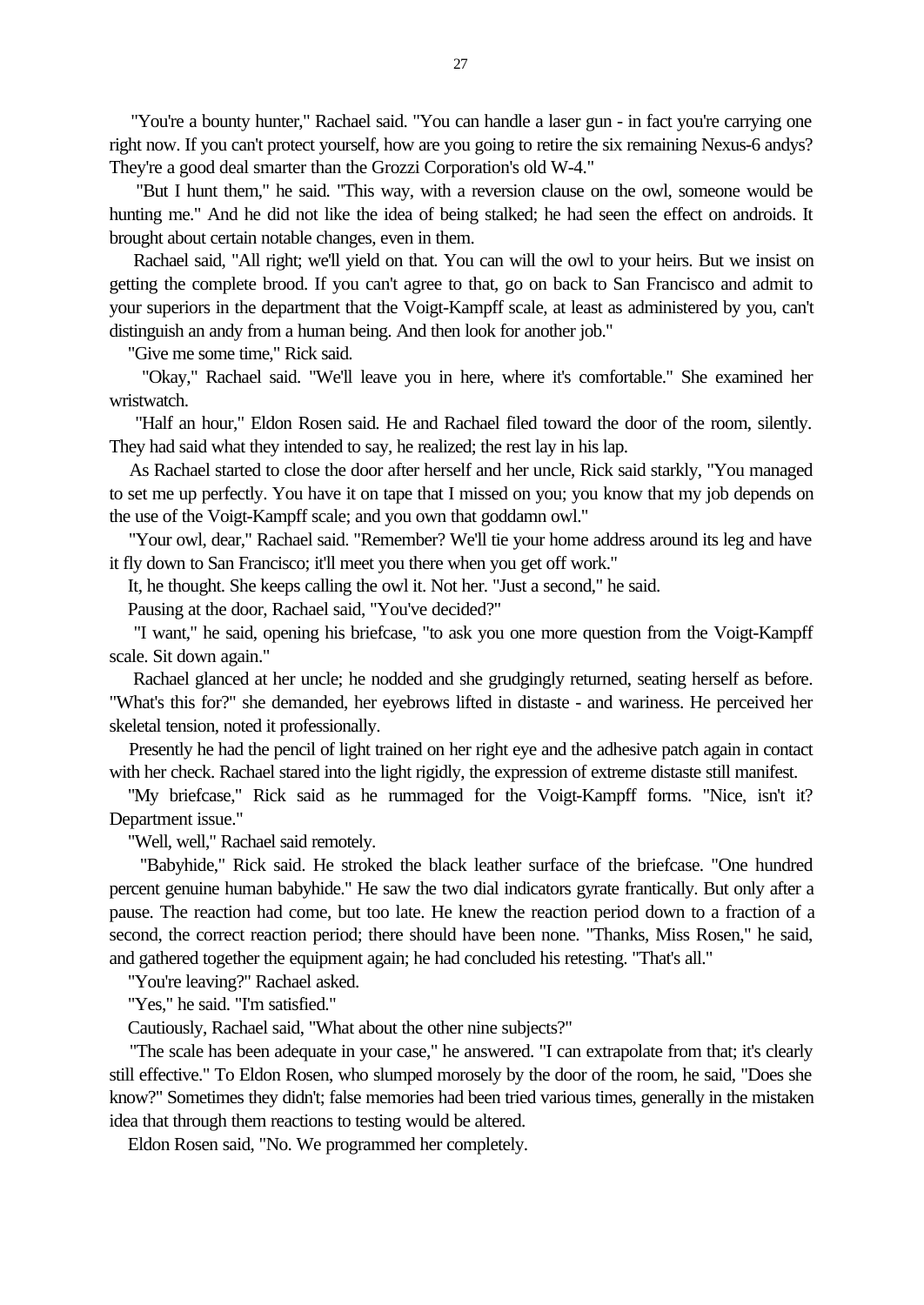"You're a bounty hunter," Rachael said. "You can handle a laser gun - in fact you're carrying one right now. If you can't protect yourself, how are you going to retire the six remaining Nexus-6 andys? They're a good deal smarter than the Grozzi Corporation's old W-4."

"But I hunt them," he said. "This way, with a reversion clause on the owl, someone would be hunting me." And he did not like the idea of being stalked; he had seen the effect on androids. It brought about certain notable changes, even in them.

Rachael said, "All right; we'll yield on that. You can will the owl to your heirs. But we insist on getting the complete brood. If you can't agree to that, go on back to San Francisco and admit to your superiors in the department that the Voigt-Kampff scale, at least as administered by you, can't distinguish an andy from a human being. And then look for another job."

"Give me some time," Rick said.

"Okay," Rachael said. "We'll leave you in here, where it's comfortable." She examined her wristwatch.

"Half an hour," Eldon Rosen said. He and Rachael filed toward the door of the room, silently. They had said what they intended to say, he realized; the rest lay in his lap.

As Rachael started to close the door after herself and her uncle, Rick said starkly, "You managed to set me up perfectly. You have it on tape that I missed on you; you know that my job depends on the use of the Voigt-Kampff scale; and you own that goddamn owl."

"Your owl, dear," Rachael said. "Remember? We'll tie your home address around its leg and have it fly down to San Francisco; it'll meet you there when you get off work."

It, he thought. She keeps calling the owl it. Not her. "Just a second," he said.

Pausing at the door, Rachael said, "You've decided?"

"I want," he said, opening his briefcase, "to ask you one more question from the Voigt-Kampff scale. Sit down again."

Rachael glanced at her uncle; he nodded and she grudgingly returned, seating herself as before. "What's this for?" she demanded, her eyebrows lifted in distaste - and wariness. He perceived her skeletal tension, noted it professionally.

Presently he had the pencil of light trained on her right eye and the adhesive patch again in contact with her check. Rachael stared into the light rigidly, the expression of extreme distaste still manifest.

"My briefcase," Rick said as he rummaged for the Voigt-Kampff forms. "Nice, isn't it? Department issue."

"Well, well," Rachael said remotely.

"Babyhide," Rick said. He stroked the black leather surface of the briefcase. "One hundred percent genuine human babyhide." He saw the two dial indicators gyrate frantically. But only after a pause. The reaction had come, but too late. He knew the reaction period down to a fraction of a second, the correct reaction period; there should have been none. "Thanks, Miss Rosen," he said, and gathered together the equipment again; he had concluded his retesting. "That's all."

"You're leaving?" Rachael asked.

"Yes," he said. "I'm satisfied."

Cautiously, Rachael said, "What about the other nine subjects?"

"The scale has been adequate in your case," he answered. "I can extrapolate from that; it's clearly still effective." To Eldon Rosen, who slumped morosely by the door of the room, he said, "Does she know?" Sometimes they didn't; false memories had been tried various times, generally in the mistaken idea that through them reactions to testing would be altered.

Eldon Rosen said, "No. We programmed her completely.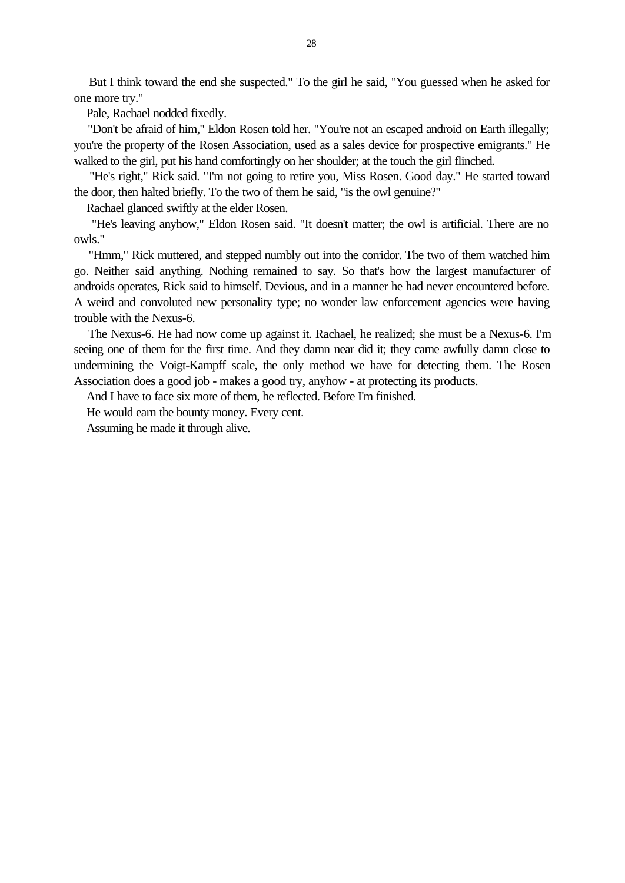But I think toward the end she suspected." To the girl he said, "You guessed when he asked for one more try."

Pale, Rachael nodded fixedly.

"Don't be afraid of him," Eldon Rosen told her. "You're not an escaped android on Earth illegally; you're the property of the Rosen Association, used as a sales device for prospective emigrants." He walked to the girl, put his hand comfortingly on her shoulder; at the touch the girl flinched.

"He's right," Rick said. "I'm not going to retire you, Miss Rosen. Good day." He started toward the door, then halted briefly. To the two of them he said, "is the owl genuine?"

Rachael glanced swiftly at the elder Rosen.

"He's leaving anyhow," Eldon Rosen said. "It doesn't matter; the owl is artificial. There are no owls."

"Hmm," Rick muttered, and stepped numbly out into the corridor. The two of them watched him go. Neither said anything. Nothing remained to say. So that's how the largest manufacturer of androids operates, Rick said to himself. Devious, and in a manner he had never encountered before. A weird and convoluted new personality type; no wonder law enforcement agencies were having trouble with the Nexus-6.

The Nexus-6. He had now come up against it. Rachael, he realized; she must be a Nexus-6. I'm seeing one of them for the first time. And they damn near did it; they came awfully damn close to undermining the Voigt-Kampff scale, the only method we have for detecting them. The Rosen Association does a good job - makes a good try, anyhow - at protecting its products.

And I have to face six more of them, he reflected. Before I'm finished.

He would earn the bounty money. Every cent.

Assuming he made it through alive.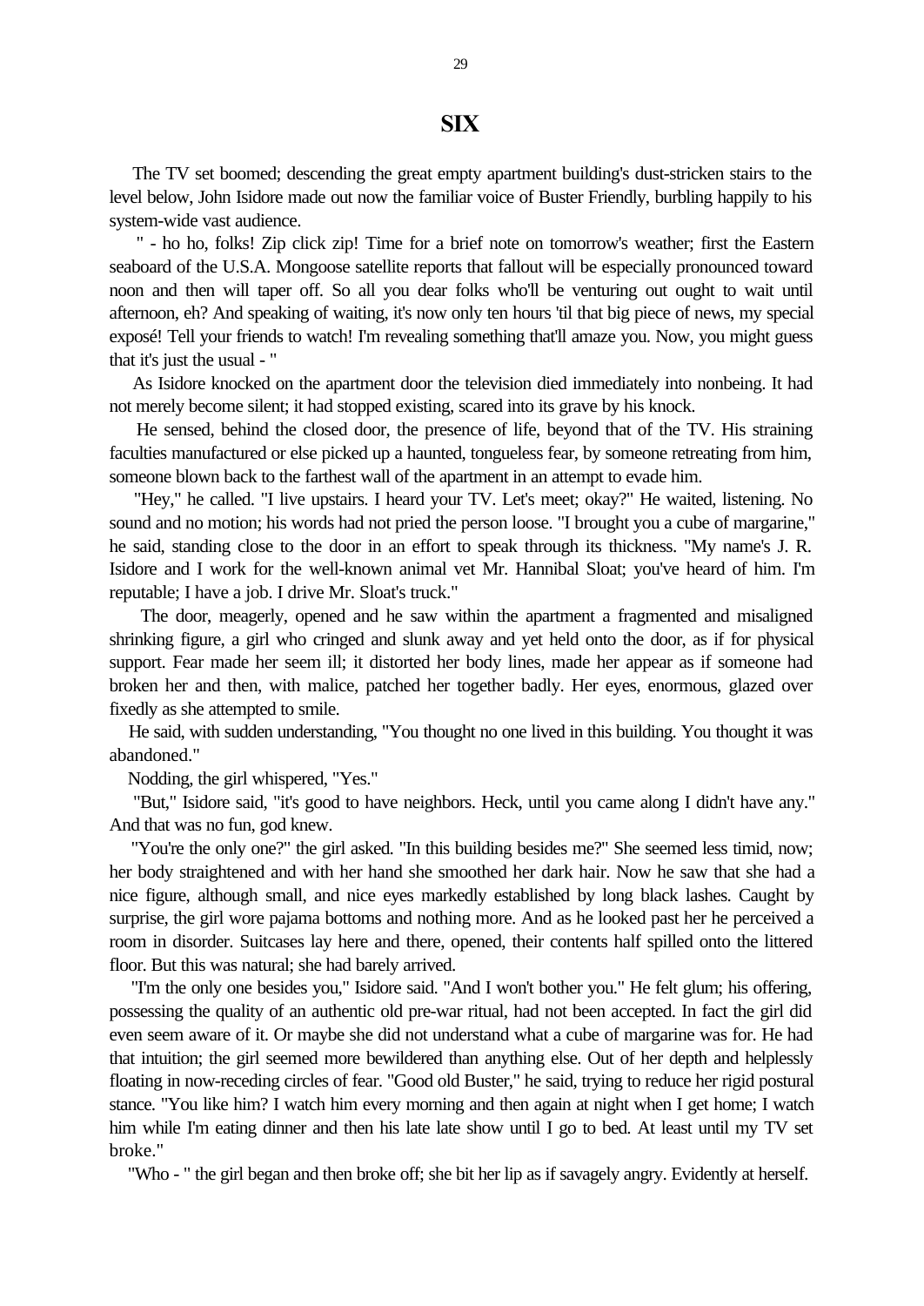# SIX

The TV set boomed; descending the great empty apartment building's dust-stricken stairs to the level below, John Isidore made out now the familiar voice of Buster Friendly, burbling happily to his system-wide vast audience.

" - ho ho, folks! Zip click zip! Time for a brief note on tomorrow's weather; first the Eastern seaboard of the U.S.A. Mongoose satellite reports that fallout will be especially pronounced toward noon and then will taper off. So all you dear folks who'll be venturing out ought to wait until afternoon, eh? And speaking of waiting, it's now only ten hours 'til that big piece of news, my special exposé! Tell your friends to watch! I'm revealing something that'll amaze you. Now, you might guess that it's just the usual - "

As Isidore knocked on the apartment door the television died immediately into nonbeing. It had not merely become silent; it had stopped existing, scared into its grave by his knock.

He sensed, behind the closed door, the presence of life, beyond that of the TV. His straining faculties manufactured or else picked up a haunted, tongueless fear, by someone retreating from him, someone blown back to the farthest wall of the apartment in an attempt to evade him.

"Hey," he called. "I live upstairs. I heard your TV. Let's meet; okay?" He waited, listening. No sound and no motion; his words had not pried the person loose. "I brought you a cube of margarine," he said, standing close to the door in an effort to speak through its thickness. "My name's J. R. Isidore and I work for the well-known animal vet Mr. Hannibal Sloat; you've heard of him. I'm reputable; I have a job. I drive Mr. Sloat's truck."

The door, meagerly, opened and he saw within the apartment a fragmented and misaligned shrinking figure, a girl who cringed and slunk away and yet held onto the door, as if for physical support. Fear made her seem ill; it distorted her body lines, made her appear as if someone had broken her and then, with malice, patched her together badly. Her eyes, enormous, glazed over fixedly as she attempted to smile.

He said, with sudden understanding, "You thought no one lived in this building. You thought it was abandoned."

Nodding, the girl whispered, "Yes."

"But," Isidore said, "it's good to have neighbors. Heck, until you came along I didn't have any." And that was no fun, god knew.

"You're the only one?" the girl asked. "In this building besides me?" She seemed less timid, now; her body straightened and with her hand she smoothed her dark hair. Now he saw that she had a nice figure, although small, and nice eyes markedly established by long black lashes. Caught by surprise, the girl wore pajama bottoms and nothing more. And as he looked past her he perceived a room in disorder. Suitcases lay here and there, opened, their contents half spilled onto the littered floor. But this was natural; she had barely arrived.

"I'm the only one besides you," Isidore said. "And I won't bother you." He felt glum; his offering, possessing the quality of an authentic old pre-war ritual, had not been accepted. In fact the girl did even seem aware of it. Or maybe she did not understand what a cube of margarine was for. He had that intuition; the girl seemed more bewildered than anything else. Out of her depth and helplessly floating in now-receding circles of fear. "Good old Buster," he said, trying to reduce her rigid postural stance. "You like him? I watch him every morning and then again at night when I get home; I watch him while I'm eating dinner and then his late late show until I go to bed. At least until my TV set broke."

"Who - " the girl began and then broke off; she bit her lip as if savagely angry. Evidently at herself.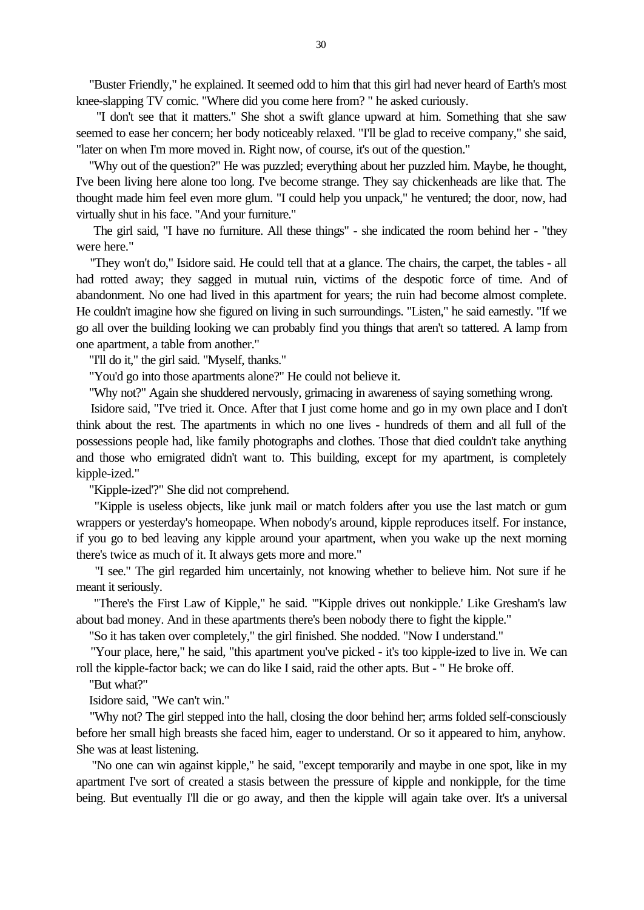"Buster Friendly," he explained. It seemed odd to him that this girl had never heard of Earth's most knee-slapping TV comic. "Where did you come here from? " he asked curiously.

"I don't see that it matters." She shot a swift glance upward at him. Something that she saw seemed to ease her concern; her body noticeably relaxed. "I'll be glad to receive company," she said, "later on when I'm more moved in. Right now, of course, it's out of the question."

"Why out of the question?" He was puzzled; everything about her puzzled him. Maybe, he thought, I've been living here alone too long. I've become strange. They say chickenheads are like that. The thought made him feel even more glum. "I could help you unpack," he ventured; the door, now, had virtually shut in his face. "And your furniture."

The girl said, "I have no furniture. All these things" - she indicated the room behind her - "they were here."

"They won't do," Isidore said. He could tell that at a glance. The chairs, the carpet, the tables - all had rotted away; they sagged in mutual ruin, victims of the despotic force of time. And of abandonment. No one had lived in this apartment for years; the ruin had become almost complete. He couldn't imagine how she figured on living in such surroundings. "Listen," he said earnestly. "If we go all over the building looking we can probably find you things that aren't so tattered. A lamp from one apartment, a table from another."

"I'll do it," the girl said. "Myself, thanks."

"You'd go into those apartments alone?" He could not believe it.

"Why not?" Again she shuddered nervously, grimacing in awareness of saying something wrong.

Isidore said, "I've tried it. Once. After that I just come home and go in my own place and I don't think about the rest. The apartments in which no one lives - hundreds of them and all full of the possessions people had, like family photographs and clothes. Those that died couldn't take anything and those who emigrated didn't want to. This building, except for my apartment, is completely kipple-ized."

"Kipple-ized'?" She did not comprehend.

"Kipple is useless objects, like junk mail or match folders after you use the last match or gum wrappers or yesterday's homeopape. When nobody's around, kipple reproduces itself. For instance, if you go to bed leaving any kipple around your apartment, when you wake up the next morning there's twice as much of it. It always gets more and more."

"I see." The girl regarded him uncertainly, not knowing whether to believe him. Not sure if he meant it seriously.

"There's the First Law of Kipple," he said. "'Kipple drives out nonkipple.' Like Gresham's law about bad money. And in these apartments there's been nobody there to fight the kipple."

"So it has taken over completely," the girl finished. She nodded. "Now I understand."

"Your place, here," he said, "this apartment you've picked - it's too kipple-ized to live in. We can roll the kipple-factor back; we can do like I said, raid the other apts. But - " He broke off.

"But what?"

Isidore said, "We can't win."

"Why not? The girl stepped into the hall, closing the door behind her; arms folded self-consciously before her small high breasts she faced him, eager to understand. Or so it appeared to him, anyhow. She was at least listening.

"No one can win against kipple," he said, "except temporarily and maybe in one spot, like in my apartment I've sort of created a stasis between the pressure of kipple and nonkipple, for the time being. But eventually I'll die or go away, and then the kipple will again take over. It's a universal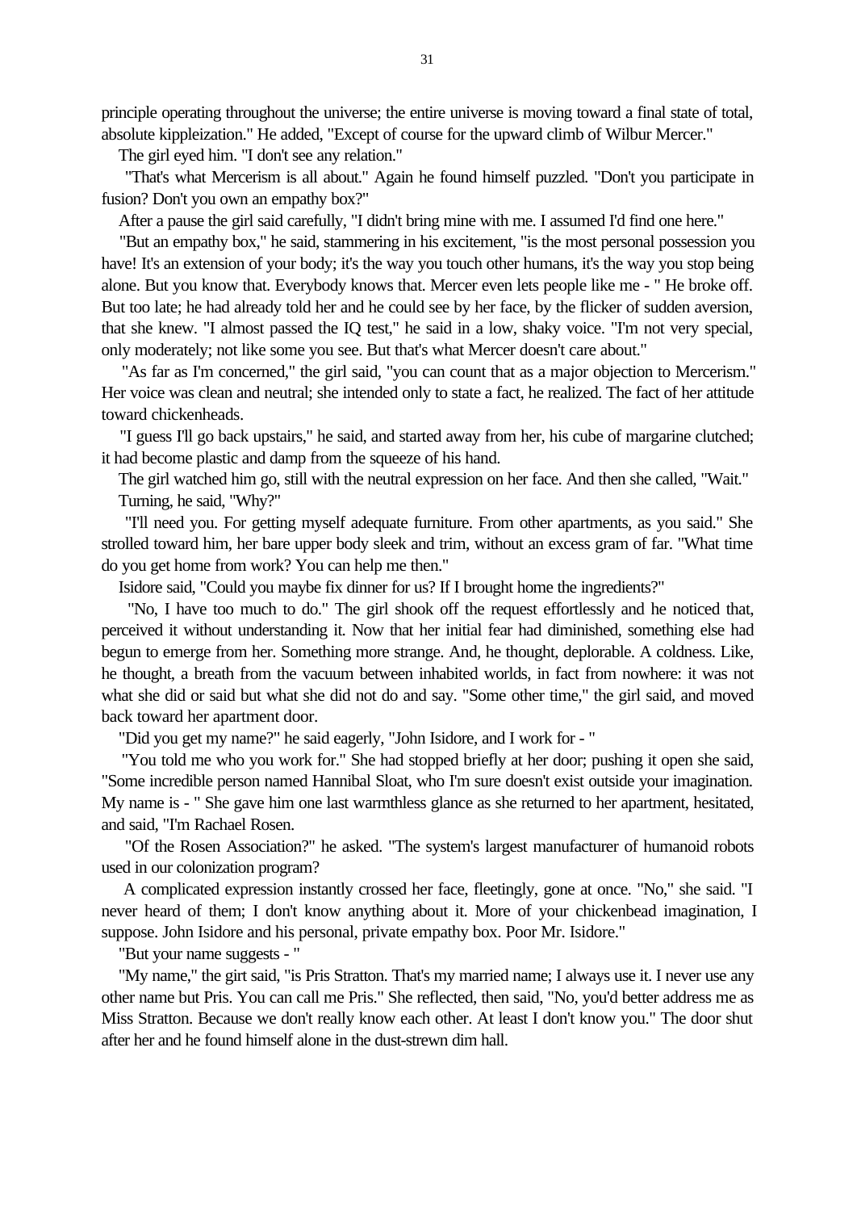principle operating throughout the universe; the entire universe is moving toward a final state of total, absolute kippleization." He added, "Except of course for the upward climb of Wilbur Mercer."

The girl eyed him. "I don't see any relation."

"That's what Mercerism is all about." Again he found himself puzzled. "Don't you participate in fusion? Don't you own an empathy box?"

After a pause the girl said carefully, "I didn't bring mine with me. I assumed I'd find one here."

"But an empathy box," he said, stammering in his excitement, "is the most personal possession you have! It's an extension of your body; it's the way you touch other humans, it's the way you stop being alone. But you know that. Everybody knows that. Mercer even lets people like me - " He broke off. But too late; he had already told her and he could see by her face, by the flicker of sudden aversion, that she knew. "I almost passed the IQ test," he said in a low, shaky voice. "I'm not very special, only moderately; not like some you see. But that's what Mercer doesn't care about."

"As far as I'm concerned," the girl said, "you can count that as a major objection to Mercerism." Her voice was clean and neutral; she intended only to state a fact, he realized. The fact of her attitude toward chickenheads.

"I guess I'll go back upstairs," he said, and started away from her, his cube of margarine clutched; it had become plastic and damp from the squeeze of his hand.

The girl watched him go, still with the neutral expression on her face. And then she called, "Wait."

Turning, he said, "Why?"

"I'll need you. For getting myself adequate furniture. From other apartments, as you said." She strolled toward him, her bare upper body sleek and trim, without an excess gram of far. "What time do you get home from work? You can help me then."

Isidore said, "Could you maybe fix dinner for us? If I brought home the ingredients?"

"No, I have too much to do." The girl shook off the request effortlessly and he noticed that, perceived it without understanding it. Now that her initial fear had diminished, something else had begun to emerge from her. Something more strange. And, he thought, deplorable. A coldness. Like, he thought, a breath from the vacuum between inhabited worlds, in fact from nowhere: it was not what she did or said but what she did not do and say. "Some other time," the girl said, and moved back toward her apartment door.

"Did you get my name?" he said eagerly, "John Isidore, and I work for - "

"You told me who you work for." She had stopped briefly at her door; pushing it open she said, "Some incredible person named Hannibal Sloat, who I'm sure doesn't exist outside your imagination. My name is - " She gave him one last warmthless glance as she returned to her apartment, hesitated, and said, "I'm Rachael Rosen.

"Of the Rosen Association?" he asked. "The system's largest manufacturer of humanoid robots used in our colonization program?

A complicated expression instantly crossed her face, fleetingly, gone at once. "No," she said. "I never heard of them; I don't know anything about it. More of your chickenbead imagination, I suppose. John Isidore and his personal, private empathy box. Poor Mr. Isidore."

"But your name suggests - "

"My name," the girt said, "is Pris Stratton. That's my married name; I always use it. I never use any other name but Pris. You can call me Pris." She reflected, then said, "No, you'd better address me as Miss Stratton. Because we don't really know each other. At least I don't know you." The door shut after her and he found himself alone in the dust-strewn dim hall.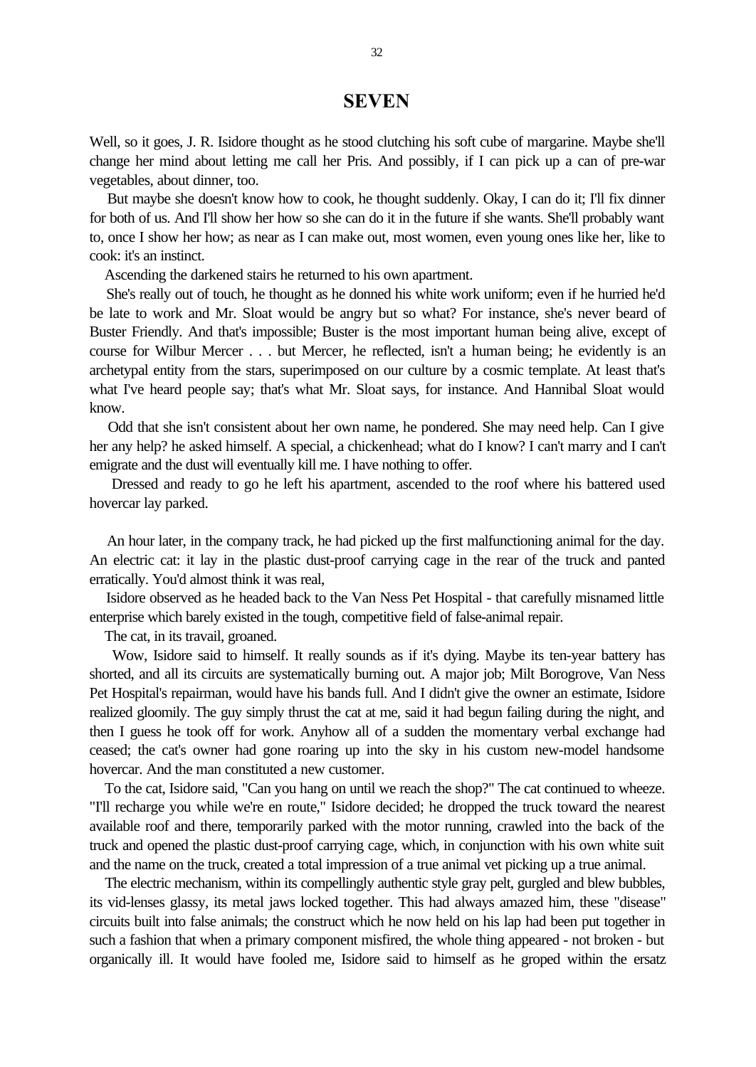# SEVEN

Well, so it goes, J. R. Isidore thought as he stood clutching his soft cube of margarine. Maybe she'll change her mind about letting me call her Pris. And possibly, if I can pick up a can of pre-war vegetables, about dinner, too.

But maybe she doesn't know how to cook, he thought suddenly. Okay, I can do it; I'll fix dinner for both of us. And I'll show her how so she can do it in the future if she wants. She'll probably want to, once I show her how; as near as I can make out, most women, even young ones like her, like to cook: it's an instinct.

Ascending the darkened stairs he returned to his own apartment.

She's really out of touch, he thought as he donned his white work uniform; even if he hurried he'd be late to work and Mr. Sloat would be angry but so what? For instance, she's never beard of Buster Friendly. And that's impossible; Buster is the most important human being alive, except of course for Wilbur Mercer . . . but Mercer, he reflected, isn't a human being; he evidently is an archetypal entity from the stars, superimposed on our culture by a cosmic template. At least that's what I've heard people say; that's what Mr. Sloat says, for instance. And Hannibal Sloat would know.

Odd that she isn't consistent about her own name, he pondered. She may need help. Can I give her any help? he asked himself. A special, a chickenhead; what do I know? I can't marry and I can't emigrate and the dust will eventually kill me. I have nothing to offer.

Dressed and ready to go he left his apartment, ascended to the roof where his battered used hovercar lay parked.

An hour later, in the company track, he had picked up the first malfunctioning animal for the day. An electric cat: it lay in the plastic dust-proof carrying cage in the rear of the truck and panted erratically. You'd almost think it was real,

Isidore observed as he headed back to the Van Ness Pet Hospital - that carefully misnamed little enterprise which barely existed in the tough, competitive field of false-animal repair.

The cat, in its travail, groaned.

Wow, Isidore said to himself. It really sounds as if it's dying. Maybe its ten-year battery has shorted, and all its circuits are systematically burning out. A major job; Milt Borogrove, Van Ness Pet Hospital's repairman, would have his bands full. And I didn't give the owner an estimate, Isidore realized gloomily. The guy simply thrust the cat at me, said it had begun failing during the night, and then I guess he took off for work. Anyhow all of a sudden the momentary verbal exchange had ceased; the cat's owner had gone roaring up into the sky in his custom new-model handsome hovercar. And the man constituted a new customer.

To the cat, Isidore said, "Can you hang on until we reach the shop?" The cat continued to wheeze. "I'll recharge you while we're en route," Isidore decided; he dropped the truck toward the nearest available roof and there, temporarily parked with the motor running, crawled into the back of the truck and opened the plastic dust-proof carrying cage, which, in conjunction with his own white suit and the name on the truck, created a total impression of a true animal vet picking up a true animal.

The electric mechanism, within its compellingly authentic style gray pelt, gurgled and blew bubbles, its vid-lenses glassy, its metal jaws locked together. This had always amazed him, these "disease" circuits built into false animals; the construct which he now held on his lap had been put together in such a fashion that when a primary component misfired, the whole thing appeared - not broken - but organically ill. It would have fooled me, Isidore said to himself as he groped within the ersatz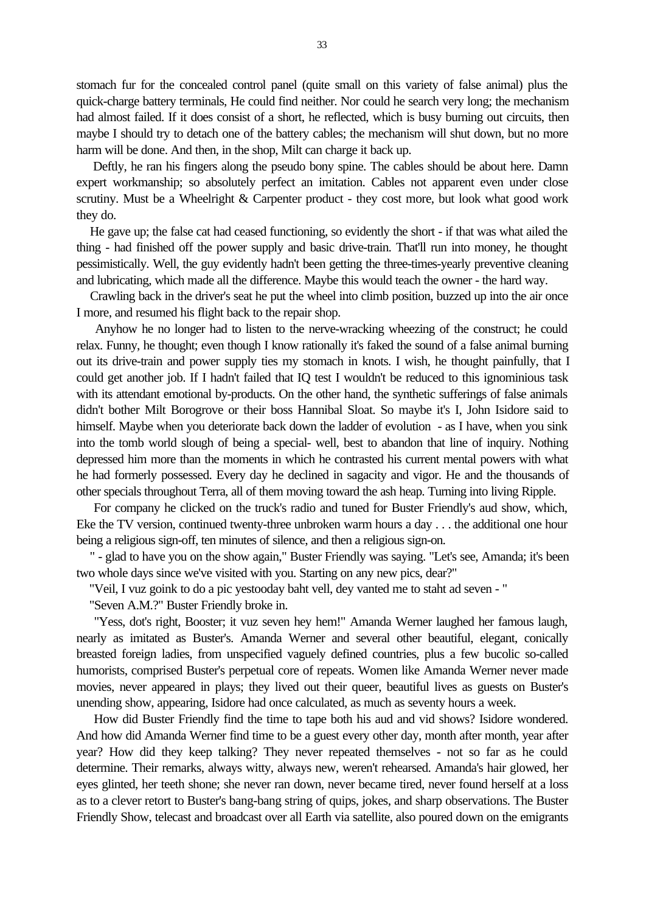stomach fur for the concealed control panel (quite small on this variety of false animal) plus the quick-charge battery terminals, He could find neither. Nor could he search very long; the mechanism had almost failed. If it does consist of a short, he reflected, which is busy burning out circuits, then maybe I should try to detach one of the battery cables; the mechanism will shut down, but no more harm will be done. And then, in the shop, Milt can charge it back up.

Deftly, he ran his fingers along the pseudo bony spine. The cables should be about here. Damn expert workmanship; so absolutely perfect an imitation. Cables not apparent even under close scrutiny. Must be a Wheelright & Carpenter product - they cost more, but look what good work they do.

He gave up; the false cat had ceased functioning, so evidently the short - if that was what ailed the thing - had finished off the power supply and basic drive-train. That'll run into money, he thought pessimistically. Well, the guy evidently hadn't been getting the three-times-yearly preventive cleaning and lubricating, which made all the difference. Maybe this would teach the owner - the hard way.

Crawling back in the driver's seat he put the wheel into climb position, buzzed up into the air once I more, and resumed his flight back to the repair shop.

Anyhow he no longer had to listen to the nerve-wracking wheezing of the construct; he could relax. Funny, he thought; even though I know rationally it's faked the sound of a false animal burning out its drive-train and power supply ties my stomach in knots. I wish, he thought painfully, that I could get another job. If I hadn't failed that IQ test I wouldn't be reduced to this ignominious task with its attendant emotional by-products. On the other hand, the synthetic sufferings of false animals didn't bother Milt Borogrove or their boss Hannibal Sloat. So maybe it's I, John Isidore said to himself. Maybe when you deteriorate back down the ladder of evolution - as I have, when you sink into the tomb world slough of being a special- well, best to abandon that line of inquiry. Nothing depressed him more than the moments in which he contrasted his current mental powers with what he had formerly possessed. Every day he declined in sagacity and vigor. He and the thousands of other specials throughout Terra, all of them moving toward the ash heap. Turning into living Ripple.

For company he clicked on the truck's radio and tuned for Buster Friendly's aud show, which, Eke the TV version, continued twenty-three unbroken warm hours a day . . . the additional one hour being a religious sign-off, ten minutes of silence, and then a religious sign-on.

" - glad to have you on the show again," Buster Friendly was saying. "Let's see, Amanda; it's been two whole days since we've visited with you. Starting on any new pics, dear?"

"Veil, I vuz goink to do a pic yestooday baht vell, dey vanted me to staht ad seven - "

"Seven A.M.?" Buster Friendly broke in.

"Yess, dot's right, Booster; it vuz seven hey hem!" Amanda Werner laughed her famous laugh, nearly as imitated as Buster's. Amanda Werner and several other beautiful, elegant, conically breasted foreign ladies, from unspecified vaguely defined countries, plus a few bucolic so-called humorists, comprised Buster's perpetual core of repeats. Women like Amanda Werner never made movies, never appeared in plays; they lived out their queer, beautiful lives as guests on Buster's unending show, appearing, Isidore had once calculated, as much as seventy hours a week.

How did Buster Friendly find the time to tape both his aud and vid shows? Isidore wondered. And how did Amanda Werner find time to be a guest every other day, month after month, year after year? How did they keep talking? They never repeated themselves - not so far as he could determine. Their remarks, always witty, always new, weren't rehearsed. Amanda's hair glowed, her eyes glinted, her teeth shone; she never ran down, never became tired, never found herself at a loss as to a clever retort to Buster's bang-bang string of quips, jokes, and sharp observations. The Buster Friendly Show, telecast and broadcast over all Earth via satellite, also poured down on the emigrants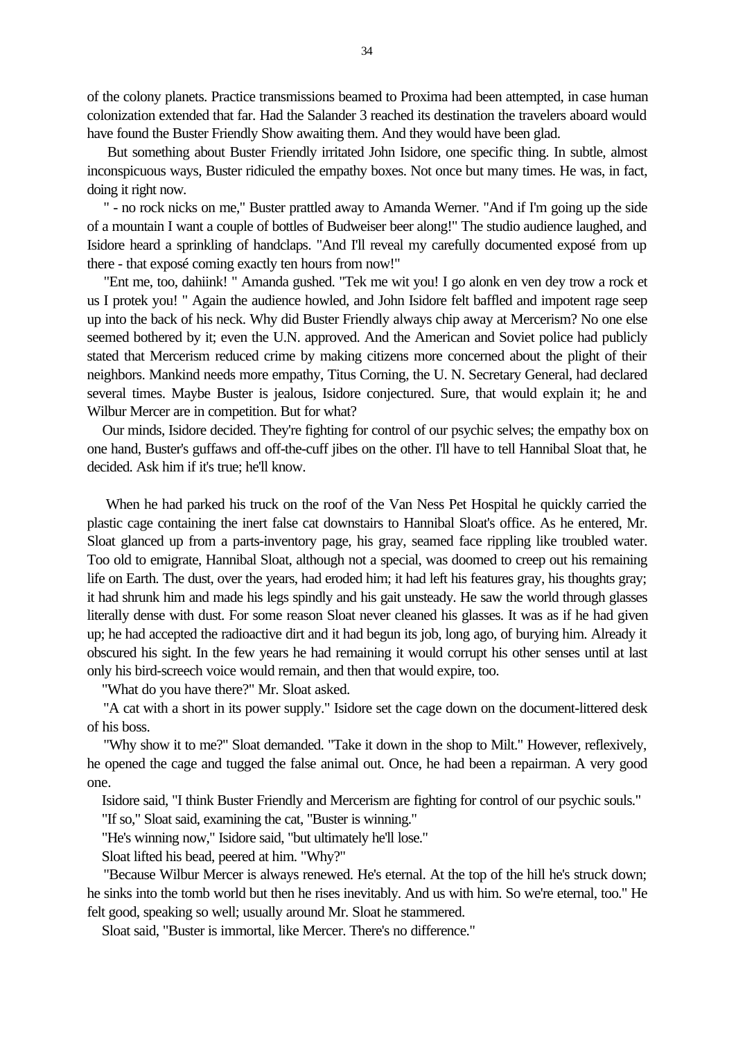of the colony planets. Practice transmissions beamed to Proxima had been attempted, in case human colonization extended that far. Had the Salander 3 reached its destination the travelers aboard would have found the Buster Friendly Show awaiting them. And they would have been glad.

But something about Buster Friendly irritated John Isidore, one specific thing. In subtle, almost inconspicuous ways, Buster ridiculed the empathy boxes. Not once but many times. He was, in fact, doing it right now.

" - no rock nicks on me," Buster prattled away to Amanda Werner. "And if I'm going up the side of a mountain I want a couple of bottles of Budweiser beer along!" The studio audience laughed, and Isidore heard a sprinkling of handclaps. "And I'll reveal my carefully documented exposé from up there - that exposé coming exactly ten hours from now!"

"Ent me, too, dahiink! " Amanda gushed. "Tek me wit you! I go alonk en ven dey trow a rock et us I protek you! " Again the audience howled, and John Isidore felt baffled and impotent rage seep up into the back of his neck. Why did Buster Friendly always chip away at Mercerism? No one else seemed bothered by it; even the U.N. approved. And the American and Soviet police had publicly stated that Mercerism reduced crime by making citizens more concerned about the plight of their neighbors. Mankind needs more empathy, Titus Corning, the U. N. Secretary General, had declared several times. Maybe Buster is jealous, Isidore conjectured. Sure, that would explain it; he and Wilbur Mercer are in competition. But for what?

Our minds, Isidore decided. They're fighting for control of our psychic selves; the empathy box on one hand, Buster's guffaws and off-the-cuff jibes on the other. I'll have to tell Hannibal Sloat that, he decided. Ask him if it's true; he'll know.

When he had parked his truck on the roof of the Van Ness Pet Hospital he quickly carried the plastic cage containing the inert false cat downstairs to Hannibal Sloat's office. As he entered, Mr. Sloat glanced up from a parts-inventory page, his gray, seamed face rippling like troubled water. Too old to emigrate, Hannibal Sloat, although not a special, was doomed to creep out his remaining life on Earth. The dust, over the years, had eroded him; it had left his features gray, his thoughts gray; it had shrunk him and made his legs spindly and his gait unsteady. He saw the world through glasses literally dense with dust. For some reason Sloat never cleaned his glasses. It was as if he had given up; he had accepted the radioactive dirt and it had begun its job, long ago, of burying him. Already it obscured his sight. In the few years he had remaining it would corrupt his other senses until at last only his bird-screech voice would remain, and then that would expire, too.

"What do you have there?" Mr. Sloat asked.

"A cat with a short in its power supply." Isidore set the cage down on the document-littered desk of his boss.

"Why show it to me?" Sloat demanded. "Take it down in the shop to Milt." However, reflexively, he opened the cage and tugged the false animal out. Once, he had been a repairman. A very good one.

Isidore said, "I think Buster Friendly and Mercerism are fighting for control of our psychic souls."

"If so," Sloat said, examining the cat, "Buster is winning."

"He's winning now," Isidore said, "but ultimately he'll lose."

Sloat lifted his bead, peered at him. "Why?"

"Because Wilbur Mercer is always renewed. He's eternal. At the top of the hill he's struck down; he sinks into the tomb world but then he rises inevitably. And us with him. So we're eternal, too." He felt good, speaking so well; usually around Mr. Sloat he stammered.

Sloat said, "Buster is immortal, like Mercer. There's no difference."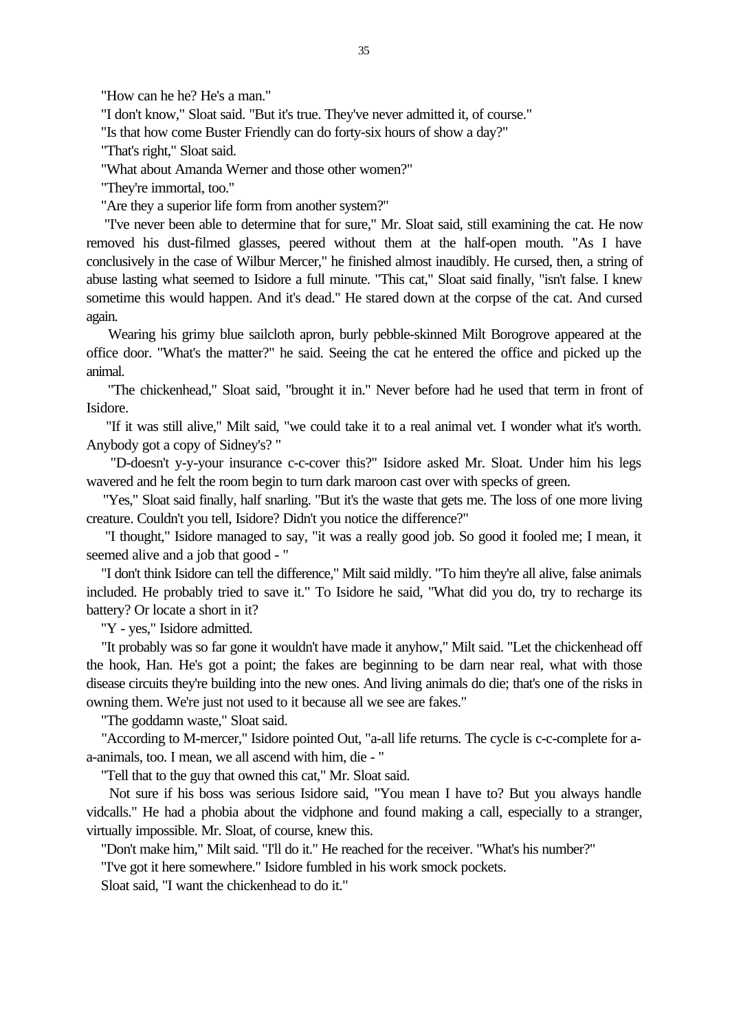"How can he he? He's a man."

"I don't know," Sloat said. "But it's true. They've never admitted it, of course."

"Is that how come Buster Friendly can do forty-six hours of show a day?"

"That's right," Sloat said.

"What about Amanda Werner and those other women?"

"They're immortal, too."

"Are they a superior life form from another system?"

"I've never been able to determine that for sure," Mr. Sloat said, still examining the cat. He now removed his dust-filmed glasses, peered without them at the half-open mouth. "As I have conclusively in the case of Wilbur Mercer," he finished almost inaudibly. He cursed, then, a string of abuse lasting what seemed to Isidore a full minute. "This cat," Sloat said finally, "isn't false. I knew sometime this would happen. And it's dead." He stared down at the corpse of the cat. And cursed again.

Wearing his grimy blue sailcloth apron, burly pebble-skinned Milt Borogrove appeared at the office door. "What's the matter?" he said. Seeing the cat he entered the office and picked up the animal.

"The chickenhead," Sloat said, "brought it in." Never before had he used that term in front of Isidore.

"If it was still alive," Milt said, "we could take it to a real animal vet. I wonder what it's worth. Anybody got a copy of Sidney's? "

"D-doesn't y-y-your insurance c-c-cover this?" Isidore asked Mr. Sloat. Under him his legs wavered and he felt the room begin to turn dark maroon cast over with specks of green.

"Yes," Sloat said finally, half snarling. "But it's the waste that gets me. The loss of one more living creature. Couldn't you tell, Isidore? Didn't you notice the difference?"

"I thought," Isidore managed to say, "it was a really good job. So good it fooled me; I mean, it seemed alive and a job that good - "

"I don't think Isidore can tell the difference," Milt said mildly. "To him they're all alive, false animals included. He probably tried to save it." To Isidore he said, "What did you do, try to recharge its battery? Or locate a short in it?

"Y - yes," Isidore admitted.

"It probably was so far gone it wouldn't have made it anyhow," Milt said. "Let the chickenhead off the hook, Han. He's got a point; the fakes are beginning to be darn near real, what with those disease circuits they're building into the new ones. And living animals do die; that's one of the risks in owning them. We're just not used to it because all we see are fakes."

"The goddamn waste," Sloat said.

"According to M-mercer," Isidore pointed Out, "a-all life returns. The cycle is c-c-complete for a-a-animals, too. I mean, we all ascend with him, die - "

"Tell that to the guy that owned this cat," Mr. Sloat said.

Not sure if his boss was serious Isidore said, "You mean I have to? But you always handle vidcalls." He had a phobia about the vidphone and found making a call, especially to a stranger, virtually impossible. Mr. Sloat, of course, knew this.

"Don't make him," Milt said. "I'll do it." He reached for the receiver. "What's his number?"

"I've got it here somewhere." Isidore fumbled in his work smock pockets.

Sloat said, "I want the chickenhead to do it."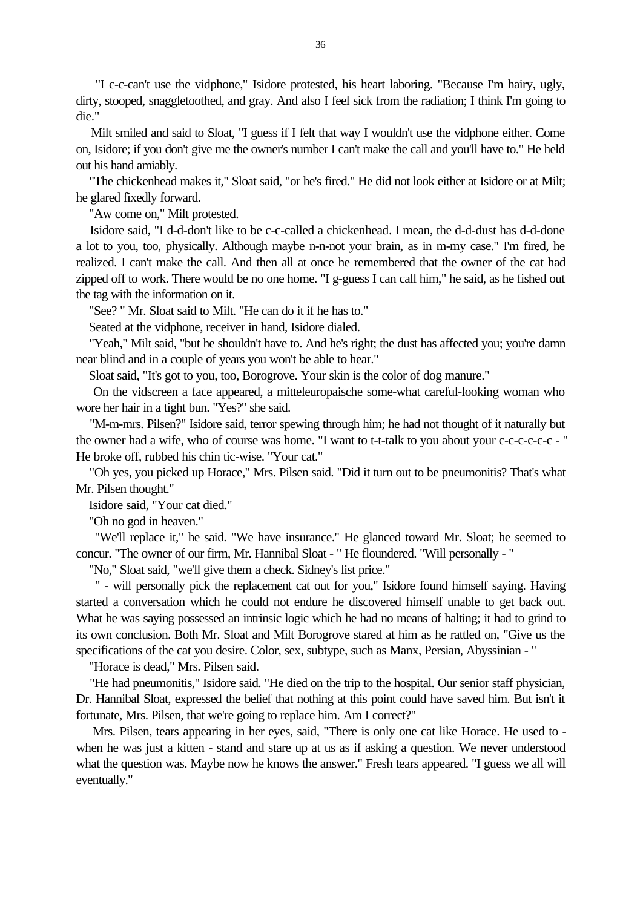"I c-c-can't use the vidphone," Isidore protested, his heart laboring. "Because I'm hairy, ugly, dirty, stooped, snaggletoothed, and gray. And also I feel sick from the radiation; I think I'm going to die."

Milt smiled and said to Sloat, "I guess if I felt that way I wouldn't use the vidphone either. Come on, Isidore; if you don't give me the owner's number I can't make the call and you'll have to." He held out his hand amiably.

"The chickenhead makes it," Sloat said, "or he's fired." He did not look either at Isidore or at Milt; he glared fixedly forward.

"Aw come on," Milt protested.

Isidore said, "I d-d-don't like to be c-c-called a chickenhead. I mean, the d-d-dust has d-d-done a lot to you, too, physically. Although maybe n-n-not your brain, as in m-my case." I'm fired, he realized. I can't make the call. And then all at once he remembered that the owner of the cat had zipped off to work. There would be no one home. "I g-guess I can call him," he said, as he fished out the tag with the information on it.

"See? " Mr. Sloat said to Milt. "He can do it if he has to."

Seated at the vidphone, receiver in hand, Isidore dialed.

"Yeah," Milt said, "but he shouldn't have to. And he's right; the dust has affected you; you're damn near blind and in a couple of years you won't be able to hear."

Sloat said, "It's got to you, too, Borogrove. Your skin is the color of dog manure."

On the vidscreen a face appeared, a mitteleuropaische some-what careful-looking woman who wore her hair in a tight bun. "Yes?" she said.

"M-m-mrs. Pilsen?" Isidore said, terror spewing through him; he had not thought of it naturally but the owner had a wife, who of course was home. "I want to t-t-talk to you about your c-c-c-c-c-c - " He broke off, rubbed his chin tic-wise. "Your cat."

"Oh yes, you picked up Horace," Mrs. Pilsen said. "Did it turn out to be pneumonitis? That's what Mr. Pilsen thought."

Isidore said, "Your cat died."

"Oh no god in heaven."

"We'll replace it," he said. "We have insurance." He glanced toward Mr. Sloat; he seemed to concur. "The owner of our firm, Mr. Hannibal Sloat - " He floundered. "Will personally - "

"No," Sloat said, "we'll give them a check. Sidney's list price."

" - will personally pick the replacement cat out for you," Isidore found himself saying. Having started a conversation which he could not endure he discovered himself unable to get back out. What he was saying possessed an intrinsic logic which he had no means of halting; it had to grind to its own conclusion. Both Mr. Sloat and Milt Borogrove stared at him as he rattled on, "Give us the specifications of the cat you desire. Color, sex, subtype, such as Manx, Persian, Abyssinian - "

"Horace is dead," Mrs. Pilsen said.

"He had pneumonitis," Isidore said. "He died on the trip to the hospital. Our senior staff physician, Dr. Hannibal Sloat, expressed the belief that nothing at this point could have saved him. But isn't it fortunate, Mrs. Pilsen, that we're going to replace him. Am I correct?"

Mrs. Pilsen, tears appearing in her eyes, said, "There is only one cat like Horace. He used to - when he was just a kitten - stand and stare up at us as if asking a question. We never understood what the question was. Maybe now he knows the answer." Fresh tears appeared. "I guess we all will eventually."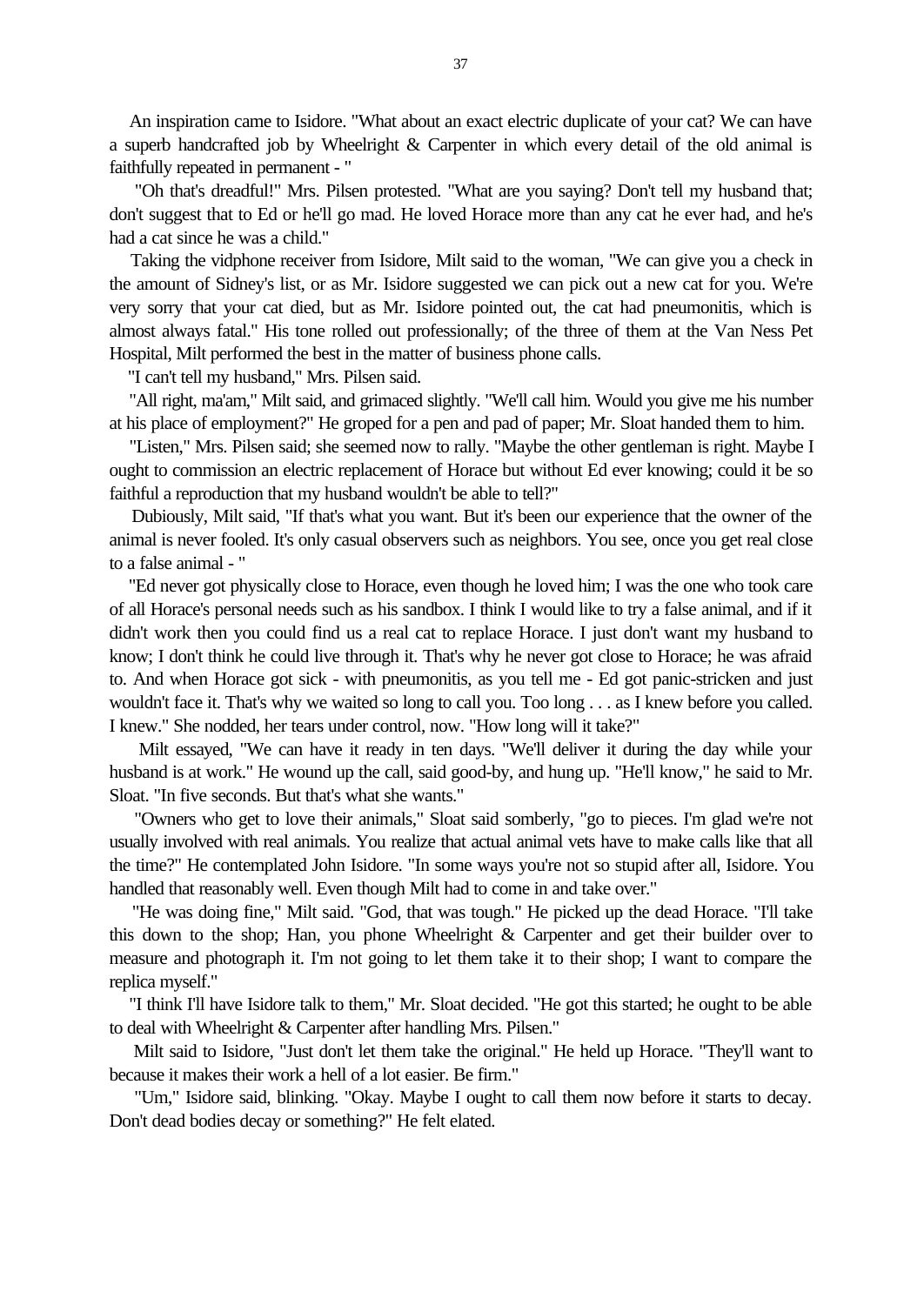An inspiration came to Isidore. "What about an exact electric duplicate of your cat? We can have a superb handcrafted job by Wheelright & Carpenter in which every detail of the old animal is faithfully repeated in permanent - "

"Oh that's dreadful!" Mrs. Pilsen protested. "What are you saying? Don't tell my husband that; don't suggest that to Ed or he'll go mad. He loved Horace more than any cat he ever had, and he's had a cat since he was a child."

Taking the vidphone receiver from Isidore, Milt said to the woman, "We can give you a check in the amount of Sidney's list, or as Mr. Isidore suggested we can pick out a new cat for you. We're very sorry that your cat died, but as Mr. Isidore pointed out, the cat had pneumonitis, which is almost always fatal." His tone rolled out professionally; of the three of them at the Van Ness Pet Hospital, Milt performed the best in the matter of business phone calls.

"I can't tell my husband," Mrs. Pilsen said.

"All right, ma'am," Milt said, and grimaced slightly. "We'll call him. Would you give me his number at his place of employment?" He groped for a pen and pad of paper; Mr. Sloat handed them to him.

"Listen," Mrs. Pilsen said; she seemed now to rally. "Maybe the other gentleman is right. Maybe I ought to commission an electric replacement of Horace but without Ed ever knowing; could it be so faithful a reproduction that my husband wouldn't be able to tell?"

Dubiously, Milt said, "If that's what you want. But it's been our experience that the owner of the animal is never fooled. It's only casual observers such as neighbors. You see, once you get real close to a false animal - "

"Ed never got physically close to Horace, even though he loved him; I was the one who took care of all Horace's personal needs such as his sandbox. I think I would like to try a false animal, and if it didn't work then you could find us a real cat to replace Horace. I just don't want my husband to know; I don't think he could live through it. That's why he never got close to Horace; he was afraid to. And when Horace got sick - with pneumonitis, as you tell me - Ed got panic-stricken and just wouldn't face it. That's why we waited so long to call you. Too long . . . as I knew before you called. I knew." She nodded, her tears under control, now. "How long will it take?"

Milt essayed, "We can have it ready in ten days. "We'll deliver it during the day while your husband is at work." He wound up the call, said good-by, and hung up. "He'll know," he said to Mr. Sloat. "In five seconds. But that's what she wants."

"Owners who get to love their animals," Sloat said somberly, "go to pieces. I'm glad we're not usually involved with real animals. You realize that actual animal vets have to make calls like that all the time?" He contemplated John Isidore. "In some ways you're not so stupid after all, Isidore. You handled that reasonably well. Even though Milt had to come in and take over."

"He was doing fine," Milt said. "God, that was tough." He picked up the dead Horace. "I'll take this down to the shop; Han, you phone Wheelright & Carpenter and get their builder over to measure and photograph it. I'm not going to let them take it to their shop; I want to compare the replica myself."

"I think I'll have Isidore talk to them," Mr. Sloat decided. "He got this started; he ought to be able to deal with Wheelright & Carpenter after handling Mrs. Pilsen."

Milt said to Isidore, "Just don't let them take the original." He held up Horace. "They'll want to because it makes their work a hell of a lot easier. Be firm."

"Um," Isidore said, blinking. "Okay. Maybe I ought to call them now before it starts to decay. Don't dead bodies decay or something?" He felt elated.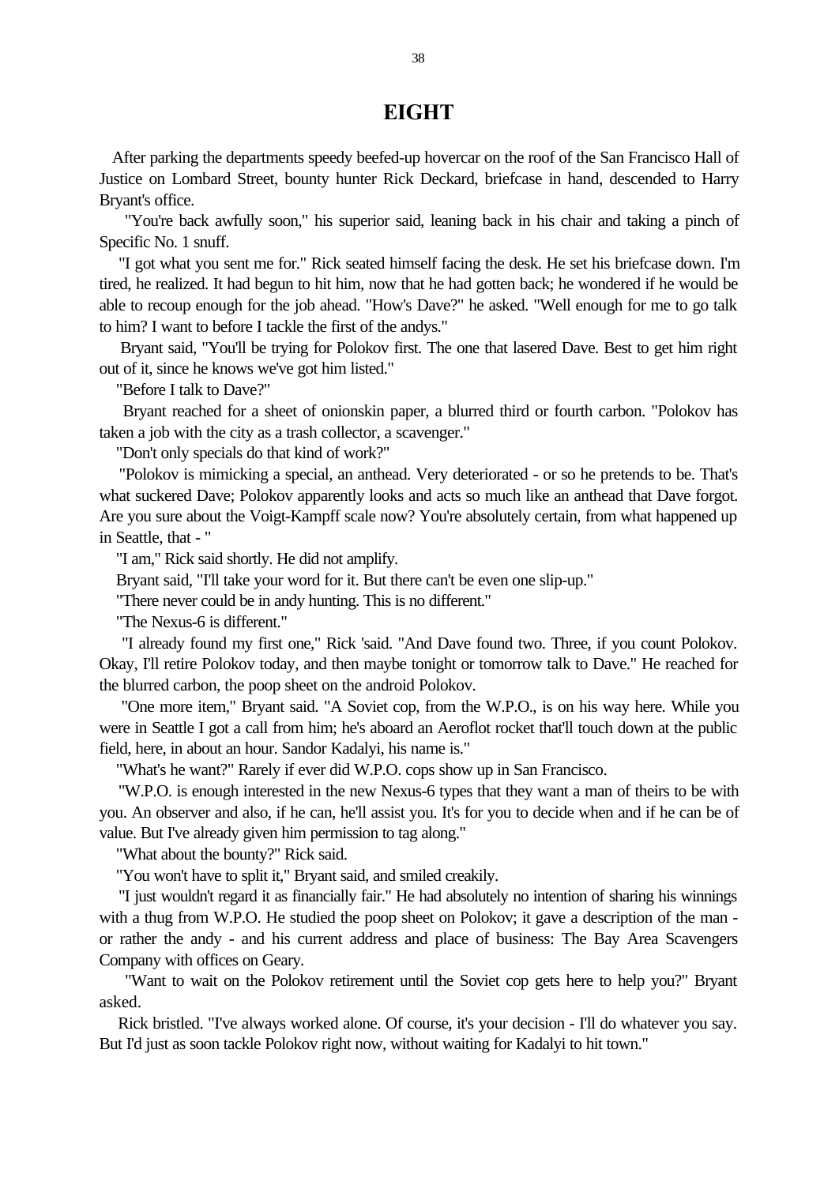# EIGHT

After parking the departments speedy beefed-up hovercar on the roof of the San Francisco Hall of Justice on Lombard Street, bounty hunter Rick Deckard, briefcase in hand, descended to Harry Bryant's office.

"You're back awfully soon," his superior said, leaning back in his chair and taking a pinch of Specific No. 1 snuff.

"I got what you sent me for." Rick seated himself facing the desk. He set his briefcase down. I'm tired, he realized. It had begun to hit him, now that he had gotten back; he wondered if he would be able to recoup enough for the job ahead. "How's Dave?" he asked. "Well enough for me to go talk to him? I want to before I tackle the first of the andys."

Bryant said, "You'll be trying for Polokov first. The one that lasered Dave. Best to get him right out of it, since he knows we've got him listed."

"Before I talk to Dave?"

Bryant reached for a sheet of onionskin paper, a blurred third or fourth carbon. "Polokov has taken a job with the city as a trash collector, a scavenger."

"Don't only specials do that kind of work?"

"Polokov is mimicking a special, an anthead. Very deteriorated - or so he pretends to be. That's what suckered Dave; Polokov apparently looks and acts so much like an anthead that Dave forgot. Are you sure about the Voigt-Kampff scale now? You're absolutely certain, from what happened up in Seattle, that - "

"I am," Rick said shortly. He did not amplify.

Bryant said, "I'll take your word for it. But there can't be even one slip-up."

"There never could be in andy hunting. This is no different."

"The Nexus-6 is different."

"I already found my first one," Rick 'said. "And Dave found two. Three, if you count Polokov. Okay, I'll retire Polokov today, and then maybe tonight or tomorrow talk to Dave." He reached for the blurred carbon, the poop sheet on the android Polokov.

"One more item," Bryant said. "A Soviet cop, from the W.P.O., is on his way here. While you were in Seattle I got a call from him; he's aboard an Aeroflot rocket that'll touch down at the public field, here, in about an hour. Sandor Kadalyi, his name is."

"What's he want?" Rarely if ever did W.P.O. cops show up in San Francisco.

"W.P.O. is enough interested in the new Nexus-6 types that they want a man of theirs to be with you. An observer and also, if he can, he'll assist you. It's for you to decide when and if he can be of value. But I've already given him permission to tag along."

"What about the bounty?" Rick said.

"You won't have to split it," Bryant said, and smiled creakily.

"I just wouldn't regard it as financially fair." He had absolutely no intention of sharing his winnings with a thug from W.P.O. He studied the poop sheet on Polokov; it gave a description of the man - or rather the andy - and his current address and place of business: The Bay Area Scavengers Company with offices on Geary.

"Want to wait on the Polokov retirement until the Soviet cop gets here to help you?" Bryant asked.

Rick bristled. "I've always worked alone. Of course, it's your decision - I'll do whatever you say. But I'd just as soon tackle Polokov right now, without waiting for Kadalyi to hit town."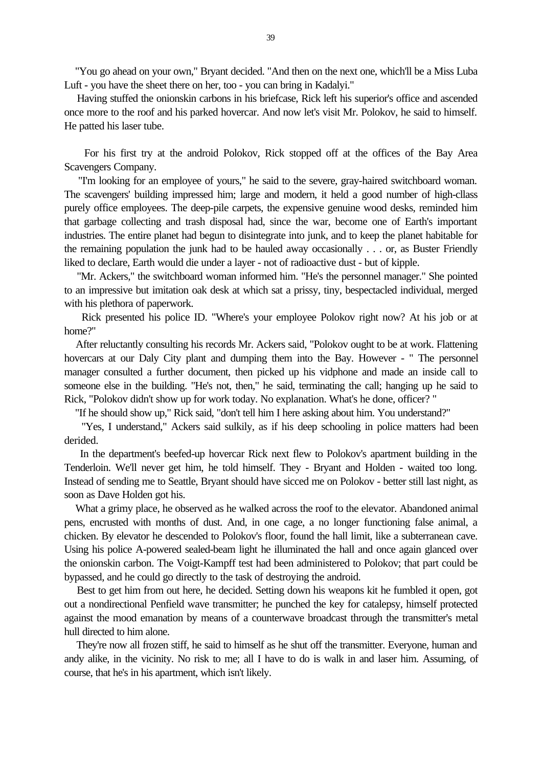"You go ahead on your own," Bryant decided. "And then on the next one, which'll be a Miss Luba Luft - you have the sheet there on her, too - you can bring in Kadalyi."

Having stuffed the onionskin carbons in his briefcase, Rick left his superior's office and ascended once more to the roof and his parked hovercar. And now let's visit Mr. Polokov, he said to himself. He patted his laser tube.

For his first try at the android Polokov, Rick stopped off at the offices of the Bay Area Scavengers Company.

"I'm looking for an employee of yours," he said to the severe, gray-haired switchboard woman. The scavengers' building impressed him; large and modern, it held a good number of high-cllass purely office employees. The deep-pile carpets, the expensive genuine wood desks, reminded him that garbage collecting and trash disposal had, since the war, become one of Earth's important industries. The entire planet had begun to disintegrate into junk, and to keep the planet habitable for the remaining population the junk had to be hauled away occasionally . . . or, as Buster Friendly liked to declare, Earth would die under a layer - not of radioactive dust - but of kipple.

"Mr. Ackers," the switchboard woman informed him. "He's the personnel manager." She pointed to an impressive but imitation oak desk at which sat a prissy, tiny, bespectacled individual, merged with his plethora of paperwork.

Rick presented his police ID. "Where's your employee Polokov right now? At his job or at home?"

After reluctantly consulting his records Mr. Ackers said, "Polokov ought to be at work. Flattening hovercars at our Daly City plant and dumping them into the Bay. However - " The personnel manager consulted a further document, then picked up his vidphone and made an inside call to someone else in the building. "He's not, then," he said, terminating the call; hanging up he said to Rick, "Polokov didn't show up for work today. No explanation. What's he done, officer? "

"If he should show up," Rick said, "don't tell him I here asking about him. You understand?"

"Yes, I understand," Ackers said sulkily, as if his deep schooling in police matters had been derided.

In the department's beefed-up hovercar Rick next flew to Polokov's apartment building in the Tenderloin. We'll never get him, he told himself. They - Bryant and Holden - waited too long. Instead of sending me to Seattle, Bryant should have sicced me on Polokov - better still last night, as soon as Dave Holden got his.

What a grimy place, he observed as he walked across the roof to the elevator. Abandoned animal pens, encrusted with months of dust. And, in one cage, a no longer functioning false animal, a chicken. By elevator he descended to Polokov's floor, found the hall limit, like a subterranean cave. Using his police A-powered sealed-beam light he illuminated the hall and once again glanced over the onionskin carbon. The Voigt-Kampff test had been administered to Polokov; that part could be bypassed, and he could go directly to the task of destroying the android.

Best to get him from out here, he decided. Setting down his weapons kit he fumbled it open, got out a nondirectional Penfield wave transmitter; he punched the key for catalepsy, himself protected against the mood emanation by means of a counterwave broadcast through the transmitter's metal hull directed to him alone.

They're now all frozen stiff, he said to himself as he shut off the transmitter. Everyone, human and andy alike, in the vicinity. No risk to me; all I have to do is walk in and laser him. Assuming, of course, that he's in his apartment, which isn't likely.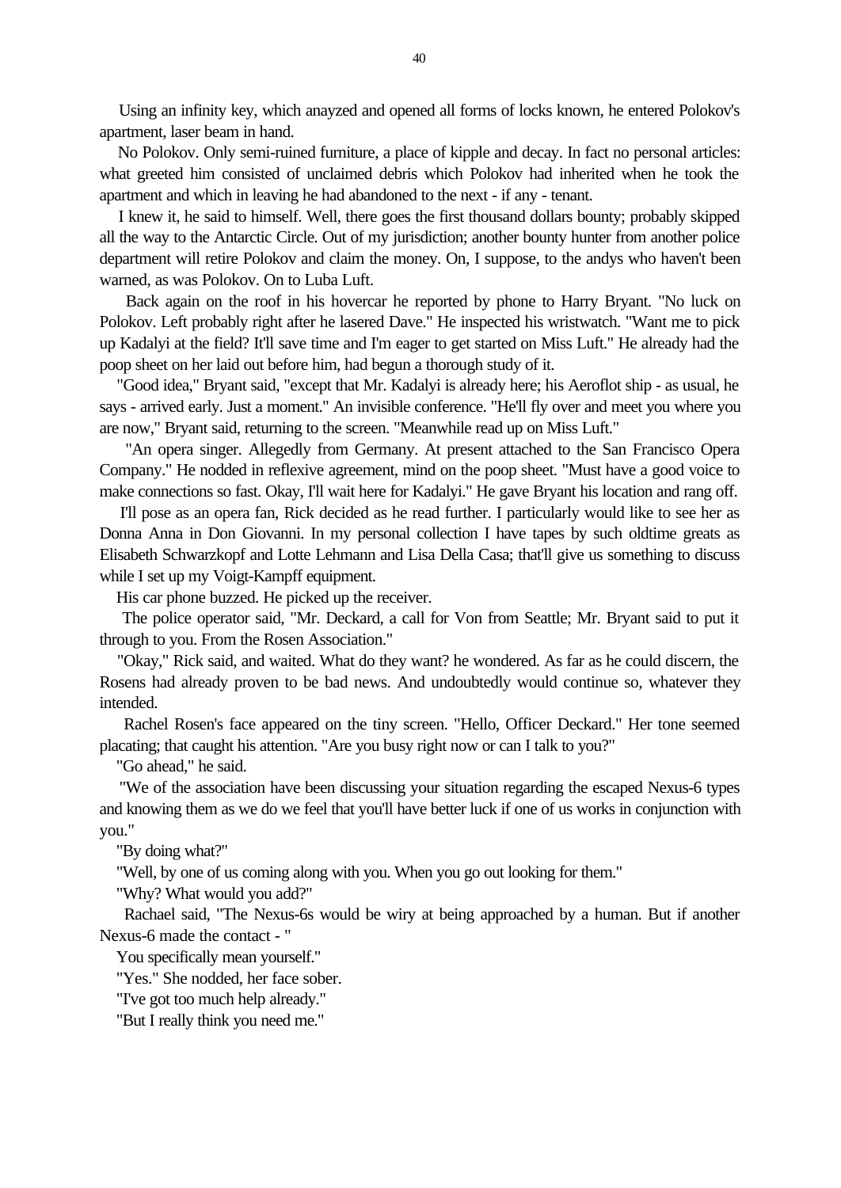Using an infinity key, which anayzed and opened all forms of locks known, he entered Polokov's apartment, laser beam in hand.

No Polokov. Only semi-ruined furniture, a place of kipple and decay. In fact no personal articles: what greeted him consisted of unclaimed debris which Polokov had inherited when he took the apartment and which in leaving he had abandoned to the next - if any - tenant.

I knew it, he said to himself. Well, there goes the first thousand dollars bounty; probably skipped all the way to the Antarctic Circle. Out of my jurisdiction; another bounty hunter from another police department will retire Polokov and claim the money. On, I suppose, to the andys who haven't been warned, as was Polokov. On to Luba Luft.

Back again on the roof in his hovercar he reported by phone to Harry Bryant. "No luck on Polokov. Left probably right after he lasered Dave." He inspected his wristwatch. "Want me to pick up Kadalyi at the field? It'll save time and I'm eager to get started on Miss Luft." He already had the poop sheet on her laid out before him, had begun a thorough study of it.

"Good idea," Bryant said, "except that Mr. Kadalyi is already here; his Aeroflot ship - as usual, he says - arrived early. Just a moment." An invisible conference. "He'll fly over and meet you where you are now," Bryant said, returning to the screen. "Meanwhile read up on Miss Luft."

"An opera singer. Allegedly from Germany. At present attached to the San Francisco Opera Company." He nodded in reflexive agreement, mind on the poop sheet. "Must have a good voice to make connections so fast. Okay, I'll wait here for Kadalyi." He gave Bryant his location and rang off.

I'll pose as an opera fan, Rick decided as he read further. I particularly would like to see her as Donna Anna in Don Giovanni. In my personal collection I have tapes by such oldtime greats as Elisabeth Schwarzkopf and Lotte Lehmann and Lisa Della Casa; that'll give us something to discuss while I set up my Voigt-Kampff equipment.

His car phone buzzed. He picked up the receiver.

The police operator said, "Mr. Deckard, a call for Von from Seattle; Mr. Bryant said to put it through to you. From the Rosen Association."

"Okay," Rick said, and waited. What do they want? he wondered. As far as he could discern, the Rosens had already proven to be bad news. And undoubtedly would continue so, whatever they intended.

Rachel Rosen's face appeared on the tiny screen. "Hello, Officer Deckard." Her tone seemed placating; that caught his attention. "Are you busy right now or can I talk to you?"

"Go ahead," he said.

"We of the association have been discussing your situation regarding the escaped Nexus-6 types and knowing them as we do we feel that you'll have better luck if one of us works in conjunction with you."

"By doing what?"

"Well, by one of us coming along with you. When you go out looking for them."

"Why? What would you add?"

Rachael said, "The Nexus-6s would be wiry at being approached by a human. But if another Nexus-6 made the contact - "

You specifically mean yourself."

"Yes." She nodded, her face sober.

"I've got too much help already."

"But I really think you need me."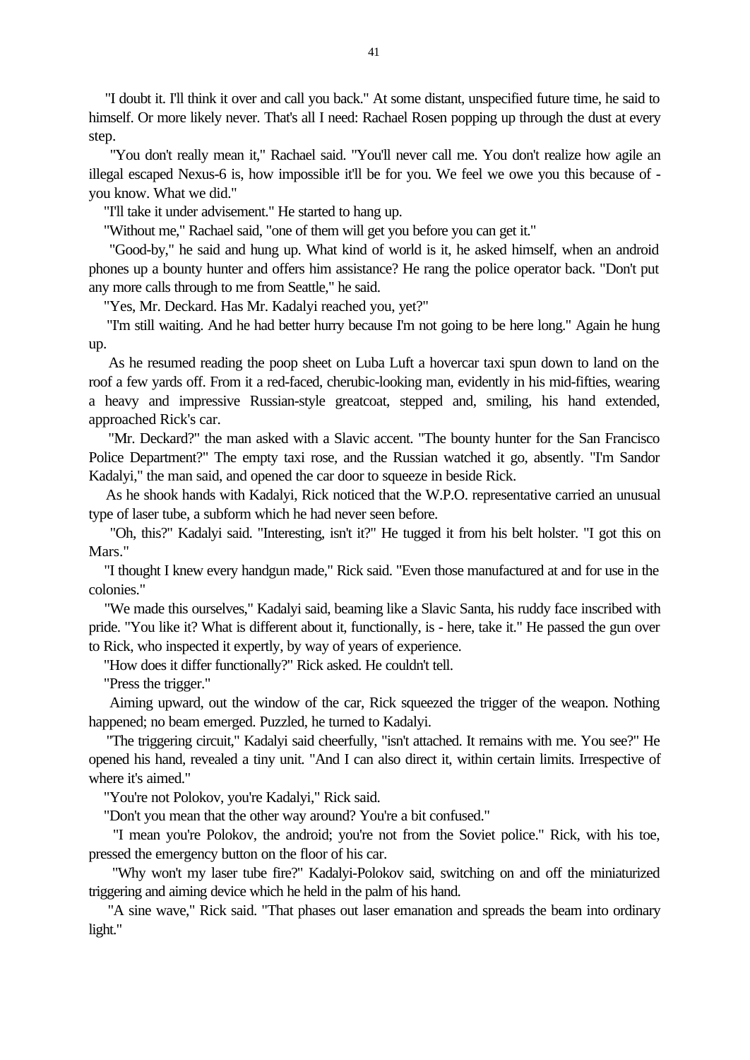"I doubt it. I'll think it over and call you back." At some distant, unspecified future time, he said to himself. Or more likely never. That's all I need: Rachael Rosen popping up through the dust at every step.

"You don't really mean it," Rachael said. "You'll never call me. You don't realize how agile an illegal escaped Nexus-6 is, how impossible it'll be for you. We feel we owe you this because of - you know. What we did."

"I'll take it under advisement." He started to hang up.

"Without me," Rachael said, "one of them will get you before you can get it."

"Good-by," he said and hung up. What kind of world is it, he asked himself, when an android phones up a bounty hunter and offers him assistance? He rang the police operator back. "Don't put any more calls through to me from Seattle," he said.

"Yes, Mr. Deckard. Has Mr. Kadalyi reached you, yet?"

"I'm still waiting. And he had better hurry because I'm not going to be here long." Again he hung up.

As he resumed reading the poop sheet on Luba Luft a hovercar taxi spun down to land on the roof a few yards off. From it a red-faced, cherubic-looking man, evidently in his mid-fifties, wearing a heavy and impressive Russian-style greatcoat, stepped and, smiling, his hand extended, approached Rick's car.

"Mr. Deckard?" the man asked with a Slavic accent. "The bounty hunter for the San Francisco Police Department?" The empty taxi rose, and the Russian watched it go, absently. "I'm Sandor Kadalyi," the man said, and opened the car door to squeeze in beside Rick.

As he shook hands with Kadalyi, Rick noticed that the W.P.O. representative carried an unusual type of laser tube, a subform which he had never seen before.

"Oh, this?" Kadalyi said. "Interesting, isn't it?" He tugged it from his belt holster. "I got this on Mars."

"I thought I knew every handgun made," Rick said. "Even those manufactured at and for use in the colonies."

"We made this ourselves," Kadalyi said, beaming like a Slavic Santa, his ruddy face inscribed with pride. "You like it? What is different about it, functionally, is - here, take it." He passed the gun over to Rick, who inspected it expertly, by way of years of experience.

"How does it differ functionally?" Rick asked. He couldn't tell.

"Press the trigger."

Aiming upward, out the window of the car, Rick squeezed the trigger of the weapon. Nothing happened; no beam emerged. Puzzled, he turned to Kadalyi.

"The triggering circuit," Kadalyi said cheerfully, "isn't attached. It remains with me. You see?" He opened his hand, revealed a tiny unit. "And I can also direct it, within certain limits. Irrespective of where it's aimed."

"You're not Polokov, you're Kadalyi," Rick said.

"Don't you mean that the other way around? You're a bit confused."

"I mean you're Polokov, the android; you're not from the Soviet police." Rick, with his toe, pressed the emergency button on the floor of his car.

"Why won't my laser tube fire?" Kadalyi-Polokov said, switching on and off the miniaturized triggering and aiming device which he held in the palm of his hand.

"A sine wave," Rick said. "That phases out laser emanation and spreads the beam into ordinary light."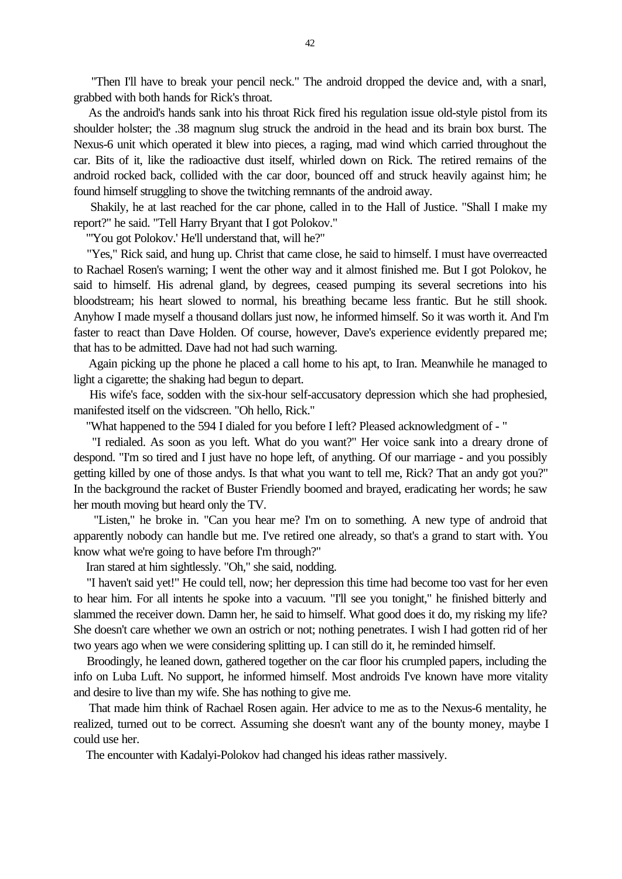"Then I'll have to break your pencil neck." The android dropped the device and, with a snarl, grabbed with both hands for Rick's throat.

As the android's hands sank into his throat Rick fired his regulation issue old-style pistol from its shoulder holster; the .38 magnum slug struck the android in the head and its brain box burst. The Nexus-6 unit which operated it blew into pieces, a raging, mad wind which carried throughout the car. Bits of it, like the radioactive dust itself, whirled down on Rick. The retired remains of the android rocked back, collided with the car door, bounced off and struck heavily against him; he found himself struggling to shove the twitching remnants of the android away.

Shakily, he at last reached for the car phone, called in to the Hall of Justice. "Shall I make my report?" he said. "Tell Harry Bryant that I got Polokov."

"'You got Polokov.' He'll understand that, will he?"

"Yes," Rick said, and hung up. Christ that came close, he said to himself. I must have overreacted to Rachael Rosen's warning; I went the other way and it almost finished me. But I got Polokov, he said to himself. His adrenal gland, by degrees, ceased pumping its several secretions into his bloodstream; his heart slowed to normal, his breathing became less frantic. But he still shook. Anyhow I made myself a thousand dollars just now, he informed himself. So it was worth it. And I'm faster to react than Dave Holden. Of course, however, Dave's experience evidently prepared me; that has to be admitted. Dave had not had such warning.

Again picking up the phone he placed a call home to his apt, to Iran. Meanwhile he managed to light a cigarette; the shaking had begun to depart.

His wife's face, sodden with the six-hour self-accusatory depression which she had prophesied, manifested itself on the vidscreen. "Oh hello, Rick."

"What happened to the 594 I dialed for you before I left? Pleased acknowledgment of - "

"I redialed. As soon as you left. What do you want?" Her voice sank into a dreary drone of despond. "I'm so tired and I just have no hope left, of anything. Of our marriage - and you possibly getting killed by one of those andys. Is that what you want to tell me, Rick? That an andy got you?" In the background the racket of Buster Friendly boomed and brayed, eradicating her words; he saw her mouth moving but heard only the TV.

"Listen," he broke in. "Can you hear me? I'm on to something. A new type of android that apparently nobody can handle but me. I've retired one already, so that's a grand to start with. You know what we're going to have before I'm through?"

Iran stared at him sightlessly. "Oh," she said, nodding.

"I haven't said yet!" He could tell, now; her depression this time had become too vast for her even to hear him. For all intents he spoke into a vacuum. "I'll see you tonight," he finished bitterly and slammed the receiver down. Damn her, he said to himself. What good does it do, my risking my life? She doesn't care whether we own an ostrich or not; nothing penetrates. I wish I had gotten rid of her two years ago when we were considering splitting up. I can still do it, he reminded himself.

Broodingly, he leaned down, gathered together on the car floor his crumpled papers, including the info on Luba Luft. No support, he informed himself. Most androids I've known have more vitality and desire to live than my wife. She has nothing to give me.

That made him think of Rachael Rosen again. Her advice to me as to the Nexus-6 mentality, he realized, turned out to be correct. Assuming she doesn't want any of the bounty money, maybe I could use her.

The encounter with Kadalyi-Polokov had changed his ideas rather massively.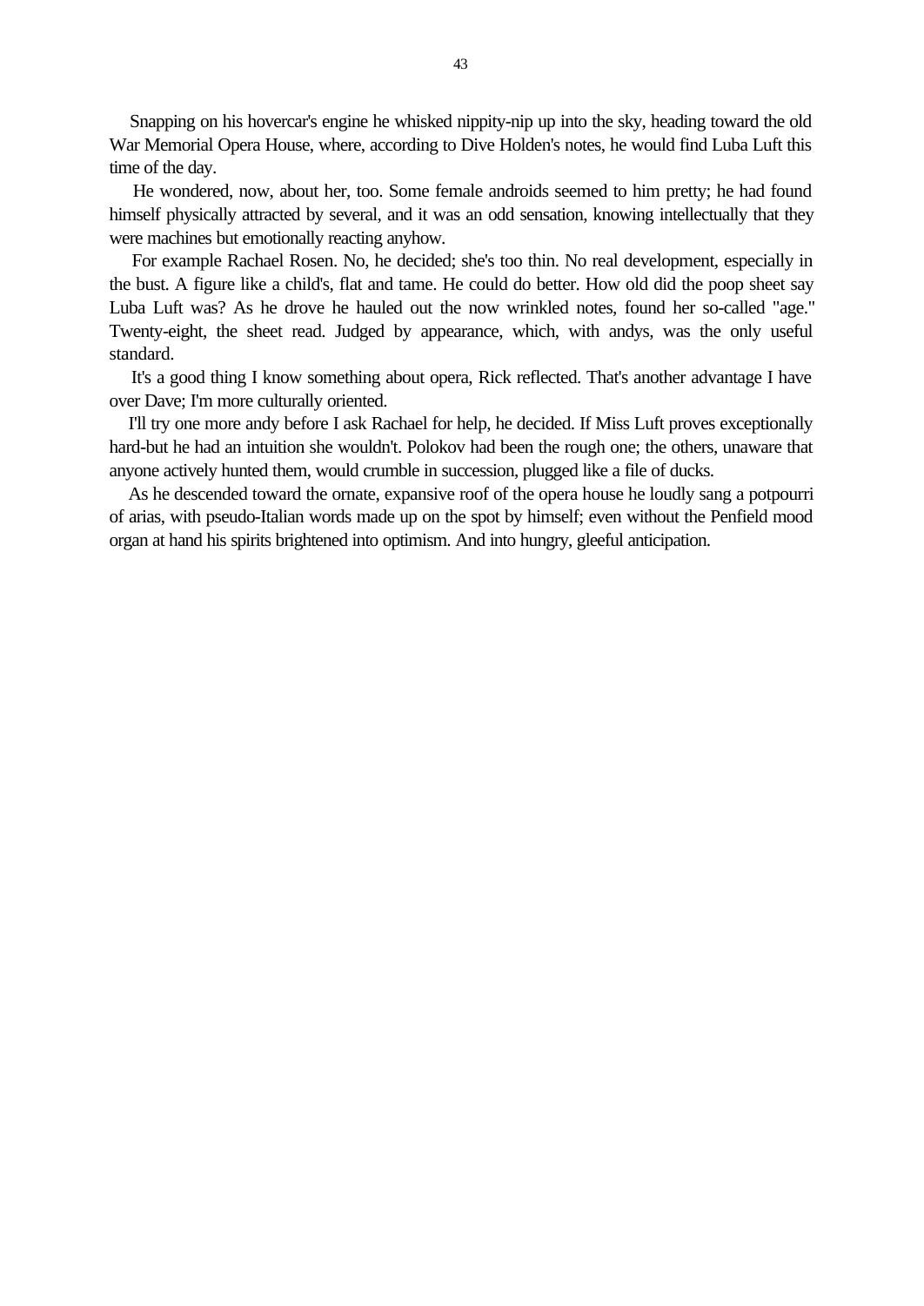Snapping on his hovercar's engine he whisked nippity-nip up into the sky, heading toward the old War Memorial Opera House, where, according to Dive Holden's notes, he would find Luba Luft this time of the day.

He wondered, now, about her, too. Some female androids seemed to him pretty; he had found himself physically attracted by several, and it was an odd sensation, knowing intellectually that they were machines but emotionally reacting anyhow.

For example Rachael Rosen. No, he decided; she's too thin. No real development, especially in the bust. A figure like a child's, flat and tame. He could do better. How old did the poop sheet say Luba Luft was? As he drove he hauled out the now wrinkled notes, found her so-called "age." Twenty-eight, the sheet read. Judged by appearance, which, with andys, was the only useful standard.

It's a good thing I know something about opera, Rick reflected. That's another advantage I have over Dave; I'm more culturally oriented.

I'll try one more andy before I ask Rachael for help, he decided. If Miss Luft proves exceptionally hard-but he had an intuition she wouldn't. Polokov had been the rough one; the others, unaware that anyone actively hunted them, would crumble in succession, plugged like a file of ducks.

As he descended toward the ornate, expansive roof of the opera house he loudly sang a potpourri of arias, with pseudo-Italian words made up on the spot by himself; even without the Penfield mood organ at hand his spirits brightened into optimism. And into hungry, gleeful anticipation.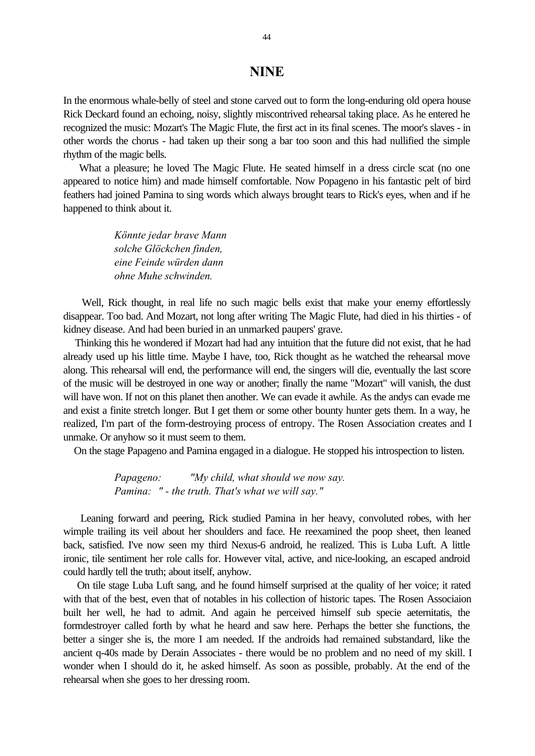# NINE

In the enormous whale-belly of steel and stone carved out to form the long-enduring old opera house Rick Deckard found an echoing, noisy, slightly miscontrived rehearsal taking place. As he entered he recognized the music: Mozart's The Magic Flute, the first act in its final scenes. The moor's slaves - in other words the chorus - had taken up their song a bar too soon and this had nullified the simple rhythm of the magic bells.

What a pleasure; he loved The Magic Flute. He seated himself in a dress circle scat (no one appeared to notice him) and made himself comfortable. Now Popageno in his fantastic pelt of bird feathers had joined Pamina to sing words which always brought tears to Rick's eyes, when and if he happened to think about it.

*Könnte jedar brave Mann*
*solche Glöckchen finden,*
*eine Feinde würden dann*
*ohne Muhe schwinden.*

Well, Rick thought, in real life no such magic bells exist that make your enemy effortlessly disappear. Too bad. And Mozart, not long after writing The Magic Flute, had died in his thirties - of kidney disease. And had been buried in an unmarked paupers' grave.

Thinking this he wondered if Mozart had had any intuition that the future did not exist, that he had already used up his little time. Maybe I have, too, Rick thought as he watched the rehearsal move along. This rehearsal will end, the performance will end, the singers will die, eventually the last score of the music will be destroyed in one way or another; finally the name "Mozart" will vanish, the dust will have won. If not on this planet then another. We can evade it awhile. As the andys can evade me and exist a finite stretch longer. But I get them or some other bounty hunter gets them. In a way, he realized, I'm part of the form-destroying process of entropy. The Rosen Association creates and I unmake. Or anyhow so it must seem to them.

On the stage Papageno and Pamina engaged in a dialogue. He stopped his introspection to listen.

*Papageno: "My child, what should we now say.*
*Pamina: " - the truth. That's what we will say."*

Leaning forward and peering, Rick studied Pamina in her heavy, convoluted robes, with her wimple trailing its veil about her shoulders and face. He reexamined the poop sheet, then leaned back, satisfied. I've now seen my third Nexus-6 android, he realized. This is Luba Luft. A little ironic, tile sentiment her role calls for. However vital, active, and nice-looking, an escaped android could hardly tell the truth; about itself, anyhow.

On tile stage Luba Luft sang, and he found himself surprised at the quality of her voice; it rated with that of the best, even that of notables in his collection of historic tapes. The Rosen Associaion built her well, he had to admit. And again he perceived himself sub specie aeternitatis, the formdestroyer called forth by what he heard and saw here. Perhaps the better she functions, the better a singer she is, the more I am needed. If the androids had remained substandard, like the ancient q-40s made by Derain Associates - there would be no problem and no need of my skill. I wonder when I should do it, he asked himself. As soon as possible, probably. At the end of the rehearsal when she goes to her dressing room.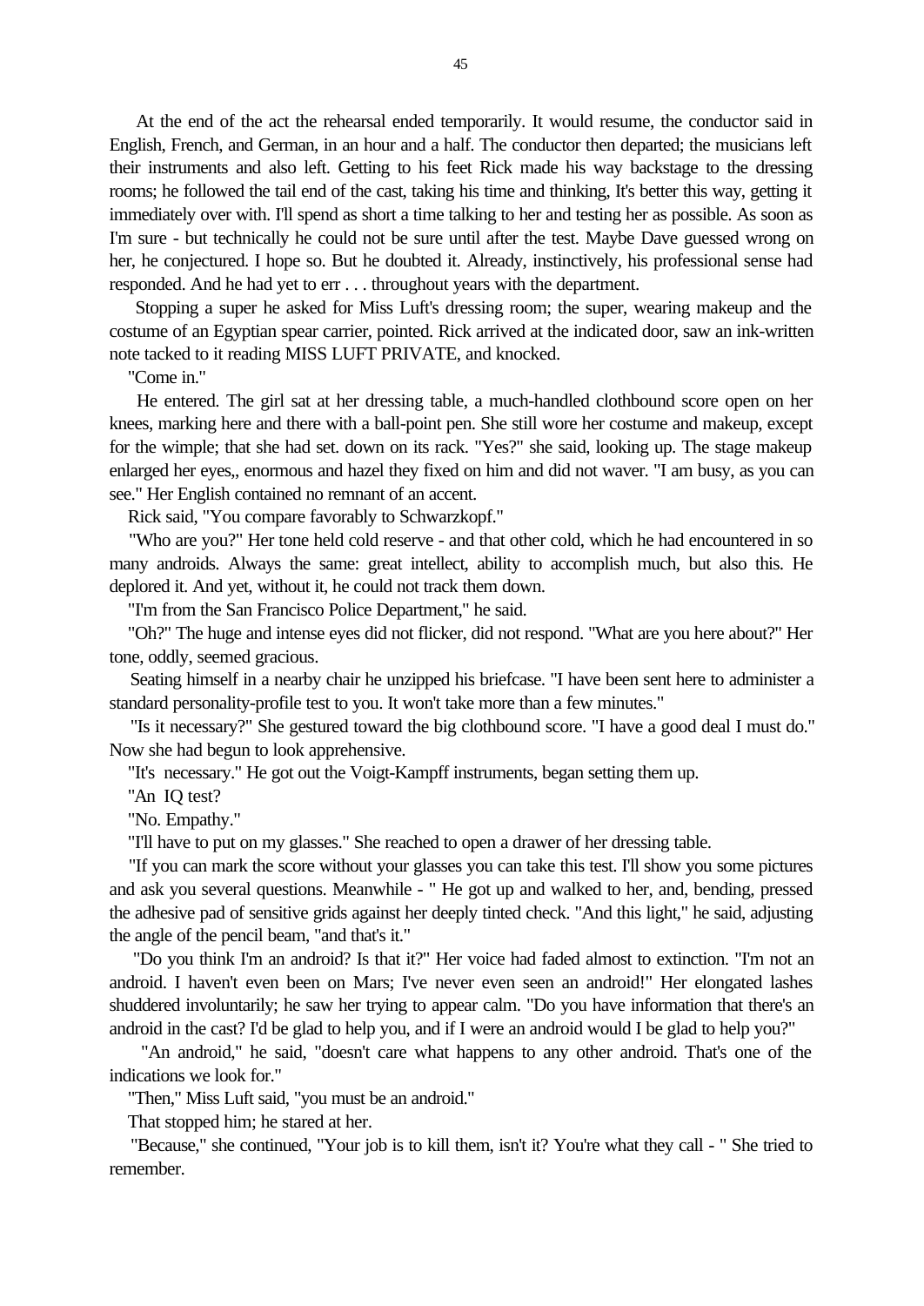At the end of the act the rehearsal ended temporarily. It would resume, the conductor said in English, French, and German, in an hour and a half. The conductor then departed; the musicians left their instruments and also left. Getting to his feet Rick made his way backstage to the dressing rooms; he followed the tail end of the cast, taking his time and thinking, It's better this way, getting it immediately over with. I'll spend as short a time talking to her and testing her as possible. As soon as I'm sure - but technically he could not be sure until after the test. Maybe Dave guessed wrong on her, he conjectured. I hope so. But he doubted it. Already, instinctively, his professional sense had responded. And he had yet to err . . . throughout years with the department.

Stopping a super he asked for Miss Luft's dressing room; the super, wearing makeup and the costume of an Egyptian spear carrier, pointed. Rick arrived at the indicated door, saw an ink-written note tacked to it reading MISS LUFT PRIVATE, and knocked.

"Come in."

He entered. The girl sat at her dressing table, a much-handled clothbound score open on her knees, marking here and there with a ball-point pen. She still wore her costume and makeup, except for the wimple; that she had set. down on its rack. "Yes?" she said, looking up. The stage makeup enlarged her eyes,, enormous and hazel they fixed on him and did not waver. "I am busy, as you can see." Her English contained no remnant of an accent.

Rick said, "You compare favorably to Schwarzkopf."

"Who are you?" Her tone held cold reserve - and that other cold, which he had encountered in so many androids. Always the same: great intellect, ability to accomplish much, but also this. He deplored it. And yet, without it, he could not track them down.

"I'm from the San Francisco Police Department," he said.

"Oh?" The huge and intense eyes did not flicker, did not respond. "What are you here about?" Her tone, oddly, seemed gracious.

Seating himself in a nearby chair he unzipped his briefcase. "I have been sent here to administer a standard personality-profile test to you. It won't take more than a few minutes."

"Is it necessary?" She gestured toward the big clothbound score. "I have a good deal I must do." Now she had begun to look apprehensive.

"It's necessary." He got out the Voigt-Kampff instruments, began setting them up.

"An IQ test?

"No. Empathy."

"I'll have to put on my glasses." She reached to open a drawer of her dressing table.

"If you can mark the score without your glasses you can take this test. I'll show you some pictures and ask you several questions. Meanwhile - " He got up and walked to her, and, bending, pressed the adhesive pad of sensitive grids against her deeply tinted check. "And this light," he said, adjusting the angle of the pencil beam, "and that's it."

"Do you think I'm an android? Is that it?" Her voice had faded almost to extinction. "I'm not an android. I haven't even been on Mars; I've never even seen an android!" Her elongated lashes shuddered involuntarily; he saw her trying to appear calm. "Do you have information that there's an android in the cast? I'd be glad to help you, and if I were an android would I be glad to help you?"

"An android," he said, "doesn't care what happens to any other android. That's one of the indications we look for."

"Then," Miss Luft said, "you must be an android."

That stopped him; he stared at her.

"Because," she continued, "Your job is to kill them, isn't it? You're what they call - " She tried to remember.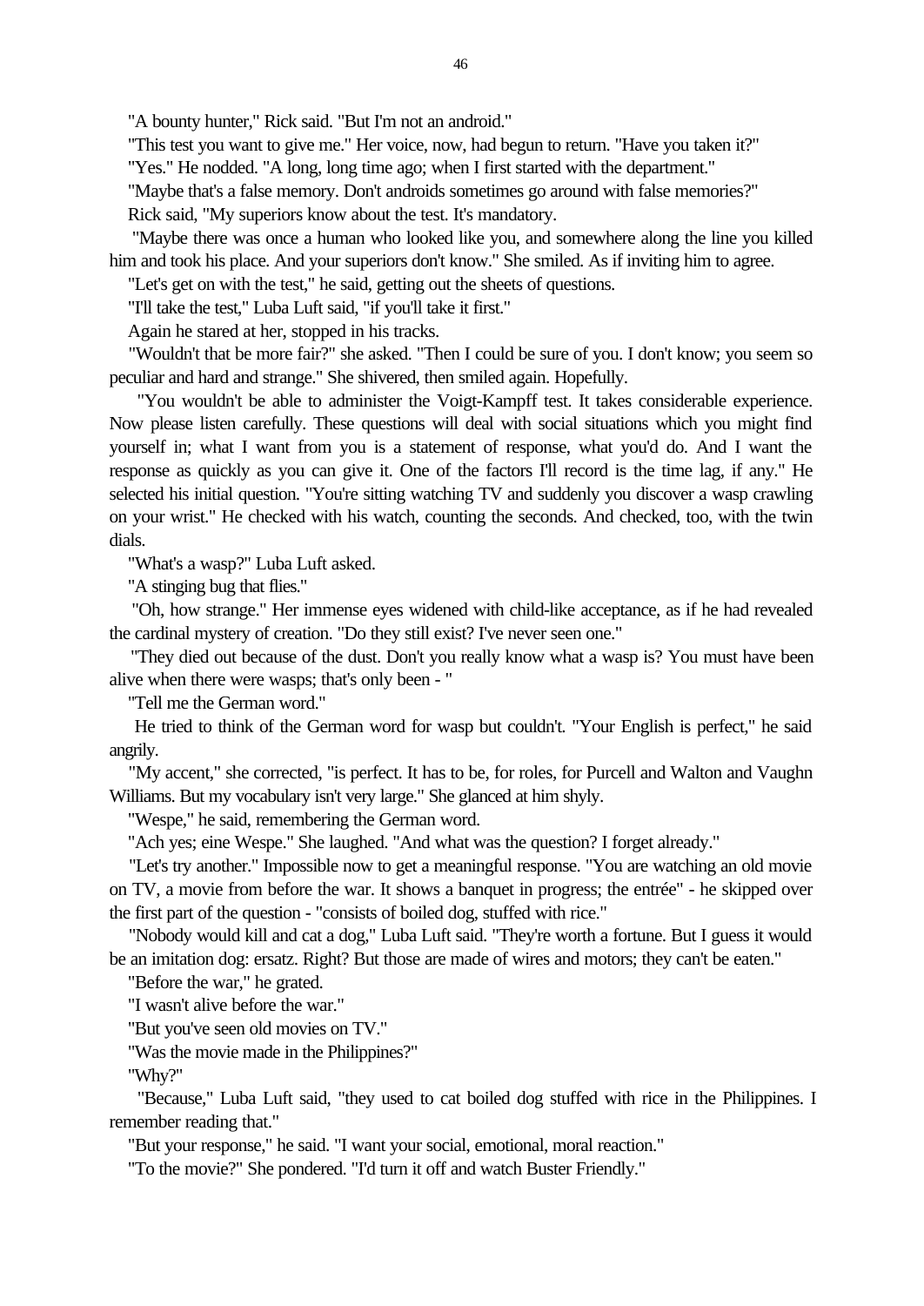"A bounty hunter," Rick said. "But I'm not an android."

"This test you want to give me." Her voice, now, had begun to return. "Have you taken it?"

"Yes." He nodded. "A long, long time ago; when I first started with the department."

"Maybe that's a false memory. Don't androids sometimes go around with false memories?"

Rick said, "My superiors know about the test. It's mandatory.

"Maybe there was once a human who looked like you, and somewhere along the line you killed him and took his place. And your superiors don't know." She smiled. As if inviting him to agree.

"Let's get on with the test," he said, getting out the sheets of questions.

"I'll take the test," Luba Luft said, "if you'll take it first."

Again he stared at her, stopped in his tracks.

"Wouldn't that be more fair?" she asked. "Then I could be sure of you. I don't know; you seem so peculiar and hard and strange." She shivered, then smiled again. Hopefully.

"You wouldn't be able to administer the Voigt-Kampff test. It takes considerable experience. Now please listen carefully. These questions will deal with social situations which you might find yourself in; what I want from you is a statement of response, what you'd do. And I want the response as quickly as you can give it. One of the factors I'll record is the time lag, if any." He selected his initial question. "You're sitting watching TV and suddenly you discover a wasp crawling on your wrist." He checked with his watch, counting the seconds. And checked, too, with the twin dials.

"What's a wasp?" Luba Luft asked.

"A stinging bug that flies."

"Oh, how strange." Her immense eyes widened with child-like acceptance, as if he had revealed the cardinal mystery of creation. "Do they still exist? I've never seen one."

"They died out because of the dust. Don't you really know what a wasp is? You must have been alive when there were wasps; that's only been - "

"Tell me the German word."

He tried to think of the German word for wasp but couldn't. "Your English is perfect," he said angrily.

"My accent," she corrected, "is perfect. It has to be, for roles, for Purcell and Walton and Vaughn Williams. But my vocabulary isn't very large." She glanced at him shyly.

"Wespe," he said, remembering the German word.

"Ach yes; eine Wespe." She laughed. "And what was the question? I forget already."

"Let's try another." Impossible now to get a meaningful response. "You are watching an old movie on TV, a movie from before the war. It shows a banquet in progress; the entrée" - he skipped over the first part of the question - "consists of boiled dog, stuffed with rice."

"Nobody would kill and cat a dog," Luba Luft said. "They're worth a fortune. But I guess it would be an imitation dog: ersatz. Right? But those are made of wires and motors; they can't be eaten."

"Before the war," he grated.

"I wasn't alive before the war."

"But you've seen old movies on TV."

"Was the movie made in the Philippines?"

"Why?"

"Because," Luba Luft said, "they used to cat boiled dog stuffed with rice in the Philippines. I remember reading that."

"But your response," he said. "I want your social, emotional, moral reaction."

"To the movie?" She pondered. "I'd turn it off and watch Buster Friendly."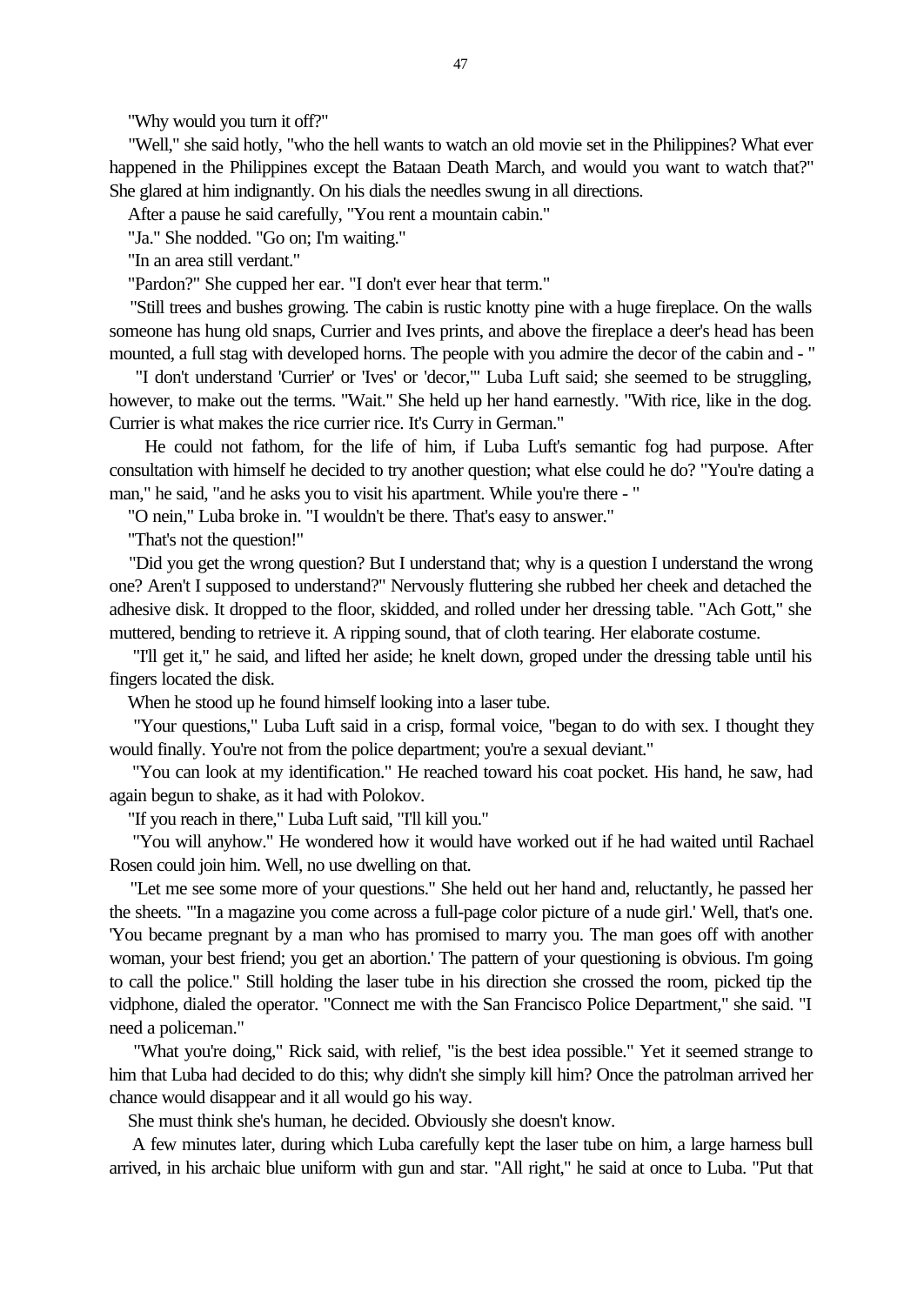"Why would you turn it off?"

"Well," she said hotly, "who the hell wants to watch an old movie set in the Philippines? What ever happened in the Philippines except the Bataan Death March, and would you want to watch that?" She glared at him indignantly. On his dials the needles swung in all directions.

After a pause he said carefully, "You rent a mountain cabin."

"Ja." She nodded. "Go on; I'm waiting."

"In an area still verdant."

"Pardon?" She cupped her ear. "I don't ever hear that term."

"Still trees and bushes growing. The cabin is rustic knotty pine with a huge fireplace. On the walls someone has hung old snaps, Currier and Ives prints, and above the fireplace a deer's head has been mounted, a full stag with developed horns. The people with you admire the decor of the cabin and - "

"I don't understand 'Currier' or 'Ives' or 'decor,'" Luba Luft said; she seemed to be struggling, however, to make out the terms. "Wait." She held up her hand earnestly. "With rice, like in the dog. Currier is what makes the rice currier rice. It's Curry in German."

He could not fathom, for the life of him, if Luba Luft's semantic fog had purpose. After consultation with himself he decided to try another question; what else could he do? "You're dating a man," he said, "and he asks you to visit his apartment. While you're there - "

"O nein," Luba broke in. "I wouldn't be there. That's easy to answer."

"That's not the question!"

"Did you get the wrong question? But I understand that; why is a question I understand the wrong one? Aren't I supposed to understand?" Nervously fluttering she rubbed her cheek and detached the adhesive disk. It dropped to the floor, skidded, and rolled under her dressing table. "Ach Gott," she muttered, bending to retrieve it. A ripping sound, that of cloth tearing. Her elaborate costume.

"I'll get it," he said, and lifted her aside; he knelt down, groped under the dressing table until his fingers located the disk.

When he stood up he found himself looking into a laser tube.

"Your questions," Luba Luft said in a crisp, formal voice, "began to do with sex. I thought they would finally. You're not from the police department; you're a sexual deviant."

"You can look at my identification." He reached toward his coat pocket. His hand, he saw, had again begun to shake, as it had with Polokov.

"If you reach in there," Luba Luft said, "I'll kill you."

"You will anyhow." He wondered how it would have worked out if he had waited until Rachael Rosen could join him. Well, no use dwelling on that.

"Let me see some more of your questions." She held out her hand and, reluctantly, he passed her the sheets. "'In a magazine you come across a full-page color picture of a nude girl.' Well, that's one. 'You became pregnant by a man who has promised to marry you. The man goes off with another woman, your best friend; you get an abortion.' The pattern of your questioning is obvious. I'm going to call the police." Still holding the laser tube in his direction she crossed the room, picked tip the vidphone, dialed the operator. "Connect me with the San Francisco Police Department," she said. "I need a policeman."

"What you're doing," Rick said, with relief, "is the best idea possible." Yet it seemed strange to him that Luba had decided to do this; why didn't she simply kill him? Once the patrolman arrived her chance would disappear and it all would go his way.

She must think she's human, he decided. Obviously she doesn't know.

A few minutes later, during which Luba carefully kept the laser tube on him, a large harness bull arrived, in his archaic blue uniform with gun and star. "All right," he said at once to Luba. "Put that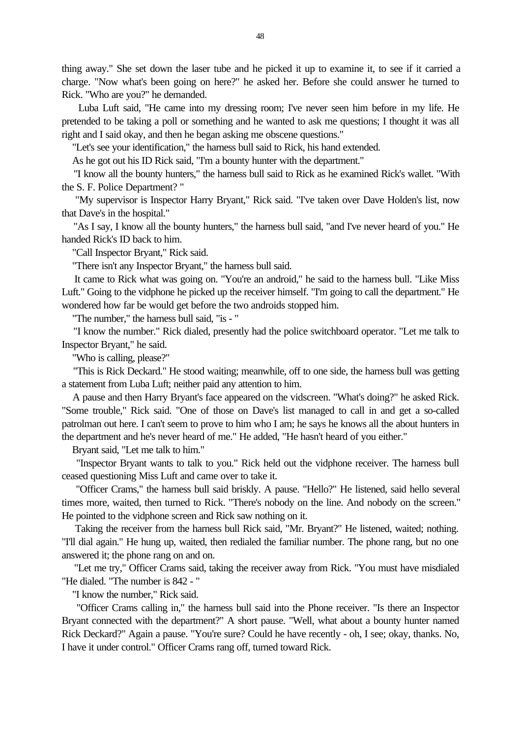thing away." She set down the laser tube and he picked it up to examine it, to see if it carried a charge. "Now what's been going on here?" he asked her. Before she could answer he turned to Rick. "Who are you?" he demanded.

Luba Luft said, "He came into my dressing room; I've never seen him before in my life. He pretended to be taking a poll or something and he wanted to ask me questions; I thought it was all right and I said okay, and then he began asking me obscene questions."

"Let's see your identification," the harness bull said to Rick, his hand extended.

As he got out his ID Rick said, "I'm a bounty hunter with the department."

"I know all the bounty hunters," the harness bull said to Rick as he examined Rick's wallet. "With the S. F. Police Department? "

"My supervisor is Inspector Harry Bryant," Rick said. "I've taken over Dave Holden's list, now that Dave's in the hospital."

"As I say, I know all the bounty hunters," the harness bull said, "and I've never heard of you." He handed Rick's ID back to him.

"Call Inspector Bryant," Rick said.

"There isn't any Inspector Bryant," the harness bull said.

It came to Rick what was going on. "You're an android," he said to the harness bull. "Like Miss Luft." Going to the vidphone he picked up the receiver himself. "I'm going to call the department." He wondered how far be would get before the two androids stopped him.

"The number," the harness bull said, "is - "

"I know the number." Rick dialed, presently had the police switchboard operator. "Let me talk to Inspector Bryant," he said.

"Who is calling, please?"

"This is Rick Deckard." He stood waiting; meanwhile, off to one side, the harness bull was getting a statement from Luba Luft; neither paid any attention to him.

A pause and then Harry Bryant's face appeared on the vidscreen. "What's doing?" he asked Rick. "Some trouble," Rick said. "One of those on Dave's list managed to call in and get a so-called patrolman out here. I can't seem to prove to him who I am; he says he knows all the about hunters in the department and he's never heard of me." He added, "He hasn't heard of you either."

Bryant said, "Let me talk to him."

"Inspector Bryant wants to talk to you." Rick held out the vidphone receiver. The harness bull ceased questioning Miss Luft and came over to take it.

"Officer Crams," the harness bull said briskly. A pause. "Hello?" He listened, said hello several times more, waited, then turned to Rick. "There's nobody on the line. And nobody on the screen." He pointed to the vidphone screen and Rick saw nothing on it.

Taking the receiver from the harness bull Rick said, "Mr. Bryant?" He listened, waited; nothing. "I'll dial again." He hung up, waited, then redialed the familiar number. The phone rang, but no one answered it; the phone rang on and on.

"Let me try," Officer Crams said, taking the receiver away from Rick. "You must have misdialed "He dialed. "The number is 842 - "

"I know the number," Rick said.

"Officer Crams calling in," the harness bull said into the Phone receiver. "Is there an Inspector Bryant connected with the department?" A short pause. "Well, what about a bounty hunter named Rick Deckard?" Again a pause. "You're sure? Could he have recently - oh, I see; okay, thanks. No, I have it under control." Officer Crams rang off, turned toward Rick.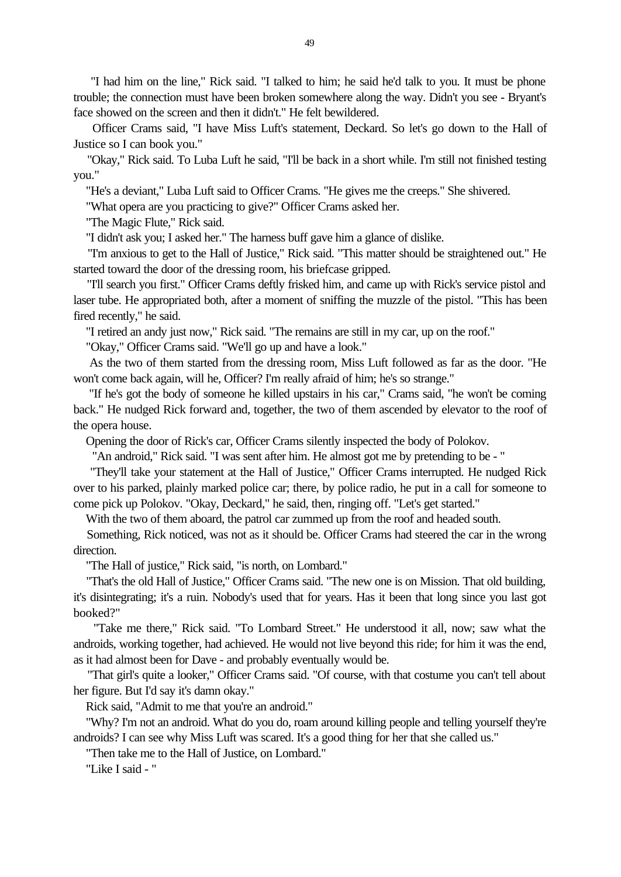"I had him on the line," Rick said. "I talked to him; he said he'd talk to you. It must be phone trouble; the connection must have been broken somewhere along the way. Didn't you see - Bryant's face showed on the screen and then it didn't." He felt bewildered.

Officer Crams said, "I have Miss Luft's statement, Deckard. So let's go down to the Hall of Justice so I can book you."

"Okay," Rick said. To Luba Luft he said, "I'll be back in a short while. I'm still not finished testing you."

"He's a deviant," Luba Luft said to Officer Crams. "He gives me the creeps." She shivered.

"What opera are you practicing to give?" Officer Crams asked her.

"The Magic Flute," Rick said.

"I didn't ask you; I asked her." The harness buff gave him a glance of dislike.

"I'm anxious to get to the Hall of Justice," Rick said. "This matter should be straightened out." He started toward the door of the dressing room, his briefcase gripped.

"I'll search you first." Officer Crams deftly frisked him, and came up with Rick's service pistol and laser tube. He appropriated both, after a moment of sniffing the muzzle of the pistol. "This has been fired recently," he said.

"I retired an andy just now," Rick said. "The remains are still in my car, up on the roof."

"Okay," Officer Crams said. "We'll go up and have a look."

As the two of them started from the dressing room, Miss Luft followed as far as the door. "He won't come back again, will he, Officer? I'm really afraid of him; he's so strange."

"If he's got the body of someone he killed upstairs in his car," Crams said, "he won't be coming back." He nudged Rick forward and, together, the two of them ascended by elevator to the roof of the opera house.

Opening the door of Rick's car, Officer Crams silently inspected the body of Polokov.

"An android," Rick said. "I was sent after him. He almost got me by pretending to be - "

"They'll take your statement at the Hall of Justice," Officer Crams interrupted. He nudged Rick over to his parked, plainly marked police car; there, by police radio, he put in a call for someone to come pick up Polokov. "Okay, Deckard," he said, then, ringing off. "Let's get started."

With the two of them aboard, the patrol car zummed up from the roof and headed south.

Something, Rick noticed, was not as it should be. Officer Crams had steered the car in the wrong direction.

"The Hall of justice," Rick said, "is north, on Lombard."

"That's the old Hall of Justice," Officer Crams said. "The new one is on Mission. That old building, it's disintegrating; it's a ruin. Nobody's used that for years. Has it been that long since you last got booked?"

"Take me there," Rick said. "To Lombard Street." He understood it all, now; saw what the androids, working together, had achieved. He would not live beyond this ride; for him it was the end, as it had almost been for Dave - and probably eventually would be.

"That girl's quite a looker," Officer Crams said. "Of course, with that costume you can't tell about her figure. But I'd say it's damn okay."

Rick said, "Admit to me that you're an android."

"Why? I'm not an android. What do you do, roam around killing people and telling yourself they're androids? I can see why Miss Luft was scared. It's a good thing for her that she called us."

"Then take me to the Hall of Justice, on Lombard."

"Like I said - "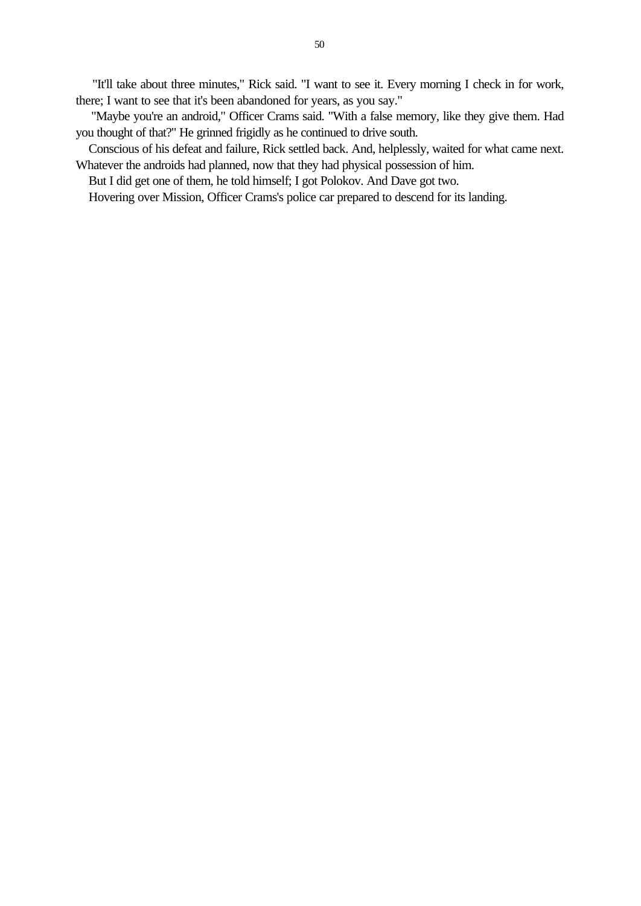"It'll take about three minutes," Rick said. "I want to see it. Every morning I check in for work, there; I want to see that it's been abandoned for years, as you say."

"Maybe you're an android," Officer Crams said. "With a false memory, like they give them. Had you thought of that?" He grinned frigidly as he continued to drive south.

Conscious of his defeat and failure, Rick settled back. And, helplessly, waited for what came next. Whatever the androids had planned, now that they had physical possession of him.

But I did get one of them, he told himself; I got Polokov. And Dave got two.

Hovering over Mission, Officer Crams's police car prepared to descend for its landing.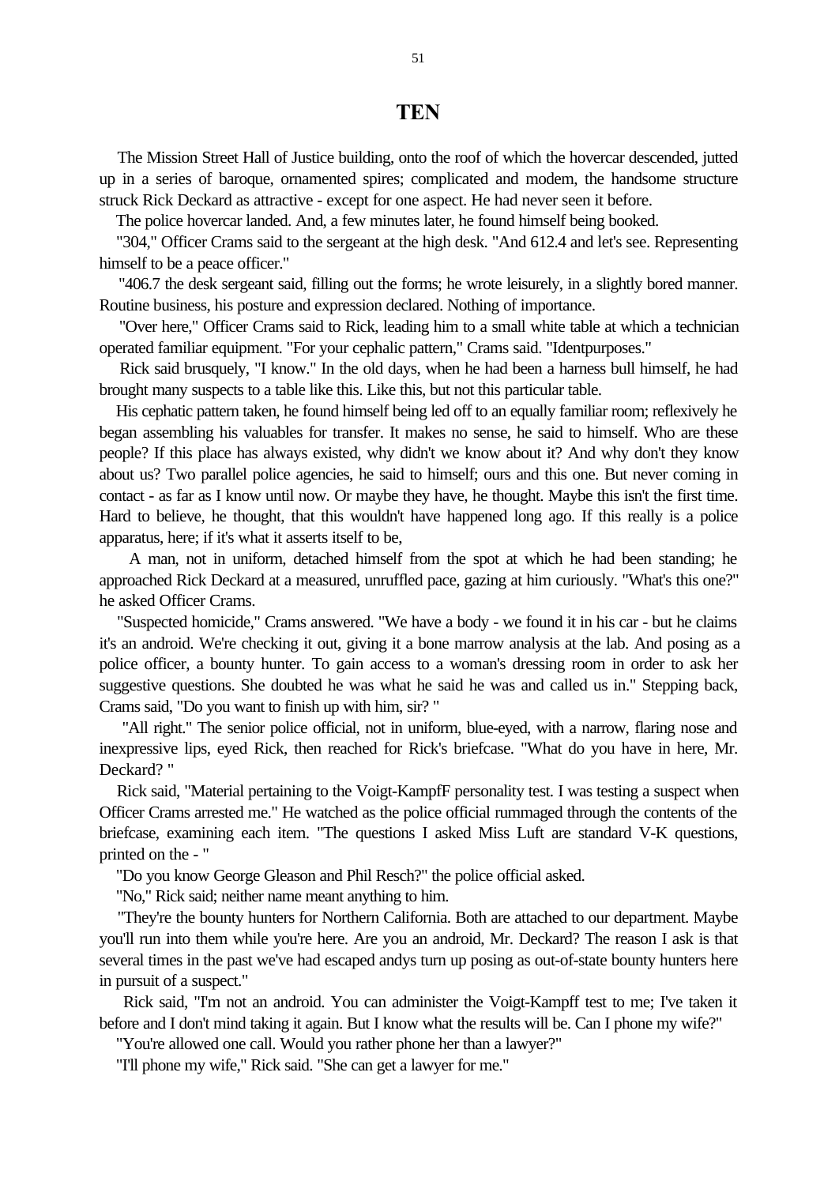# TEN

The Mission Street Hall of Justice building, onto the roof of which the hovercar descended, jutted up in a series of baroque, ornamented spires; complicated and modem, the handsome structure struck Rick Deckard as attractive - except for one aspect. He had never seen it before.

The police hovercar landed. And, a few minutes later, he found himself being booked.

"304," Officer Crams said to the sergeant at the high desk. "And 612.4 and let's see. Representing himself to be a peace officer."

"406.7 the desk sergeant said, filling out the forms; he wrote leisurely, in a slightly bored manner. Routine business, his posture and expression declared. Nothing of importance.

"Over here," Officer Crams said to Rick, leading him to a small white table at which a technician operated familiar equipment. "For your cephalic pattern," Crams said. "Identpurposes."

Rick said brusquely, "I know." In the old days, when he had been a harness bull himself, he had brought many suspects to a table like this. Like this, but not this particular table.

His cephatic pattern taken, he found himself being led off to an equally familiar room; reflexively he began assembling his valuables for transfer. It makes no sense, he said to himself. Who are these people? If this place has always existed, why didn't we know about it? And why don't they know about us? Two parallel police agencies, he said to himself; ours and this one. But never coming in contact - as far as I know until now. Or maybe they have, he thought. Maybe this isn't the first time. Hard to believe, he thought, that this wouldn't have happened long ago. If this really is a police apparatus, here; if it's what it asserts itself to be,

A man, not in uniform, detached himself from the spot at which he had been standing; he approached Rick Deckard at a measured, unruffled pace, gazing at him curiously. "What's this one?" he asked Officer Crams.

"Suspected homicide," Crams answered. "We have a body - we found it in his car - but he claims it's an android. We're checking it out, giving it a bone marrow analysis at the lab. And posing as a police officer, a bounty hunter. To gain access to a woman's dressing room in order to ask her suggestive questions. She doubted he was what he said he was and called us in." Stepping back, Crams said, "Do you want to finish up with him, sir? "

"All right." The senior police official, not in uniform, blue-eyed, with a narrow, flaring nose and inexpressive lips, eyed Rick, then reached for Rick's briefcase. "What do you have in here, Mr. Deckard? "

Rick said, "Material pertaining to the Voigt-KampfF personality test. I was testing a suspect when Officer Crams arrested me." He watched as the police official rummaged through the contents of the briefcase, examining each item. "The questions I asked Miss Luft are standard V-K questions, printed on the - "

"Do you know George Gleason and Phil Resch?" the police official asked.

"No," Rick said; neither name meant anything to him.

"They're the bounty hunters for Northern California. Both are attached to our department. Maybe you'll run into them while you're here. Are you an android, Mr. Deckard? The reason I ask is that several times in the past we've had escaped andys turn up posing as out-of-state bounty hunters here in pursuit of a suspect."

Rick said, "I'm not an android. You can administer the Voigt-Kampff test to me; I've taken it before and I don't mind taking it again. But I know what the results will be. Can I phone my wife?"

"You're allowed one call. Would you rather phone her than a lawyer?"

"I'll phone my wife," Rick said. "She can get a lawyer for me."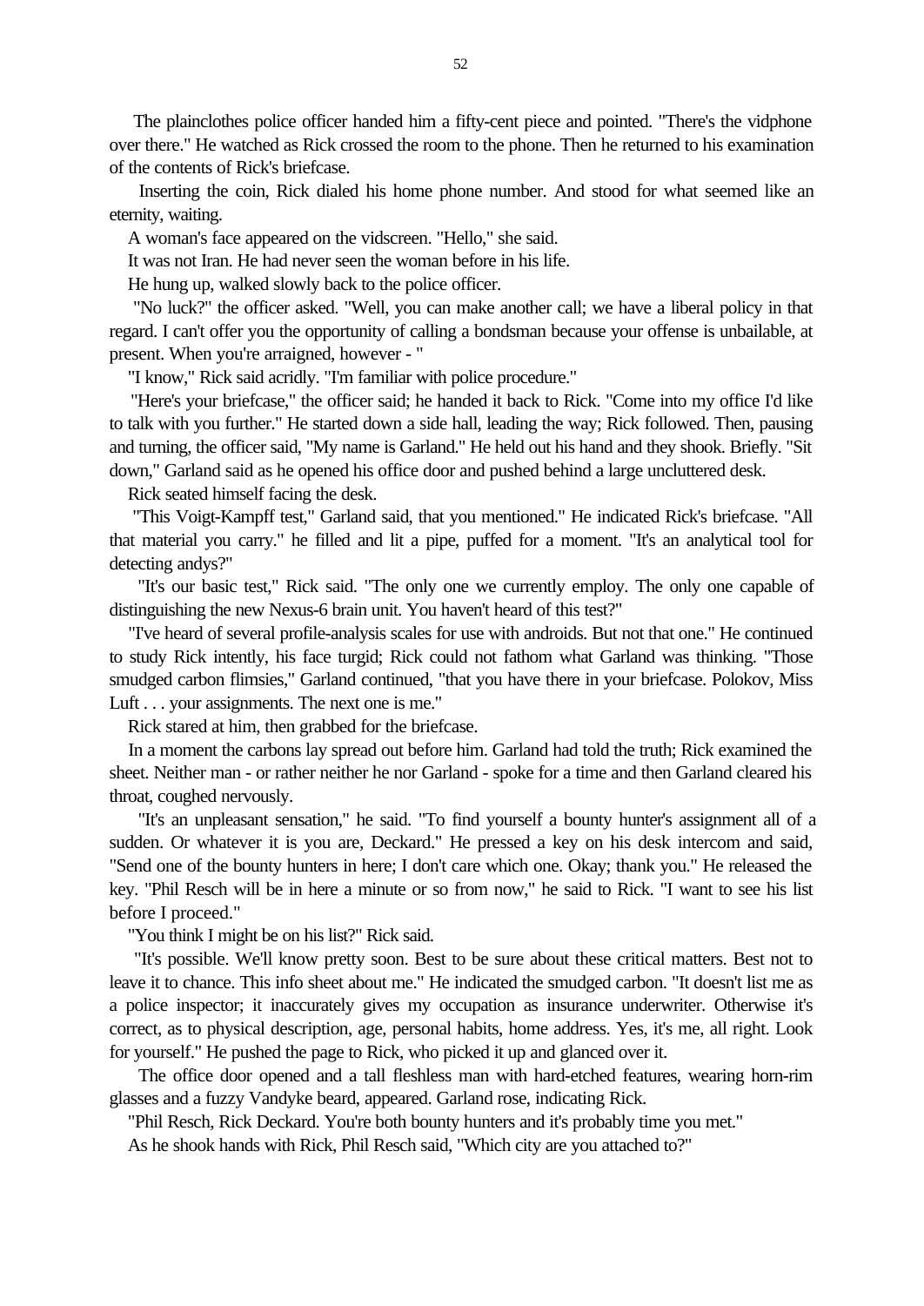The plainclothes police officer handed him a fifty-cent piece and pointed. "There's the vidphone over there." He watched as Rick crossed the room to the phone. Then he returned to his examination of the contents of Rick's briefcase.

Inserting the coin, Rick dialed his home phone number. And stood for what seemed like an eternity, waiting.

A woman's face appeared on the vidscreen. "Hello," she said.

It was not Iran. He had never seen the woman before in his life.

He hung up, walked slowly back to the police officer.

"No luck?" the officer asked. "Well, you can make another call; we have a liberal policy in that regard. I can't offer you the opportunity of calling a bondsman because your offense is unbailable, at present. When you're arraigned, however - "

"I know," Rick said acridly. "I'm familiar with police procedure."

"Here's your briefcase," the officer said; he handed it back to Rick. "Come into my office I'd like to talk with you further." He started down a side hall, leading the way; Rick followed. Then, pausing and turning, the officer said, "My name is Garland." He held out his hand and they shook. Briefly. "Sit down," Garland said as he opened his office door and pushed behind a large uncluttered desk.

Rick seated himself facing the desk.

"This Voigt-Kampff test," Garland said, that you mentioned." He indicated Rick's briefcase. "All that material you carry." he filled and lit a pipe, puffed for a moment. "It's an analytical tool for detecting andys?"

"It's our basic test," Rick said. "The only one we currently employ. The only one capable of distinguishing the new Nexus-6 brain unit. You haven't heard of this test?"

"I've heard of several profile-analysis scales for use with androids. But not that one." He continued to study Rick intently, his face turgid; Rick could not fathom what Garland was thinking. "Those smudged carbon flimsies," Garland continued, "that you have there in your briefcase. Polokov, Miss Luft . . . your assignments. The next one is me."

Rick stared at him, then grabbed for the briefcase.

In a moment the carbons lay spread out before him. Garland had told the truth; Rick examined the sheet. Neither man - or rather neither he nor Garland - spoke for a time and then Garland cleared his throat, coughed nervously.

"It's an unpleasant sensation," he said. "To find yourself a bounty hunter's assignment all of a sudden. Or whatever it is you are, Deckard." He pressed a key on his desk intercom and said, "Send one of the bounty hunters in here; I don't care which one. Okay; thank you." He released the key. "Phil Resch will be in here a minute or so from now," he said to Rick. "I want to see his list before I proceed."

"You think I might be on his list?" Rick said.

"It's possible. We'll know pretty soon. Best to be sure about these critical matters. Best not to leave it to chance. This info sheet about me." He indicated the smudged carbon. "It doesn't list me as a police inspector; it inaccurately gives my occupation as insurance underwriter. Otherwise it's correct, as to physical description, age, personal habits, home address. Yes, it's me, all right. Look for yourself." He pushed the page to Rick, who picked it up and glanced over it.

The office door opened and a tall fleshless man with hard-etched features, wearing horn-rim glasses and a fuzzy Vandyke beard, appeared. Garland rose, indicating Rick.

"Phil Resch, Rick Deckard. You're both bounty hunters and it's probably time you met."

As he shook hands with Rick, Phil Resch said, "Which city are you attached to?"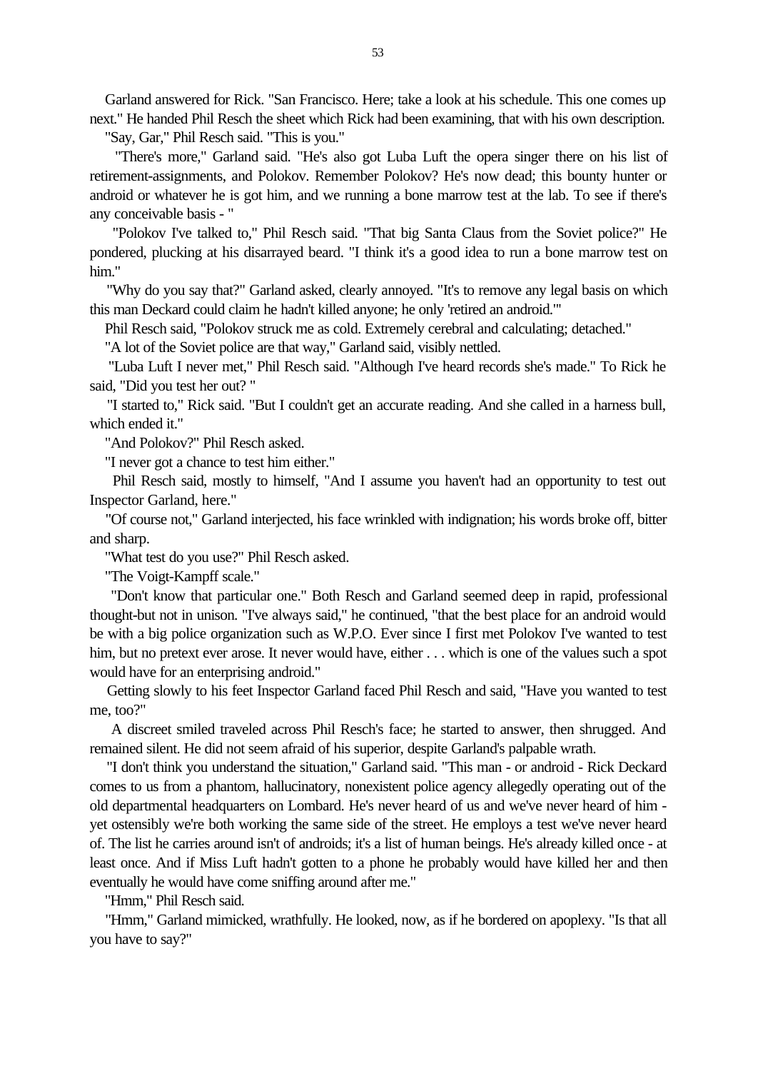Garland answered for Rick. "San Francisco. Here; take a look at his schedule. This one comes up next." He handed Phil Resch the sheet which Rick had been examining, that with his own description.

"Say, Gar," Phil Resch said. "This is you."

"There's more," Garland said. "He's also got Luba Luft the opera singer there on his list of retirement-assignments, and Polokov. Remember Polokov? He's now dead; this bounty hunter or android or whatever he is got him, and we running a bone marrow test at the lab. To see if there's any conceivable basis - "

"Polokov I've talked to," Phil Resch said. "That big Santa Claus from the Soviet police?" He pondered, plucking at his disarrayed beard. "I think it's a good idea to run a bone marrow test on him."

"Why do you say that?" Garland asked, clearly annoyed. "It's to remove any legal basis on which this man Deckard could claim he hadn't killed anyone; he only 'retired an android.'"

Phil Resch said, "Polokov struck me as cold. Extremely cerebral and calculating; detached."

"A lot of the Soviet police are that way," Garland said, visibly nettled.

"Luba Luft I never met," Phil Resch said. "Although I've heard records she's made." To Rick he said, "Did you test her out? "

"I started to," Rick said. "But I couldn't get an accurate reading. And she called in a harness bull, which ended it."

"And Polokov?" Phil Resch asked.

"I never got a chance to test him either."

Phil Resch said, mostly to himself, "And I assume you haven't had an opportunity to test out Inspector Garland, here."

"Of course not," Garland interjected, his face wrinkled with indignation; his words broke off, bitter and sharp.

"What test do you use?" Phil Resch asked.

"The Voigt-Kampff scale."

"Don't know that particular one." Both Resch and Garland seemed deep in rapid, professional thought-but not in unison. "I've always said," he continued, "that the best place for an android would be with a big police organization such as W.P.O. Ever since I first met Polokov I've wanted to test him, but no pretext ever arose. It never would have, either . . . which is one of the values such a spot would have for an enterprising android."

Getting slowly to his feet Inspector Garland faced Phil Resch and said, "Have you wanted to test me, too?"

A discreet smiled traveled across Phil Resch's face; he started to answer, then shrugged. And remained silent. He did not seem afraid of his superior, despite Garland's palpable wrath.

"I don't think you understand the situation," Garland said. "This man - or android - Rick Deckard comes to us from a phantom, hallucinatory, nonexistent police agency allegedly operating out of the old departmental headquarters on Lombard. He's never heard of us and we've never heard of him - yet ostensibly we're both working the same side of the street. He employs a test we've never heard of. The list he carries around isn't of androids; it's a list of human beings. He's already killed once - at least once. And if Miss Luft hadn't gotten to a phone he probably would have killed her and then eventually he would have come sniffing around after me."

"Hmm," Phil Resch said.

"Hmm," Garland mimicked, wrathfully. He looked, now, as if he bordered on apoplexy. "Is that all you have to say?"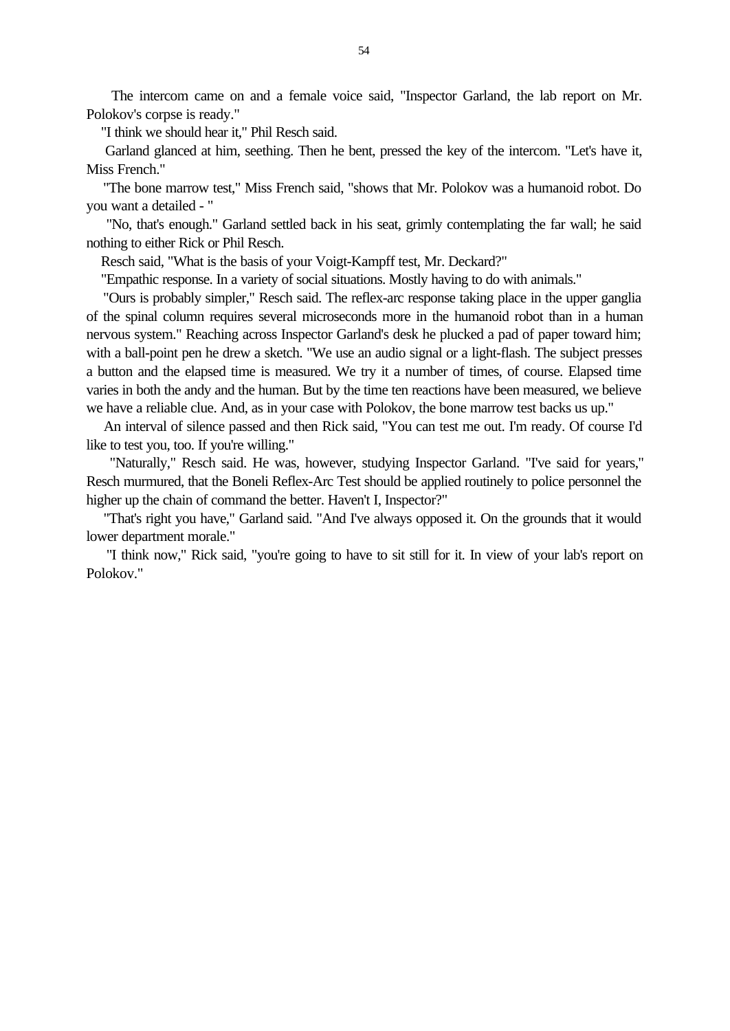The intercom came on and a female voice said, "Inspector Garland, the lab report on Mr. Polokov's corpse is ready."

"I think we should hear it," Phil Resch said.

Garland glanced at him, seething. Then he bent, pressed the key of the intercom. "Let's have it, Miss French."

"The bone marrow test," Miss French said, "shows that Mr. Polokov was a humanoid robot. Do you want a detailed - "

"No, that's enough." Garland settled back in his seat, grimly contemplating the far wall; he said nothing to either Rick or Phil Resch.

Resch said, "What is the basis of your Voigt-Kampff test, Mr. Deckard?"

"Empathic response. In a variety of social situations. Mostly having to do with animals."

"Ours is probably simpler," Resch said. The reflex-arc response taking place in the upper ganglia of the spinal column requires several microseconds more in the humanoid robot than in a human nervous system." Reaching across Inspector Garland's desk he plucked a pad of paper toward him; with a ball-point pen he drew a sketch. "We use an audio signal or a light-flash. The subject presses a button and the elapsed time is measured. We try it a number of times, of course. Elapsed time varies in both the andy and the human. But by the time ten reactions have been measured, we believe we have a reliable clue. And, as in your case with Polokov, the bone marrow test backs us up."

An interval of silence passed and then Rick said, "You can test me out. I'm ready. Of course I'd like to test you, too. If you're willing."

"Naturally," Resch said. He was, however, studying Inspector Garland. "I've said for years," Resch murmured, that the Boneli Reflex-Arc Test should be applied routinely to police personnel the higher up the chain of command the better. Haven't I, Inspector?"

"That's right you have," Garland said. "And I've always opposed it. On the grounds that it would lower department morale."

"I think now," Rick said, "you're going to have to sit still for it. In view of your lab's report on Polokov."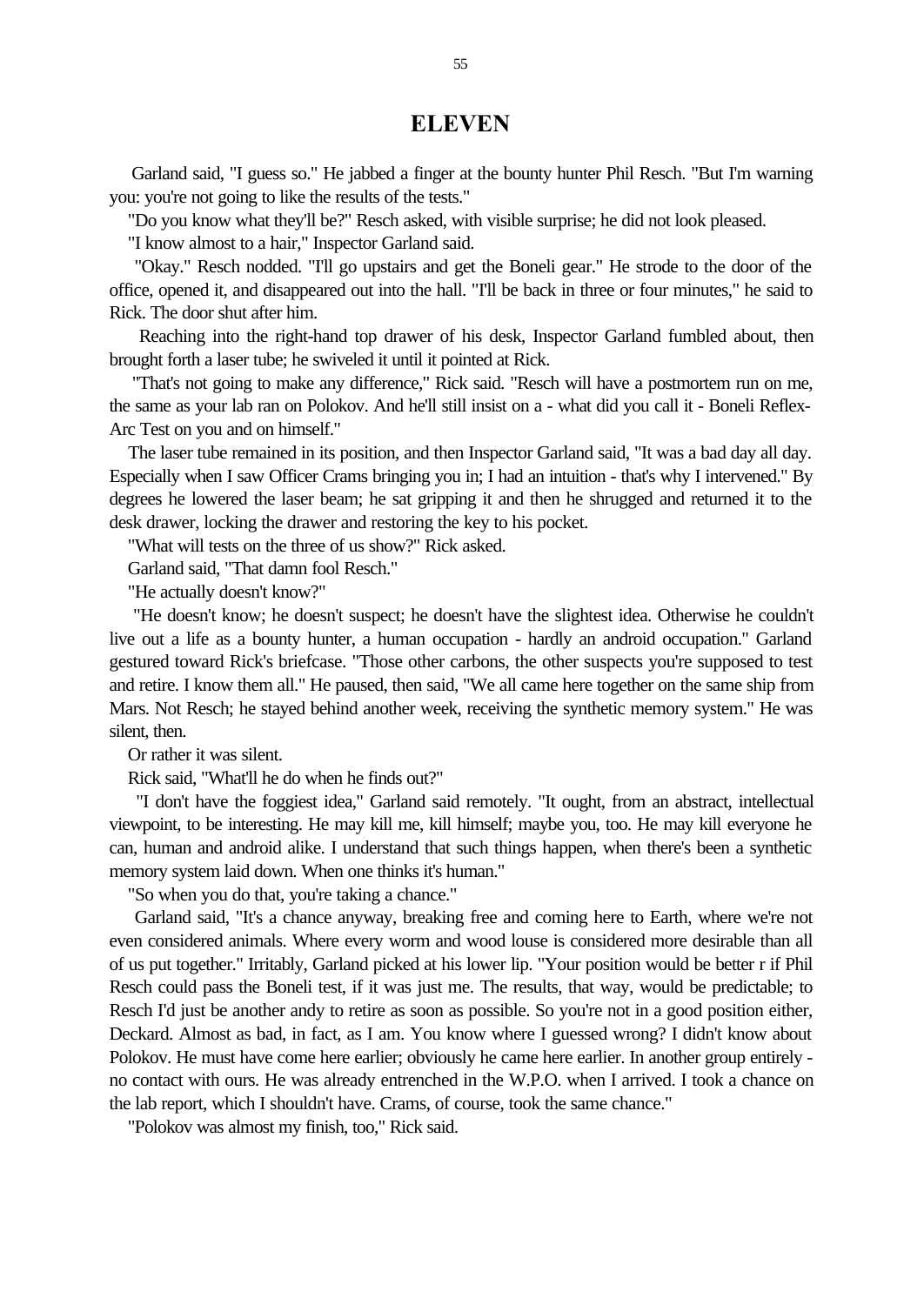# ELEVEN

Garland said, "I guess so." He jabbed a finger at the bounty hunter Phil Resch. "But I'm warning you: you're not going to like the results of the tests."

"Do you know what they'll be?" Resch asked, with visible surprise; he did not look pleased.

"I know almost to a hair," Inspector Garland said.

"Okay." Resch nodded. "I'll go upstairs and get the Boneli gear." He strode to the door of the office, opened it, and disappeared out into the hall. "I'll be back in three or four minutes," he said to Rick. The door shut after him.

Reaching into the right-hand top drawer of his desk, Inspector Garland fumbled about, then brought forth a laser tube; he swiveled it until it pointed at Rick.

"That's not going to make any difference," Rick said. "Resch will have a postmortem run on me, the same as your lab ran on Polokov. And he'll still insist on a - what did you call it - Boneli Reflex-Arc Test on you and on himself."

The laser tube remained in its position, and then Inspector Garland said, "It was a bad day all day. Especially when I saw Officer Crams bringing you in; I had an intuition - that's why I intervened." By degrees he lowered the laser beam; he sat gripping it and then he shrugged and returned it to the desk drawer, locking the drawer and restoring the key to his pocket.

"What will tests on the three of us show?" Rick asked.

Garland said, "That damn fool Resch."

"He actually doesn't know?"

"He doesn't know; he doesn't suspect; he doesn't have the slightest idea. Otherwise he couldn't live out a life as a bounty hunter, a human occupation - hardly an android occupation." Garland gestured toward Rick's briefcase. "Those other carbons, the other suspects you're supposed to test and retire. I know them all." He paused, then said, "We all came here together on the same ship from Mars. Not Resch; he stayed behind another week, receiving the synthetic memory system." He was silent, then.

Or rather it was silent.

Rick said, "What'll he do when he finds out?"

"I don't have the foggiest idea," Garland said remotely. "It ought, from an abstract, intellectual viewpoint, to be interesting. He may kill me, kill himself; maybe you, too. He may kill everyone he can, human and android alike. I understand that such things happen, when there's been a synthetic memory system laid down. When one thinks it's human."

"So when you do that, you're taking a chance."

Garland said, "It's a chance anyway, breaking free and coming here to Earth, where we're not even considered animals. Where every worm and wood louse is considered more desirable than all of us put together." Irritably, Garland picked at his lower lip. "Your position would be better r if Phil Resch could pass the Boneli test, if it was just me. The results, that way, would be predictable; to Resch I'd just be another andy to retire as soon as possible. So you're not in a good position either, Deckard. Almost as bad, in fact, as I am. You know where I guessed wrong? I didn't know about Polokov. He must have come here earlier; obviously he came here earlier. In another group entirely - no contact with ours. He was already entrenched in the W.P.O. when I arrived. I took a chance on the lab report, which I shouldn't have. Crams, of course, took the same chance."

"Polokov was almost my finish, too," Rick said.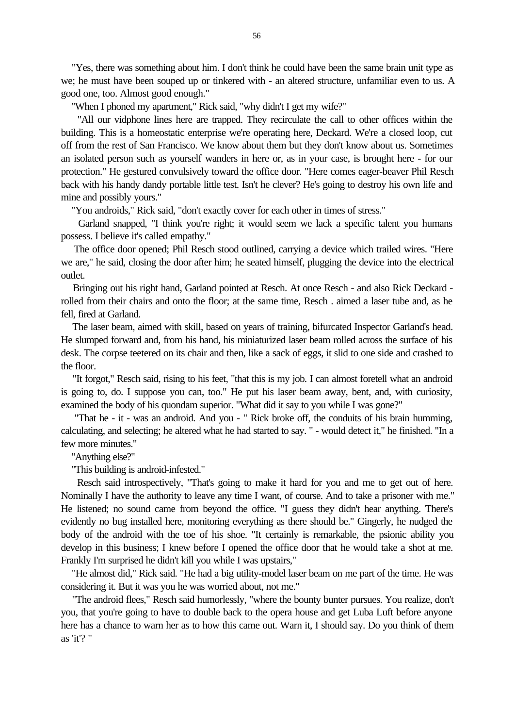"Yes, there was something about him. I don't think he could have been the same brain unit type as we; he must have been souped up or tinkered with - an altered structure, unfamiliar even to us. A good one, too. Almost good enough."

"When I phoned my apartment," Rick said, "why didn't I get my wife?"

"All our vidphone lines here are trapped. They recirculate the call to other offices within the building. This is a homeostatic enterprise we're operating here, Deckard. We're a closed loop, cut off from the rest of San Francisco. We know about them but they don't know about us. Sometimes an isolated person such as yourself wanders in here or, as in your case, is brought here - for our protection." He gestured convulsively toward the office door. "Here comes eager-beaver Phil Resch back with his handy dandy portable little test. Isn't he clever? He's going to destroy his own life and mine and possibly yours."

"You androids," Rick said, "don't exactly cover for each other in times of stress."

Garland snapped, "I think you're right; it would seem we lack a specific talent you humans possess. I believe it's called empathy."

The office door opened; Phil Resch stood outlined, carrying a device which trailed wires. "Here we are," he said, closing the door after him; he seated himself, plugging the device into the electrical outlet.

Bringing out his right hand, Garland pointed at Resch. At once Resch - and also Rick Deckard - rolled from their chairs and onto the floor; at the same time, Resch . aimed a laser tube and, as he fell, fired at Garland.

The laser beam, aimed with skill, based on years of training, bifurcated Inspector Garland's head. He slumped forward and, from his hand, his miniaturized laser beam rolled across the surface of his desk. The corpse teetered on its chair and then, like a sack of eggs, it slid to one side and crashed to the floor.

"It forgot," Resch said, rising to his feet, "that this is my job. I can almost foretell what an android is going to, do. I suppose you can, too." He put his laser beam away, bent, and, with curiosity, examined the body of his quondam superior. "What did it say to you while I was gone?"

"That he - it - was an android. And you - " Rick broke off, the conduits of his brain humming, calculating, and selecting; he altered what he had started to say. " - would detect it," he finished. "In a few more minutes."

"Anything else?"

"This building is android-infested."

Resch said introspectively, "That's going to make it hard for you and me to get out of here. Nominally I have the authority to leave any time I want, of course. And to take a prisoner with me." He listened; no sound came from beyond the office. "I guess they didn't hear anything. There's evidently no bug installed here, monitoring everything as there should be." Gingerly, he nudged the body of the android with the toe of his shoe. "It certainly is remarkable, the psionic ability you develop in this business; I knew before I opened the office door that he would take a shot at me. Frankly I'm surprised he didn't kill you while I was upstairs,"

"He almost did," Rick said. "He had a big utility-model laser beam on me part of the time. He was considering it. But it was you he was worried about, not me."

"The android flees," Resch said humorlessly, "where the bounty bunter pursues. You realize, don't you, that you're going to have to double back to the opera house and get Luba Luft before anyone here has a chance to warn her as to how this came out. Warn it, I should say. Do you think of them as 'it'? "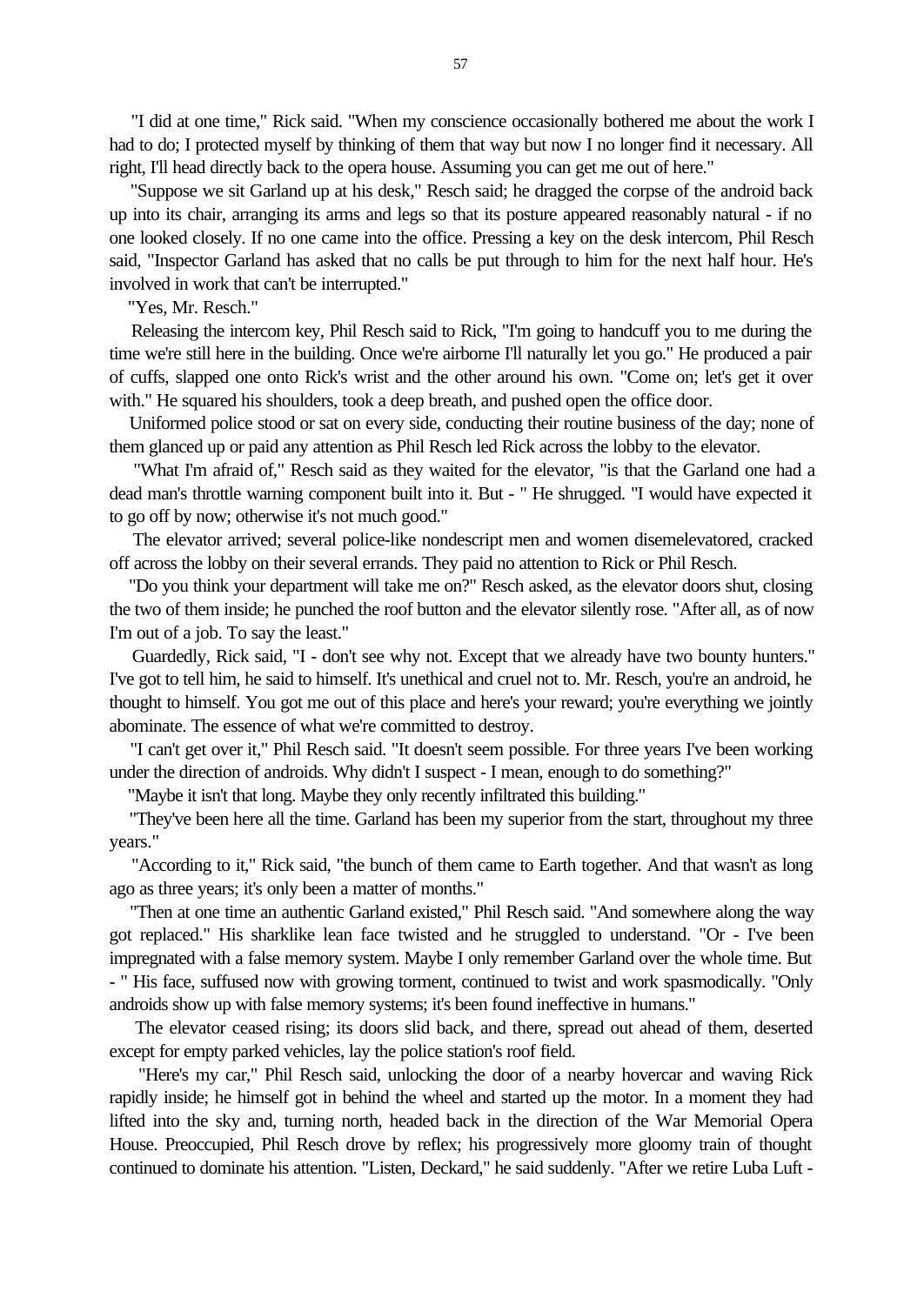"I did at one time," Rick said. "When my conscience occasionally bothered me about the work I had to do; I protected myself by thinking of them that way but now I no longer find it necessary. All right, I'll head directly back to the opera house. Assuming you can get me out of here."

"Suppose we sit Garland up at his desk," Resch said; he dragged the corpse of the android back up into its chair, arranging its arms and legs so that its posture appeared reasonably natural - if no one looked closely. If no one came into the office. Pressing a key on the desk intercom, Phil Resch said, "Inspector Garland has asked that no calls be put through to him for the next half hour. He's involved in work that can't be interrupted."

"Yes, Mr. Resch."

Releasing the intercom key, Phil Resch said to Rick, "I'm going to handcuff you to me during the time we're still here in the building. Once we're airborne I'll naturally let you go." He produced a pair of cuffs, slapped one onto Rick's wrist and the other around his own. "Come on; let's get it over with." He squared his shoulders, took a deep breath, and pushed open the office door.

Uniformed police stood or sat on every side, conducting their routine business of the day; none of them glanced up or paid any attention as Phil Resch led Rick across the lobby to the elevator.

"What I'm afraid of," Resch said as they waited for the elevator, "is that the Garland one had a dead man's throttle warning component built into it. But - " He shrugged. "I would have expected it to go off by now; otherwise it's not much good."

The elevator arrived; several police-like nondescript men and women disemelevatored, cracked off across the lobby on their several errands. They paid no attention to Rick or Phil Resch.

"Do you think your department will take me on?" Resch asked, as the elevator doors shut, closing the two of them inside; he punched the roof button and the elevator silently rose. "After all, as of now I'm out of a job. To say the least."

Guardedly, Rick said, "I - don't see why not. Except that we already have two bounty hunters." I've got to tell him, he said to himself. It's unethical and cruel not to. Mr. Resch, you're an android, he thought to himself. You got me out of this place and here's your reward; you're everything we jointly abominate. The essence of what we're committed to destroy.

"I can't get over it," Phil Resch said. "It doesn't seem possible. For three years I've been working under the direction of androids. Why didn't I suspect - I mean, enough to do something?"

"Maybe it isn't that long. Maybe they only recently infiltrated this building."

"They've been here all the time. Garland has been my superior from the start, throughout my three years."

"According to it," Rick said, "the bunch of them came to Earth together. And that wasn't as long ago as three years; it's only been a matter of months."

"Then at one time an authentic Garland existed," Phil Resch said. "And somewhere along the way got replaced." His sharklike lean face twisted and he struggled to understand. "Or - I've been impregnated with a false memory system. Maybe I only remember Garland over the whole time. But - " His face, suffused now with growing torment, continued to twist and work spasmodically. "Only androids show up with false memory systems; it's been found ineffective in humans."

The elevator ceased rising; its doors slid back, and there, spread out ahead of them, deserted except for empty parked vehicles, lay the police station's roof field.

"Here's my car," Phil Resch said, unlocking the door of a nearby hovercar and waving Rick rapidly inside; he himself got in behind the wheel and started up the motor. In a moment they had lifted into the sky and, turning north, headed back in the direction of the War Memorial Opera House. Preoccupied, Phil Resch drove by reflex; his progressively more gloomy train of thought continued to dominate his attention. "Listen, Deckard," he said suddenly. "After we retire Luba Luft -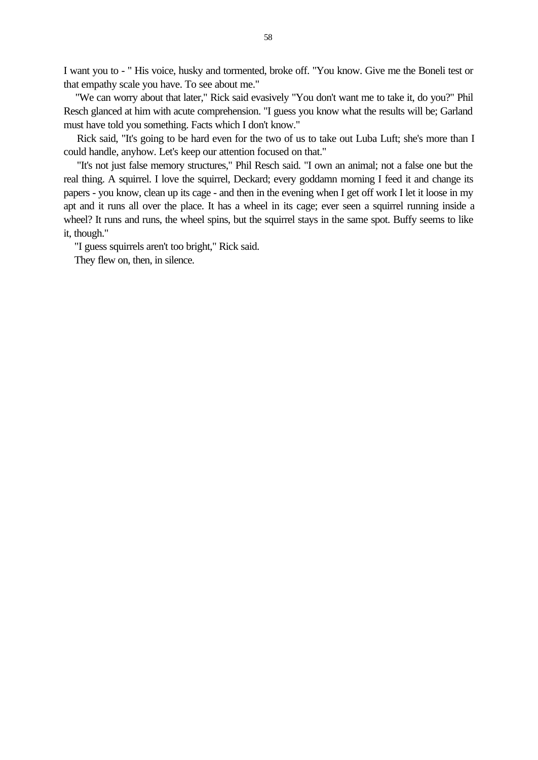I want you to - " His voice, husky and tormented, broke off. "You know. Give me the Boneli test or that empathy scale you have. To see about me."

"We can worry about that later," Rick said evasively "You don't want me to take it, do you?" Phil Resch glanced at him with acute comprehension. "I guess you know what the results will be; Garland must have told you something. Facts which I don't know."

Rick said, "It's going to be hard even for the two of us to take out Luba Luft; she's more than I could handle, anyhow. Let's keep our attention focused on that."

"It's not just false memory structures," Phil Resch said. "I own an animal; not a false one but the real thing. A squirrel. I love the squirrel, Deckard; every goddamn morning I feed it and change its papers - you know, clean up its cage - and then in the evening when I get off work I let it loose in my apt and it runs all over the place. It has a wheel in its cage; ever seen a squirrel running inside a wheel? It runs and runs, the wheel spins, but the squirrel stays in the same spot. Buffy seems to like it, though."

"I guess squirrels aren't too bright," Rick said.

They flew on, then, in silence.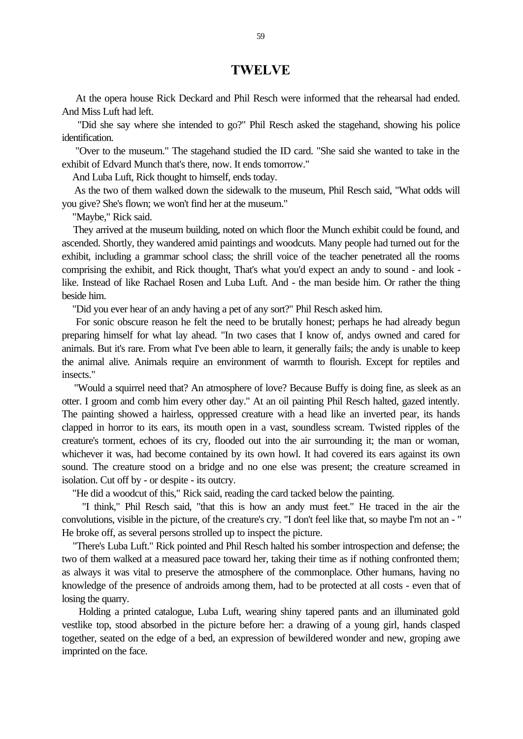# TWELVE

At the opera house Rick Deckard and Phil Resch were informed that the rehearsal had ended. And Miss Luft had left.

"Did she say where she intended to go?" Phil Resch asked the stagehand, showing his police identification.

"Over to the museum." The stagehand studied the ID card. "She said she wanted to take in the exhibit of Edvard Munch that's there, now. It ends tomorrow."

And Luba Luft, Rick thought to himself, ends today.

As the two of them walked down the sidewalk to the museum, Phil Resch said, "What odds will you give? She's flown; we won't find her at the museum."

"Maybe," Rick said.

They arrived at the museum building, noted on which floor the Munch exhibit could be found, and ascended. Shortly, they wandered amid paintings and woodcuts. Many people had turned out for the exhibit, including a grammar school class; the shrill voice of the teacher penetrated all the rooms comprising the exhibit, and Rick thought, That's what you'd expect an andy to sound - and look - like. Instead of like Rachael Rosen and Luba Luft. And - the man beside him. Or rather the thing beside him.

"Did you ever hear of an andy having a pet of any sort?" Phil Resch asked him.

For sonic obscure reason he felt the need to be brutally honest; perhaps he had already begun preparing himself for what lay ahead. "In two cases that I know of, andys owned and cared for animals. But it's rare. From what I've been able to learn, it generally fails; the andy is unable to keep the animal alive. Animals require an environment of warmth to flourish. Except for reptiles and insects."

"Would a squirrel need that? An atmosphere of love? Because Buffy is doing fine, as sleek as an otter. I groom and comb him every other day." At an oil painting Phil Resch halted, gazed intently. The painting showed a hairless, oppressed creature with a head like an inverted pear, its hands clapped in horror to its ears, its mouth open in a vast, soundless scream. Twisted ripples of the creature's torment, echoes of its cry, flooded out into the air surrounding it; the man or woman, whichever it was, had become contained by its own howl. It had covered its ears against its own sound. The creature stood on a bridge and no one else was present; the creature screamed in isolation. Cut off by - or despite - its outcry.

"He did a woodcut of this," Rick said, reading the card tacked below the painting.

"I think," Phil Resch said, "that this is how an andy must feet." He traced in the air the convolutions, visible in the picture, of the creature's cry. "I don't feel like that, so maybe I'm not an - " He broke off, as several persons strolled up to inspect the picture.

"There's Luba Luft." Rick pointed and Phil Resch halted his somber introspection and defense; the two of them walked at a measured pace toward her, taking their time as if nothing confronted them; as always it was vital to preserve the atmosphere of the commonplace. Other humans, having no knowledge of the presence of androids among them, had to be protected at all costs - even that of losing the quarry.

Holding a printed catalogue, Luba Luft, wearing shiny tapered pants and an illuminated gold vestlike top, stood absorbed in the picture before her: a drawing of a young girl, hands clasped together, seated on the edge of a bed, an expression of bewildered wonder and new, groping awe imprinted on the face.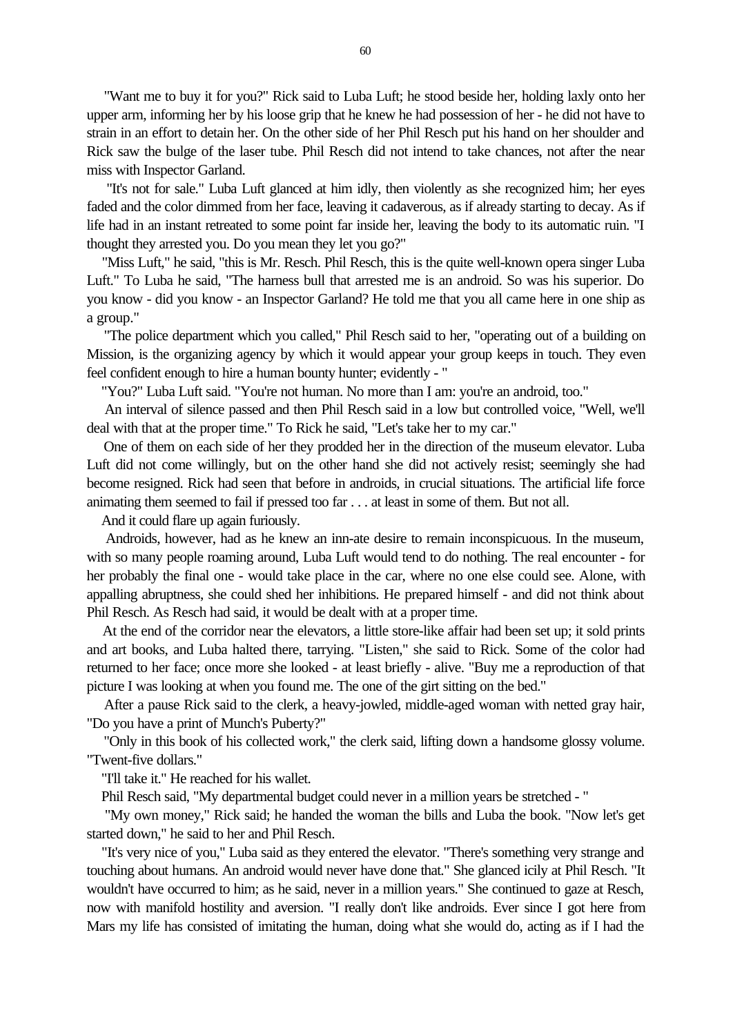"Want me to buy it for you?" Rick said to Luba Luft; he stood beside her, holding laxly onto her upper arm, informing her by his loose grip that he knew he had possession of her - he did not have to strain in an effort to detain her. On the other side of her Phil Resch put his hand on her shoulder and Rick saw the bulge of the laser tube. Phil Resch did not intend to take chances, not after the near miss with Inspector Garland.

"It's not for sale." Luba Luft glanced at him idly, then violently as she recognized him; her eyes faded and the color dimmed from her face, leaving it cadaverous, as if already starting to decay. As if life had in an instant retreated to some point far inside her, leaving the body to its automatic ruin. "I thought they arrested you. Do you mean they let you go?"

"Miss Luft," he said, "this is Mr. Resch. Phil Resch, this is the quite well-known opera singer Luba Luft." To Luba he said, "The harness bull that arrested me is an android. So was his superior. Do you know - did you know - an Inspector Garland? He told me that you all came here in one ship as a group."

"The police department which you called," Phil Resch said to her, "operating out of a building on Mission, is the organizing agency by which it would appear your group keeps in touch. They even feel confident enough to hire a human bounty hunter; evidently - "

"You?" Luba Luft said. "You're not human. No more than I am: you're an android, too."

An interval of silence passed and then Phil Resch said in a low but controlled voice, "Well, we'll deal with that at the proper time." To Rick he said, "Let's take her to my car."

One of them on each side of her they prodded her in the direction of the museum elevator. Luba Luft did not come willingly, but on the other hand she did not actively resist; seemingly she had become resigned. Rick had seen that before in androids, in crucial situations. The artificial life force animating them seemed to fail if pressed too far . . . at least in some of them. But not all.

And it could flare up again furiously.

Androids, however, had as he knew an inn-ate desire to remain inconspicuous. In the museum, with so many people roaming around, Luba Luft would tend to do nothing. The real encounter - for her probably the final one - would take place in the car, where no one else could see. Alone, with appalling abruptness, she could shed her inhibitions. He prepared himself - and did not think about Phil Resch. As Resch had said, it would be dealt with at a proper time.

At the end of the corridor near the elevators, a little store-like affair had been set up; it sold prints and art books, and Luba halted there, tarrying. "Listen," she said to Rick. Some of the color had returned to her face; once more she looked - at least briefly - alive. "Buy me a reproduction of that picture I was looking at when you found me. The one of the girt sitting on the bed."

After a pause Rick said to the clerk, a heavy-jowled, middle-aged woman with netted gray hair, "Do you have a print of Munch's Puberty?"

"Only in this book of his collected work," the clerk said, lifting down a handsome glossy volume. "Twent-five dollars."

"I'll take it." He reached for his wallet.

Phil Resch said, "My departmental budget could never in a million years be stretched - "

"My own money," Rick said; he handed the woman the bills and Luba the book. "Now let's get started down," he said to her and Phil Resch.

"It's very nice of you," Luba said as they entered the elevator. "There's something very strange and touching about humans. An android would never have done that." She glanced icily at Phil Resch. "It wouldn't have occurred to him; as he said, never in a million years." She continued to gaze at Resch, now with manifold hostility and aversion. "I really don't like androids. Ever since I got here from Mars my life has consisted of imitating the human, doing what she would do, acting as if I had the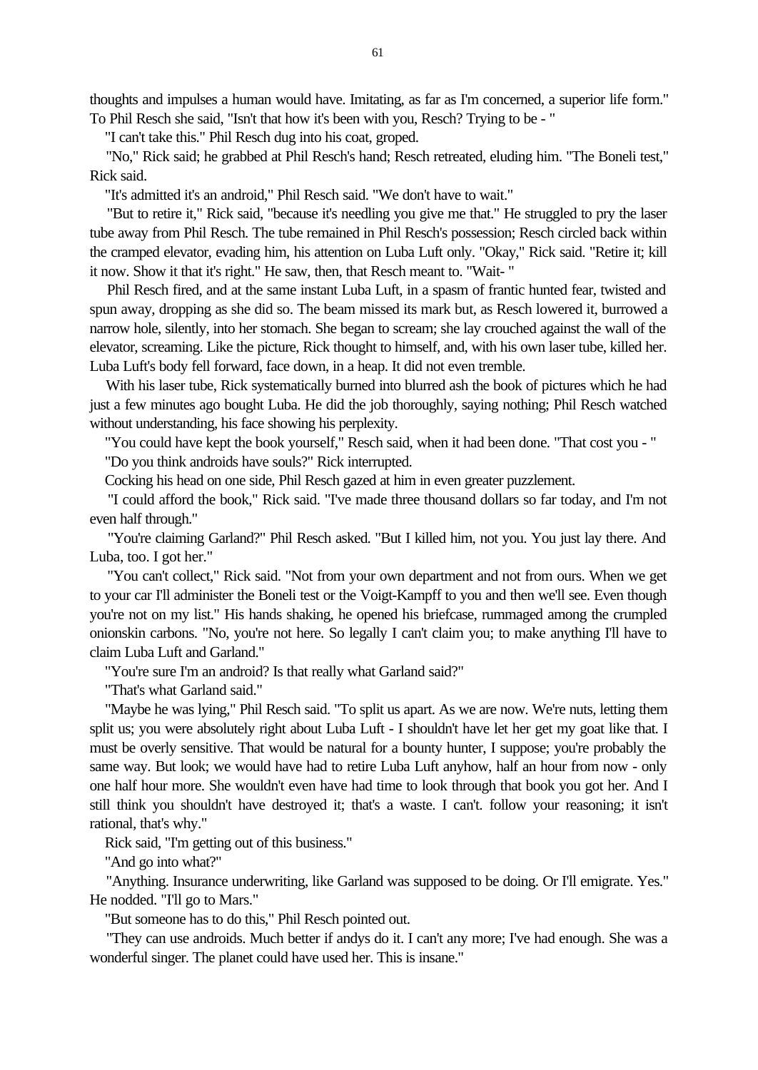thoughts and impulses a human would have. Imitating, as far as I'm concerned, a superior life form." To Phil Resch she said, "Isn't that how it's been with you, Resch? Trying to be - "

"I can't take this." Phil Resch dug into his coat, groped.

"No," Rick said; he grabbed at Phil Resch's hand; Resch retreated, eluding him. "The Boneli test," Rick said.

"It's admitted it's an android," Phil Resch said. "We don't have to wait."

"But to retire it," Rick said, "because it's needling you give me that." He struggled to pry the laser tube away from Phil Resch. The tube remained in Phil Resch's possession; Resch circled back within the cramped elevator, evading him, his attention on Luba Luft only. "Okay," Rick said. "Retire it; kill it now. Show it that it's right." He saw, then, that Resch meant to. "Wait- "

Phil Resch fired, and at the same instant Luba Luft, in a spasm of frantic hunted fear, twisted and spun away, dropping as she did so. The beam missed its mark but, as Resch lowered it, burrowed a narrow hole, silently, into her stomach. She began to scream; she lay crouched against the wall of the elevator, screaming. Like the picture, Rick thought to himself, and, with his own laser tube, killed her. Luba Luft's body fell forward, face down, in a heap. It did not even tremble.

With his laser tube, Rick systematically burned into blurred ash the book of pictures which he had just a few minutes ago bought Luba. He did the job thoroughly, saying nothing; Phil Resch watched without understanding, his face showing his perplexity.

"You could have kept the book yourself," Resch said, when it had been done. "That cost you - "

"Do you think androids have souls?" Rick interrupted.

Cocking his head on one side, Phil Resch gazed at him in even greater puzzlement.

"I could afford the book," Rick said. "I've made three thousand dollars so far today, and I'm not even half through."

"You're claiming Garland?" Phil Resch asked. "But I killed him, not you. You just lay there. And Luba, too. I got her."

"You can't collect," Rick said. "Not from your own department and not from ours. When we get to your car I'll administer the Boneli test or the Voigt-Kampff to you and then we'll see. Even though you're not on my list." His hands shaking, he opened his briefcase, rummaged among the crumpled onionskin carbons. "No, you're not here. So legally I can't claim you; to make anything I'll have to claim Luba Luft and Garland."

"You're sure I'm an android? Is that really what Garland said?"

"That's what Garland said."

"Maybe he was lying," Phil Resch said. "To split us apart. As we are now. We're nuts, letting them split us; you were absolutely right about Luba Luft - I shouldn't have let her get my goat like that. I must be overly sensitive. That would be natural for a bounty hunter, I suppose; you're probably the same way. But look; we would have had to retire Luba Luft anyhow, half an hour from now - only one half hour more. She wouldn't even have had time to look through that book you got her. And I still think you shouldn't have destroyed it; that's a waste. I can't. follow your reasoning; it isn't rational, that's why."

Rick said, "I'm getting out of this business."

"And go into what?"

"Anything. Insurance underwriting, like Garland was supposed to be doing. Or I'll emigrate. Yes." He nodded. "I'll go to Mars."

"But someone has to do this," Phil Resch pointed out.

"They can use androids. Much better if andys do it. I can't any more; I've had enough. She was a wonderful singer. The planet could have used her. This is insane."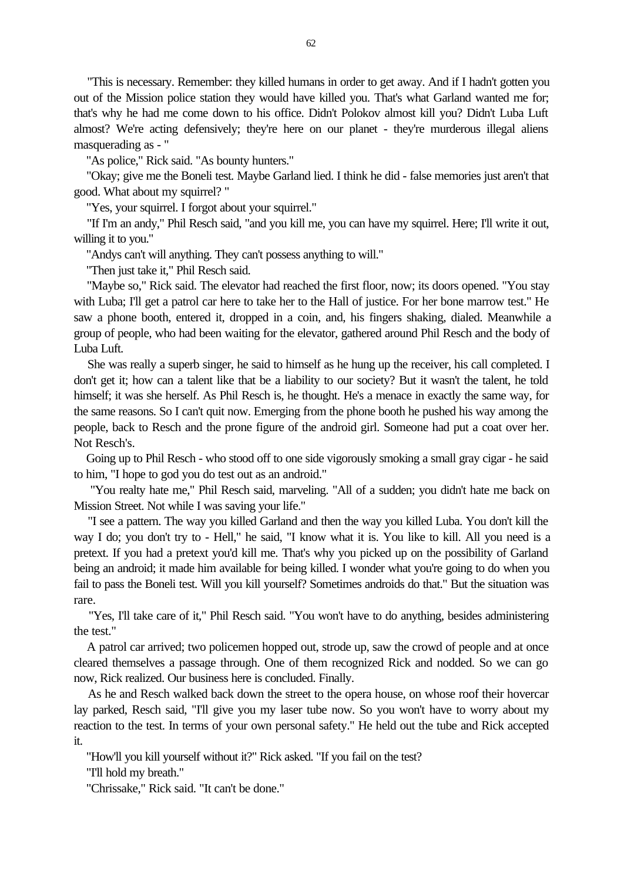"This is necessary. Remember: they killed humans in order to get away. And if I hadn't gotten you out of the Mission police station they would have killed you. That's what Garland wanted me for; that's why he had me come down to his office. Didn't Polokov almost kill you? Didn't Luba Luft almost? We're acting defensively; they're here on our planet - they're murderous illegal aliens masquerading as - "

"As police," Rick said. "As bounty hunters."

"Okay; give me the Boneli test. Maybe Garland lied. I think he did - false memories just aren't that good. What about my squirrel? "

"Yes, your squirrel. I forgot about your squirrel."

"If I'm an andy," Phil Resch said, "and you kill me, you can have my squirrel. Here; I'll write it out, willing it to you."

"Andys can't will anything. They can't possess anything to will."

"Then just take it," Phil Resch said.

"Maybe so," Rick said. The elevator had reached the first floor, now; its doors opened. "You stay with Luba; I'll get a patrol car here to take her to the Hall of justice. For her bone marrow test." He saw a phone booth, entered it, dropped in a coin, and, his fingers shaking, dialed. Meanwhile a group of people, who had been waiting for the elevator, gathered around Phil Resch and the body of Luba Luft.

She was really a superb singer, he said to himself as he hung up the receiver, his call completed. I don't get it; how can a talent like that be a liability to our society? But it wasn't the talent, he told himself; it was she herself. As Phil Resch is, he thought. He's a menace in exactly the same way, for the same reasons. So I can't quit now. Emerging from the phone booth he pushed his way among the people, back to Resch and the prone figure of the android girl. Someone had put a coat over her. Not Resch's.

Going up to Phil Resch - who stood off to one side vigorously smoking a small gray cigar - he said to him, "I hope to god you do test out as an android."

"You realty hate me," Phil Resch said, marveling. "All of a sudden; you didn't hate me back on Mission Street. Not while I was saving your life."

"I see a pattern. The way you killed Garland and then the way you killed Luba. You don't kill the way I do; you don't try to - Hell," he said, "I know what it is. You like to kill. All you need is a pretext. If you had a pretext you'd kill me. That's why you picked up on the possibility of Garland being an android; it made him available for being killed. I wonder what you're going to do when you fail to pass the Boneli test. Will you kill yourself? Sometimes androids do that." But the situation was rare.

"Yes, I'll take care of it," Phil Resch said. "You won't have to do anything, besides administering the test."

A patrol car arrived; two policemen hopped out, strode up, saw the crowd of people and at once cleared themselves a passage through. One of them recognized Rick and nodded. So we can go now, Rick realized. Our business here is concluded. Finally.

As he and Resch walked back down the street to the opera house, on whose roof their hovercar lay parked, Resch said, "I'll give you my laser tube now. So you won't have to worry about my reaction to the test. In terms of your own personal safety." He held out the tube and Rick accepted it.

"How'll you kill yourself without it?" Rick asked. "If you fail on the test?

"I'll hold my breath."

"Chrissake," Rick said. "It can't be done."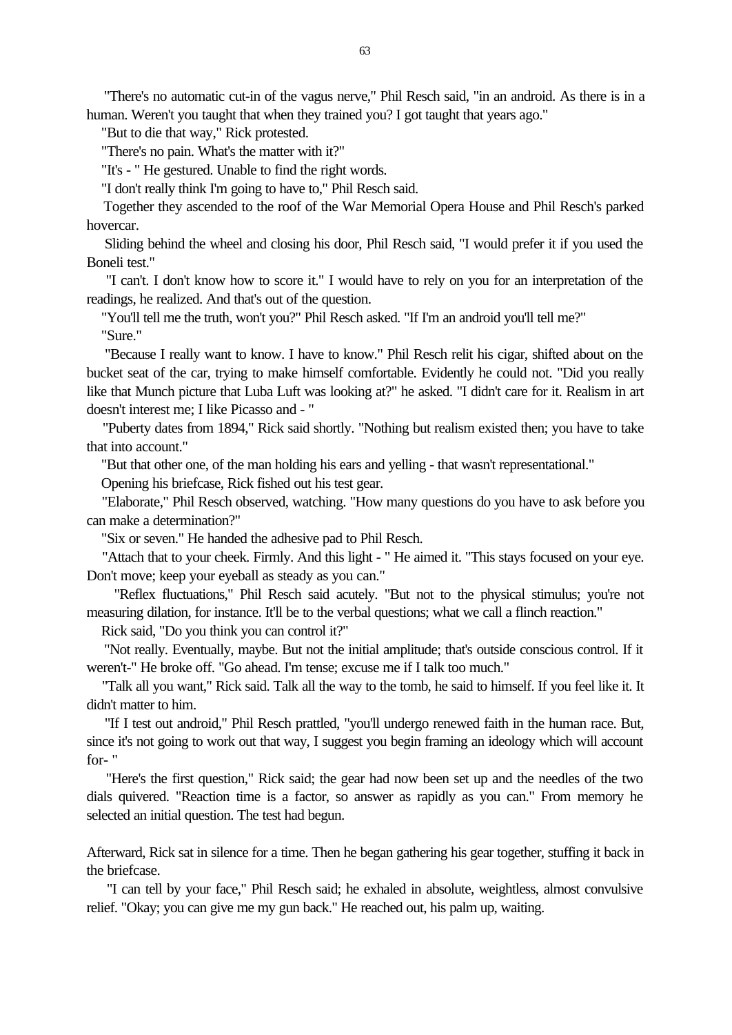"There's no automatic cut-in of the vagus nerve," Phil Resch said, "in an android. As there is in a human. Weren't you taught that when they trained you? I got taught that years ago."

"But to die that way," Rick protested.

"There's no pain. What's the matter with it?"

"It's - " He gestured. Unable to find the right words.

"I don't really think I'm going to have to," Phil Resch said.

Together they ascended to the roof of the War Memorial Opera House and Phil Resch's parked hovercar.

Sliding behind the wheel and closing his door, Phil Resch said, "I would prefer it if you used the Boneli test."

"I can't. I don't know how to score it." I would have to rely on you for an interpretation of the readings, he realized. And that's out of the question.

"You'll tell me the truth, won't you?" Phil Resch asked. "If I'm an android you'll tell me?"

"Sure."

"Because I really want to know. I have to know." Phil Resch relit his cigar, shifted about on the bucket seat of the car, trying to make himself comfortable. Evidently he could not. "Did you really like that Munch picture that Luba Luft was looking at?" he asked. "I didn't care for it. Realism in art doesn't interest me; I like Picasso and - "

"Puberty dates from 1894," Rick said shortly. "Nothing but realism existed then; you have to take that into account."

"But that other one, of the man holding his ears and yelling - that wasn't representational."

Opening his briefcase, Rick fished out his test gear.

"Elaborate," Phil Resch observed, watching. "How many questions do you have to ask before you can make a determination?"

"Six or seven." He handed the adhesive pad to Phil Resch.

"Attach that to your cheek. Firmly. And this light - " He aimed it. "This stays focused on your eye. Don't move; keep your eyeball as steady as you can."

"Reflex fluctuations," Phil Resch said acutely. "But not to the physical stimulus; you're not measuring dilation, for instance. It'll be to the verbal questions; what we call a flinch reaction."

Rick said, "Do you think you can control it?"

"Not really. Eventually, maybe. But not the initial amplitude; that's outside conscious control. If it weren't-" He broke off. "Go ahead. I'm tense; excuse me if I talk too much."

"Talk all you want," Rick said. Talk all the way to the tomb, he said to himself. If you feel like it. It didn't matter to him.

"If I test out android," Phil Resch prattled, "you'll undergo renewed faith in the human race. But, since it's not going to work out that way, I suggest you begin framing an ideology which will account for- "

"Here's the first question," Rick said; the gear had now been set up and the needles of the two dials quivered. "Reaction time is a factor, so answer as rapidly as you can." From memory he selected an initial question. The test had begun.

Afterward, Rick sat in silence for a time. Then he began gathering his gear together, stuffing it back in the briefcase.

"I can tell by your face," Phil Resch said; he exhaled in absolute, weightless, almost convulsive relief. "Okay; you can give me my gun back." He reached out, his palm up, waiting.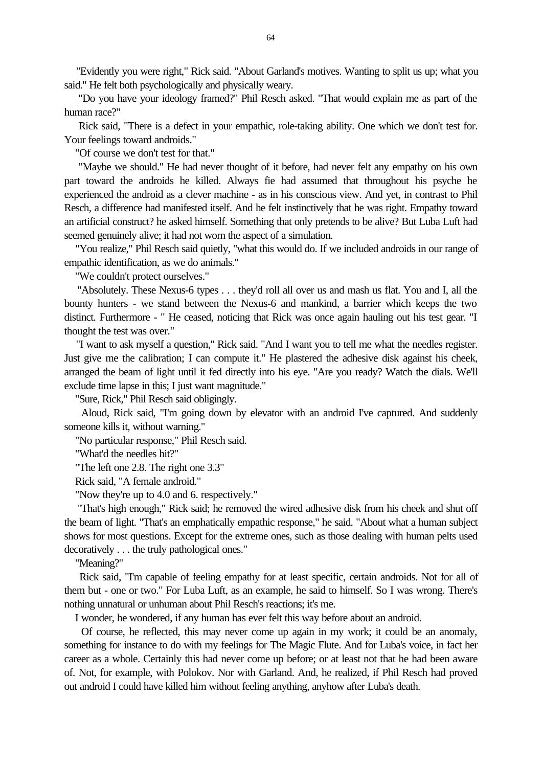"Evidently you were right," Rick said. "About Garland's motives. Wanting to split us up; what you said." He felt both psychologically and physically weary.

"Do you have your ideology framed?" Phil Resch asked. "That would explain me as part of the human race?"

Rick said, "There is a defect in your empathic, role-taking ability. One which we don't test for. Your feelings toward androids."

"Of course we don't test for that."

"Maybe we should." He had never thought of it before, had never felt any empathy on his own part toward the androids he killed. Always fie had assumed that throughout his psyche he experienced the android as a clever machine - as in his conscious view. And yet, in contrast to Phil Resch, a difference had manifested itself. And he felt instinctively that he was right. Empathy toward an artificial construct? he asked himself. Something that only pretends to be alive? But Luba Luft had seemed genuinely alive; it had not worn the aspect of a simulation.

"You realize," Phil Resch said quietly, "what this would do. If we included androids in our range of empathic identification, as we do animals."

"We couldn't protect ourselves."

"Absolutely. These Nexus-6 types . . . they'd roll all over us and mash us flat. You and I, all the bounty hunters - we stand between the Nexus-6 and mankind, a barrier which keeps the two distinct. Furthermore - " He ceased, noticing that Rick was once again hauling out his test gear. "I thought the test was over."

"I want to ask myself a question," Rick said. "And I want you to tell me what the needles register. Just give me the calibration; I can compute it." He plastered the adhesive disk against his cheek, arranged the beam of light until it fed directly into his eye. "Are you ready? Watch the dials. We'll exclude time lapse in this; I just want magnitude."

"Sure, Rick," Phil Resch said obligingly.

Aloud, Rick said, "I'm going down by elevator with an android I've captured. And suddenly someone kills it, without warning."

"No particular response," Phil Resch said.

"What'd the needles hit?"

"The left one 2.8. The right one 3.3"

Rick said, "A female android."

"Now they're up to 4.0 and 6. respectively."

"That's high enough," Rick said; he removed the wired adhesive disk from his cheek and shut off the beam of light. "That's an emphatically empathic response," he said. "About what a human subject shows for most questions. Except for the extreme ones, such as those dealing with human pelts used decoratively . . . the truly pathological ones."

"Meaning?"

Rick said, "I'm capable of feeling empathy for at least specific, certain androids. Not for all of them but - one or two." For Luba Luft, as an example, he said to himself. So I was wrong. There's nothing unnatural or unhuman about Phil Resch's reactions; it's me.

I wonder, he wondered, if any human has ever felt this way before about an android.

Of course, he reflected, this may never come up again in my work; it could be an anomaly, something for instance to do with my feelings for The Magic Flute. And for Luba's voice, in fact her career as a whole. Certainly this had never come up before; or at least not that he had been aware of. Not, for example, with Polokov. Nor with Garland. And, he realized, if Phil Resch had proved out android I could have killed him without feeling anything, anyhow after Luba's death.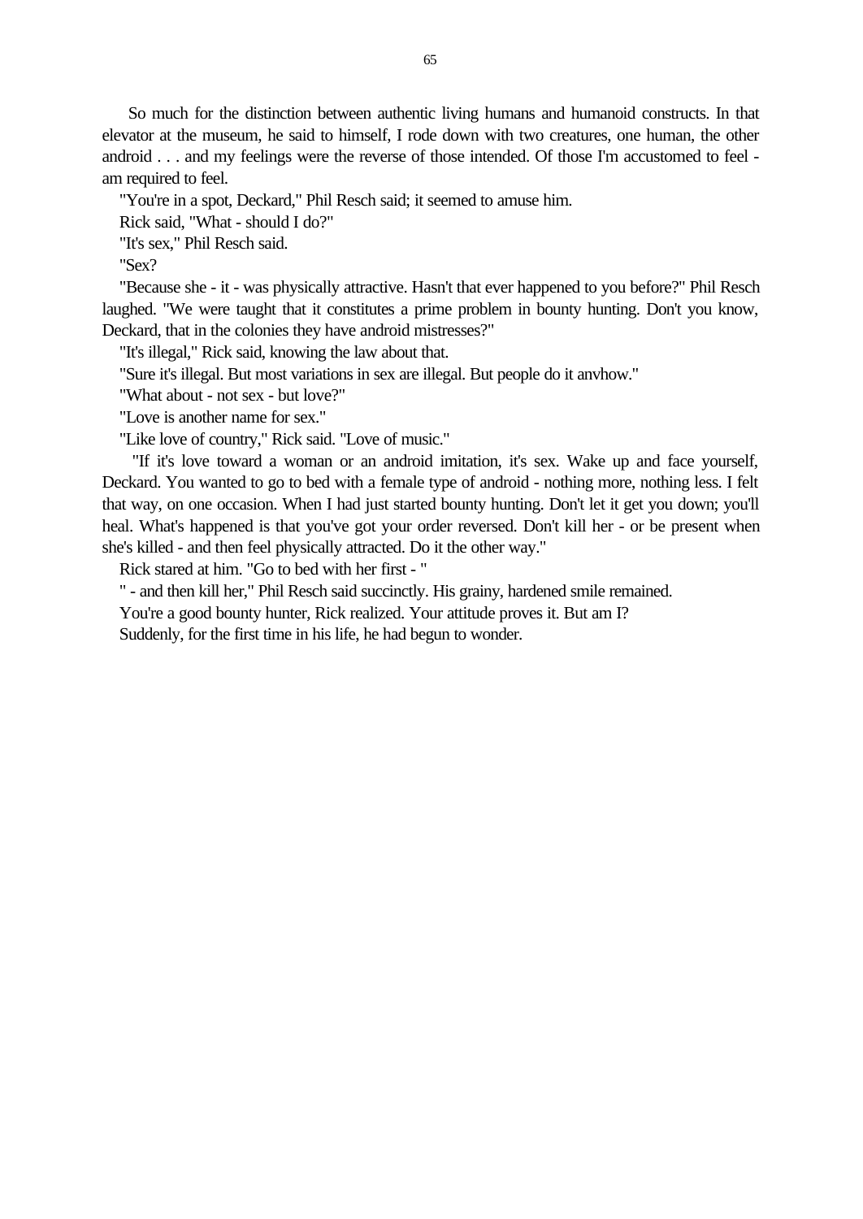So much for the distinction between authentic living humans and humanoid constructs. In that elevator at the museum, he said to himself, I rode down with two creatures, one human, the other android . . . and my feelings were the reverse of those intended. Of those I'm accustomed to feel - am required to feel.

"You're in a spot, Deckard," Phil Resch said; it seemed to amuse him.

Rick said, "What - should I do?"

"It's sex," Phil Resch said.

"Sex?

"Because she - it - was physically attractive. Hasn't that ever happened to you before?" Phil Resch laughed. "We were taught that it constitutes a prime problem in bounty hunting. Don't you know, Deckard, that in the colonies they have android mistresses?"

"It's illegal," Rick said, knowing the law about that.

"Sure it's illegal. But most variations in sex are illegal. But people do it anvhow."

"What about - not sex - but love?"

"Love is another name for sex."

"Like love of country," Rick said. "Love of music."

"If it's love toward a woman or an android imitation, it's sex. Wake up and face yourself, Deckard. You wanted to go to bed with a female type of android - nothing more, nothing less. I felt that way, on one occasion. When I had just started bounty hunting. Don't let it get you down; you'll heal. What's happened is that you've got your order reversed. Don't kill her - or be present when she's killed - and then feel physically attracted. Do it the other way."

Rick stared at him. "Go to bed with her first - "

" - and then kill her," Phil Resch said succinctly. His grainy, hardened smile remained.

You're a good bounty hunter, Rick realized. Your attitude proves it. But am I?

Suddenly, for the first time in his life, he had begun to wonder.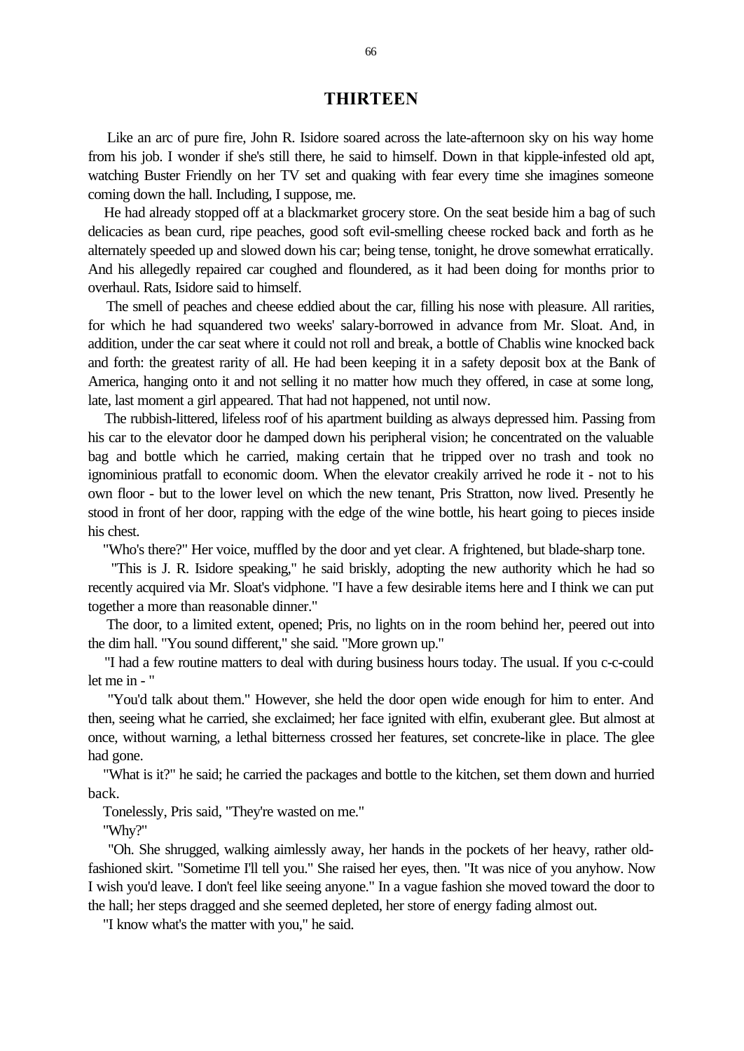# THIRTEEN

Like an arc of pure fire, John R. Isidore soared across the late-afternoon sky on his way home from his job. I wonder if she's still there, he said to himself. Down in that kipple-infested old apt, watching Buster Friendly on her TV set and quaking with fear every time she imagines someone coming down the hall. Including, I suppose, me.

He had already stopped off at a blackmarket grocery store. On the seat beside him a bag of such delicacies as bean curd, ripe peaches, good soft evil-smelling cheese rocked back and forth as he alternately speeded up and slowed down his car; being tense, tonight, he drove somewhat erratically. And his allegedly repaired car coughed and floundered, as it had been doing for months prior to overhaul. Rats, Isidore said to himself.

The smell of peaches and cheese eddied about the car, filling his nose with pleasure. All rarities, for which he had squandered two weeks' salary-borrowed in advance from Mr. Sloat. And, in addition, under the car seat where it could not roll and break, a bottle of Chablis wine knocked back and forth: the greatest rarity of all. He had been keeping it in a safety deposit box at the Bank of America, hanging onto it and not selling it no matter how much they offered, in case at some long, late, last moment a girl appeared. That had not happened, not until now.

The rubbish-littered, lifeless roof of his apartment building as always depressed him. Passing from his car to the elevator door he damped down his peripheral vision; he concentrated on the valuable bag and bottle which he carried, making certain that he tripped over no trash and took no ignominious pratfall to economic doom. When the elevator creakily arrived he rode it - not to his own floor - but to the lower level on which the new tenant, Pris Stratton, now lived. Presently he stood in front of her door, rapping with the edge of the wine bottle, his heart going to pieces inside his chest.

"Who's there?" Her voice, muffled by the door and yet clear. A frightened, but blade-sharp tone.

"This is J. R. Isidore speaking," he said briskly, adopting the new authority which he had so recently acquired via Mr. Sloat's vidphone. "I have a few desirable items here and I think we can put together a more than reasonable dinner."

The door, to a limited extent, opened; Pris, no lights on in the room behind her, peered out into the dim hall. "You sound different," she said. "More grown up."

"I had a few routine matters to deal with during business hours today. The usual. If you c-c-could let me in - "

"You'd talk about them." However, she held the door open wide enough for him to enter. And then, seeing what he carried, she exclaimed; her face ignited with elfin, exuberant glee. But almost at once, without warning, a lethal bitterness crossed her features, set concrete-like in place. The glee had gone.

"What is it?" he said; he carried the packages and bottle to the kitchen, set them down and hurried back.

Tonelessly, Pris said, "They're wasted on me."

"Why?"

"Oh. She shrugged, walking aimlessly away, her hands in the pockets of her heavy, rather old-fashioned skirt. "Sometime I'll tell you." She raised her eyes, then. "It was nice of you anyhow. Now I wish you'd leave. I don't feel like seeing anyone." In a vague fashion she moved toward the door to the hall; her steps dragged and she seemed depleted, her store of energy fading almost out.

"I know what's the matter with you," he said.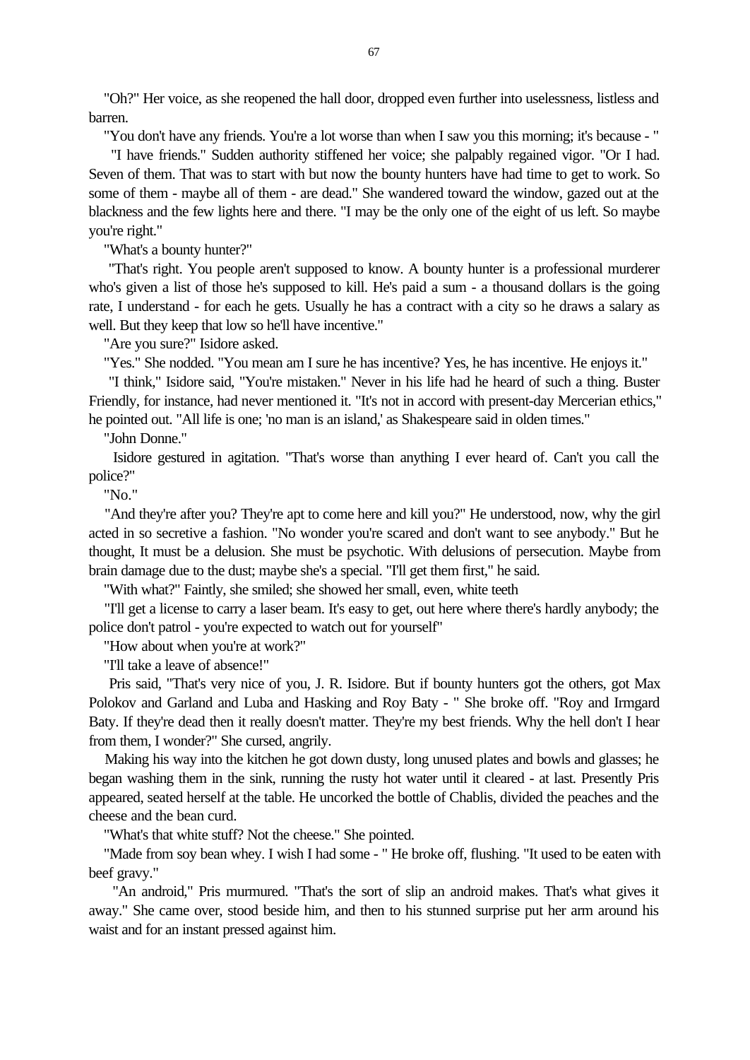"Oh?" Her voice, as she reopened the hall door, dropped even further into uselessness, listless and barren.

"You don't have any friends. You're a lot worse than when I saw you this morning; it's because - "

"I have friends." Sudden authority stiffened her voice; she palpably regained vigor. "Or I had. Seven of them. That was to start with but now the bounty hunters have had time to get to work. So some of them - maybe all of them - are dead." She wandered toward the window, gazed out at the blackness and the few lights here and there. "I may be the only one of the eight of us left. So maybe you're right."

"What's a bounty hunter?"

"That's right. You people aren't supposed to know. A bounty hunter is a professional murderer who's given a list of those he's supposed to kill. He's paid a sum - a thousand dollars is the going rate, I understand - for each he gets. Usually he has a contract with a city so he draws a salary as well. But they keep that low so he'll have incentive."

"Are you sure?" Isidore asked.

"Yes." She nodded. "You mean am I sure he has incentive? Yes, he has incentive. He enjoys it."

"I think," Isidore said, "You're mistaken." Never in his life had he heard of such a thing. Buster Friendly, for instance, had never mentioned it. "It's not in accord with present-day Mercerian ethics," he pointed out. "All life is one; 'no man is an island,' as Shakespeare said in olden times."

"John Donne."

Isidore gestured in agitation. "That's worse than anything I ever heard of. Can't you call the police?"

"No."

"And they're after you? They're apt to come here and kill you?" He understood, now, why the girl acted in so secretive a fashion. "No wonder you're scared and don't want to see anybody." But he thought, It must be a delusion. She must be psychotic. With delusions of persecution. Maybe from brain damage due to the dust; maybe she's a special. "I'll get them first," he said.

"With what?" Faintly, she smiled; she showed her small, even, white teeth

"I'll get a license to carry a laser beam. It's easy to get, out here where there's hardly anybody; the police don't patrol - you're expected to watch out for yourself"

"How about when you're at work?"

"I'll take a leave of absence!"

Pris said, "That's very nice of you, J. R. Isidore. But if bounty hunters got the others, got Max Polokov and Garland and Luba and Hasking and Roy Baty - " She broke off. "Roy and Irmgard Baty. If they're dead then it really doesn't matter. They're my best friends. Why the hell don't I hear from them, I wonder?" She cursed, angrily.

Making his way into the kitchen he got down dusty, long unused plates and bowls and glasses; he began washing them in the sink, running the rusty hot water until it cleared - at last. Presently Pris appeared, seated herself at the table. He uncorked the bottle of Chablis, divided the peaches and the cheese and the bean curd.

"What's that white stuff? Not the cheese." She pointed.

"Made from soy bean whey. I wish I had some - " He broke off, flushing. "It used to be eaten with beef gravy."

"An android," Pris murmured. "That's the sort of slip an android makes. That's what gives it away." She came over, stood beside him, and then to his stunned surprise put her arm around his waist and for an instant pressed against him.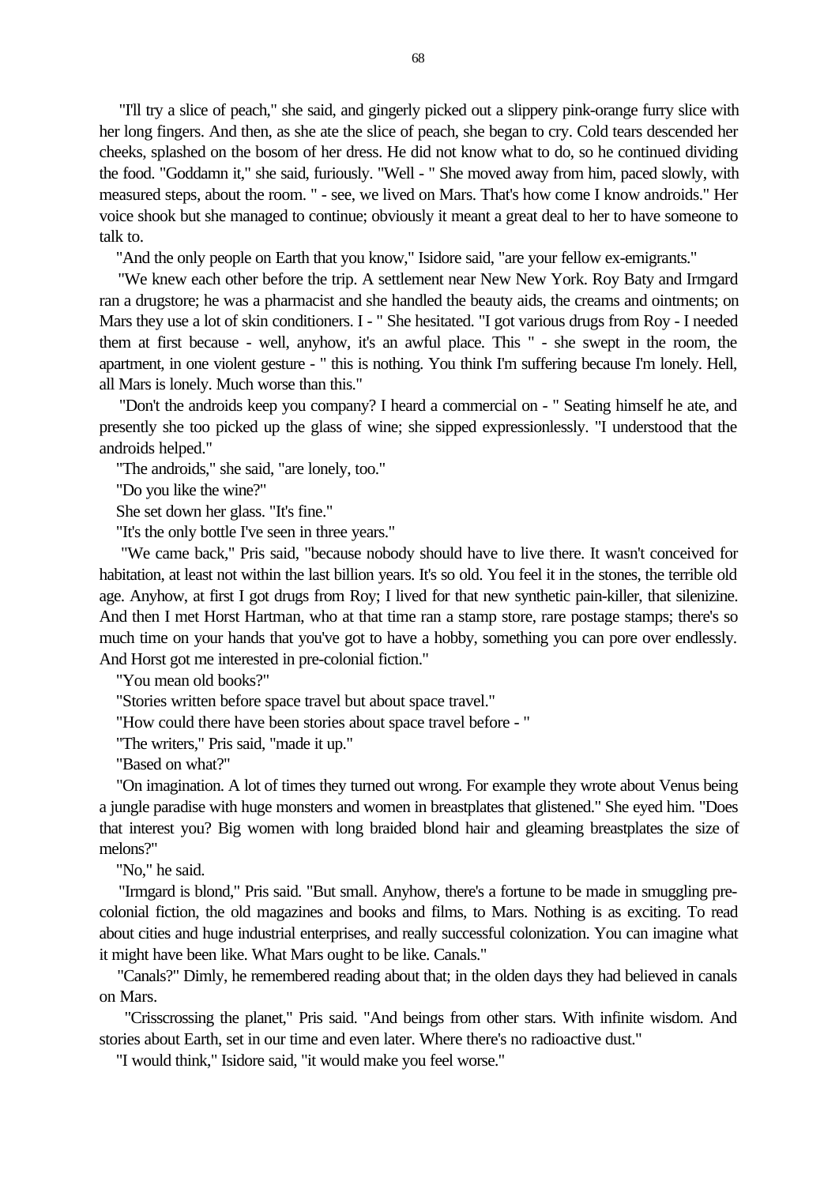"I'll try a slice of peach," she said, and gingerly picked out a slippery pink-orange furry slice with her long fingers. And then, as she ate the slice of peach, she began to cry. Cold tears descended her cheeks, splashed on the bosom of her dress. He did not know what to do, so he continued dividing the food. "Goddamn it," she said, furiously. "Well - " She moved away from him, paced slowly, with measured steps, about the room. " - see, we lived on Mars. That's how come I know androids." Her voice shook but she managed to continue; obviously it meant a great deal to her to have someone to talk to.

"And the only people on Earth that you know," Isidore said, "are your fellow ex-emigrants."

"We knew each other before the trip. A settlement near New New York. Roy Baty and Irmgard ran a drugstore; he was a pharmacist and she handled the beauty aids, the creams and ointments; on Mars they use a lot of skin conditioners. I - " She hesitated. "I got various drugs from Roy - I needed them at first because - well, anyhow, it's an awful place. This " - she swept in the room, the apartment, in one violent gesture - " this is nothing. You think I'm suffering because I'm lonely. Hell, all Mars is lonely. Much worse than this."

"Don't the androids keep you company? I heard a commercial on - " Seating himself he ate, and presently she too picked up the glass of wine; she sipped expressionlessly. "I understood that the androids helped."

"The androids," she said, "are lonely, too."

"Do you like the wine?"

She set down her glass. "It's fine."

"It's the only bottle I've seen in three years."

"We came back," Pris said, "because nobody should have to live there. It wasn't conceived for habitation, at least not within the last billion years. It's so old. You feel it in the stones, the terrible old age. Anyhow, at first I got drugs from Roy; I lived for that new synthetic pain-killer, that silenizine. And then I met Horst Hartman, who at that time ran a stamp store, rare postage stamps; there's so much time on your hands that you've got to have a hobby, something you can pore over endlessly. And Horst got me interested in pre-colonial fiction."

"You mean old books?"

"Stories written before space travel but about space travel."

"How could there have been stories about space travel before - "

"The writers," Pris said, "made it up."

"Based on what?"

"On imagination. A lot of times they turned out wrong. For example they wrote about Venus being a jungle paradise with huge monsters and women in breastplates that glistened." She eyed him. "Does that interest you? Big women with long braided blond hair and gleaming breastplates the size of melons?"

"No," he said.

"Irmgard is blond," Pris said. "But small. Anyhow, there's a fortune to be made in smuggling pre-colonial fiction, the old magazines and books and films, to Mars. Nothing is as exciting. To read about cities and huge industrial enterprises, and really successful colonization. You can imagine what it might have been like. What Mars ought to be like. Canals."

"Canals?" Dimly, he remembered reading about that; in the olden days they had believed in canals on Mars.

"Crisscrossing the planet," Pris said. "And beings from other stars. With infinite wisdom. And stories about Earth, set in our time and even later. Where there's no radioactive dust."

"I would think," Isidore said, "it would make you feel worse."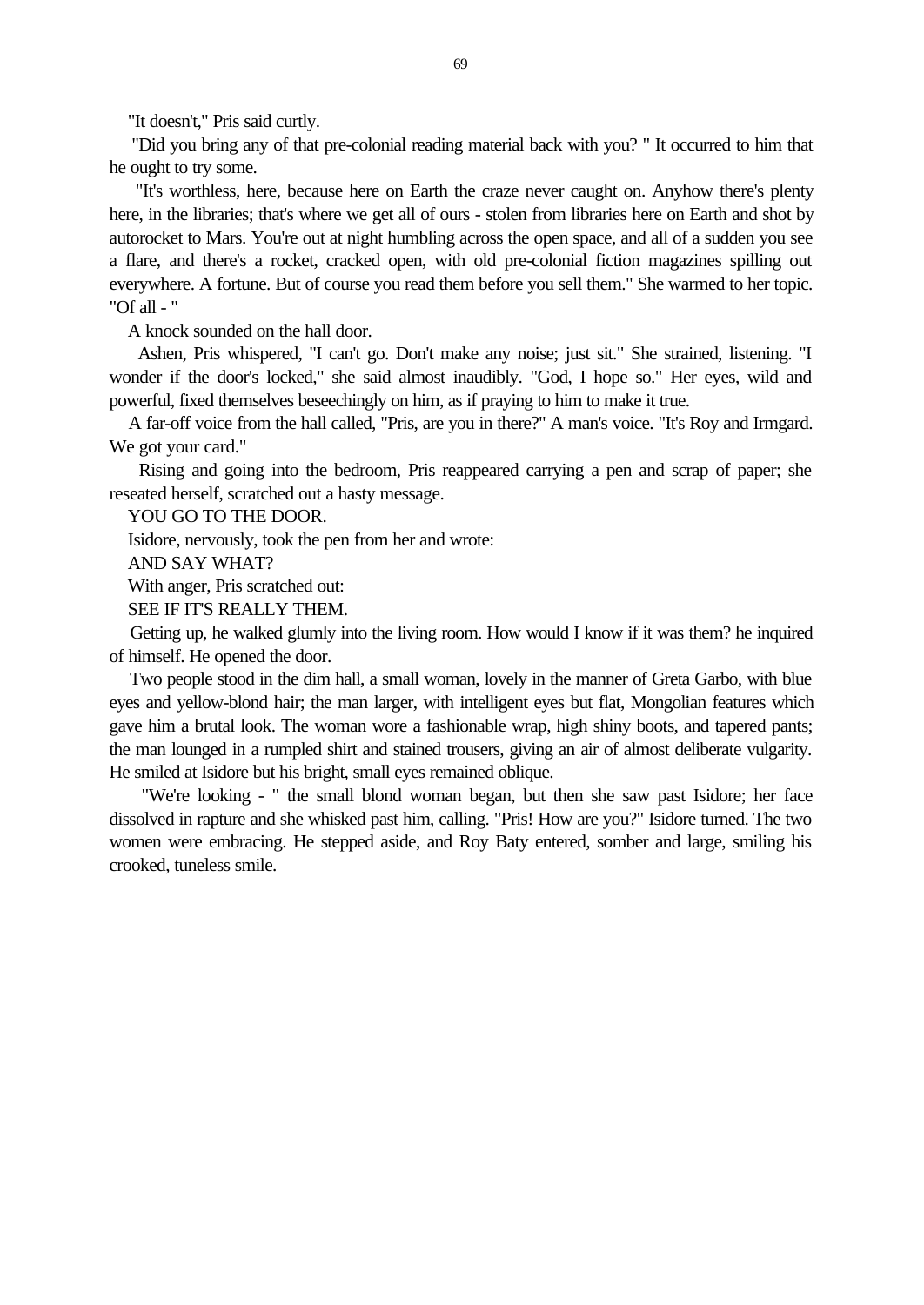"It doesn't," Pris said curtly.

"Did you bring any of that pre-colonial reading material back with you? " It occurred to him that he ought to try some.

"It's worthless, here, because here on Earth the craze never caught on. Anyhow there's plenty here, in the libraries; that's where we get all of ours - stolen from libraries here on Earth and shot by autorocket to Mars. You're out at night humbling across the open space, and all of a sudden you see a flare, and there's a rocket, cracked open, with old pre-colonial fiction magazines spilling out everywhere. A fortune. But of course you read them before you sell them." She warmed to her topic. "Of all - "

A knock sounded on the hall door.

Ashen, Pris whispered, "I can't go. Don't make any noise; just sit." She strained, listening. "I wonder if the door's locked," she said almost inaudibly. "God, I hope so." Her eyes, wild and powerful, fixed themselves beseechingly on him, as if praying to him to make it true.

A far-off voice from the hall called, "Pris, are you in there?" A man's voice. "It's Roy and Irmgard. We got your card."

Rising and going into the bedroom, Pris reappeared carrying a pen and scrap of paper; she reseated herself, scratched out a hasty message.

YOU GO TO THE DOOR.

Isidore, nervously, took the pen from her and wrote:

AND SAY WHAT?

With anger, Pris scratched out:

SEE IF IT'S REALLY THEM.

Getting up, he walked glumly into the living room. How would I know if it was them? he inquired of himself. He opened the door.

Two people stood in the dim hall, a small woman, lovely in the manner of Greta Garbo, with blue eyes and yellow-blond hair; the man larger, with intelligent eyes but flat, Mongolian features which gave him a brutal look. The woman wore a fashionable wrap, high shiny boots, and tapered pants; the man lounged in a rumpled shirt and stained trousers, giving an air of almost deliberate vulgarity. He smiled at Isidore but his bright, small eyes remained oblique.

"We're looking - " the small blond woman began, but then she saw past Isidore; her face dissolved in rapture and she whisked past him, calling. "Pris! How are you?" Isidore turned. The two women were embracing. He stepped aside, and Roy Baty entered, somber and large, smiling his crooked, tuneless smile.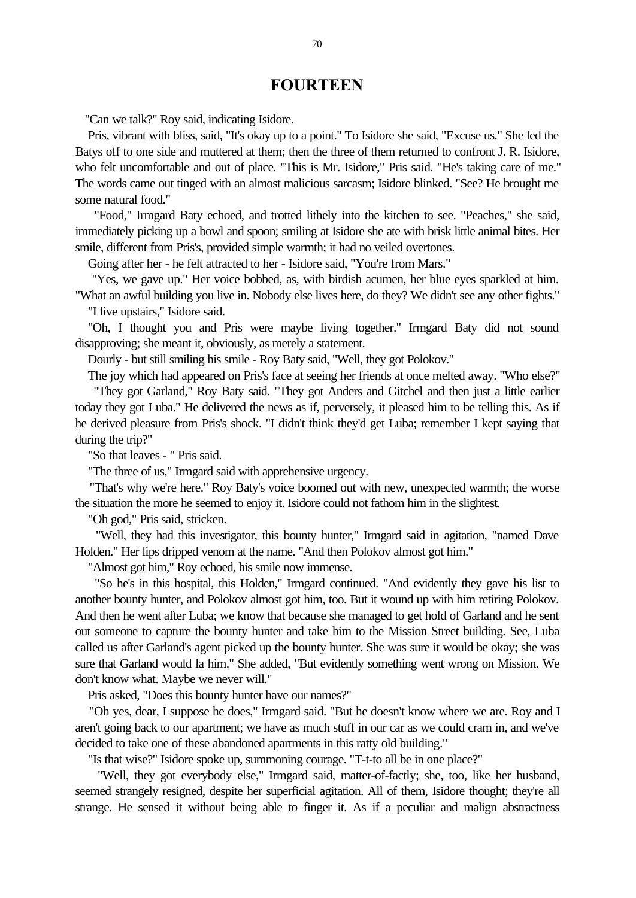# FOURTEEN

"Can we talk?" Roy said, indicating Isidore.

Pris, vibrant with bliss, said, "It's okay up to a point." To Isidore she said, "Excuse us." She led the Batys off to one side and muttered at them; then the three of them returned to confront J. R. Isidore, who felt uncomfortable and out of place. "This is Mr. Isidore," Pris said. "He's taking care of me." The words came out tinged with an almost malicious sarcasm; Isidore blinked. "See? He brought me some natural food."

"Food," Irmgard Baty echoed, and trotted lithely into the kitchen to see. "Peaches," she said, immediately picking up a bowl and spoon; smiling at Isidore she ate with brisk little animal bites. Her smile, different from Pris's, provided simple warmth; it had no veiled overtones.

Going after her - he felt attracted to her - Isidore said, "You're from Mars."

"Yes, we gave up." Her voice bobbed, as, with birdish acumen, her blue eyes sparkled at him. "What an awful building you live in. Nobody else lives here, do they? We didn't see any other fights."

"I live upstairs," Isidore said.

"Oh, I thought you and Pris were maybe living together." Irmgard Baty did not sound disapproving; she meant it, obviously, as merely a statement.

Dourly - but still smiling his smile - Roy Baty said, "Well, they got Polokov."

The joy which had appeared on Pris's face at seeing her friends at once melted away. "Who else?"

"They got Garland," Roy Baty said. "They got Anders and Gitchel and then just a little earlier today they got Luba." He delivered the news as if, perversely, it pleased him to be telling this. As if he derived pleasure from Pris's shock. "I didn't think they'd get Luba; remember I kept saying that during the trip?"

"So that leaves - " Pris said.

"The three of us," Irmgard said with apprehensive urgency.

"That's why we're here." Roy Baty's voice boomed out with new, unexpected warmth; the worse the situation the more he seemed to enjoy it. Isidore could not fathom him in the slightest.

"Oh god," Pris said, stricken.

"Well, they had this investigator, this bounty hunter," Irmgard said in agitation, "named Dave Holden." Her lips dripped venom at the name. "And then Polokov almost got him."

"Almost got him," Roy echoed, his smile now immense.

"So he's in this hospital, this Holden," Irmgard continued. "And evidently they gave his list to another bounty hunter, and Polokov almost got him, too. But it wound up with him retiring Polokov. And then he went after Luba; we know that because she managed to get hold of Garland and he sent out someone to capture the bounty hunter and take him to the Mission Street building. See, Luba called us after Garland's agent picked up the bounty hunter. She was sure it would be okay; she was sure that Garland would la him." She added, "But evidently something went wrong on Mission. We don't know what. Maybe we never will."

Pris asked, "Does this bounty hunter have our names?"

"Oh yes, dear, I suppose he does," Irmgard said. "But he doesn't know where we are. Roy and I aren't going back to our apartment; we have as much stuff in our car as we could cram in, and we've decided to take one of these abandoned apartments in this ratty old building."

"Is that wise?" Isidore spoke up, summoning courage. "T-t-to all be in one place?"

"Well, they got everybody else," Irmgard said, matter-of-factly; she, too, like her husband, seemed strangely resigned, despite her superficial agitation. All of them, Isidore thought; they're all strange. He sensed it without being able to finger it. As if a peculiar and malign abstractness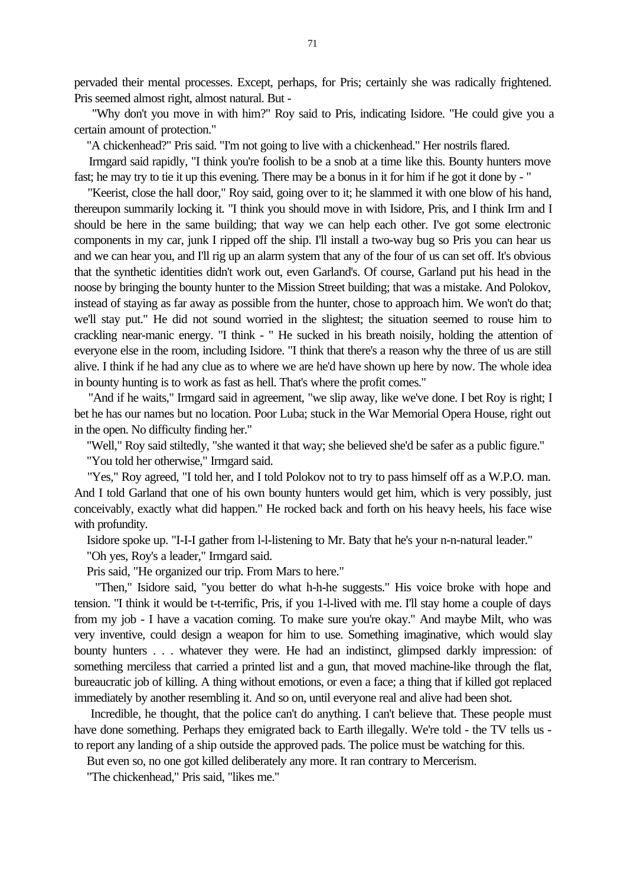pervaded their mental processes. Except, perhaps, for Pris; certainly she was radically frightened. Pris seemed almost right, almost natural. But -

"Why don't you move in with him?" Roy said to Pris, indicating Isidore. "He could give you a certain amount of protection."

"A chickenhead?" Pris said. "I'm not going to live with a chickenhead." Her nostrils flared.

Irmgard said rapidly, "I think you're foolish to be a snob at a time like this. Bounty hunters move fast; he may try to tie it up this evening. There may be a bonus in it for him if he got it done by - "

"Keerist, close the hall door," Roy said, going over to it; he slammed it with one blow of his hand, thereupon summarily locking it. "I think you should move in with Isidore, Pris, and I think Irm and I should be here in the same building; that way we can help each other. I've got some electronic components in my car, junk I ripped off the ship. I'll install a two-way bug so Pris you can hear us and we can hear you, and I'll rig up an alarm system that any of the four of us can set off. It's obvious that the synthetic identities didn't work out, even Garland's. Of course, Garland put his head in the noose by bringing the bounty hunter to the Mission Street building; that was a mistake. And Polokov, instead of staying as far away as possible from the hunter, chose to approach him. We won't do that; we'll stay put." He did not sound worried in the slightest; the situation seemed to rouse him to crackling near-manic energy. "I think - " He sucked in his breath noisily, holding the attention of everyone else in the room, including Isidore. "I think that there's a reason why the three of us are still alive. I think if he had any clue as to where we are he'd have shown up here by now. The whole idea in bounty hunting is to work as fast as hell. That's where the profit comes."

"And if he waits," Irmgard said in agreement, "we slip away, like we've done. I bet Roy is right; I bet he has our names but no location. Poor Luba; stuck in the War Memorial Opera House, right out in the open. No difficulty finding her."

"Well," Roy said stiltedly, "she wanted it that way; she believed she'd be safer as a public figure."

"You told her otherwise," Irmgard said.

"Yes," Roy agreed, "I told her, and I told Polokov not to try to pass himself off as a W.P.O. man. And I told Garland that one of his own bounty hunters would get him, which is very possibly, just conceivably, exactly what did happen." He rocked back and forth on his heavy heels, his face wise with profundity.

Isidore spoke up. "I-I-I gather from l-l-listening to Mr. Baty that he's your n-n-natural leader."

"Oh yes, Roy's a leader," Irmgard said.

Pris said, "He organized our trip. From Mars to here."

"Then," Isidore said, "you better do what h-h-he suggests." His voice broke with hope and tension. "I think it would be t-t-terrific, Pris, if you 1-l-lived with me. I'll stay home a couple of days from my job - I have a vacation coming. To make sure you're okay." And maybe Milt, who was very inventive, could design a weapon for him to use. Something imaginative, which would slay bounty hunters . . . whatever they were. He had an indistinct, glimpsed darkly impression: of something merciless that carried a printed list and a gun, that moved machine-like through the flat, bureaucratic job of killing. A thing without emotions, or even a face; a thing that if killed got replaced immediately by another resembling it. And so on, until everyone real and alive had been shot.

Incredible, he thought, that the police can't do anything. I can't believe that. These people must have done something. Perhaps they emigrated back to Earth illegally. We're told - the TV tells us - to report any landing of a ship outside the approved pads. The police must be watching for this.

But even so, no one got killed deliberately any more. It ran contrary to Mercerism.

"The chickenhead," Pris said, "likes me."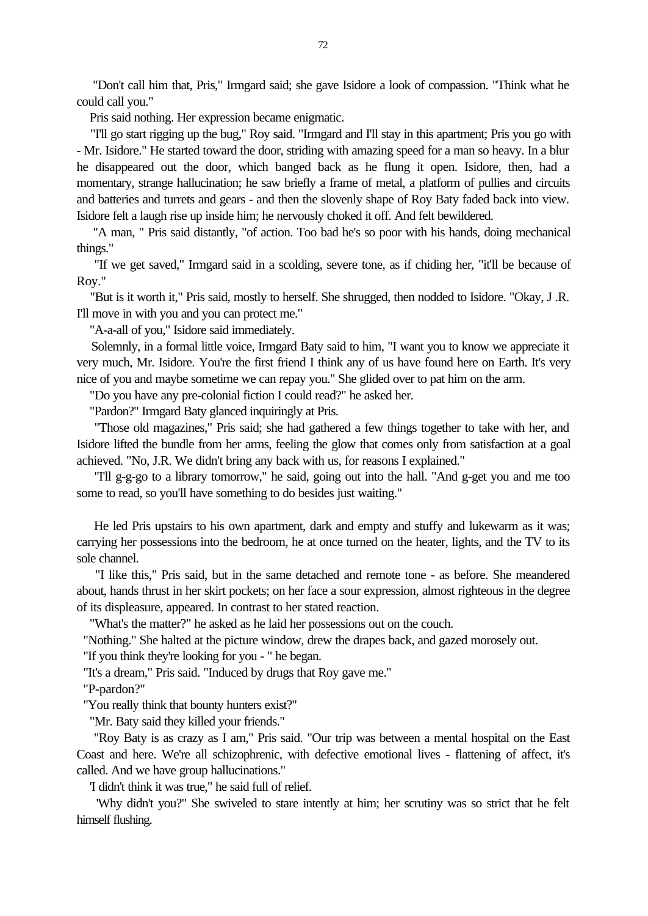"Don't call him that, Pris," Irmgard said; she gave Isidore a look of compassion. "Think what he could call you."

Pris said nothing. Her expression became enigmatic.

"I'll go start rigging up the bug," Roy said. "Irmgard and I'll stay in this apartment; Pris you go with - Mr. Isidore." He started toward the door, striding with amazing speed for a man so heavy. In a blur he disappeared out the door, which banged back as he flung it open. Isidore, then, had a momentary, strange hallucination; he saw briefly a frame of metal, a platform of pullies and circuits and batteries and turrets and gears - and then the slovenly shape of Roy Baty faded back into view. Isidore felt a laugh rise up inside him; he nervously choked it off. And felt bewildered.

"A man, " Pris said distantly, "of action. Too bad he's so poor with his hands, doing mechanical things."

"If we get saved," Irmgard said in a scolding, severe tone, as if chiding her, "it'll be because of Roy."

"But is it worth it," Pris said, mostly to herself. She shrugged, then nodded to Isidore. "Okay, J .R. I'll move in with you and you can protect me."

"A-a-all of you," Isidore said immediately.

Solemnly, in a formal little voice, Irmgard Baty said to him, "I want you to know we appreciate it very much, Mr. Isidore. You're the first friend I think any of us have found here on Earth. It's very nice of you and maybe sometime we can repay you." She glided over to pat him on the arm.

"Do you have any pre-colonial fiction I could read?" he asked her.

"Pardon?" Irmgard Baty glanced inquiringly at Pris.

"Those old magazines," Pris said; she had gathered a few things together to take with her, and Isidore lifted the bundle from her arms, feeling the glow that comes only from satisfaction at a goal achieved. "No, J.R. We didn't bring any back with us, for reasons I explained."

"I'll g-g-go to a library tomorrow," he said, going out into the hall. "And g-get you and me too some to read, so you'll have something to do besides just waiting."

He led Pris upstairs to his own apartment, dark and empty and stuffy and lukewarm as it was; carrying her possessions into the bedroom, he at once turned on the heater, lights, and the TV to its sole channel.

"I like this," Pris said, but in the same detached and remote tone - as before. She meandered about, hands thrust in her skirt pockets; on her face a sour expression, almost righteous in the degree of its displeasure, appeared. In contrast to her stated reaction.

"What's the matter?" he asked as he laid her possessions out on the couch.

"Nothing." She halted at the picture window, drew the drapes back, and gazed morosely out.

"If you think they're looking for you - " he began.

"It's a dream," Pris said. "Induced by drugs that Roy gave me."

"P-pardon?"

"You really think that bounty hunters exist?"

"Mr. Baty said they killed your friends."

"Roy Baty is as crazy as I am," Pris said. "Our trip was between a mental hospital on the East Coast and here. We're all schizophrenic, with defective emotional lives - flattening of affect, it's called. And we have group hallucinations."

'I didn't think it was true," he said full of relief.

'Why didn't you?" She swiveled to stare intently at him; her scrutiny was so strict that he felt himself flushing.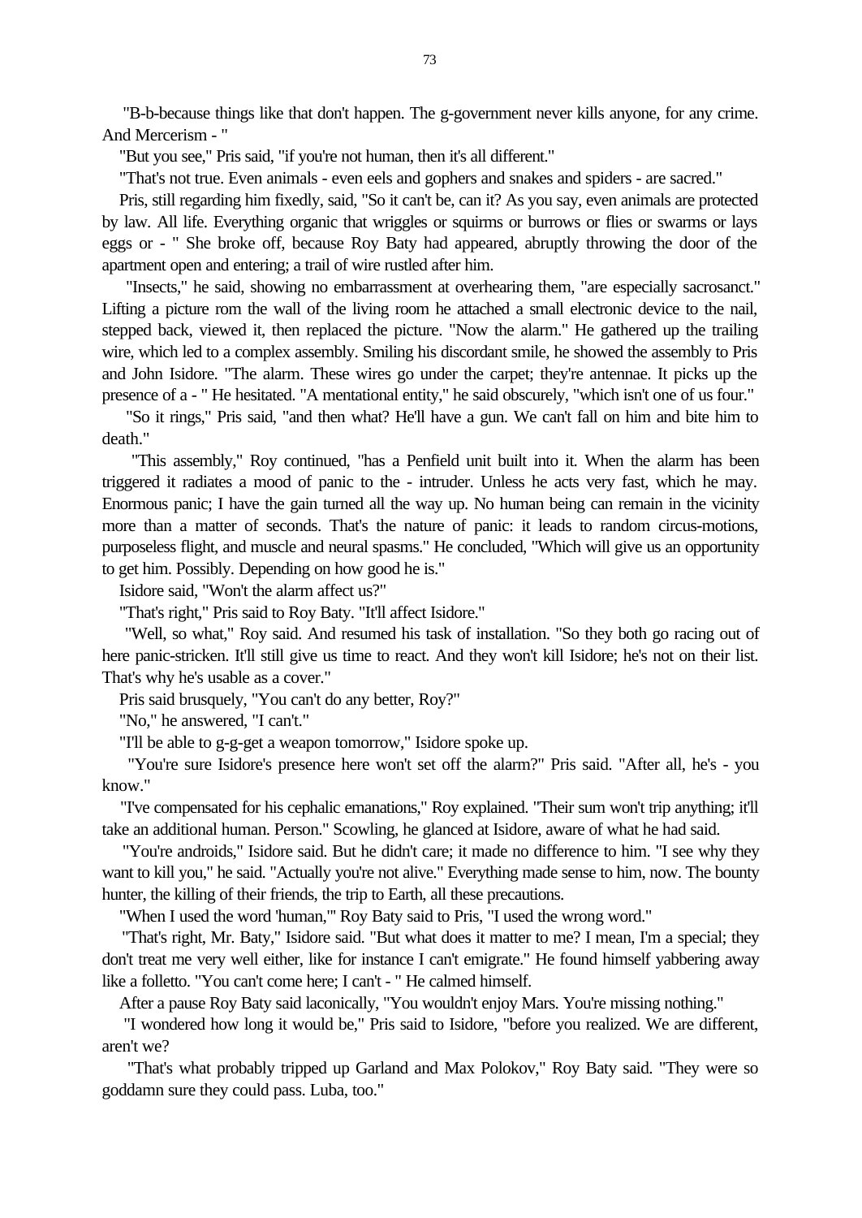"B-b-because things like that don't happen. The g-government never kills anyone, for any crime. And Mercerism - "

"But you see," Pris said, "if you're not human, then it's all different."

"That's not true. Even animals - even eels and gophers and snakes and spiders - are sacred."

Pris, still regarding him fixedly, said, "So it can't be, can it? As you say, even animals are protected by law. All life. Everything organic that wriggles or squirms or burrows or flies or swarms or lays eggs or - " She broke off, because Roy Baty had appeared, abruptly throwing the door of the apartment open and entering; a trail of wire rustled after him.

"Insects," he said, showing no embarrassment at overhearing them, "are especially sacrosanct." Lifting a picture rom the wall of the living room he attached a small electronic device to the nail, stepped back, viewed it, then replaced the picture. "Now the alarm." He gathered up the trailing wire, which led to a complex assembly. Smiling his discordant smile, he showed the assembly to Pris and John Isidore. "The alarm. These wires go under the carpet; they're antennae. It picks up the presence of a - " He hesitated. "A mentational entity," he said obscurely, "which isn't one of us four."

"So it rings," Pris said, "and then what? He'll have a gun. We can't fall on him and bite him to death."

"This assembly," Roy continued, "has a Penfield unit built into it. When the alarm has been triggered it radiates a mood of panic to the - intruder. Unless he acts very fast, which he may. Enormous panic; I have the gain turned all the way up. No human being can remain in the vicinity more than a matter of seconds. That's the nature of panic: it leads to random circus-motions, purposeless flight, and muscle and neural spasms." He concluded, "Which will give us an opportunity to get him. Possibly. Depending on how good he is."

Isidore said, "Won't the alarm affect us?"

"That's right," Pris said to Roy Baty. "It'll affect Isidore."

"Well, so what," Roy said. And resumed his task of installation. "So they both go racing out of here panic-stricken. It'll still give us time to react. And they won't kill Isidore; he's not on their list. That's why he's usable as a cover."

Pris said brusquely, "You can't do any better, Roy?"

"No," he answered, "I can't."

"I'll be able to g-g-get a weapon tomorrow," Isidore spoke up.

"You're sure Isidore's presence here won't set off the alarm?" Pris said. "After all, he's - you know."

"I've compensated for his cephalic emanations," Roy explained. "Their sum won't trip anything; it'll take an additional human. Person." Scowling, he glanced at Isidore, aware of what he had said.

"You're androids," Isidore said. But he didn't care; it made no difference to him. "I see why they want to kill you," he said. "Actually you're not alive." Everything made sense to him, now. The bounty hunter, the killing of their friends, the trip to Earth, all these precautions.

"When I used the word 'human,'" Roy Baty said to Pris, "I used the wrong word."

"That's right, Mr. Baty," Isidore said. "But what does it matter to me? I mean, I'm a special; they don't treat me very well either, like for instance I can't emigrate." He found himself yabbering away like a folletto. "You can't come here; I can't - " He calmed himself.

After a pause Roy Baty said laconically, "You wouldn't enjoy Mars. You're missing nothing."

"I wondered how long it would be," Pris said to Isidore, "before you realized. We are different, aren't we?

"That's what probably tripped up Garland and Max Polokov," Roy Baty said. "They were so goddamn sure they could pass. Luba, too."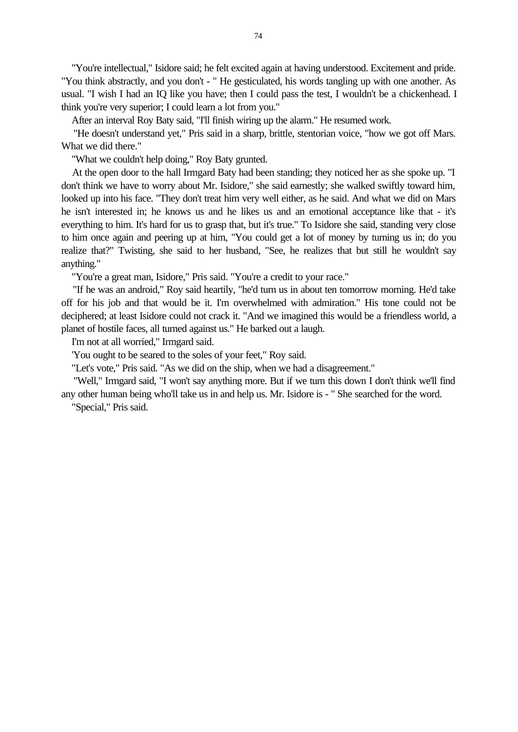"You're intellectual," Isidore said; he felt excited again at having understood. Excitement and pride. "You think abstractly, and you don't - " He gesticulated, his words tangling up with one another. As usual. "I wish I had an IQ like you have; then I could pass the test, I wouldn't be a chickenhead. I think you're very superior; I could learn a lot from you."

After an interval Roy Baty said, "I'll finish wiring up the alarm." He resumed work.

"He doesn't understand yet," Pris said in a sharp, brittle, stentorian voice, "how we got off Mars. What we did there."

"What we couldn't help doing," Roy Baty grunted.

At the open door to the hall Irmgard Baty had been standing; they noticed her as she spoke up. "I don't think we have to worry about Mr. Isidore," she said earnestly; she walked swiftly toward him, looked up into his face. "They don't treat him very well either, as he said. And what we did on Mars he isn't interested in; he knows us and he likes us and an emotional acceptance like that - it's everything to him. It's hard for us to grasp that, but it's true." To Isidore she said, standing very close to him once again and peering up at him, "You could get a lot of money by turning us in; do you realize that?" Twisting, she said to her husband, "See, he realizes that but still he wouldn't say anything."

"You're a great man, Isidore," Pris said. "You're a credit to your race."

"If he was an android," Roy said heartily, "he'd turn us in about ten tomorrow morning. He'd take off for his job and that would be it. I'm overwhelmed with admiration." His tone could not be deciphered; at least Isidore could not crack it. "And we imagined this would be a friendless world, a planet of hostile faces, all turned against us." He barked out a laugh.

I'm not at all worried," Irmgard said.

'You ought to be seared to the soles of your feet," Roy said.

"Let's vote," Pris said. "As we did on the ship, when we had a disagreement."

"Well," Irmgard said, "I won't say anything more. But if we turn this down I don't think we'll find any other human being who'll take us in and help us. Mr. Isidore is - " She searched for the word.

"Special," Pris said.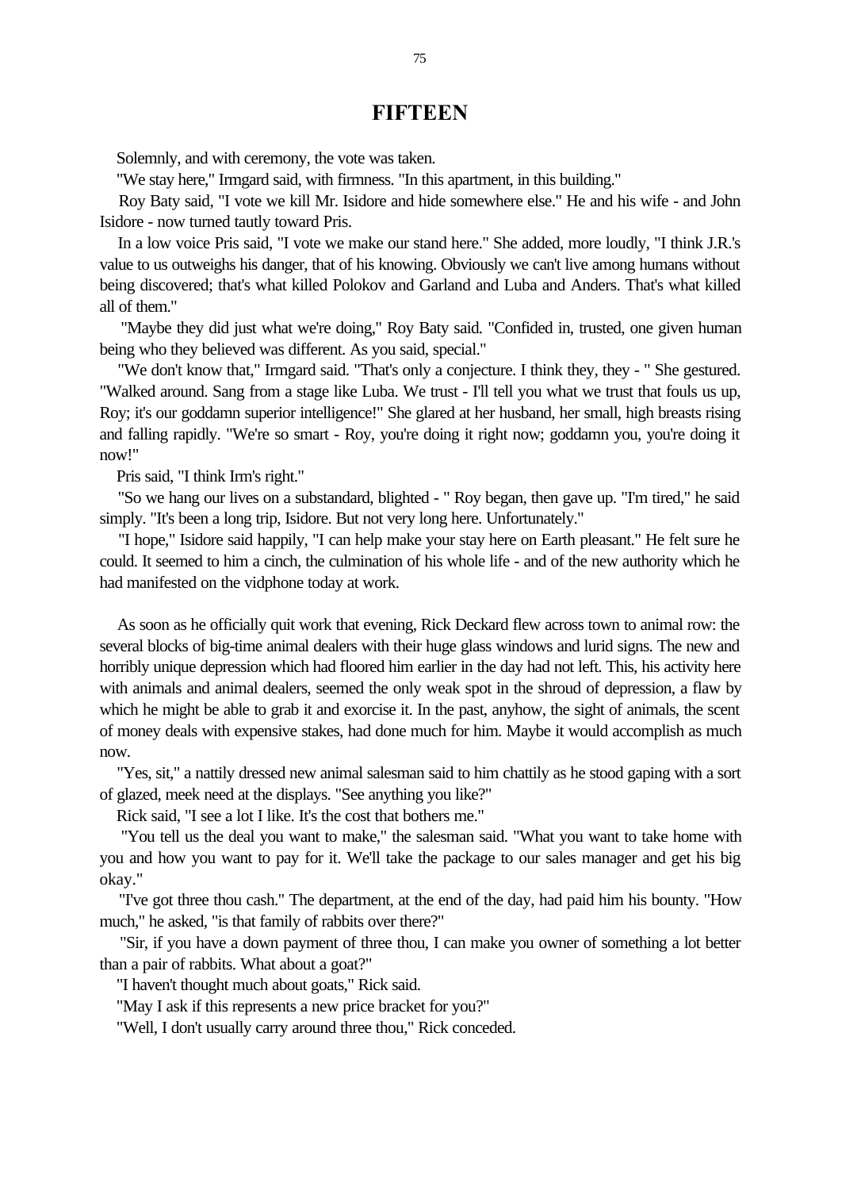# FIFTEEN

Solemnly, and with ceremony, the vote was taken.

"We stay here," Irmgard said, with firmness. "In this apartment, in this building."

Roy Baty said, "I vote we kill Mr. Isidore and hide somewhere else." He and his wife - and John Isidore - now turned tautly toward Pris.

In a low voice Pris said, "I vote we make our stand here." She added, more loudly, "I think J.R.'s value to us outweighs his danger, that of his knowing. Obviously we can't live among humans without being discovered; that's what killed Polokov and Garland and Luba and Anders. That's what killed all of them."

"Maybe they did just what we're doing," Roy Baty said. "Confided in, trusted, one given human being who they believed was different. As you said, special."

"We don't know that," Irmgard said. "That's only a conjecture. I think they, they - " She gestured. "Walked around. Sang from a stage like Luba. We trust - I'll tell you what we trust that fouls us up, Roy; it's our goddamn superior intelligence!" She glared at her husband, her small, high breasts rising and falling rapidly. "We're so smart - Roy, you're doing it right now; goddamn you, you're doing it now!"

Pris said, "I think Irm's right."

"So we hang our lives on a substandard, blighted - " Roy began, then gave up. "I'm tired," he said simply. "It's been a long trip, Isidore. But not very long here. Unfortunately."

"I hope," Isidore said happily, "I can help make your stay here on Earth pleasant." He felt sure he could. It seemed to him a cinch, the culmination of his whole life - and of the new authority which he had manifested on the vidphone today at work.

As soon as he officially quit work that evening, Rick Deckard flew across town to animal row: the several blocks of big-time animal dealers with their huge glass windows and lurid signs. The new and horribly unique depression which had floored him earlier in the day had not left. This, his activity here with animals and animal dealers, seemed the only weak spot in the shroud of depression, a flaw by which he might be able to grab it and exorcise it. In the past, anyhow, the sight of animals, the scent of money deals with expensive stakes, had done much for him. Maybe it would accomplish as much now.

"Yes, sit," a nattily dressed new animal salesman said to him chattily as he stood gaping with a sort of glazed, meek need at the displays. "See anything you like?"

Rick said, "I see a lot I like. It's the cost that bothers me."

"You tell us the deal you want to make," the salesman said. "What you want to take home with you and how you want to pay for it. We'll take the package to our sales manager and get his big okay."

"I've got three thou cash." The department, at the end of the day, had paid him his bounty. "How much," he asked, "is that family of rabbits over there?"

"Sir, if you have a down payment of three thou, I can make you owner of something a lot better than a pair of rabbits. What about a goat?"

"I haven't thought much about goats," Rick said.

"May I ask if this represents a new price bracket for you?"

"Well, I don't usually carry around three thou," Rick conceded.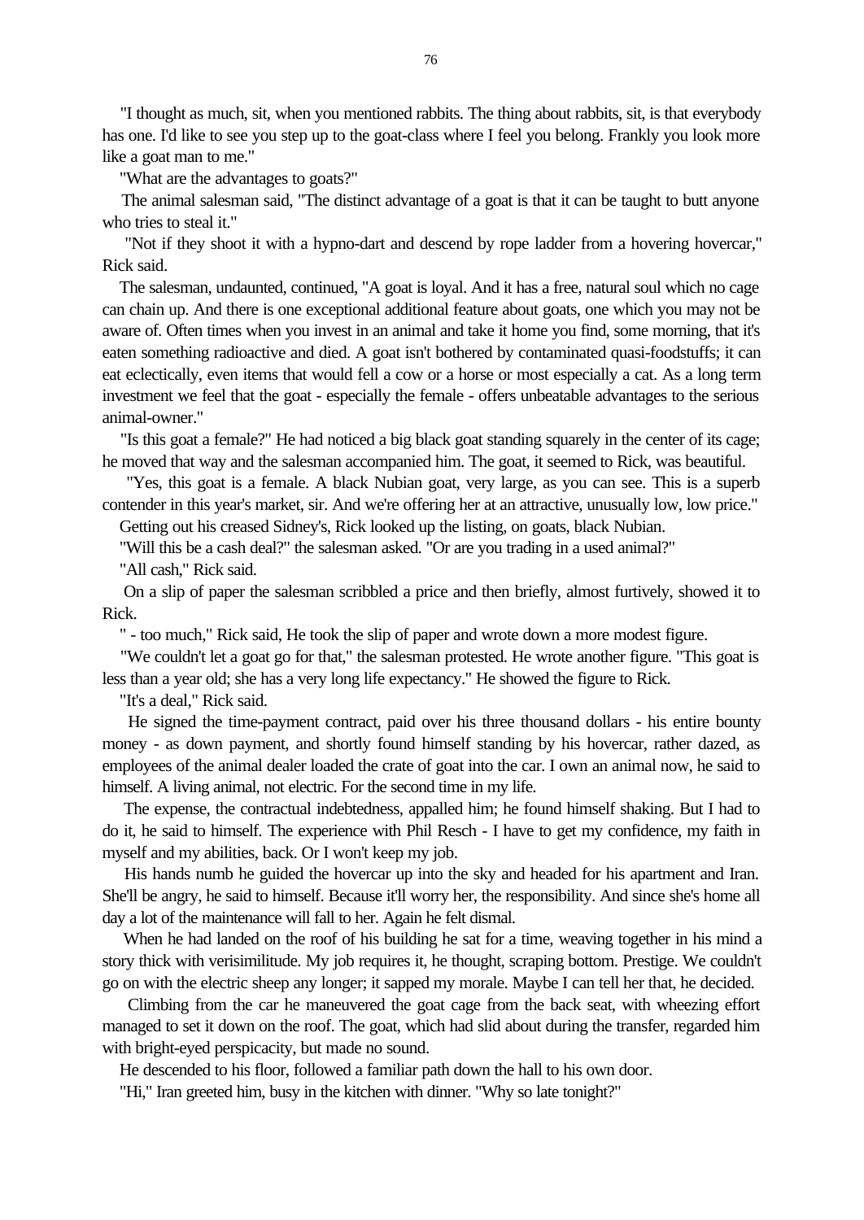"I thought as much, sit, when you mentioned rabbits. The thing about rabbits, sit, is that everybody has one. I'd like to see you step up to the goat-class where I feel you belong. Frankly you look more like a goat man to me."

"What are the advantages to goats?"

The animal salesman said, "The distinct advantage of a goat is that it can be taught to butt anyone who tries to steal it."

"Not if they shoot it with a hypno-dart and descend by rope ladder from a hovering hovercar," Rick said.

The salesman, undaunted, continued, "A goat is loyal. And it has a free, natural soul which no cage can chain up. And there is one exceptional additional feature about goats, one which you may not be aware of. Often times when you invest in an animal and take it home you find, some morning, that it's eaten something radioactive and died. A goat isn't bothered by contaminated quasi-foodstuffs; it can eat eclectically, even items that would fell a cow or a horse or most especially a cat. As a long term investment we feel that the goat - especially the female - offers unbeatable advantages to the serious animal-owner."

"Is this goat a female?" He had noticed a big black goat standing squarely in the center of its cage; he moved that way and the salesman accompanied him. The goat, it seemed to Rick, was beautiful.

"Yes, this goat is a female. A black Nubian goat, very large, as you can see. This is a superb contender in this year's market, sir. And we're offering her at an attractive, unusually low, low price."

Getting out his creased Sidney's, Rick looked up the listing, on goats, black Nubian.

"Will this be a cash deal?" the salesman asked. "Or are you trading in a used animal?"

"All cash," Rick said.

On a slip of paper the salesman scribbled a price and then briefly, almost furtively, showed it to Rick.

" - too much," Rick said, He took the slip of paper and wrote down a more modest figure.

"We couldn't let a goat go for that," the salesman protested. He wrote another figure. "This goat is less than a year old; she has a very long life expectancy." He showed the figure to Rick.

"It's a deal," Rick said.

He signed the time-payment contract, paid over his three thousand dollars - his entire bounty money - as down payment, and shortly found himself standing by his hovercar, rather dazed, as employees of the animal dealer loaded the crate of goat into the car. I own an animal now, he said to himself. A living animal, not electric. For the second time in my life.

The expense, the contractual indebtedness, appalled him; he found himself shaking. But I had to do it, he said to himself. The experience with Phil Resch - I have to get my confidence, my faith in myself and my abilities, back. Or I won't keep my job.

His hands numb he guided the hovercar up into the sky and headed for his apartment and Iran. She'll be angry, he said to himself. Because it'll worry her, the responsibility. And since she's home all day a lot of the maintenance will fall to her. Again he felt dismal.

When he had landed on the roof of his building he sat for a time, weaving together in his mind a story thick with verisimilitude. My job requires it, he thought, scraping bottom. Prestige. We couldn't go on with the electric sheep any longer; it sapped my morale. Maybe I can tell her that, he decided.

Climbing from the car he maneuvered the goat cage from the back seat, with wheezing effort managed to set it down on the roof. The goat, which had slid about during the transfer, regarded him with bright-eyed perspicacity, but made no sound.

He descended to his floor, followed a familiar path down the hall to his own door.

"Hi," Iran greeted him, busy in the kitchen with dinner. "Why so late tonight?"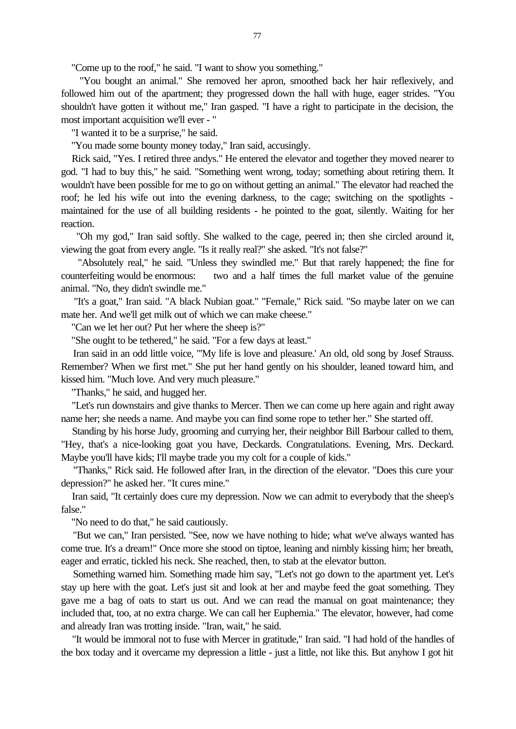"Come up to the roof," he said. "I want to show you something."

"You bought an animal." She removed her apron, smoothed back her hair reflexively, and followed him out of the apartment; they progressed down the hall with huge, eager strides. "You shouldn't have gotten it without me," Iran gasped. "I have a right to participate in the decision, the most important acquisition we'll ever - "

"I wanted it to be a surprise," he said.

"You made some bounty money today," Iran said, accusingly.

Rick said, "Yes. I retired three andys." He entered the elevator and together they moved nearer to god. "I had to buy this," he said. "Something went wrong, today; something about retiring them. It wouldn't have been possible for me to go on without getting an animal." The elevator had reached the roof; he led his wife out into the evening darkness, to the cage; switching on the spotlights - maintained for the use of all building residents - he pointed to the goat, silently. Waiting for her reaction.

"Oh my god," Iran said softly. She walked to the cage, peered in; then she circled around it, viewing the goat from every angle. "Is it really real?" she asked. "It's not false?"

"Absolutely real," he said. "Unless they swindled me." But that rarely happened; the fine for counterfeiting would be enormous: two and a half times the full market value of the genuine animal. "No, they didn't swindle me."

"It's a goat," Iran said. "A black Nubian goat." "Female," Rick said. "So maybe later on we can mate her. And we'll get milk out of which we can make cheese."

"Can we let her out? Put her where the sheep is?"

"She ought to be tethered," he said. "For a few days at least."

Iran said in an odd little voice, "'My life is love and pleasure.' An old, old song by Josef Strauss. Remember? When we first met." She put her hand gently on his shoulder, leaned toward him, and kissed him. "Much love. And very much pleasure."

"Thanks," he said, and hugged her.

"Let's run downstairs and give thanks to Mercer. Then we can come up here again and right away name her; she needs a name. And maybe you can find some rope to tether her." She started off.

Standing by his horse Judy, grooming and currying her, their neighbor Bill Barbour called to them, "Hey, that's a nice-looking goat you have, Deckards. Congratulations. Evening, Mrs. Deckard. Maybe you'll have kids; I'll maybe trade you my colt for a couple of kids."

"Thanks," Rick said. He followed after Iran, in the direction of the elevator. "Does this cure your depression?" he asked her. "It cures mine."

Iran said, "It certainly does cure my depression. Now we can admit to everybody that the sheep's false."

"No need to do that," he said cautiously.

"But we can," Iran persisted. "See, now we have nothing to hide; what we've always wanted has come true. It's a dream!" Once more she stood on tiptoe, leaning and nimbly kissing him; her breath, eager and erratic, tickled his neck. She reached, then, to stab at the elevator button.

Something warned him. Something made him say, "Let's not go down to the apartment yet. Let's stay up here with the goat. Let's just sit and look at her and maybe feed the goat something. They gave me a bag of oats to start us out. And we can read the manual on goat maintenance; they included that, too, at no extra charge. We can call her Euphemia." The elevator, however, had come and already Iran was trotting inside. "Iran, wait," he said.

"It would be immoral not to fuse with Mercer in gratitude," Iran said. "I had hold of the handles of the box today and it overcame my depression a little - just a little, not like this. But anyhow I got hit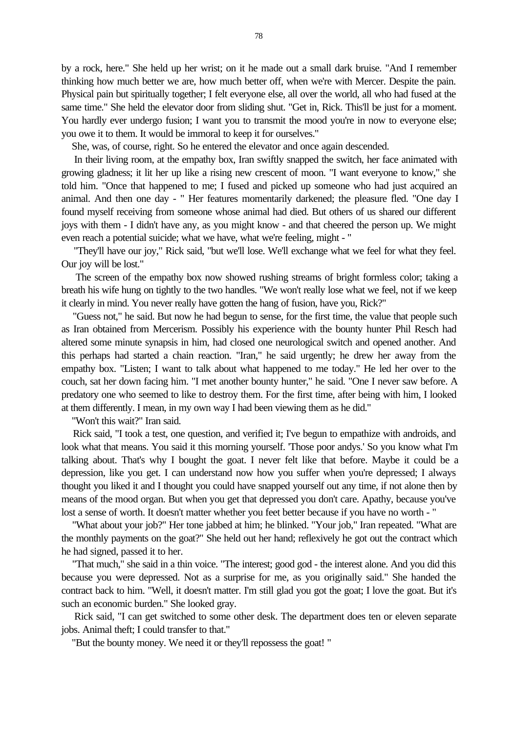by a rock, here." She held up her wrist; on it he made out a small dark bruise. "And I remember thinking how much better we are, how much better off, when we're with Mercer. Despite the pain. Physical pain but spiritually together; I felt everyone else, all over the world, all who had fused at the same time." She held the elevator door from sliding shut. "Get in, Rick. This'll be just for a moment. You hardly ever undergo fusion; I want you to transmit the mood you're in now to everyone else; you owe it to them. It would be immoral to keep it for ourselves."

She, was, of course, right. So he entered the elevator and once again descended.

In their living room, at the empathy box, Iran swiftly snapped the switch, her face animated with growing gladness; it lit her up like a rising new crescent of moon. "I want everyone to know," she told him. "Once that happened to me; I fused and picked up someone who had just acquired an animal. And then one day - " Her features momentarily darkened; the pleasure fled. "One day I found myself receiving from someone whose animal had died. But others of us shared our different joys with them - I didn't have any, as you might know - and that cheered the person up. We might even reach a potential suicide; what we have, what we're feeling, might - "

"They'll have our joy," Rick said, "but we'll lose. We'll exchange what we feel for what they feel. Our joy will be lost."

The screen of the empathy box now showed rushing streams of bright formless color; taking a breath his wife hung on tightly to the two handles. "We won't really lose what we feel, not if we keep it clearly in mind. You never really have gotten the hang of fusion, have you, Rick?"

"Guess not," he said. But now he had begun to sense, for the first time, the value that people such as Iran obtained from Mercerism. Possibly his experience with the bounty hunter Phil Resch had altered some minute synapsis in him, had closed one neurological switch and opened another. And this perhaps had started a chain reaction. "Iran," he said urgently; he drew her away from the empathy box. "Listen; I want to talk about what happened to me today." He led her over to the couch, sat her down facing him. "I met another bounty hunter," he said. "One I never saw before. A predatory one who seemed to like to destroy them. For the first time, after being with him, I looked at them differently. I mean, in my own way I had been viewing them as he did."

"Won't this wait?" Iran said.

Rick said, "I took a test, one question, and verified it; I've begun to empathize with androids, and look what that means. You said it this morning yourself. 'Those poor andys.' So you know what I'm talking about. That's why I bought the goat. I never felt like that before. Maybe it could be a depression, like you get. I can understand now how you suffer when you're depressed; I always thought you liked it and I thought you could have snapped yourself out any time, if not alone then by means of the mood organ. But when you get that depressed you don't care. Apathy, because you've lost a sense of worth. It doesn't matter whether you feet better because if you have no worth - "

"What about your job?" Her tone jabbed at him; he blinked. "Your job," Iran repeated. "What are the monthly payments on the goat?" She held out her hand; reflexively he got out the contract which he had signed, passed it to her.

"That much," she said in a thin voice. "The interest; good god - the interest alone. And you did this because you were depressed. Not as a surprise for me, as you originally said." She handed the contract back to him. "Well, it doesn't matter. I'm still glad you got the goat; I love the goat. But it's such an economic burden." She looked gray.

Rick said, "I can get switched to some other desk. The department does ten or eleven separate jobs. Animal theft; I could transfer to that."

"But the bounty money. We need it or they'll repossess the goat! "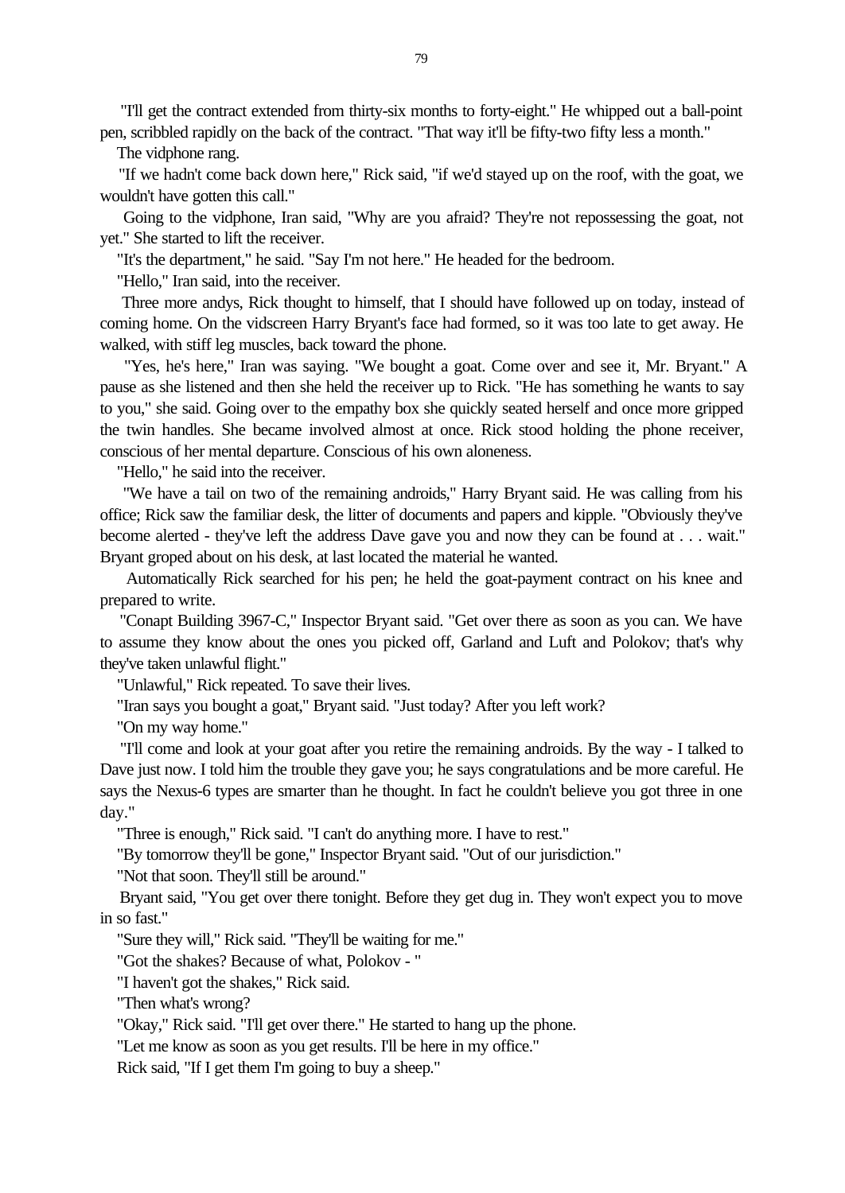"I'll get the contract extended from thirty-six months to forty-eight." He whipped out a ball-point pen, scribbled rapidly on the back of the contract. "That way it'll be fifty-two fifty less a month."

The vidphone rang.

"If we hadn't come back down here," Rick said, "if we'd stayed up on the roof, with the goat, we wouldn't have gotten this call."

Going to the vidphone, Iran said, "Why are you afraid? They're not repossessing the goat, not yet." She started to lift the receiver.

"It's the department," he said. "Say I'm not here." He headed for the bedroom.

"Hello," Iran said, into the receiver.

Three more andys, Rick thought to himself, that I should have followed up on today, instead of coming home. On the vidscreen Harry Bryant's face had formed, so it was too late to get away. He walked, with stiff leg muscles, back toward the phone.

"Yes, he's here," Iran was saying. "We bought a goat. Come over and see it, Mr. Bryant." A pause as she listened and then she held the receiver up to Rick. "He has something he wants to say to you," she said. Going over to the empathy box she quickly seated herself and once more gripped the twin handles. She became involved almost at once. Rick stood holding the phone receiver, conscious of her mental departure. Conscious of his own aloneness.

"Hello," he said into the receiver.

"We have a tail on two of the remaining androids," Harry Bryant said. He was calling from his office; Rick saw the familiar desk, the litter of documents and papers and kipple. "Obviously they've become alerted - they've left the address Dave gave you and now they can be found at . . . wait." Bryant groped about on his desk, at last located the material he wanted.

Automatically Rick searched for his pen; he held the goat-payment contract on his knee and prepared to write.

"Conapt Building 3967-C," Inspector Bryant said. "Get over there as soon as you can. We have to assume they know about the ones you picked off, Garland and Luft and Polokov; that's why they've taken unlawful flight."

"Unlawful," Rick repeated. To save their lives.

"Iran says you bought a goat," Bryant said. "Just today? After you left work?

"On my way home."

"I'll come and look at your goat after you retire the remaining androids. By the way - I talked to Dave just now. I told him the trouble they gave you; he says congratulations and be more careful. He says the Nexus-6 types are smarter than he thought. In fact he couldn't believe you got three in one day."

"Three is enough," Rick said. "I can't do anything more. I have to rest."

"By tomorrow they'll be gone," Inspector Bryant said. "Out of our jurisdiction."

"Not that soon. They'll still be around."

Bryant said, "You get over there tonight. Before they get dug in. They won't expect you to move in so fast."

"Sure they will," Rick said. "They'll be waiting for me."

"Got the shakes? Because of what, Polokov - "

"I haven't got the shakes," Rick said.

"Then what's wrong?

"Okay," Rick said. "I'll get over there." He started to hang up the phone.

"Let me know as soon as you get results. I'll be here in my office."

Rick said, "If I get them I'm going to buy a sheep."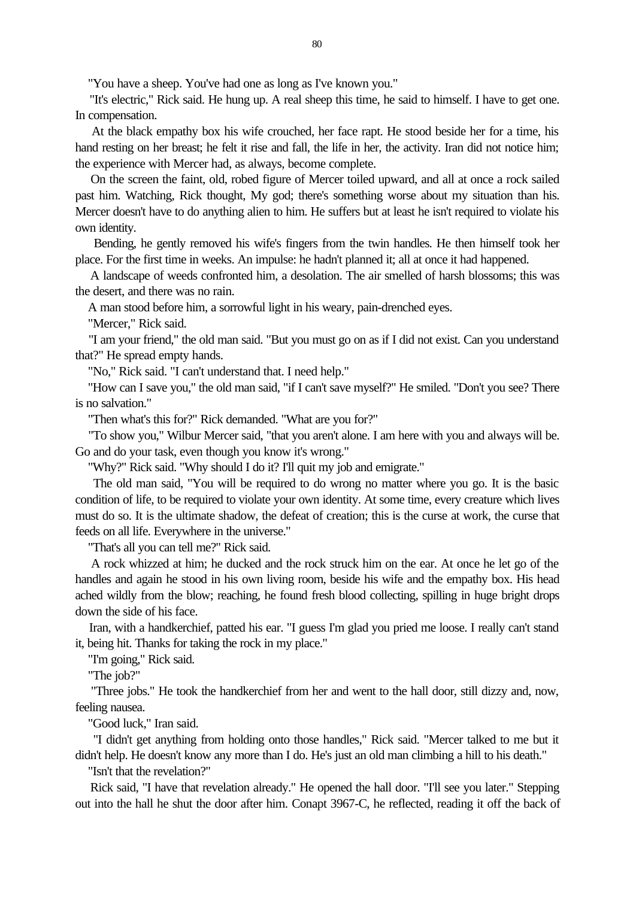"You have a sheep. You've had one as long as I've known you."

"It's electric," Rick said. He hung up. A real sheep this time, he said to himself. I have to get one. In compensation.

At the black empathy box his wife crouched, her face rapt. He stood beside her for a time, his hand resting on her breast; he felt it rise and fall, the life in her, the activity. Iran did not notice him; the experience with Mercer had, as always, become complete.

On the screen the faint, old, robed figure of Mercer toiled upward, and all at once a rock sailed past him. Watching, Rick thought, My god; there's something worse about my situation than his. Mercer doesn't have to do anything alien to him. He suffers but at least he isn't required to violate his own identity.

Bending, he gently removed his wife's fingers from the twin handles. He then himself took her place. For the first time in weeks. An impulse: he hadn't planned it; all at once it had happened.

A landscape of weeds confronted him, a desolation. The air smelled of harsh blossoms; this was the desert, and there was no rain.

A man stood before him, a sorrowful light in his weary, pain-drenched eyes.

"Mercer," Rick said.

"I am your friend," the old man said. "But you must go on as if I did not exist. Can you understand that?" He spread empty hands.

"No," Rick said. "I can't understand that. I need help."

"How can I save you," the old man said, "if I can't save myself?" He smiled. "Don't you see? There is no salvation."

"Then what's this for?" Rick demanded. "What are you for?"

"To show you," Wilbur Mercer said, "that you aren't alone. I am here with you and always will be. Go and do your task, even though you know it's wrong."

"Why?" Rick said. "Why should I do it? I'll quit my job and emigrate."

The old man said, "You will be required to do wrong no matter where you go. It is the basic condition of life, to be required to violate your own identity. At some time, every creature which lives must do so. It is the ultimate shadow, the defeat of creation; this is the curse at work, the curse that feeds on all life. Everywhere in the universe."

"That's all you can tell me?" Rick said.

A rock whizzed at him; he ducked and the rock struck him on the ear. At once he let go of the handles and again he stood in his own living room, beside his wife and the empathy box. His head ached wildly from the blow; reaching, he found fresh blood collecting, spilling in huge bright drops down the side of his face.

Iran, with a handkerchief, patted his ear. "I guess I'm glad you pried me loose. I really can't stand it, being hit. Thanks for taking the rock in my place."

"I'm going," Rick said.

"The job?"

"Three jobs." He took the handkerchief from her and went to the hall door, still dizzy and, now, feeling nausea.

"Good luck," Iran said.

"I didn't get anything from holding onto those handles," Rick said. "Mercer talked to me but it didn't help. He doesn't know any more than I do. He's just an old man climbing a hill to his death."

"Isn't that the revelation?"

Rick said, "I have that revelation already." He opened the hall door. "I'll see you later." Stepping out into the hall he shut the door after him. Conapt 3967-C, he reflected, reading it off the back of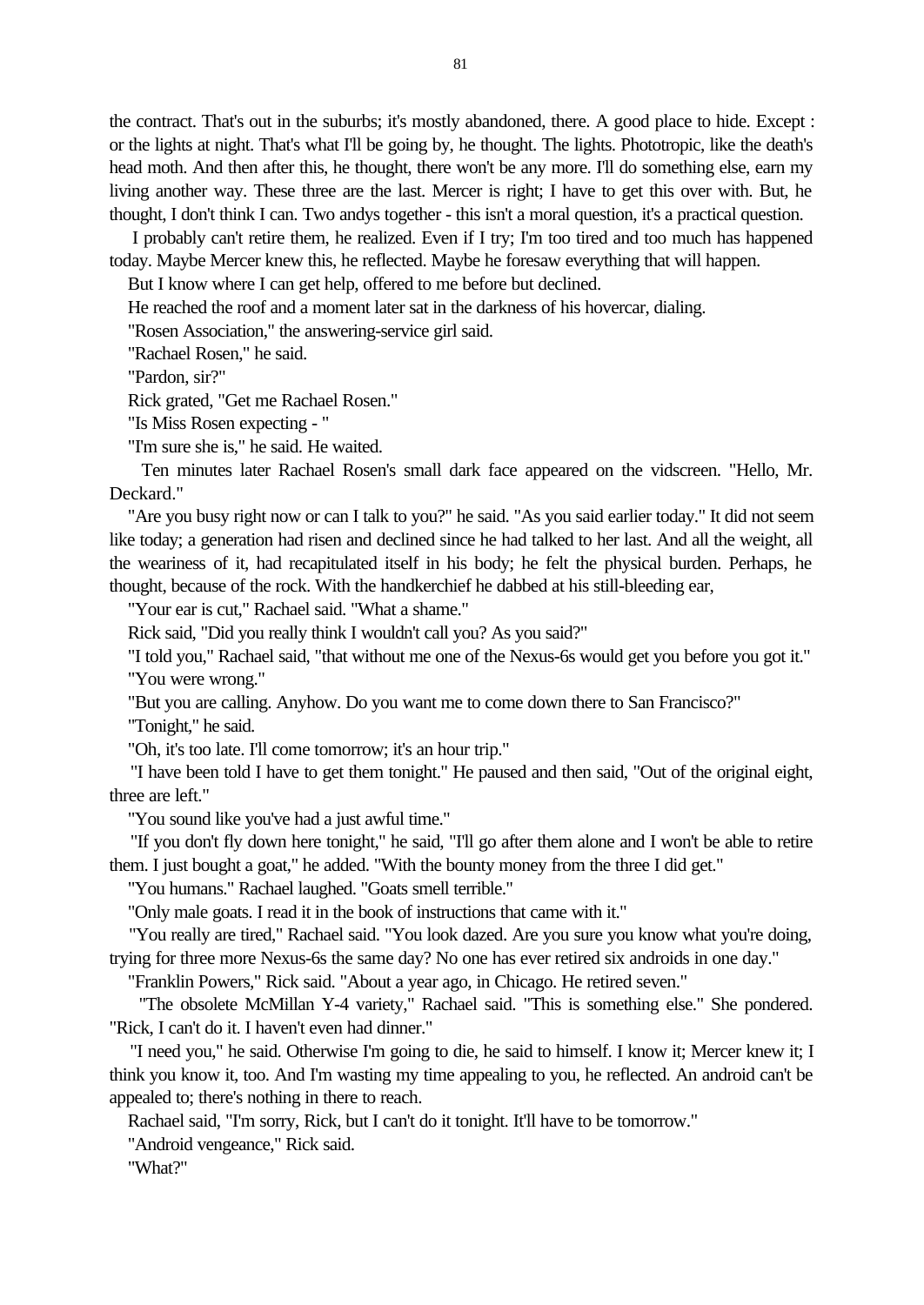the contract. That's out in the suburbs; it's mostly abandoned, there. A good place to hide. Except : or the lights at night. That's what I'll be going by, he thought. The lights. Phototropic, like the death's head moth. And then after this, he thought, there won't be any more. I'll do something else, earn my living another way. These three are the last. Mercer is right; I have to get this over with. But, he thought, I don't think I can. Two andys together - this isn't a moral question, it's a practical question.

I probably can't retire them, he realized. Even if I try; I'm too tired and too much has happened today. Maybe Mercer knew this, he reflected. Maybe he foresaw everything that will happen.

But I know where I can get help, offered to me before but declined.

He reached the roof and a moment later sat in the darkness of his hovercar, dialing.

"Rosen Association," the answering-service girl said.

"Rachael Rosen," he said.

"Pardon, sir?"

Rick grated, "Get me Rachael Rosen."

"Is Miss Rosen expecting - "

"I'm sure she is," he said. He waited.

Ten minutes later Rachael Rosen's small dark face appeared on the vidscreen. "Hello, Mr. Deckard."

"Are you busy right now or can I talk to you?" he said. "As you said earlier today." It did not seem like today; a generation had risen and declined since he had talked to her last. And all the weight, all the weariness of it, had recapitulated itself in his body; he felt the physical burden. Perhaps, he thought, because of the rock. With the handkerchief he dabbed at his still-bleeding ear,

"Your ear is cut," Rachael said. "What a shame."

Rick said, "Did you really think I wouldn't call you? As you said?"

"I told you," Rachael said, "that without me one of the Nexus-6s would get you before you got it."

"You were wrong."

"But you are calling. Anyhow. Do you want me to come down there to San Francisco?"

"Tonight," he said.

"Oh, it's too late. I'll come tomorrow; it's an hour trip."

"I have been told I have to get them tonight." He paused and then said, "Out of the original eight, three are left."

"You sound like you've had a just awful time."

"If you don't fly down here tonight," he said, "I'll go after them alone and I won't be able to retire them. I just bought a goat," he added. "With the bounty money from the three I did get."

"You humans." Rachael laughed. "Goats smell terrible."

"Only male goats. I read it in the book of instructions that came with it."

"You really are tired," Rachael said. "You look dazed. Are you sure you know what you're doing, trying for three more Nexus-6s the same day? No one has ever retired six androids in one day."

"Franklin Powers," Rick said. "About a year ago, in Chicago. He retired seven."

"The obsolete McMillan Y-4 variety," Rachael said. "This is something else." She pondered. "Rick, I can't do it. I haven't even had dinner."

"I need you," he said. Otherwise I'm going to die, he said to himself. I know it; Mercer knew it; I think you know it, too. And I'm wasting my time appealing to you, he reflected. An android can't be appealed to; there's nothing in there to reach.

Rachael said, "I'm sorry, Rick, but I can't do it tonight. It'll have to be tomorrow."

"Android vengeance," Rick said.

"What?"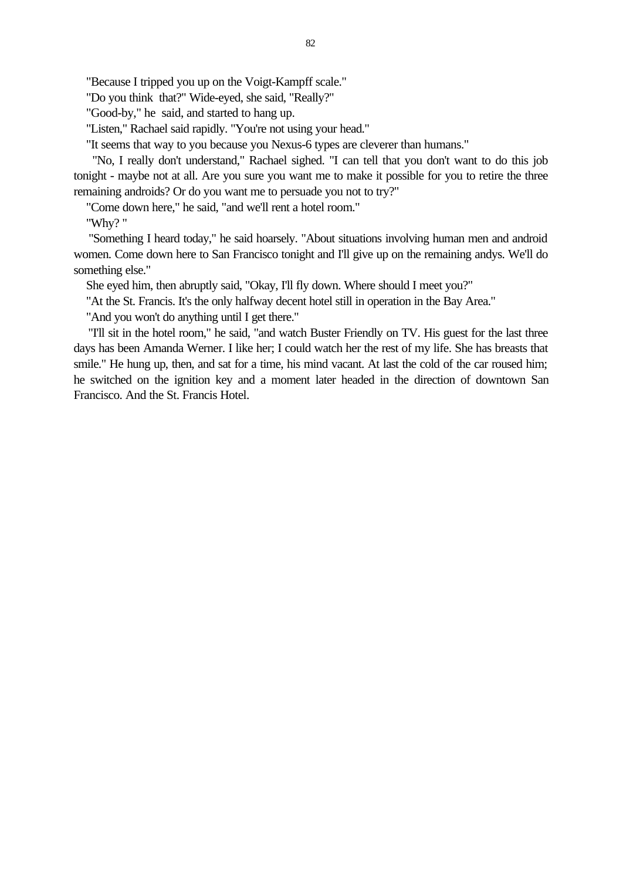"Because I tripped you up on the Voigt-Kampff scale."

"Do you think that?" Wide-eyed, she said, "Really?"

"Good-by," he said, and started to hang up.

"Listen," Rachael said rapidly. "You're not using your head."

"It seems that way to you because you Nexus-6 types are cleverer than humans."

"No, I really don't understand," Rachael sighed. "I can tell that you don't want to do this job tonight - maybe not at all. Are you sure you want me to make it possible for you to retire the three remaining androids? Or do you want me to persuade you not to try?"

"Come down here," he said, "and we'll rent a hotel room."

"Why? "

"Something I heard today," he said hoarsely. "About situations involving human men and android women. Come down here to San Francisco tonight and I'll give up on the remaining andys. We'll do something else."

She eyed him, then abruptly said, "Okay, I'll fly down. Where should I meet you?"

"At the St. Francis. It's the only halfway decent hotel still in operation in the Bay Area."

"And you won't do anything until I get there."

"I'll sit in the hotel room," he said, "and watch Buster Friendly on TV. His guest for the last three days has been Amanda Werner. I like her; I could watch her the rest of my life. She has breasts that smile." He hung up, then, and sat for a time, his mind vacant. At last the cold of the car roused him; he switched on the ignition key and a moment later headed in the direction of downtown San Francisco. And the St. Francis Hotel.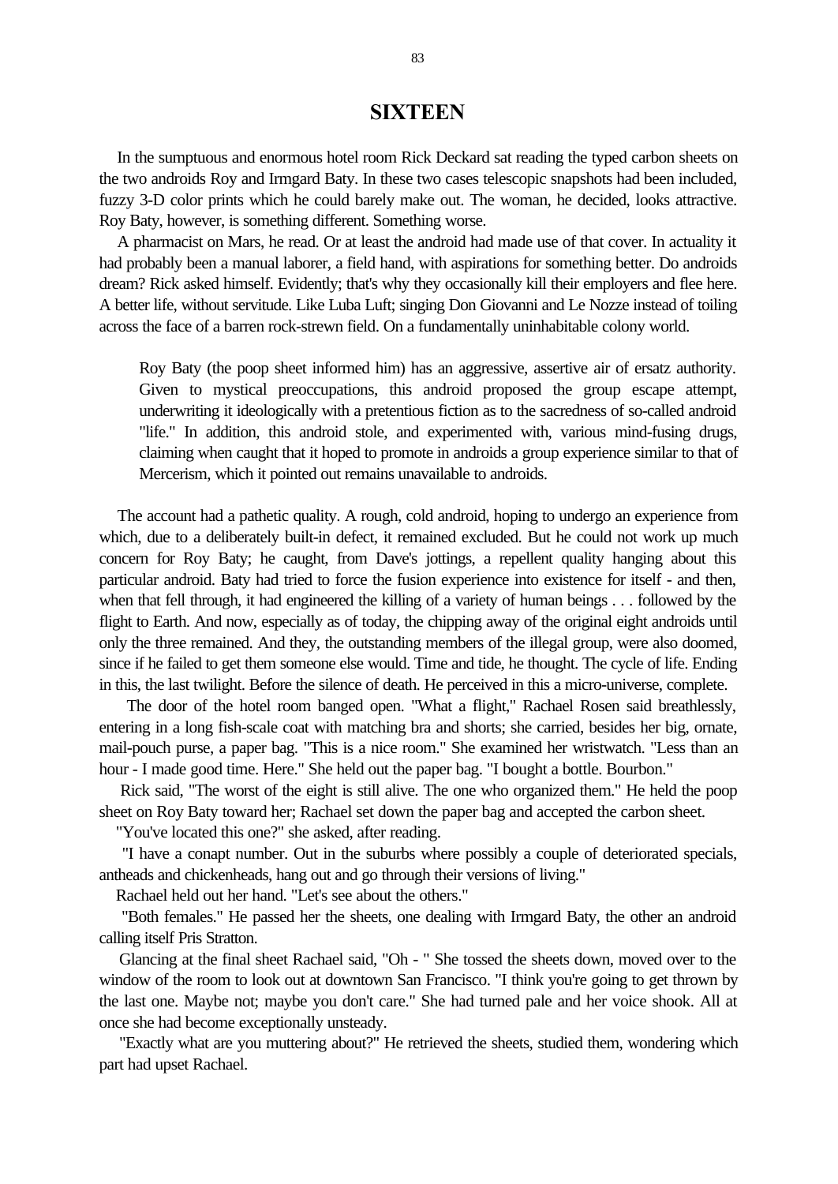# SIXTEEN

In the sumptuous and enormous hotel room Rick Deckard sat reading the typed carbon sheets on the two androids Roy and Irmgard Baty. In these two cases telescopic snapshots had been included, fuzzy 3-D color prints which he could barely make out. The woman, he decided, looks attractive. Roy Baty, however, is something different. Something worse.

A pharmacist on Mars, he read. Or at least the android had made use of that cover. In actuality it had probably been a manual laborer, a field hand, with aspirations for something better. Do androids dream? Rick asked himself. Evidently; that's why they occasionally kill their employers and flee here. A better life, without servitude. Like Luba Luft; singing Don Giovanni and Le Nozze instead of toiling across the face of a barren rock-strewn field. On a fundamentally uninhabitable colony world.

> Roy Baty (the poop sheet informed him) has an aggressive, assertive air of ersatz authority. Given to mystical preoccupations, this android proposed the group escape attempt, underwriting it ideologically with a pretentious fiction as to the sacredness of so-called android "life." In addition, this android stole, and experimented with, various mind-fusing drugs, claiming when caught that it hoped to promote in androids a group experience similar to that of Mercerism, which it pointed out remains unavailable to androids.

The account had a pathetic quality. A rough, cold android, hoping to undergo an experience from which, due to a deliberately built-in defect, it remained excluded. But he could not work up much concern for Roy Baty; he caught, from Dave's jottings, a repellent quality hanging about this particular android. Baty had tried to force the fusion experience into existence for itself - and then, when that fell through, it had engineered the killing of a variety of human beings . . . followed by the flight to Earth. And now, especially as of today, the chipping away of the original eight androids until only the three remained. And they, the outstanding members of the illegal group, were also doomed, since if he failed to get them someone else would. Time and tide, he thought. The cycle of life. Ending in this, the last twilight. Before the silence of death. He perceived in this a micro-universe, complete.

The door of the hotel room banged open. "What a flight," Rachael Rosen said breathlessly, entering in a long fish-scale coat with matching bra and shorts; she carried, besides her big, ornate, mail-pouch purse, a paper bag. "This is a nice room." She examined her wristwatch. "Less than an hour - I made good time. Here." She held out the paper bag. "I bought a bottle. Bourbon."

Rick said, "The worst of the eight is still alive. The one who organized them." He held the poop sheet on Roy Baty toward her; Rachael set down the paper bag and accepted the carbon sheet.

"You've located this one?" she asked, after reading.

"I have a conapt number. Out in the suburbs where possibly a couple of deteriorated specials, antheads and chickenheads, hang out and go through their versions of living."

Rachael held out her hand. "Let's see about the others."

"Both females." He passed her the sheets, one dealing with Irmgard Baty, the other an android calling itself Pris Stratton.

Glancing at the final sheet Rachael said, "Oh - " She tossed the sheets down, moved over to the window of the room to look out at downtown San Francisco. "I think you're going to get thrown by the last one. Maybe not; maybe you don't care." She had turned pale and her voice shook. All at once she had become exceptionally unsteady.

"Exactly what are you muttering about?" He retrieved the sheets, studied them, wondering which part had upset Rachael.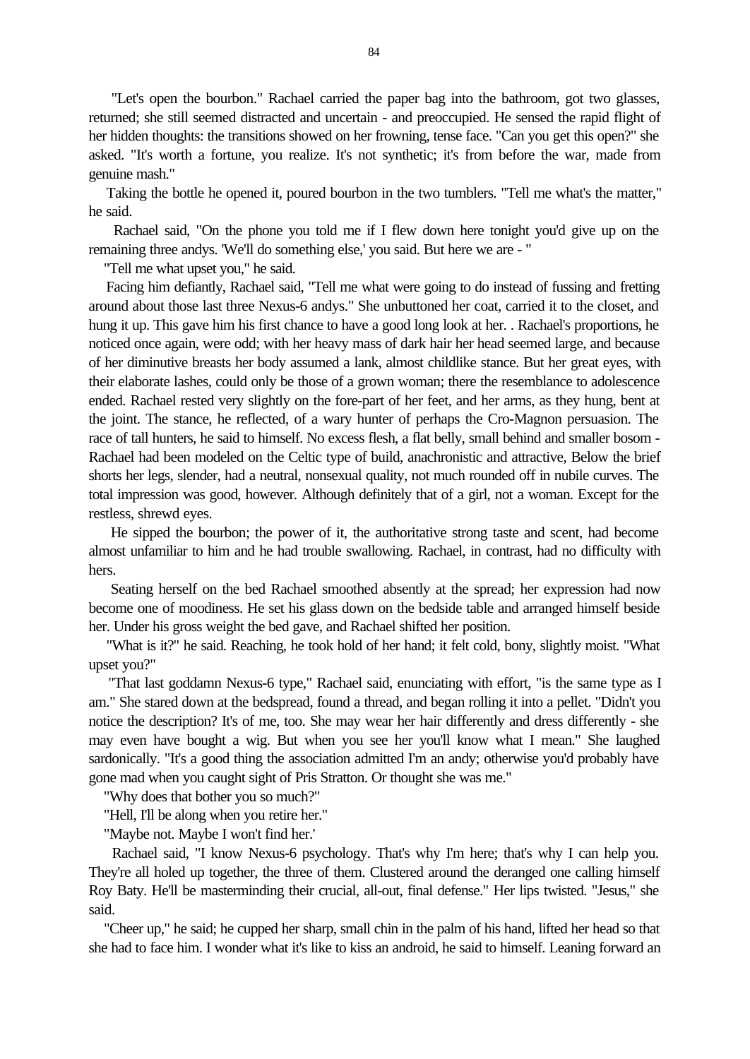"Let's open the bourbon." Rachael carried the paper bag into the bathroom, got two glasses, returned; she still seemed distracted and uncertain - and preoccupied. He sensed the rapid flight of her hidden thoughts: the transitions showed on her frowning, tense face. "Can you get this open?" she asked. "It's worth a fortune, you realize. It's not synthetic; it's from before the war, made from genuine mash."

Taking the bottle he opened it, poured bourbon in the two tumblers. "Tell me what's the matter," he said.

Rachael said, "On the phone you told me if I flew down here tonight you'd give up on the remaining three andys. 'We'll do something else,' you said. But here we are - "

"Tell me what upset you," he said.

Facing him defiantly, Rachael said, "Tell me what were going to do instead of fussing and fretting around about those last three Nexus-6 andys." She unbuttoned her coat, carried it to the closet, and hung it up. This gave him his first chance to have a good long look at her. . Rachael's proportions, he noticed once again, were odd; with her heavy mass of dark hair her head seemed large, and because of her diminutive breasts her body assumed a lank, almost childlike stance. But her great eyes, with their elaborate lashes, could only be those of a grown woman; there the resemblance to adolescence ended. Rachael rested very slightly on the fore-part of her feet, and her arms, as they hung, bent at the joint. The stance, he reflected, of a wary hunter of perhaps the Cro-Magnon persuasion. The race of tall hunters, he said to himself. No excess flesh, a flat belly, small behind and smaller bosom - Rachael had been modeled on the Celtic type of build, anachronistic and attractive, Below the brief shorts her legs, slender, had a neutral, nonsexual quality, not much rounded off in nubile curves. The total impression was good, however. Although definitely that of a girl, not a woman. Except for the restless, shrewd eyes.

He sipped the bourbon; the power of it, the authoritative strong taste and scent, had become almost unfamiliar to him and he had trouble swallowing. Rachael, in contrast, had no difficulty with hers.

Seating herself on the bed Rachael smoothed absently at the spread; her expression had now become one of moodiness. He set his glass down on the bedside table and arranged himself beside her. Under his gross weight the bed gave, and Rachael shifted her position.

"What is it?" he said. Reaching, he took hold of her hand; it felt cold, bony, slightly moist. "What upset you?"

"That last goddamn Nexus-6 type," Rachael said, enunciating with effort, "is the same type as I am." She stared down at the bedspread, found a thread, and began rolling it into a pellet. "Didn't you notice the description? It's of me, too. She may wear her hair differently and dress differently - she may even have bought a wig. But when you see her you'll know what I mean." She laughed sardonically. "It's a good thing the association admitted I'm an andy; otherwise you'd probably have gone mad when you caught sight of Pris Stratton. Or thought she was me."

"Why does that bother you so much?"

"Hell, I'll be along when you retire her."

"Maybe not. Maybe I won't find her.'

Rachael said, "I know Nexus-6 psychology. That's why I'm here; that's why I can help you. They're all holed up together, the three of them. Clustered around the deranged one calling himself Roy Baty. He'll be masterminding their crucial, all-out, final defense." Her lips twisted. "Jesus," she said.

"Cheer up," he said; he cupped her sharp, small chin in the palm of his hand, lifted her head so that she had to face him. I wonder what it's like to kiss an android, he said to himself. Leaning forward an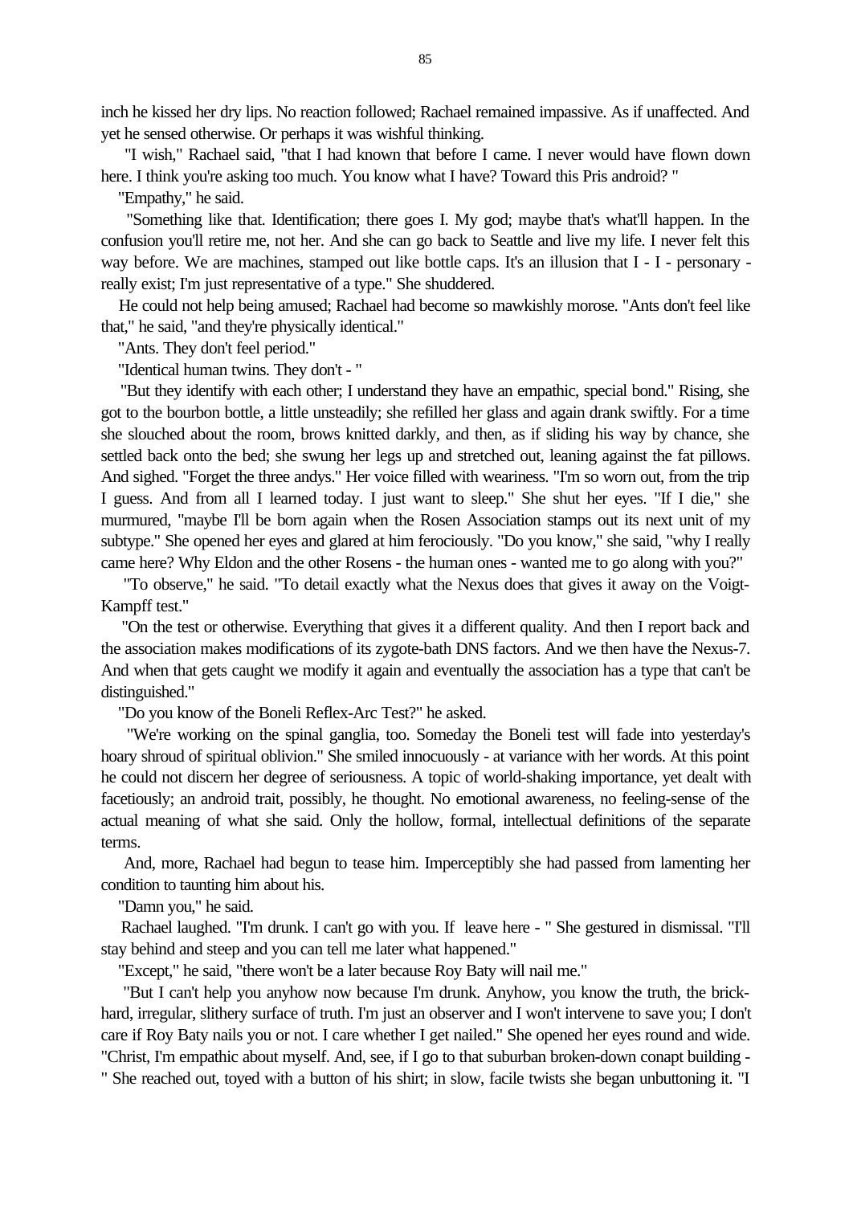inch he kissed her dry lips. No reaction followed; Rachael remained impassive. As if unaffected. And yet he sensed otherwise. Or perhaps it was wishful thinking.

"I wish," Rachael said, "that I had known that before I came. I never would have flown down here. I think you're asking too much. You know what I have? Toward this Pris android? "

"Empathy," he said.

"Something like that. Identification; there goes I. My god; maybe that's what'll happen. In the confusion you'll retire me, not her. And she can go back to Seattle and live my life. I never felt this way before. We are machines, stamped out like bottle caps. It's an illusion that I - I - personary - really exist; I'm just representative of a type." She shuddered.

He could not help being amused; Rachael had become so mawkishly morose. "Ants don't feel like that," he said, "and they're physically identical."

"Ants. They don't feel period."

"Identical human twins. They don't - "

"But they identify with each other; I understand they have an empathic, special bond." Rising, she got to the bourbon bottle, a little unsteadily; she refilled her glass and again drank swiftly. For a time she slouched about the room, brows knitted darkly, and then, as if sliding his way by chance, she settled back onto the bed; she swung her legs up and stretched out, leaning against the fat pillows. And sighed. "Forget the three andys." Her voice filled with weariness. "I'm so worn out, from the trip I guess. And from all I learned today. I just want to sleep." She shut her eyes. "If I die," she murmured, "maybe I'll be born again when the Rosen Association stamps out its next unit of my subtype." She opened her eyes and glared at him ferociously. "Do you know," she said, "why I really came here? Why Eldon and the other Rosens - the human ones - wanted me to go along with you?"

"To observe," he said. "To detail exactly what the Nexus does that gives it away on the Voigt-Kampff test."

"On the test or otherwise. Everything that gives it a different quality. And then I report back and the association makes modifications of its zygote-bath DNS factors. And we then have the Nexus-7. And when that gets caught we modify it again and eventually the association has a type that can't be distinguished."

"Do you know of the Boneli Reflex-Arc Test?" he asked.

"We're working on the spinal ganglia, too. Someday the Boneli test will fade into yesterday's hoary shroud of spiritual oblivion." She smiled innocuously - at variance with her words. At this point he could not discern her degree of seriousness. A topic of world-shaking importance, yet dealt with facetiously; an android trait, possibly, he thought. No emotional awareness, no feeling-sense of the actual meaning of what she said. Only the hollow, formal, intellectual definitions of the separate terms.

And, more, Rachael had begun to tease him. Imperceptibly she had passed from lamenting her condition to taunting him about his.

"Damn you," he said.

Rachael laughed. "I'm drunk. I can't go with you. If leave here - " She gestured in dismissal. "I'll stay behind and steep and you can tell me later what happened."

"Except," he said, "there won't be a later because Roy Baty will nail me."

"But I can't help you anyhow now because I'm drunk. Anyhow, you know the truth, the brick-hard, irregular, slithery surface of truth. I'm just an observer and I won't intervene to save you; I don't care if Roy Baty nails you or not. I care whether I get nailed." She opened her eyes round and wide. "Christ, I'm empathic about myself. And, see, if I go to that suburban broken-down conapt building - " She reached out, toyed with a button of his shirt; in slow, facile twists she began unbuttoning it. "I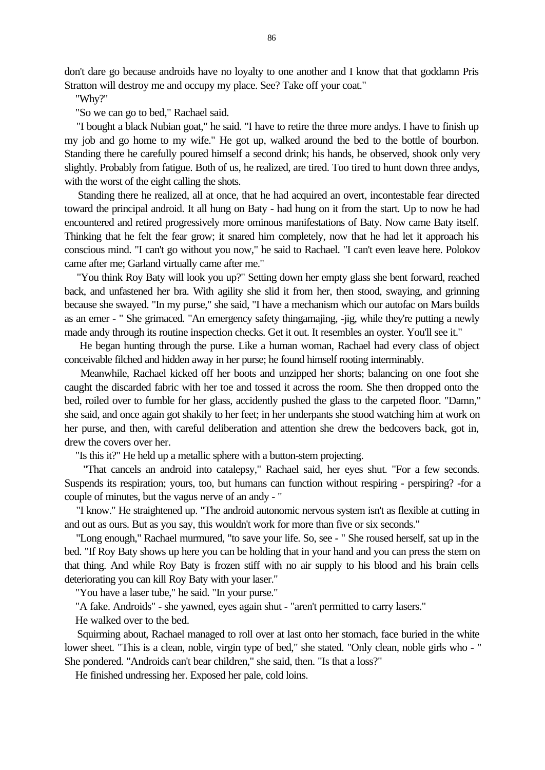don't dare go because androids have no loyalty to one another and I know that that goddamn Pris Stratton will destroy me and occupy my place. See? Take off your coat."

"Why?"

"So we can go to bed," Rachael said.

"I bought a black Nubian goat," he said. "I have to retire the three more andys. I have to finish up my job and go home to my wife." He got up, walked around the bed to the bottle of bourbon. Standing there he carefully poured himself a second drink; his hands, he observed, shook only very slightly. Probably from fatigue. Both of us, he realized, are tired. Too tired to hunt down three andys, with the worst of the eight calling the shots.

Standing there he realized, all at once, that he had acquired an overt, incontestable fear directed toward the principal android. It all hung on Baty - had hung on it from the start. Up to now he had encountered and retired progressively more ominous manifestations of Baty. Now came Baty itself. Thinking that he felt the fear grow; it snared him completely, now that he had let it approach his conscious mind. "I can't go without you now," he said to Rachael. "I can't even leave here. Polokov came after me; Garland virtually came after me."

"You think Roy Baty will look you up?" Setting down her empty glass she bent forward, reached back, and unfastened her bra. With agility she slid it from her, then stood, swaying, and grinning because she swayed. "In my purse," she said, "I have a mechanism which our autofac on Mars builds as an emer - " She grimaced. "An emergency safety thingamajing, -jig, while they're putting a newly made andy through its routine inspection checks. Get it out. It resembles an oyster. You'll see it."

He began hunting through the purse. Like a human woman, Rachael had every class of object conceivable filched and hidden away in her purse; he found himself rooting interminably.

Meanwhile, Rachael kicked off her boots and unzipped her shorts; balancing on one foot she caught the discarded fabric with her toe and tossed it across the room. She then dropped onto the bed, roiled over to fumble for her glass, accidently pushed the glass to the carpeted floor. "Damn," she said, and once again got shakily to her feet; in her underpants she stood watching him at work on her purse, and then, with careful deliberation and attention she drew the bedcovers back, got in, drew the covers over her.

"Is this it?" He held up a metallic sphere with a button-stem projecting.

"That cancels an android into catalepsy," Rachael said, her eyes shut. "For a few seconds. Suspends its respiration; yours, too, but humans can function without respiring - perspiring? -for a couple of minutes, but the vagus nerve of an andy - "

"I know." He straightened up. "The android autonomic nervous system isn't as flexible at cutting in and out as ours. But as you say, this wouldn't work for more than five or six seconds."

"Long enough," Rachael murmured, "to save your life. So, see - " She roused herself, sat up in the bed. "If Roy Baty shows up here you can be holding that in your hand and you can press the stem on that thing. And while Roy Baty is frozen stiff with no air supply to his blood and his brain cells deteriorating you can kill Roy Baty with your laser."

"You have a laser tube," he said. "In your purse."

"A fake. Androids" - she yawned, eyes again shut - "aren't permitted to carry lasers."

He walked over to the bed.

Squirming about, Rachael managed to roll over at last onto her stomach, face buried in the white lower sheet. "This is a clean, noble, virgin type of bed," she stated. "Only clean, noble girls who - " She pondered. "Androids can't bear children," she said, then. "Is that a loss?"

He finished undressing her. Exposed her pale, cold loins.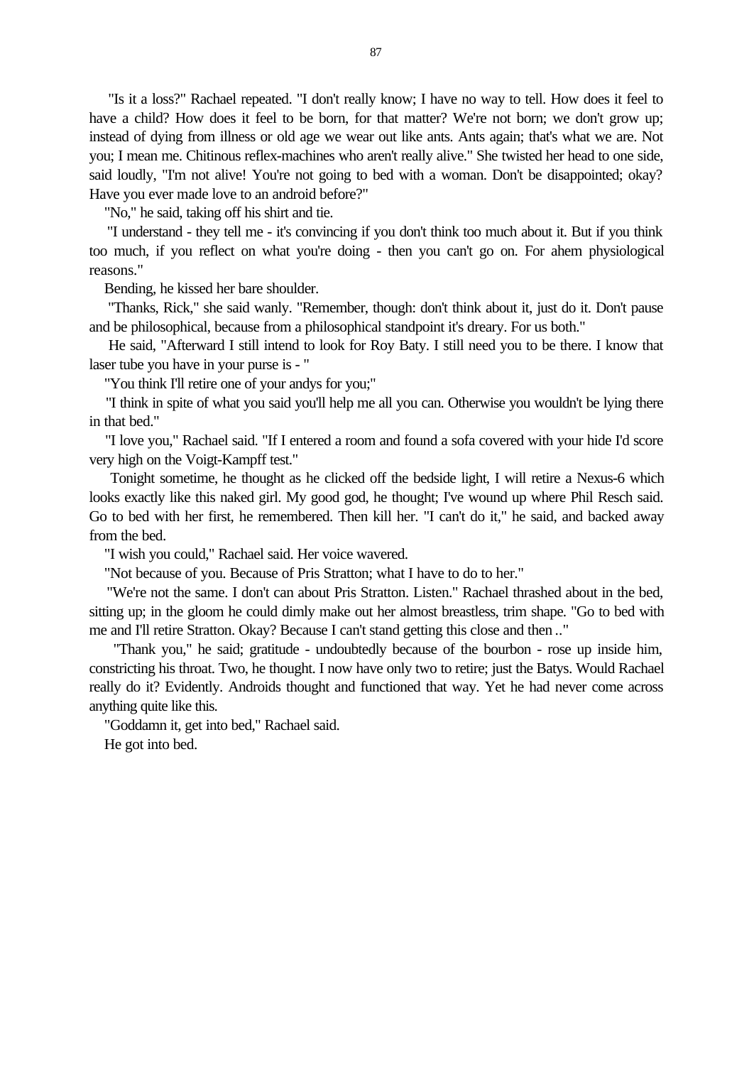"Is it a loss?" Rachael repeated. "I don't really know; I have no way to tell. How does it feel to have a child? How does it feel to be born, for that matter? We're not born; we don't grow up; instead of dying from illness or old age we wear out like ants. Ants again; that's what we are. Not you; I mean me. Chitinous reflex-machines who aren't really alive." She twisted her head to one side, said loudly, "I'm not alive! You're not going to bed with a woman. Don't be disappointed; okay? Have you ever made love to an android before?"

"No," he said, taking off his shirt and tie.

"I understand - they tell me - it's convincing if you don't think too much about it. But if you think too much, if you reflect on what you're doing - then you can't go on. For ahem physiological reasons."

Bending, he kissed her bare shoulder.

"Thanks, Rick," she said wanly. "Remember, though: don't think about it, just do it. Don't pause and be philosophical, because from a philosophical standpoint it's dreary. For us both."

He said, "Afterward I still intend to look for Roy Baty. I still need you to be there. I know that laser tube you have in your purse is - "

"You think I'll retire one of your andys for you;"

"I think in spite of what you said you'll help me all you can. Otherwise you wouldn't be lying there in that bed."

"I love you," Rachael said. "If I entered a room and found a sofa covered with your hide I'd score very high on the Voigt-Kampff test."

Tonight sometime, he thought as he clicked off the bedside light, I will retire a Nexus-6 which looks exactly like this naked girl. My good god, he thought; I've wound up where Phil Resch said. Go to bed with her first, he remembered. Then kill her. "I can't do it," he said, and backed away from the bed.

"I wish you could," Rachael said. Her voice wavered.

"Not because of you. Because of Pris Stratton; what I have to do to her."

"We're not the same. I don't can about Pris Stratton. Listen." Rachael thrashed about in the bed, sitting up; in the gloom he could dimly make out her almost breastless, trim shape. "Go to bed with me and I'll retire Stratton. Okay? Because I can't stand getting this close and then .."

"Thank you," he said; gratitude - undoubtedly because of the bourbon - rose up inside him, constricting his throat. Two, he thought. I now have only two to retire; just the Batys. Would Rachael really do it? Evidently. Androids thought and functioned that way. Yet he had never come across anything quite like this.

"Goddamn it, get into bed," Rachael said.

He got into bed.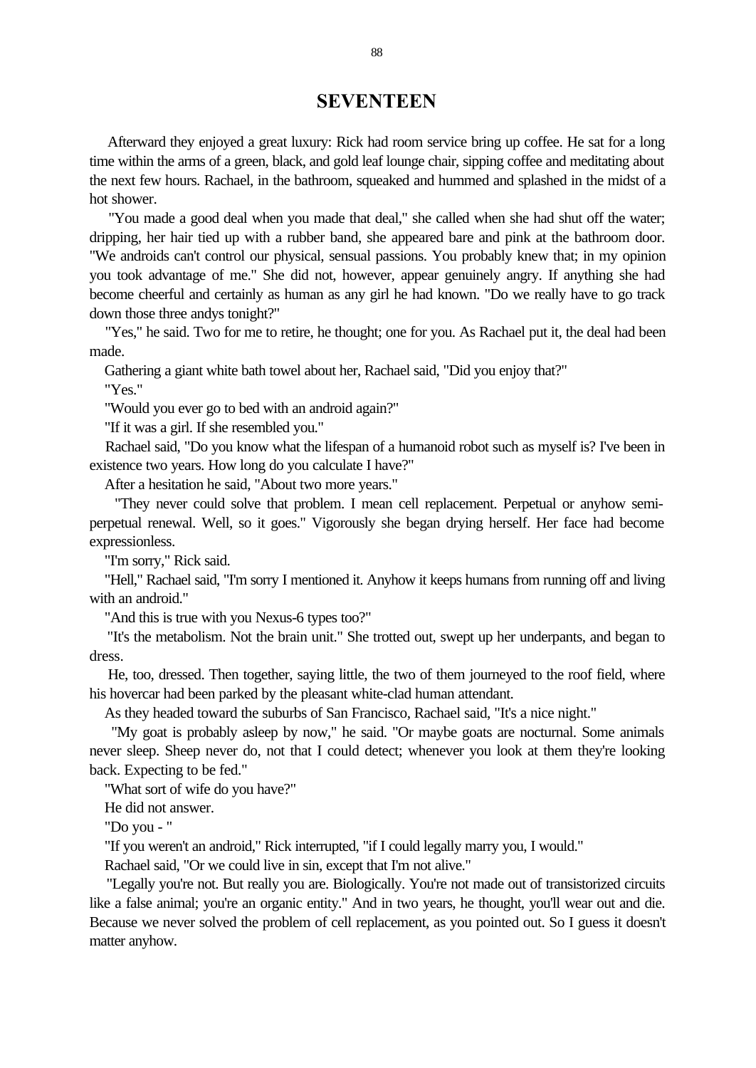# SEVENTEEN

Afterward they enjoyed a great luxury: Rick had room service bring up coffee. He sat for a long time within the arms of a green, black, and gold leaf lounge chair, sipping coffee and meditating about the next few hours. Rachael, in the bathroom, squeaked and hummed and splashed in the midst of a hot shower.

"You made a good deal when you made that deal," she called when she had shut off the water; dripping, her hair tied up with a rubber band, she appeared bare and pink at the bathroom door. "We androids can't control our physical, sensual passions. You probably knew that; in my opinion you took advantage of me." She did not, however, appear genuinely angry. If anything she had become cheerful and certainly as human as any girl he had known. "Do we really have to go track down those three andys tonight?"

"Yes," he said. Two for me to retire, he thought; one for you. As Rachael put it, the deal had been made.

Gathering a giant white bath towel about her, Rachael said, "Did you enjoy that?"

"Yes."

"Would you ever go to bed with an android again?"

"If it was a girl. If she resembled you."

Rachael said, "Do you know what the lifespan of a humanoid robot such as myself is? I've been in existence two years. How long do you calculate I have?"

After a hesitation he said, "About two more years."

"They never could solve that problem. I mean cell replacement. Perpetual or anyhow semi-perpetual renewal. Well, so it goes." Vigorously she began drying herself. Her face had become expressionless.

"I'm sorry," Rick said.

"Hell," Rachael said, "I'm sorry I mentioned it. Anyhow it keeps humans from running off and living with an android."

"And this is true with you Nexus-6 types too?"

"It's the metabolism. Not the brain unit." She trotted out, swept up her underpants, and began to dress.

He, too, dressed. Then together, saying little, the two of them journeyed to the roof field, where his hovercar had been parked by the pleasant white-clad human attendant.

As they headed toward the suburbs of San Francisco, Rachael said, "It's a nice night."

"My goat is probably asleep by now," he said. "Or maybe goats are nocturnal. Some animals never sleep. Sheep never do, not that I could detect; whenever you look at them they're looking back. Expecting to be fed."

"What sort of wife do you have?"

He did not answer.

"Do you - "

"If you weren't an android," Rick interrupted, "if I could legally marry you, I would."

Rachael said, "Or we could live in sin, except that I'm not alive."

"Legally you're not. But really you are. Biologically. You're not made out of transistorized circuits like a false animal; you're an organic entity." And in two years, he thought, you'll wear out and die. Because we never solved the problem of cell replacement, as you pointed out. So I guess it doesn't matter anyhow.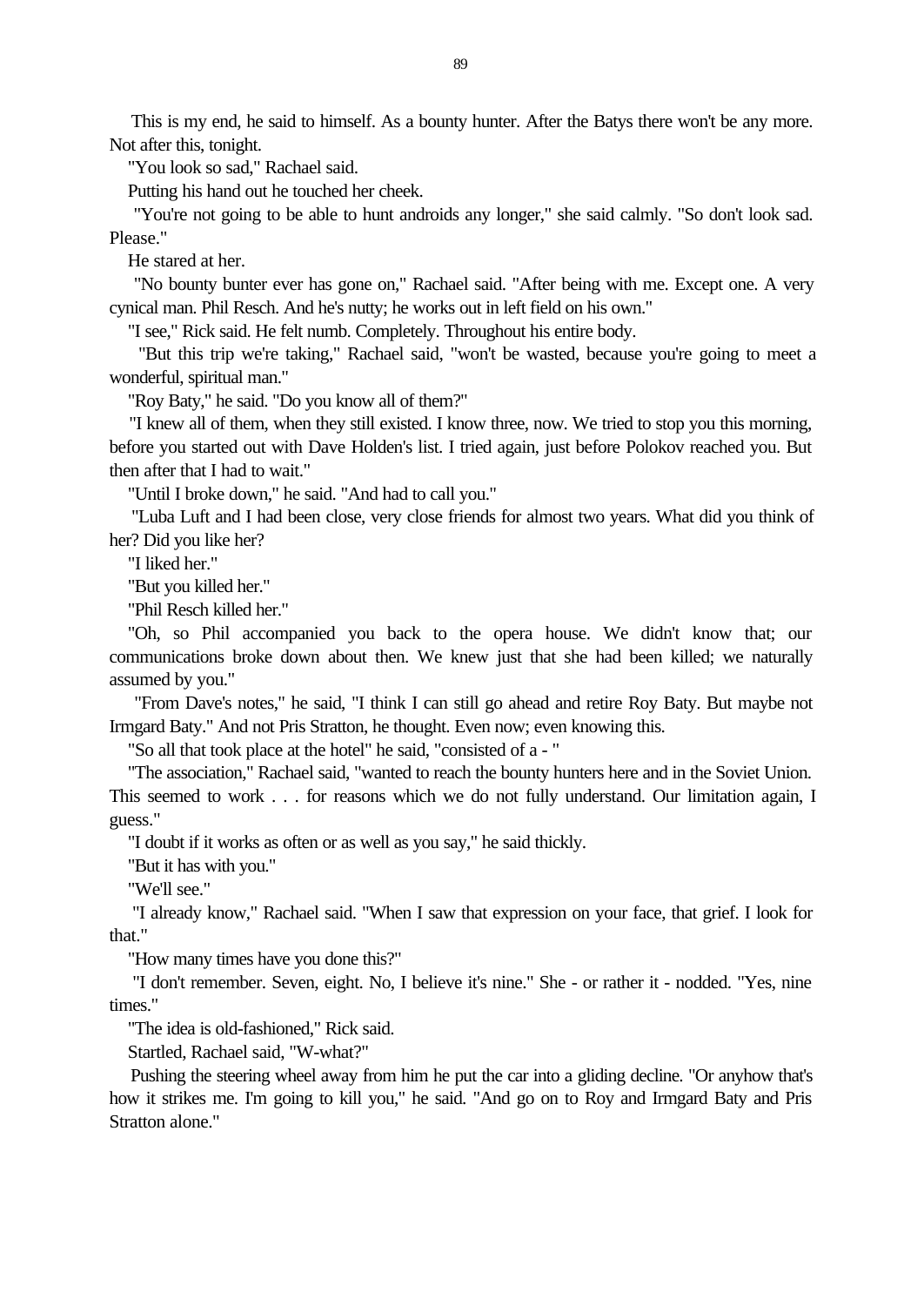This is my end, he said to himself. As a bounty hunter. After the Batys there won't be any more. Not after this, tonight.

"You look so sad," Rachael said.

Putting his hand out he touched her cheek.

"You're not going to be able to hunt androids any longer," she said calmly. "So don't look sad. Please."

He stared at her.

"No bounty bunter ever has gone on," Rachael said. "After being with me. Except one. A very cynical man. Phil Resch. And he's nutty; he works out in left field on his own."

"I see," Rick said. He felt numb. Completely. Throughout his entire body.

"But this trip we're taking," Rachael said, "won't be wasted, because you're going to meet a wonderful, spiritual man."

"Roy Baty," he said. "Do you know all of them?"

"I knew all of them, when they still existed. I know three, now. We tried to stop you this morning, before you started out with Dave Holden's list. I tried again, just before Polokov reached you. But then after that I had to wait."

"Until I broke down," he said. "And had to call you."

"Luba Luft and I had been close, very close friends for almost two years. What did you think of her? Did you like her?

"I liked her."

"But you killed her."

"Phil Resch killed her."

"Oh, so Phil accompanied you back to the opera house. We didn't know that; our communications broke down about then. We knew just that she had been killed; we naturally assumed by you."

"From Dave's notes," he said, "I think I can still go ahead and retire Roy Baty. But maybe not Irmgard Baty." And not Pris Stratton, he thought. Even now; even knowing this.

"So all that took place at the hotel" he said, "consisted of a - "

"The association," Rachael said, "wanted to reach the bounty hunters here and in the Soviet Union. This seemed to work . . . for reasons which we do not fully understand. Our limitation again, I guess."

"I doubt if it works as often or as well as you say," he said thickly.

"But it has with you."

"We'll see."

"I already know," Rachael said. "When I saw that expression on your face, that grief. I look for that."

"How many times have you done this?"

"I don't remember. Seven, eight. No, I believe it's nine." She - or rather it - nodded. "Yes, nine times."

"The idea is old-fashioned," Rick said.

Startled, Rachael said, "W-what?"

Pushing the steering wheel away from him he put the car into a gliding decline. "Or anyhow that's how it strikes me. I'm going to kill you," he said. "And go on to Roy and Irmgard Baty and Pris Stratton alone."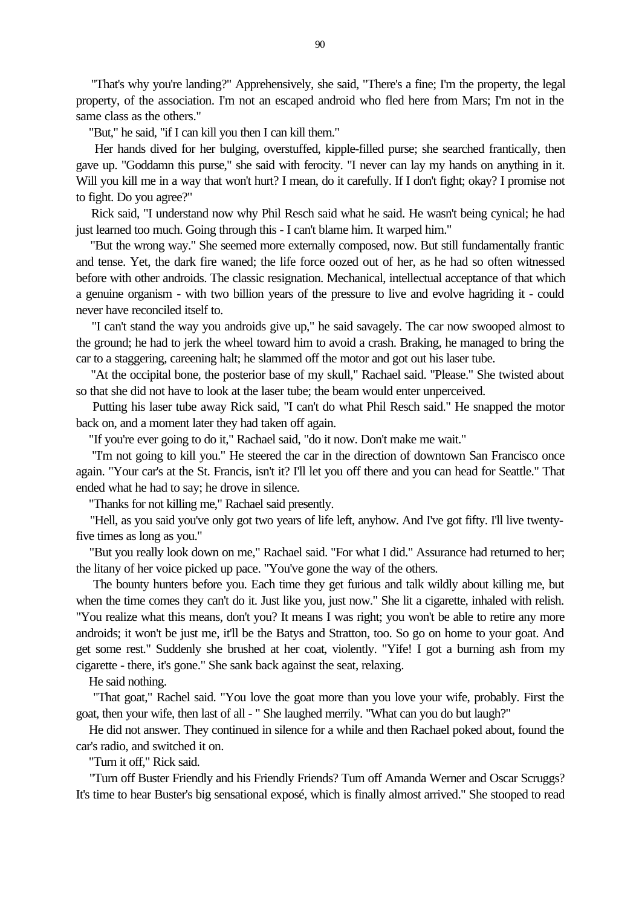"That's why you're landing?" Apprehensively, she said, "There's a fine; I'm the property, the legal property, of the association. I'm not an escaped android who fled here from Mars; I'm not in the same class as the others."

"But," he said, "if I can kill you then I can kill them."

Her hands dived for her bulging, overstuffed, kipple-filled purse; she searched frantically, then gave up. "Goddamn this purse," she said with ferocity. "I never can lay my hands on anything in it. Will you kill me in a way that won't hurt? I mean, do it carefully. If I don't fight; okay? I promise not to fight. Do you agree?"

Rick said, "I understand now why Phil Resch said what he said. He wasn't being cynical; he had just learned too much. Going through this - I can't blame him. It warped him."

"But the wrong way." She seemed more externally composed, now. But still fundamentally frantic and tense. Yet, the dark fire waned; the life force oozed out of her, as he had so often witnessed before with other androids. The classic resignation. Mechanical, intellectual acceptance of that which a genuine organism - with two billion years of the pressure to live and evolve hagriding it - could never have reconciled itself to.

"I can't stand the way you androids give up," he said savagely. The car now swooped almost to the ground; he had to jerk the wheel toward him to avoid a crash. Braking, he managed to bring the car to a staggering, careening halt; he slammed off the motor and got out his laser tube.

"At the occipital bone, the posterior base of my skull," Rachael said. "Please." She twisted about so that she did not have to look at the laser tube; the beam would enter unperceived.

Putting his laser tube away Rick said, "I can't do what Phil Resch said." He snapped the motor back on, and a moment later they had taken off again.

"If you're ever going to do it," Rachael said, "do it now. Don't make me wait."

"I'm not going to kill you." He steered the car in the direction of downtown San Francisco once again. "Your car's at the St. Francis, isn't it? I'll let you off there and you can head for Seattle." That ended what he had to say; he drove in silence.

"Thanks for not killing me," Rachael said presently.

"Hell, as you said you've only got two years of life left, anyhow. And I've got fifty. I'll live twenty-five times as long as you."

"But you really look down on me," Rachael said. "For what I did." Assurance had returned to her; the litany of her voice picked up pace. "You've gone the way of the others.

The bounty hunters before you. Each time they get furious and talk wildly about killing me, but when the time comes they can't do it. Just like you, just now." She lit a cigarette, inhaled with relish. "You realize what this means, don't you? It means I was right; you won't be able to retire any more androids; it won't be just me, it'll be the Batys and Stratton, too. So go on home to your goat. And get some rest." Suddenly she brushed at her coat, violently. "Yife! I got a burning ash from my cigarette - there, it's gone." She sank back against the seat, relaxing.

He said nothing.

"That goat," Rachel said. "You love the goat more than you love your wife, probably. First the goat, then your wife, then last of all - " She laughed merrily. "What can you do but laugh?"

He did not answer. They continued in silence for a while and then Rachael poked about, found the car's radio, and switched it on.

"Turn it off," Rick said.

"Turn off Buster Friendly and his Friendly Friends? Turn off Amanda Werner and Oscar Scruggs? It's time to hear Buster's big sensational exposé, which is finally almost arrived." She stooped to read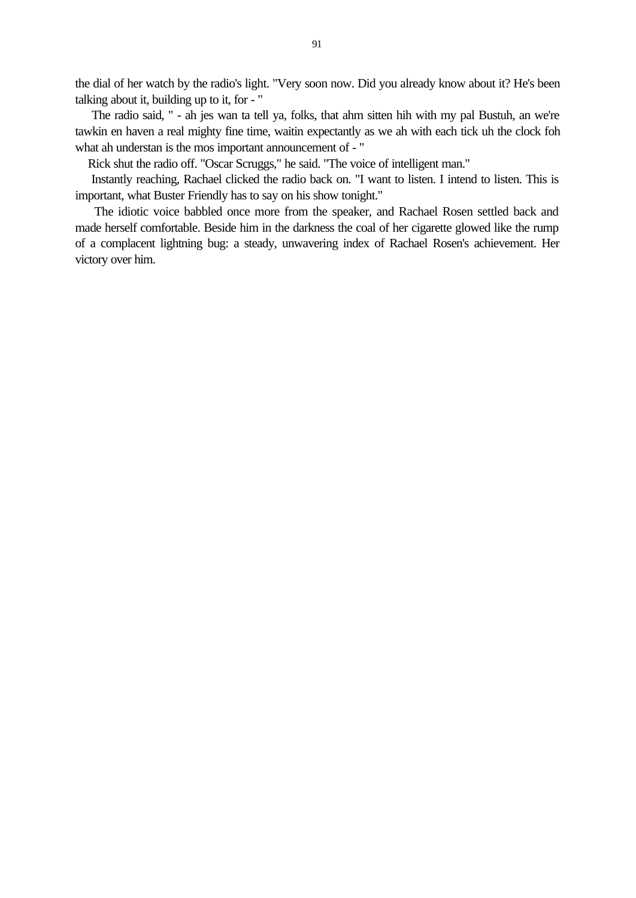the dial of her watch by the radio's light. "Very soon now. Did you already know about it? He's been talking about it, building up to it, for - "

The radio said, " - ah jes wan ta tell ya, folks, that ahm sitten hih with my pal Bustuh, an we're tawkin en haven a real mighty fine time, waitin expectantly as we ah with each tick uh the clock foh what ah understan is the mos important announcement of - "

Rick shut the radio off. "Oscar Scruggs," he said. "The voice of intelligent man."

Instantly reaching, Rachael clicked the radio back on. "I want to listen. I intend to listen. This is important, what Buster Friendly has to say on his show tonight."

The idiotic voice babbled once more from the speaker, and Rachael Rosen settled back and made herself comfortable. Beside him in the darkness the coal of her cigarette glowed like the rump of a complacent lightning bug: a steady, unwavering index of Rachael Rosen's achievement. Her victory over him.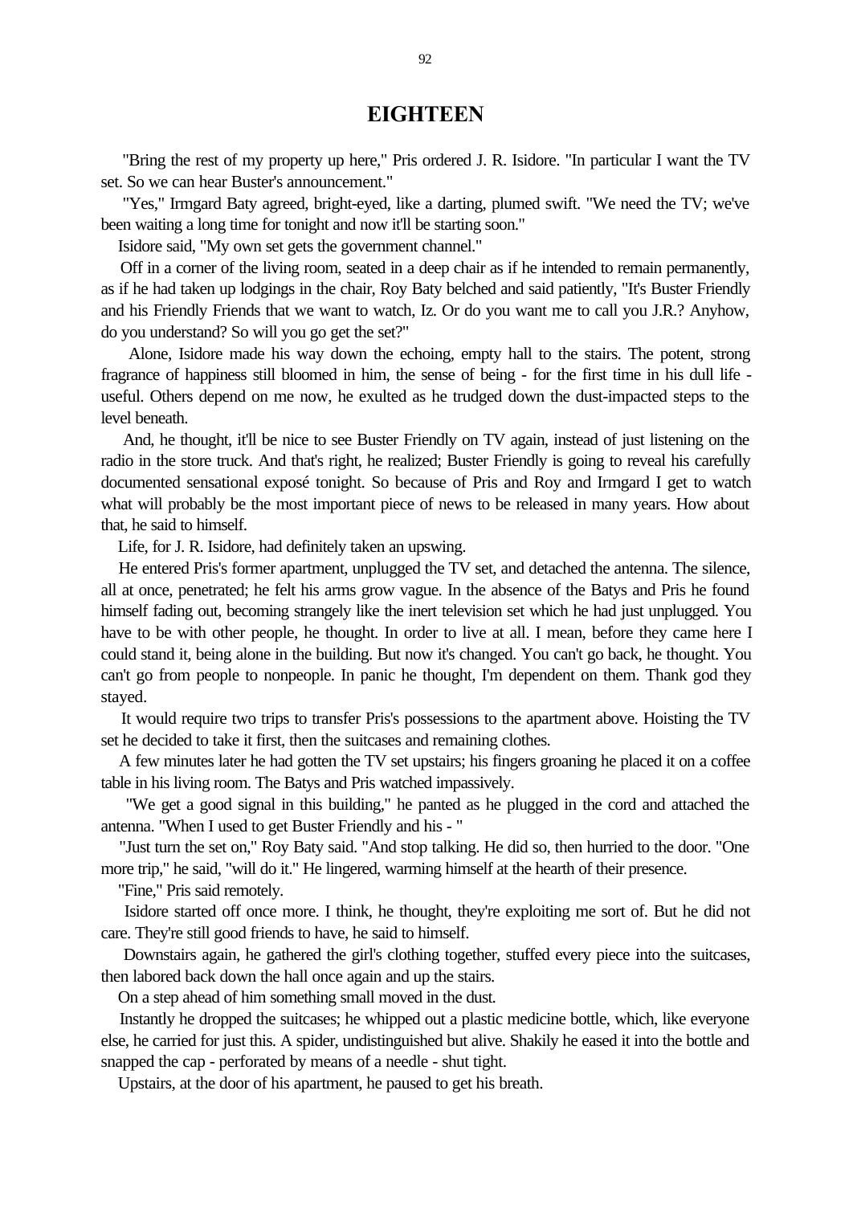# EIGHTEEN

"Bring the rest of my property up here," Pris ordered J. R. Isidore. "In particular I want the TV set. So we can hear Buster's announcement."

"Yes," Irmgard Baty agreed, bright-eyed, like a darting, plumed swift. "We need the TV; we've been waiting a long time for tonight and now it'll be starting soon."

Isidore said, "My own set gets the government channel."

Off in a corner of the living room, seated in a deep chair as if he intended to remain permanently, as if he had taken up lodgings in the chair, Roy Baty belched and said patiently, "It's Buster Friendly and his Friendly Friends that we want to watch, Iz. Or do you want me to call you J.R.? Anyhow, do you understand? So will you go get the set?"

Alone, Isidore made his way down the echoing, empty hall to the stairs. The potent, strong fragrance of happiness still bloomed in him, the sense of being - for the first time in his dull life - useful. Others depend on me now, he exulted as he trudged down the dust-impacted steps to the level beneath.

And, he thought, it'll be nice to see Buster Friendly on TV again, instead of just listening on the radio in the store truck. And that's right, he realized; Buster Friendly is going to reveal his carefully documented sensational exposé tonight. So because of Pris and Roy and Irmgard I get to watch what will probably be the most important piece of news to be released in many years. How about that, he said to himself.

Life, for J. R. Isidore, had definitely taken an upswing.

He entered Pris's former apartment, unplugged the TV set, and detached the antenna. The silence, all at once, penetrated; he felt his arms grow vague. In the absence of the Batys and Pris he found himself fading out, becoming strangely like the inert television set which he had just unplugged. You have to be with other people, he thought. In order to live at all. I mean, before they came here I could stand it, being alone in the building. But now it's changed. You can't go back, he thought. You can't go from people to nonpeople. In panic he thought, I'm dependent on them. Thank god they stayed.

It would require two trips to transfer Pris's possessions to the apartment above. Hoisting the TV set he decided to take it first, then the suitcases and remaining clothes.

A few minutes later he had gotten the TV set upstairs; his fingers groaning he placed it on a coffee table in his living room. The Batys and Pris watched impassively.

"We get a good signal in this building," he panted as he plugged in the cord and attached the antenna. "When I used to get Buster Friendly and his - "

"Just turn the set on," Roy Baty said. "And stop talking. He did so, then hurried to the door. "One more trip," he said, "will do it." He lingered, warming himself at the hearth of their presence.

"Fine," Pris said remotely.

Isidore started off once more. I think, he thought, they're exploiting me sort of. But he did not care. They're still good friends to have, he said to himself.

Downstairs again, he gathered the girl's clothing together, stuffed every piece into the suitcases, then labored back down the hall once again and up the stairs.

On a step ahead of him something small moved in the dust.

Instantly he dropped the suitcases; he whipped out a plastic medicine bottle, which, like everyone else, he carried for just this. A spider, undistinguished but alive. Shakily he eased it into the bottle and snapped the cap - perforated by means of a needle - shut tight.

Upstairs, at the door of his apartment, he paused to get his breath.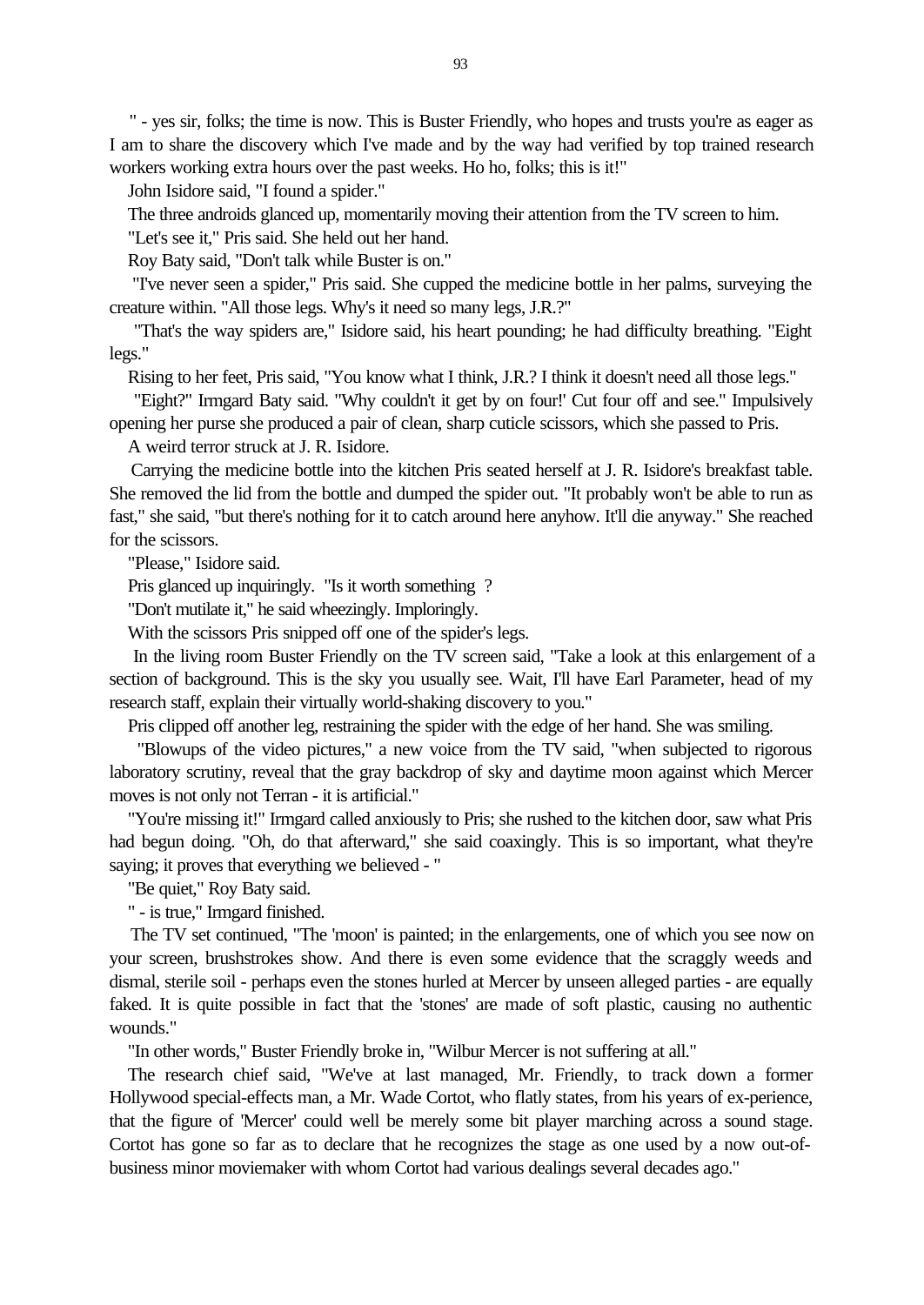" - yes sir, folks; the time is now. This is Buster Friendly, who hopes and trusts you're as eager as I am to share the discovery which I've made and by the way had verified by top trained research workers working extra hours over the past weeks. Ho ho, folks; this is it!"

John Isidore said, "I found a spider."

The three androids glanced up, momentarily moving their attention from the TV screen to him.

"Let's see it," Pris said. She held out her hand.

Roy Baty said, "Don't talk while Buster is on."

"I've never seen a spider," Pris said. She cupped the medicine bottle in her palms, surveying the creature within. "All those legs. Why's it need so many legs, J.R.?"

"That's the way spiders are," Isidore said, his heart pounding; he had difficulty breathing. "Eight legs."

Rising to her feet, Pris said, "You know what I think, J.R.? I think it doesn't need all those legs."

"Eight?" Irmgard Baty said. "Why couldn't it get by on four!' Cut four off and see." Impulsively opening her purse she produced a pair of clean, sharp cuticle scissors, which she passed to Pris.

A weird terror struck at J. R. Isidore.

Carrying the medicine bottle into the kitchen Pris seated herself at J. R. Isidore's breakfast table. She removed the lid from the bottle and dumped the spider out. "It probably won't be able to run as fast," she said, "but there's nothing for it to catch around here anyhow. It'll die anyway." She reached for the scissors.

"Please," Isidore said.

Pris glanced up inquiringly. "Is it worth something ?

"Don't mutilate it," he said wheezingly. Imploringly.

With the scissors Pris snipped off one of the spider's legs.

In the living room Buster Friendly on the TV screen said, "Take a look at this enlargement of a section of background. This is the sky you usually see. Wait, I'll have Earl Parameter, head of my research staff, explain their virtually world-shaking discovery to you."

Pris clipped off another leg, restraining the spider with the edge of her hand. She was smiling.

"Blowups of the video pictures," a new voice from the TV said, "when subjected to rigorous laboratory scrutiny, reveal that the gray backdrop of sky and daytime moon against which Mercer moves is not only not Terran - it is artificial."

"You're missing it!" Irmgard called anxiously to Pris; she rushed to the kitchen door, saw what Pris had begun doing. "Oh, do that afterward," she said coaxingly. This is so important, what they're saying; it proves that everything we believed - "

"Be quiet," Roy Baty said.

" - is true," Irmgard finished.

The TV set continued, "The 'moon' is painted; in the enlargements, one of which you see now on your screen, brushstrokes show. And there is even some evidence that the scraggly weeds and dismal, sterile soil - perhaps even the stones hurled at Mercer by unseen alleged parties - are equally faked. It is quite possible in fact that the 'stones' are made of soft plastic, causing no authentic wounds."

"In other words," Buster Friendly broke in, "Wilbur Mercer is not suffering at all."

The research chief said, "We've at last managed, Mr. Friendly, to track down a former Hollywood special-effects man, a Mr. Wade Cortot, who flatly states, from his years of ex-perience, that the figure of 'Mercer' could well be merely some bit player marching across a sound stage. Cortot has gone so far as to declare that he recognizes the stage as one used by a now out-of-business minor moviemaker with whom Cortot had various dealings several decades ago."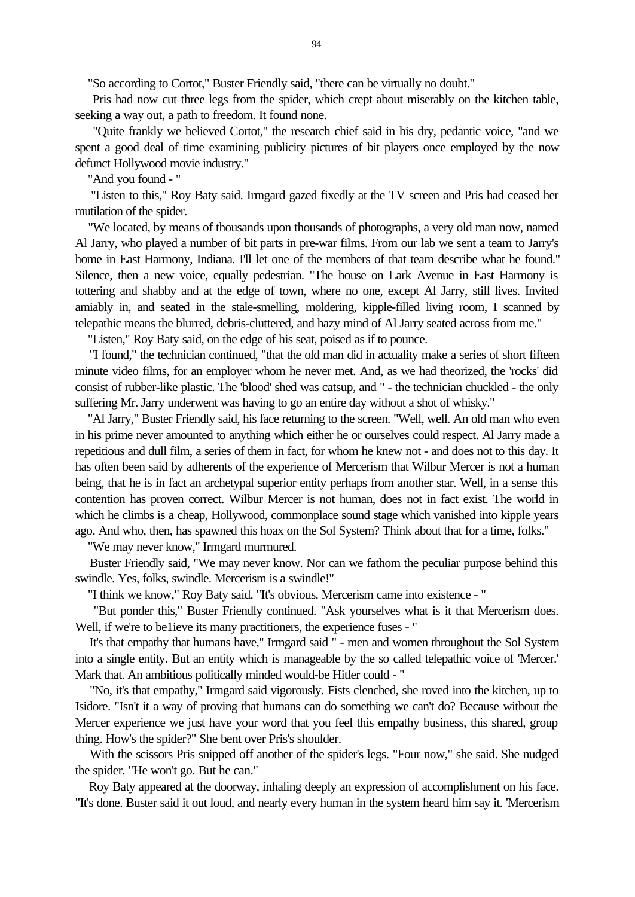"So according to Cortot," Buster Friendly said, "there can be virtually no doubt."

Pris had now cut three legs from the spider, which crept about miserably on the kitchen table, seeking a way out, a path to freedom. It found none.

"Quite frankly we believed Cortot," the research chief said in his dry, pedantic voice, "and we spent a good deal of time examining publicity pictures of bit players once employed by the now defunct Hollywood movie industry."

"And you found - "

"Listen to this," Roy Baty said. Irmgard gazed fixedly at the TV screen and Pris had ceased her mutilation of the spider.

"We located, by means of thousands upon thousands of photographs, a very old man now, named Al Jarry, who played a number of bit parts in pre-war films. From our lab we sent a team to Jarry's home in East Harmony, Indiana. I'll let one of the members of that team describe what he found." Silence, then a new voice, equally pedestrian. "The house on Lark Avenue in East Harmony is tottering and shabby and at the edge of town, where no one, except Al Jarry, still lives. Invited amiably in, and seated in the stale-smelling, moldering, kipple-filled living room, I scanned by telepathic means the blurred, debris-cluttered, and hazy mind of Al Jarry seated across from me."

"Listen," Roy Baty said, on the edge of his seat, poised as if to pounce.

"I found," the technician continued, "that the old man did in actuality make a series of short fifteen minute video films, for an employer whom he never met. And, as we had theorized, the 'rocks' did consist of rubber-like plastic. The 'blood' shed was catsup, and " - the technician chuckled - the only suffering Mr. Jarry underwent was having to go an entire day without a shot of whisky."

"Al Jarry," Buster Friendly said, his face returning to the screen. "Well, well. An old man who even in his prime never amounted to anything which either he or ourselves could respect. Al Jarry made a repetitious and dull film, a series of them in fact, for whom he knew not - and does not to this day. It has often been said by adherents of the experience of Mercerism that Wilbur Mercer is not a human being, that he is in fact an archetypal superior entity perhaps from another star. Well, in a sense this contention has proven correct. Wilbur Mercer is not human, does not in fact exist. The world in which he climbs is a cheap, Hollywood, commonplace sound stage which vanished into kipple years ago. And who, then, has spawned this hoax on the Sol System? Think about that for a time, folks."

"We may never know," Irmgard murmured.

Buster Friendly said, "We may never know. Nor can we fathom the peculiar purpose behind this swindle. Yes, folks, swindle. Mercerism is a swindle!"

"I think we know," Roy Baty said. "It's obvious. Mercerism came into existence - "

"But ponder this," Buster Friendly continued. "Ask yourselves what is it that Mercerism does. Well, if we're to be1ieve its many practitioners, the experience fuses - "

It's that empathy that humans have," Irmgard said " - men and women throughout the Sol System into a single entity. But an entity which is manageable by the so called telepathic voice of 'Mercer.' Mark that. An ambitious politically minded would-be Hitler could - "

"No, it's that empathy," Irmgard said vigorously. Fists clenched, she roved into the kitchen, up to Isidore. "Isn't it a way of proving that humans can do something we can't do? Because without the Mercer experience we just have your word that you feel this empathy business, this shared, group thing. How's the spider?" She bent over Pris's shoulder.

With the scissors Pris snipped off another of the spider's legs. "Four now," she said. She nudged the spider. "He won't go. But he can."

Roy Baty appeared at the doorway, inhaling deeply an expression of accomplishment on his face. "It's done. Buster said it out loud, and nearly every human in the system heard him say it. 'Mercerism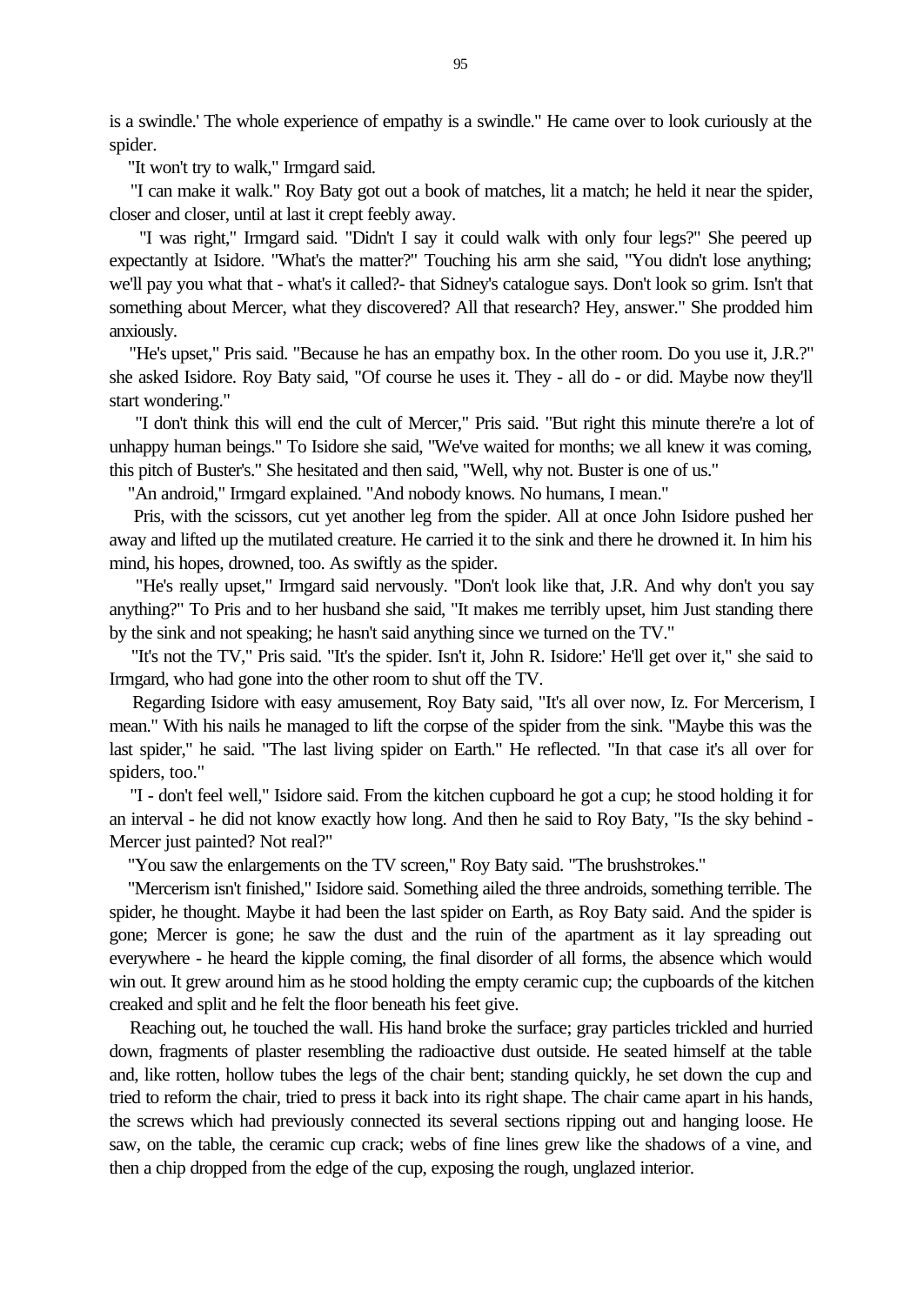is a swindle.' The whole experience of empathy is a swindle." He came over to look curiously at the spider.

"It won't try to walk," Irmgard said.

"I can make it walk." Roy Baty got out a book of matches, lit a match; he held it near the spider, closer and closer, until at last it crept feebly away.

"I was right," Irmgard said. "Didn't I say it could walk with only four legs?" She peered up expectantly at Isidore. "What's the matter?" Touching his arm she said, "You didn't lose anything; we'll pay you what that - what's it called?- that Sidney's catalogue says. Don't look so grim. Isn't that something about Mercer, what they discovered? All that research? Hey, answer." She prodded him anxiously.

"He's upset," Pris said. "Because he has an empathy box. In the other room. Do you use it, J.R.?" she asked Isidore. Roy Baty said, "Of course he uses it. They - all do - or did. Maybe now they'll start wondering."

"I don't think this will end the cult of Mercer," Pris said. "But right this minute there're a lot of unhappy human beings." To Isidore she said, "We've waited for months; we all knew it was coming, this pitch of Buster's." She hesitated and then said, "Well, why not. Buster is one of us."

"An android," Irmgard explained. "And nobody knows. No humans, I mean."

Pris, with the scissors, cut yet another leg from the spider. All at once John Isidore pushed her away and lifted up the mutilated creature. He carried it to the sink and there he drowned it. In him his mind, his hopes, drowned, too. As swiftly as the spider.

"He's really upset," Irmgard said nervously. "Don't look like that, J.R. And why don't you say anything?" To Pris and to her husband she said, "It makes me terribly upset, him Just standing there by the sink and not speaking; he hasn't said anything since we turned on the TV."

"It's not the TV," Pris said. "It's the spider. Isn't it, John R. Isidore:' He'll get over it," she said to Irmgard, who had gone into the other room to shut off the TV.

Regarding Isidore with easy amusement, Roy Baty said, "It's all over now, Iz. For Mercerism, I mean." With his nails he managed to lift the corpse of the spider from the sink. "Maybe this was the last spider," he said. "The last living spider on Earth." He reflected. "In that case it's all over for spiders, too."

"I - don't feel well," Isidore said. From the kitchen cupboard he got a cup; he stood holding it for an interval - he did not know exactly how long. And then he said to Roy Baty, "Is the sky behind - Mercer just painted? Not real?"

"You saw the enlargements on the TV screen," Roy Baty said. "The brushstrokes."

"Mercerism isn't finished," Isidore said. Something ailed the three androids, something terrible. The spider, he thought. Maybe it had been the last spider on Earth, as Roy Baty said. And the spider is gone; Mercer is gone; he saw the dust and the ruin of the apartment as it lay spreading out everywhere - he heard the kipple coming, the final disorder of all forms, the absence which would win out. It grew around him as he stood holding the empty ceramic cup; the cupboards of the kitchen creaked and split and he felt the floor beneath his feet give.

Reaching out, he touched the wall. His hand broke the surface; gray particles trickled and hurried down, fragments of plaster resembling the radioactive dust outside. He seated himself at the table and, like rotten, hollow tubes the legs of the chair bent; standing quickly, he set down the cup and tried to reform the chair, tried to press it back into its right shape. The chair came apart in his hands, the screws which had previously connected its several sections ripping out and hanging loose. He saw, on the table, the ceramic cup crack; webs of fine lines grew like the shadows of a vine, and then a chip dropped from the edge of the cup, exposing the rough, unglazed interior.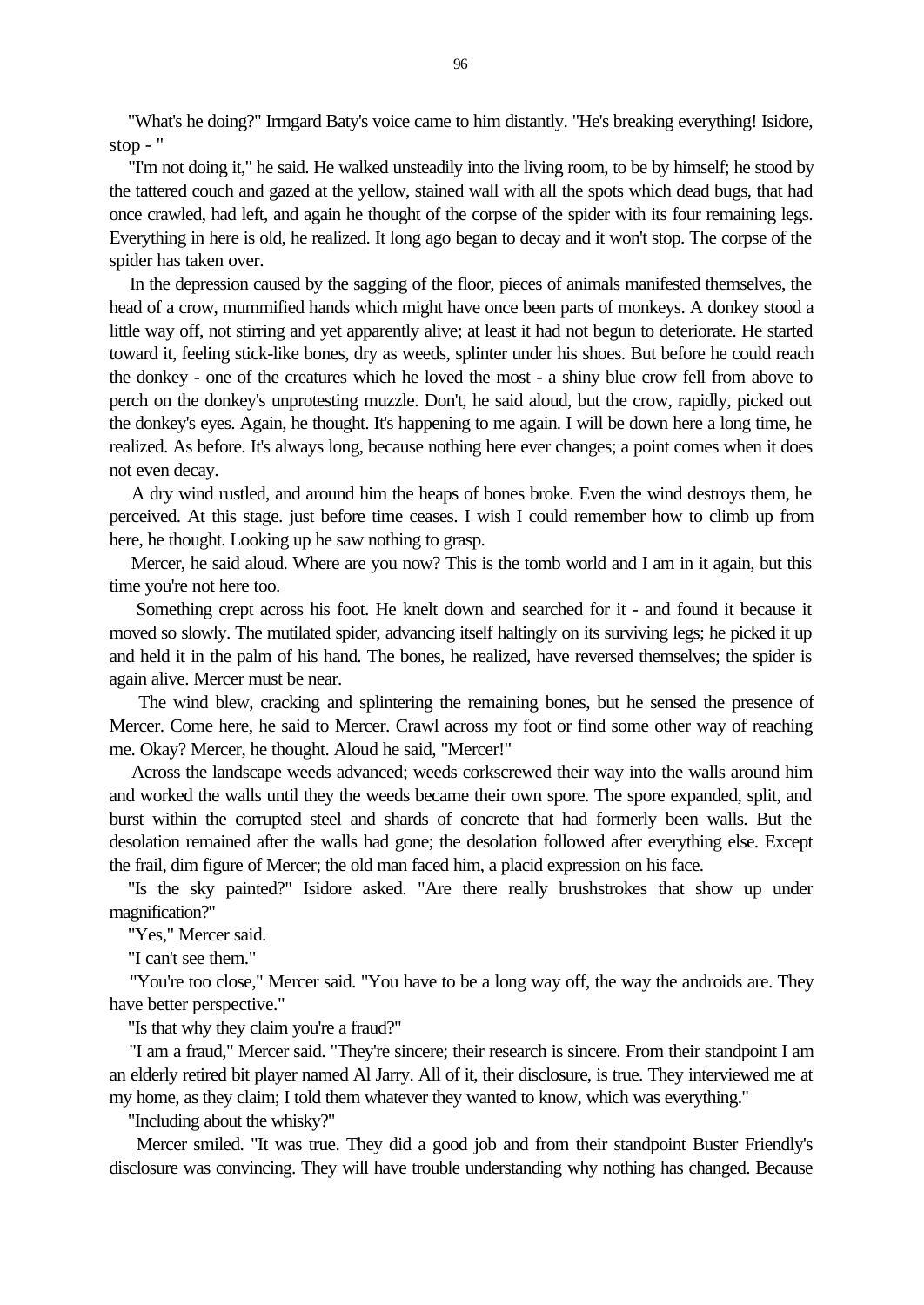"What's he doing?" Irmgard Baty's voice came to him distantly. "He's breaking everything! Isidore, stop - "

"I'm not doing it," he said. He walked unsteadily into the living room, to be by himself; he stood by the tattered couch and gazed at the yellow, stained wall with all the spots which dead bugs, that had once crawled, had left, and again he thought of the corpse of the spider with its four remaining legs. Everything in here is old, he realized. It long ago began to decay and it won't stop. The corpse of the spider has taken over.

In the depression caused by the sagging of the floor, pieces of animals manifested themselves, the head of a crow, mummified hands which might have once been parts of monkeys. A donkey stood a little way off, not stirring and yet apparently alive; at least it had not begun to deteriorate. He started toward it, feeling stick-like bones, dry as weeds, splinter under his shoes. But before he could reach the donkey - one of the creatures which he loved the most - a shiny blue crow fell from above to perch on the donkey's unprotesting muzzle. Don't, he said aloud, but the crow, rapidly, picked out the donkey's eyes. Again, he thought. It's happening to me again. I will be down here a long time, he realized. As before. It's always long, because nothing here ever changes; a point comes when it does not even decay.

A dry wind rustled, and around him the heaps of bones broke. Even the wind destroys them, he perceived. At this stage. just before time ceases. I wish I could remember how to climb up from here, he thought. Looking up he saw nothing to grasp.

Mercer, he said aloud. Where are you now? This is the tomb world and I am in it again, but this time you're not here too.

Something crept across his foot. He knelt down and searched for it - and found it because it moved so slowly. The mutilated spider, advancing itself haltingly on its surviving legs; he picked it up and held it in the palm of his hand. The bones, he realized, have reversed themselves; the spider is again alive. Mercer must be near.

The wind blew, cracking and splintering the remaining bones, but he sensed the presence of Mercer. Come here, he said to Mercer. Crawl across my foot or find some other way of reaching me. Okay? Mercer, he thought. Aloud he said, "Mercer!"

Across the landscape weeds advanced; weeds corkscrewed their way into the walls around him and worked the walls until they the weeds became their own spore. The spore expanded, split, and burst within the corrupted steel and shards of concrete that had formerly been walls. But the desolation remained after the walls had gone; the desolation followed after everything else. Except the frail, dim figure of Mercer; the old man faced him, a placid expression on his face.

"Is the sky painted?" Isidore asked. "Are there really brushstrokes that show up under magnification?"

"Yes," Mercer said.

"I can't see them."

"You're too close," Mercer said. "You have to be a long way off, the way the androids are. They have better perspective."

"Is that why they claim you're a fraud?"

"I am a fraud," Mercer said. "They're sincere; their research is sincere. From their standpoint I am an elderly retired bit player named Al Jarry. All of it, their disclosure, is true. They interviewed me at my home, as they claim; I told them whatever they wanted to know, which was everything."

"Including about the whisky?"

Mercer smiled. "It was true. They did a good job and from their standpoint Buster Friendly's disclosure was convincing. They will have trouble understanding why nothing has changed. Because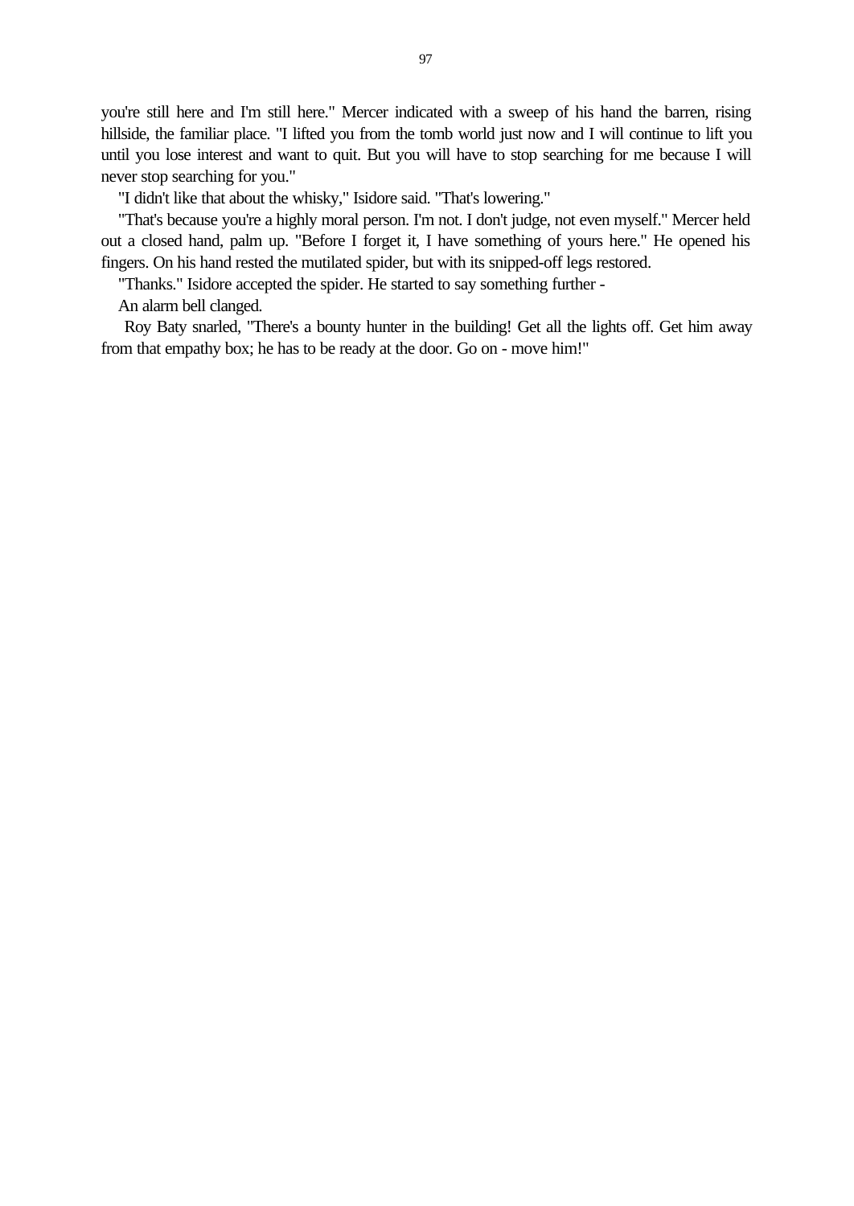you're still here and I'm still here." Mercer indicated with a sweep of his hand the barren, rising hillside, the familiar place. "I lifted you from the tomb world just now and I will continue to lift you until you lose interest and want to quit. But you will have to stop searching for me because I will never stop searching for you."

"I didn't like that about the whisky," Isidore said. "That's lowering."

"That's because you're a highly moral person. I'm not. I don't judge, not even myself." Mercer held out a closed hand, palm up. "Before I forget it, I have something of yours here." He opened his fingers. On his hand rested the mutilated spider, but with its snipped-off legs restored.

"Thanks." Isidore accepted the spider. He started to say something further -

An alarm bell clanged.

Roy Baty snarled, "There's a bounty hunter in the building! Get all the lights off. Get him away from that empathy box; he has to be ready at the door. Go on - move him!"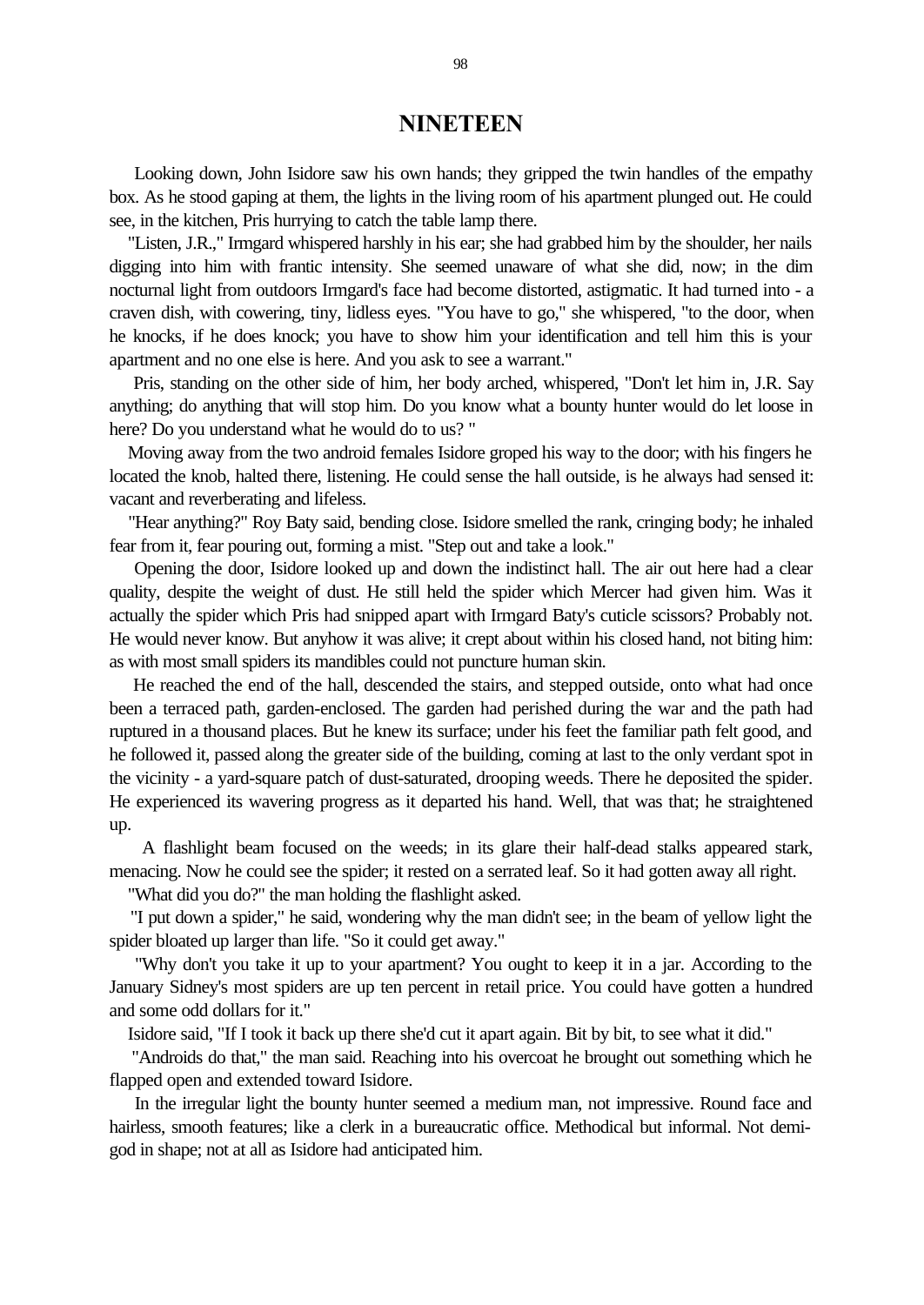# NINETEEN

Looking down, John Isidore saw his own hands; they gripped the twin handles of the empathy box. As he stood gaping at them, the lights in the living room of his apartment plunged out. He could see, in the kitchen, Pris hurrying to catch the table lamp there.

"Listen, J.R.," Irmgard whispered harshly in his ear; she had grabbed him by the shoulder, her nails digging into him with frantic intensity. She seemed unaware of what she did, now; in the dim nocturnal light from outdoors Irmgard's face had become distorted, astigmatic. It had turned into - a craven dish, with cowering, tiny, lidless eyes. "You have to go," she whispered, "to the door, when he knocks, if he does knock; you have to show him your identification and tell him this is your apartment and no one else is here. And you ask to see a warrant."

Pris, standing on the other side of him, her body arched, whispered, "Don't let him in, J.R. Say anything; do anything that will stop him. Do you know what a bounty hunter would do let loose in here? Do you understand what he would do to us? "

Moving away from the two android females Isidore groped his way to the door; with his fingers he located the knob, halted there, listening. He could sense the hall outside, is he always had sensed it: vacant and reverberating and lifeless.

"Hear anything?" Roy Baty said, bending close. Isidore smelled the rank, cringing body; he inhaled fear from it, fear pouring out, forming a mist. "Step out and take a look."

Opening the door, Isidore looked up and down the indistinct hall. The air out here had a clear quality, despite the weight of dust. He still held the spider which Mercer had given him. Was it actually the spider which Pris had snipped apart with Irmgard Baty's cuticle scissors? Probably not. He would never know. But anyhow it was alive; it crept about within his closed hand, not biting him: as with most small spiders its mandibles could not puncture human skin.

He reached the end of the hall, descended the stairs, and stepped outside, onto what had once been a terraced path, garden-enclosed. The garden had perished during the war and the path had ruptured in a thousand places. But he knew its surface; under his feet the familiar path felt good, and he followed it, passed along the greater side of the building, coming at last to the only verdant spot in the vicinity - a yard-square patch of dust-saturated, drooping weeds. There he deposited the spider. He experienced its wavering progress as it departed his hand. Well, that was that; he straightened up.

A flashlight beam focused on the weeds; in its glare their half-dead stalks appeared stark, menacing. Now he could see the spider; it rested on a serrated leaf. So it had gotten away all right.

"What did you do?" the man holding the flashlight asked.

"I put down a spider," he said, wondering why the man didn't see; in the beam of yellow light the spider bloated up larger than life. "So it could get away."

"Why don't you take it up to your apartment? You ought to keep it in a jar. According to the January Sidney's most spiders are up ten percent in retail price. You could have gotten a hundred and some odd dollars for it."

Isidore said, "If I took it back up there she'd cut it apart again. Bit by bit, to see what it did."

"Androids do that," the man said. Reaching into his overcoat he brought out something which he flapped open and extended toward Isidore.

In the irregular light the bounty hunter seemed a medium man, not impressive. Round face and hairless, smooth features; like a clerk in a bureaucratic office. Methodical but informal. Not demi-god in shape; not at all as Isidore had anticipated him.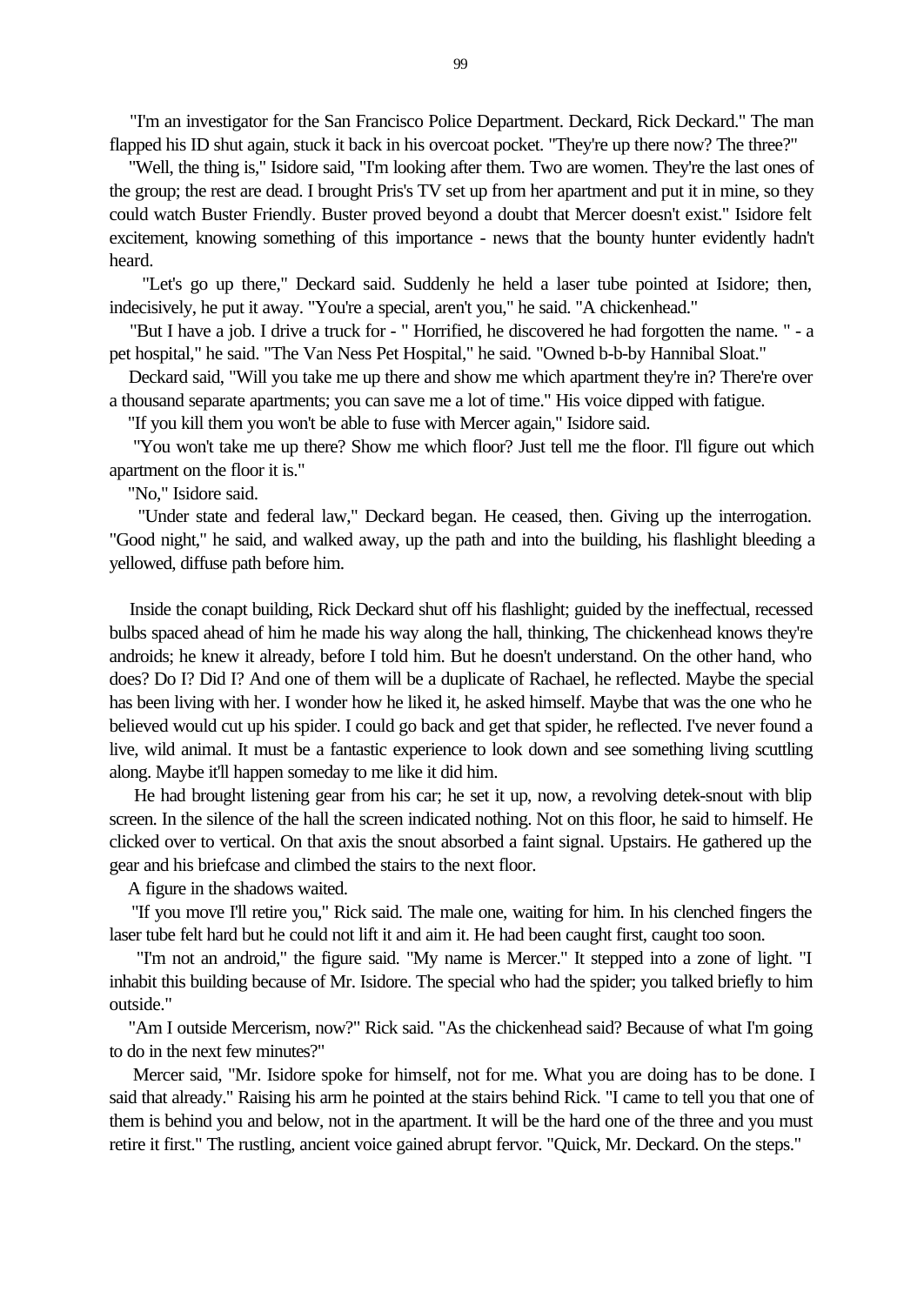"I'm an investigator for the San Francisco Police Department. Deckard, Rick Deckard." The man flapped his ID shut again, stuck it back in his overcoat pocket. "They're up there now? The three?"

"Well, the thing is," Isidore said, "I'm looking after them. Two are women. They're the last ones of the group; the rest are dead. I brought Pris's TV set up from her apartment and put it in mine, so they could watch Buster Friendly. Buster proved beyond a doubt that Mercer doesn't exist." Isidore felt excitement, knowing something of this importance - news that the bounty hunter evidently hadn't heard.

"Let's go up there," Deckard said. Suddenly he held a laser tube pointed at Isidore; then, indecisively, he put it away. "You're a special, aren't you," he said. "A chickenhead."

"But I have a job. I drive a truck for - " Horrified, he discovered he had forgotten the name. " - a pet hospital," he said. "The Van Ness Pet Hospital," he said. "Owned b-b-by Hannibal Sloat."

Deckard said, "Will you take me up there and show me which apartment they're in? There're over a thousand separate apartments; you can save me a lot of time." His voice dipped with fatigue.

"If you kill them you won't be able to fuse with Mercer again," Isidore said.

"You won't take me up there? Show me which floor? Just tell me the floor. I'll figure out which apartment on the floor it is."

"No," Isidore said.

"Under state and federal law," Deckard began. He ceased, then. Giving up the interrogation. "Good night," he said, and walked away, up the path and into the building, his flashlight bleeding a yellowed, diffuse path before him.

Inside the conapt building, Rick Deckard shut off his flashlight; guided by the ineffectual, recessed bulbs spaced ahead of him he made his way along the hall, thinking, The chickenhead knows they're androids; he knew it already, before I told him. But he doesn't understand. On the other hand, who does? Do I? Did I? And one of them will be a duplicate of Rachael, he reflected. Maybe the special has been living with her. I wonder how he liked it, he asked himself. Maybe that was the one who he believed would cut up his spider. I could go back and get that spider, he reflected. I've never found a live, wild animal. It must be a fantastic experience to look down and see something living scuttling along. Maybe it'll happen someday to me like it did him.

He had brought listening gear from his car; he set it up, now, a revolving detek-snout with blip screen. In the silence of the hall the screen indicated nothing. Not on this floor, he said to himself. He clicked over to vertical. On that axis the snout absorbed a faint signal. Upstairs. He gathered up the gear and his briefcase and climbed the stairs to the next floor.

A figure in the shadows waited.

"If you move I'll retire you," Rick said. The male one, waiting for him. In his clenched fingers the laser tube felt hard but he could not lift it and aim it. He had been caught first, caught too soon.

"I'm not an android," the figure said. "My name is Mercer." It stepped into a zone of light. "I inhabit this building because of Mr. Isidore. The special who had the spider; you talked briefly to him outside."

"Am I outside Mercerism, now?" Rick said. "As the chickenhead said? Because of what I'm going to do in the next few minutes?"

Mercer said, "Mr. Isidore spoke for himself, not for me. What you are doing has to be done. I said that already." Raising his arm he pointed at the stairs behind Rick. "I came to tell you that one of them is behind you and below, not in the apartment. It will be the hard one of the three and you must retire it first." The rustling, ancient voice gained abrupt fervor. "Quick, Mr. Deckard. On the steps."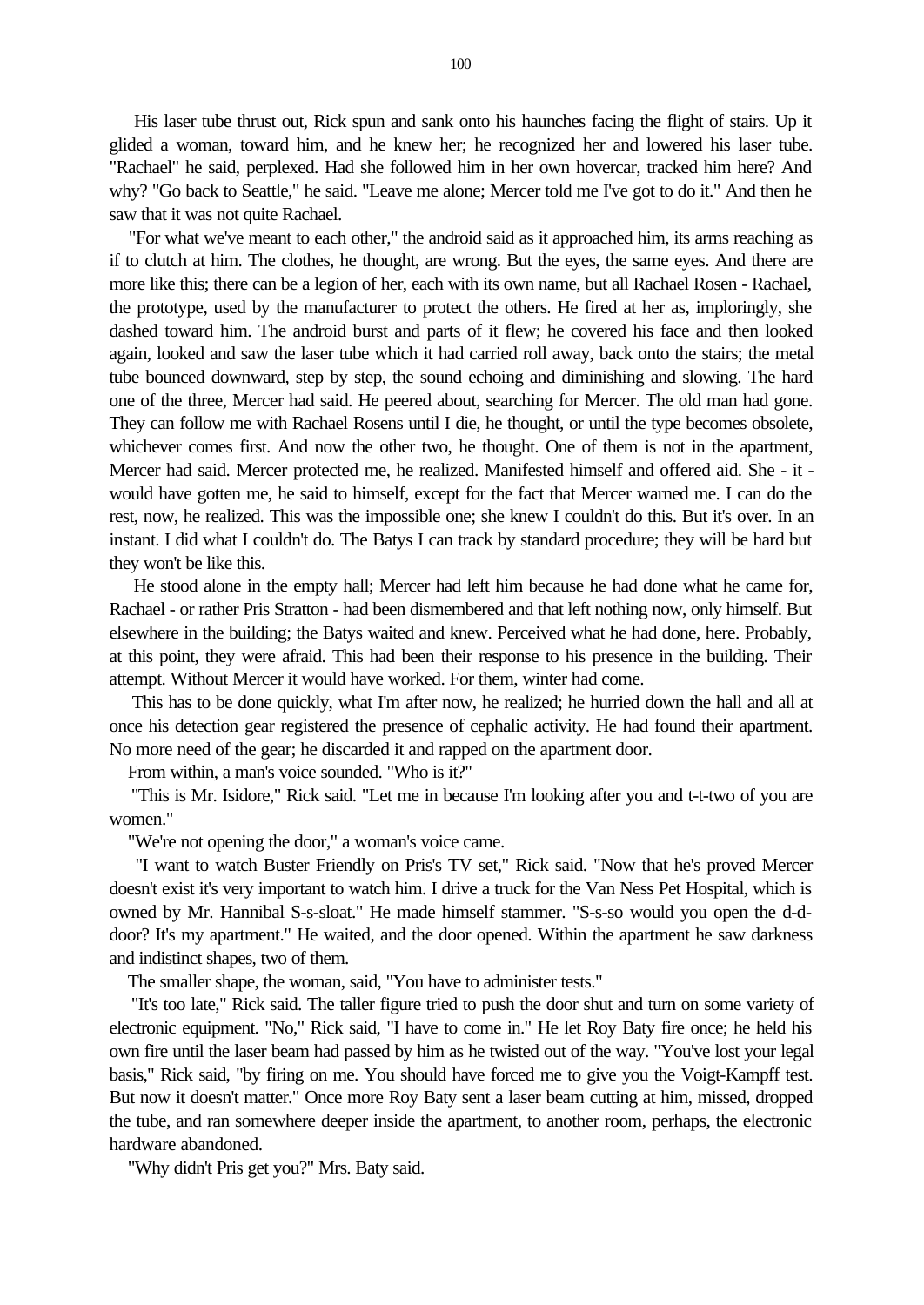His laser tube thrust out, Rick spun and sank onto his haunches facing the flight of stairs. Up it glided a woman, toward him, and he knew her; he recognized her and lowered his laser tube. "Rachael" he said, perplexed. Had she followed him in her own hovercar, tracked him here? And why? "Go back to Seattle," he said. "Leave me alone; Mercer told me I've got to do it." And then he saw that it was not quite Rachael.

"For what we've meant to each other," the android said as it approached him, its arms reaching as if to clutch at him. The clothes, he thought, are wrong. But the eyes, the same eyes. And there are more like this; there can be a legion of her, each with its own name, but all Rachael Rosen - Rachael, the prototype, used by the manufacturer to protect the others. He fired at her as, imploringly, she dashed toward him. The android burst and parts of it flew; he covered his face and then looked again, looked and saw the laser tube which it had carried roll away, back onto the stairs; the metal tube bounced downward, step by step, the sound echoing and diminishing and slowing. The hard one of the three, Mercer had said. He peered about, searching for Mercer. The old man had gone. They can follow me with Rachael Rosens until I die, he thought, or until the type becomes obsolete, whichever comes first. And now the other two, he thought. One of them is not in the apartment, Mercer had said. Mercer protected me, he realized. Manifested himself and offered aid. She - it - would have gotten me, he said to himself, except for the fact that Mercer warned me. I can do the rest, now, he realized. This was the impossible one; she knew I couldn't do this. But it's over. In an instant. I did what I couldn't do. The Batys I can track by standard procedure; they will be hard but they won't be like this.

He stood alone in the empty hall; Mercer had left him because he had done what he came for, Rachael - or rather Pris Stratton - had been dismembered and that left nothing now, only himself. But elsewhere in the building; the Batys waited and knew. Perceived what he had done, here. Probably, at this point, they were afraid. This had been their response to his presence in the building. Their attempt. Without Mercer it would have worked. For them, winter had come.

This has to be done quickly, what I'm after now, he realized; he hurried down the hall and all at once his detection gear registered the presence of cephalic activity. He had found their apartment. No more need of the gear; he discarded it and rapped on the apartment door.

From within, a man's voice sounded. "Who is it?"

"This is Mr. Isidore," Rick said. "Let me in because I'm looking after you and t-t-two of you are women."

"We're not opening the door," a woman's voice came.

"I want to watch Buster Friendly on Pris's TV set," Rick said. "Now that he's proved Mercer doesn't exist it's very important to watch him. I drive a truck for the Van Ness Pet Hospital, which is owned by Mr. Hannibal S-s-sloat." He made himself stammer. "S-s-so would you open the d-d-door? It's my apartment." He waited, and the door opened. Within the apartment he saw darkness and indistinct shapes, two of them.

The smaller shape, the woman, said, "You have to administer tests."

"It's too late," Rick said. The taller figure tried to push the door shut and turn on some variety of electronic equipment. "No," Rick said, "I have to come in." He let Roy Baty fire once; he held his own fire until the laser beam had passed by him as he twisted out of the way. "You've lost your legal basis," Rick said, "by firing on me. You should have forced me to give you the Voigt-Kampff test. But now it doesn't matter." Once more Roy Baty sent a laser beam cutting at him, missed, dropped the tube, and ran somewhere deeper inside the apartment, to another room, perhaps, the electronic hardware abandoned.

"Why didn't Pris get you?" Mrs. Baty said.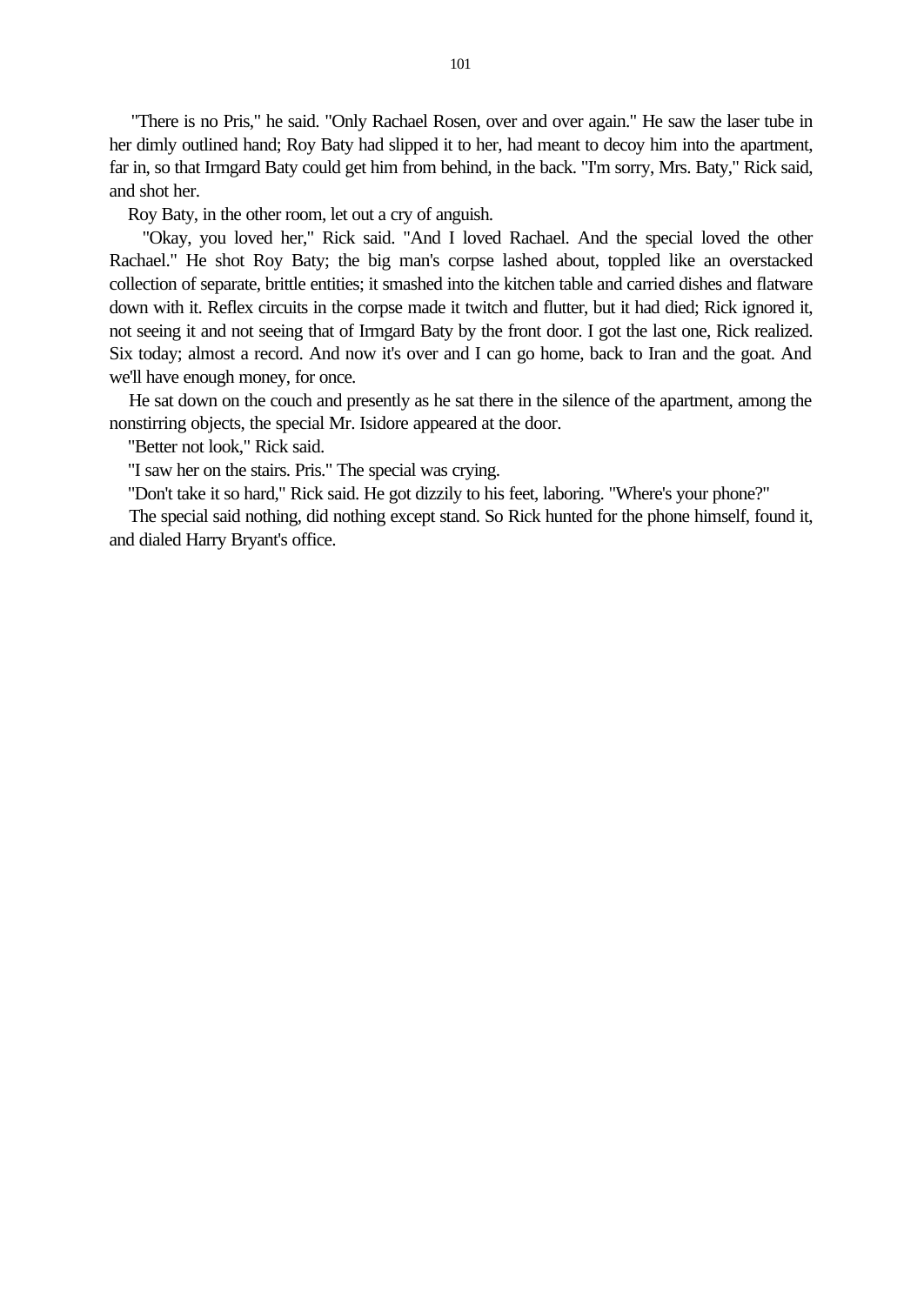"There is no Pris," he said. "Only Rachael Rosen, over and over again." He saw the laser tube in her dimly outlined hand; Roy Baty had slipped it to her, had meant to decoy him into the apartment, far in, so that Irmgard Baty could get him from behind, in the back. "I'm sorry, Mrs. Baty," Rick said, and shot her.

Roy Baty, in the other room, let out a cry of anguish.

"Okay, you loved her," Rick said. "And I loved Rachael. And the special loved the other Rachael." He shot Roy Baty; the big man's corpse lashed about, toppled like an overstacked collection of separate, brittle entities; it smashed into the kitchen table and carried dishes and flatware down with it. Reflex circuits in the corpse made it twitch and flutter, but it had died; Rick ignored it, not seeing it and not seeing that of Irmgard Baty by the front door. I got the last one, Rick realized. Six today; almost a record. And now it's over and I can go home, back to Iran and the goat. And we'll have enough money, for once.

He sat down on the couch and presently as he sat there in the silence of the apartment, among the nonstirring objects, the special Mr. Isidore appeared at the door.

"Better not look," Rick said.

"I saw her on the stairs. Pris." The special was crying.

"Don't take it so hard," Rick said. He got dizzily to his feet, laboring. "Where's your phone?"

The special said nothing, did nothing except stand. So Rick hunted for the phone himself, found it, and dialed Harry Bryant's office.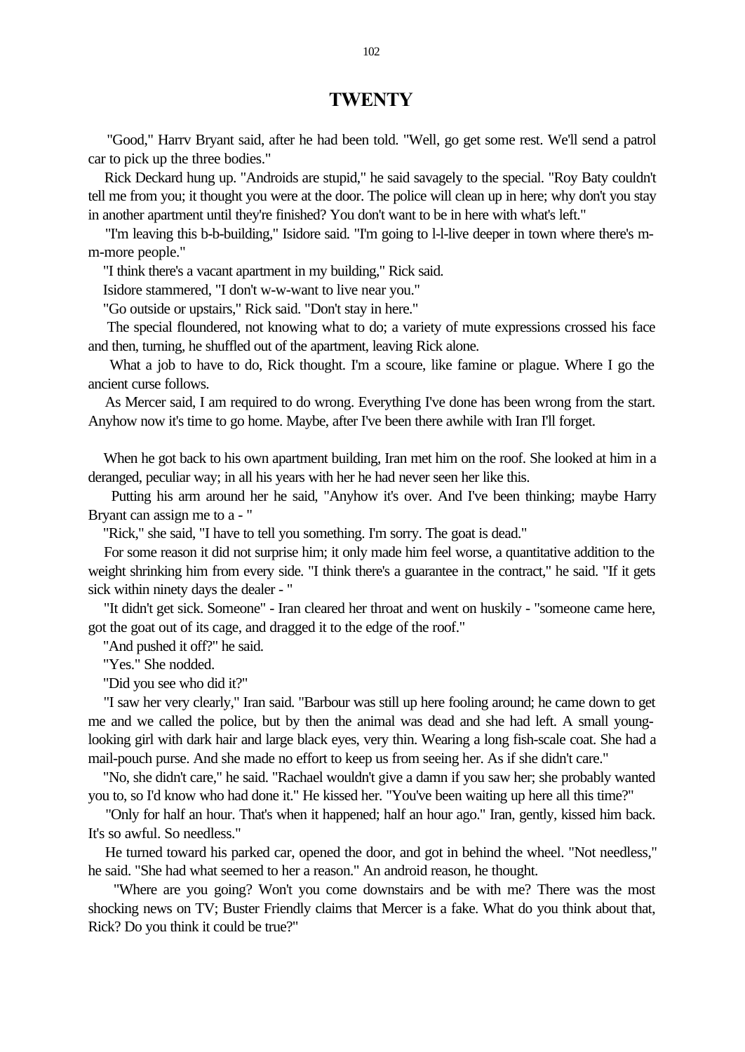# TWENTY

"Good," Harrv Bryant said, after he had been told. "Well, go get some rest. We'll send a patrol car to pick up the three bodies."

Rick Deckard hung up. "Androids are stupid," he said savagely to the special. "Roy Baty couldn't tell me from you; it thought you were at the door. The police will clean up in here; why don't you stay in another apartment until they're finished? You don't want to be in here with what's left."

"I'm leaving this b-b-building," Isidore said. "I'm going to l-l-live deeper in town where there's m-m-more people."

"I think there's a vacant apartment in my building," Rick said.

Isidore stammered, "I don't w-w-want to live near you."

"Go outside or upstairs," Rick said. "Don't stay in here."

The special floundered, not knowing what to do; a variety of mute expressions crossed his face and then, turning, he shuffled out of the apartment, leaving Rick alone.

What a job to have to do, Rick thought. I'm a scoure, like famine or plague. Where I go the ancient curse follows.

As Mercer said, I am required to do wrong. Everything I've done has been wrong from the start. Anyhow now it's time to go home. Maybe, after I've been there awhile with Iran I'll forget.

When he got back to his own apartment building, Iran met him on the roof. She looked at him in a deranged, peculiar way; in all his years with her he had never seen her like this.

Putting his arm around her he said, "Anyhow it's over. And I've been thinking; maybe Harry Bryant can assign me to a - "

"Rick," she said, "I have to tell you something. I'm sorry. The goat is dead."

For some reason it did not surprise him; it only made him feel worse, a quantitative addition to the weight shrinking him from every side. "I think there's a guarantee in the contract," he said. "If it gets sick within ninety days the dealer - "

"It didn't get sick. Someone" - Iran cleared her throat and went on huskily - "someone came here, got the goat out of its cage, and dragged it to the edge of the roof."

"And pushed it off?" he said.

"Yes." She nodded.

"Did you see who did it?"

"I saw her very clearly," Iran said. "Barbour was still up here fooling around; he came down to get me and we called the police, but by then the animal was dead and she had left. A small young-looking girl with dark hair and large black eyes, very thin. Wearing a long fish-scale coat. She had a mail-pouch purse. And she made no effort to keep us from seeing her. As if she didn't care."

"No, she didn't care," he said. "Rachael wouldn't give a damn if you saw her; she probably wanted you to, so I'd know who had done it." He kissed her. "You've been waiting up here all this time?"

"Only for half an hour. That's when it happened; half an hour ago." Iran, gently, kissed him back. It's so awful. So needless."

He turned toward his parked car, opened the door, and got in behind the wheel. "Not needless," he said. "She had what seemed to her a reason." An android reason, he thought.

"Where are you going? Won't you come downstairs and be with me? There was the most shocking news on TV; Buster Friendly claims that Mercer is a fake. What do you think about that, Rick? Do you think it could be true?"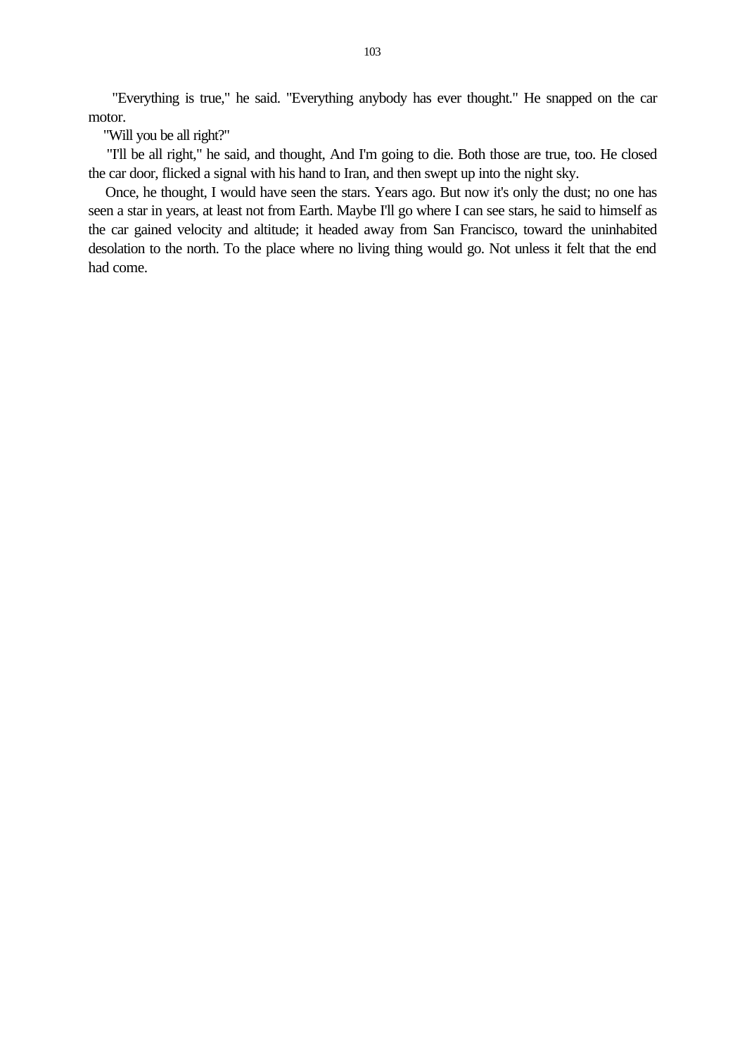"Everything is true," he said. "Everything anybody has ever thought." He snapped on the car motor.

"Will you be all right?"

"I'll be all right," he said, and thought, And I'm going to die. Both those are true, too. He closed the car door, flicked a signal with his hand to Iran, and then swept up into the night sky.

Once, he thought, I would have seen the stars. Years ago. But now it's only the dust; no one has seen a star in years, at least not from Earth. Maybe I'll go where I can see stars, he said to himself as the car gained velocity and altitude; it headed away from San Francisco, toward the uninhabited desolation to the north. To the place where no living thing would go. Not unless it felt that the end had come.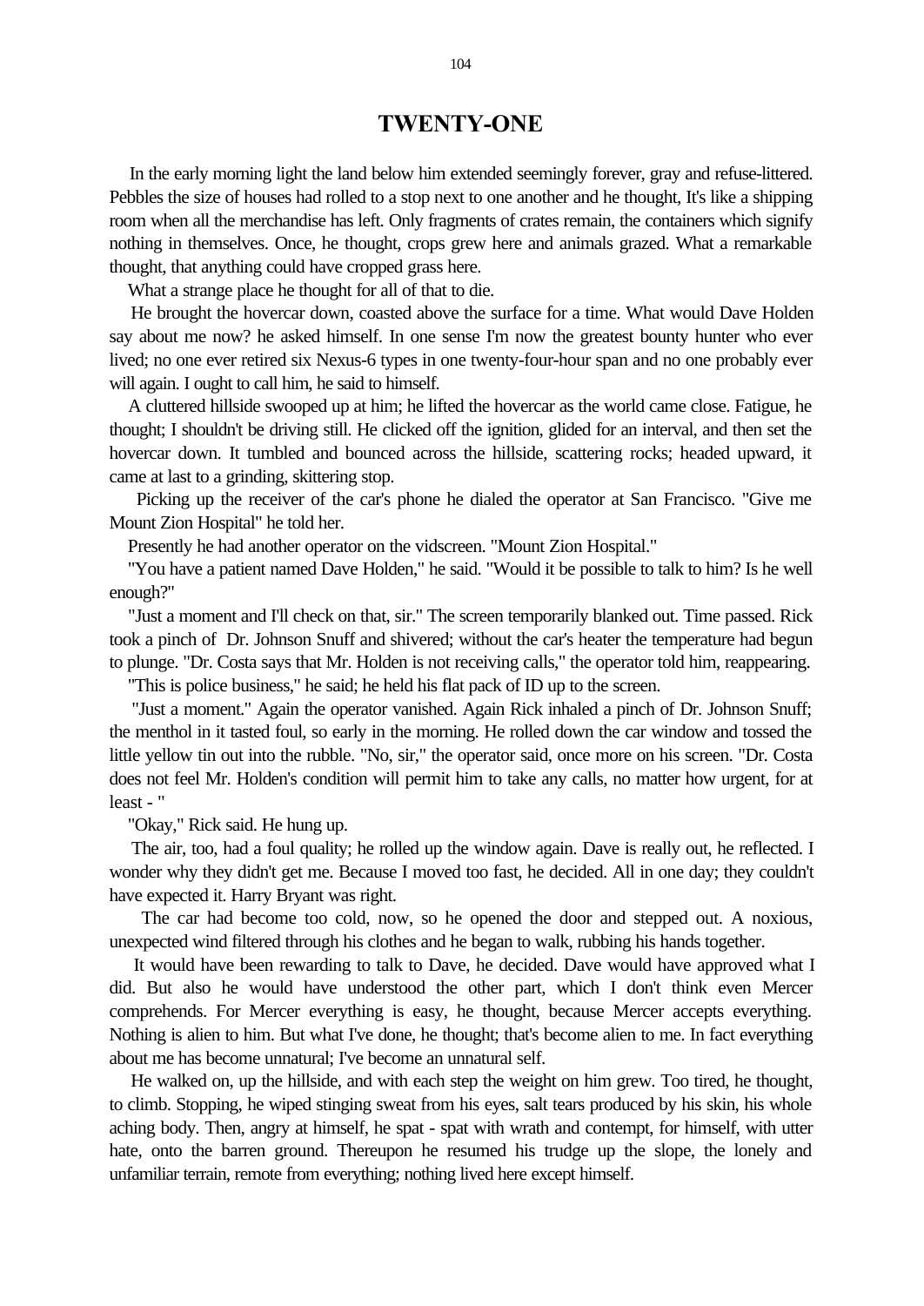# TWENTY-ONE

In the early morning light the land below him extended seemingly forever, gray and refuse-littered. Pebbles the size of houses had rolled to a stop next to one another and he thought, It's like a shipping room when all the merchandise has left. Only fragments of crates remain, the containers which signify nothing in themselves. Once, he thought, crops grew here and animals grazed. What a remarkable thought, that anything could have cropped grass here.

What a strange place he thought for all of that to die.

He brought the hovercar down, coasted above the surface for a time. What would Dave Holden say about me now? he asked himself. In one sense I'm now the greatest bounty hunter who ever lived; no one ever retired six Nexus-6 types in one twenty-four-hour span and no one probably ever will again. I ought to call him, he said to himself.

A cluttered hillside swooped up at him; he lifted the hovercar as the world came close. Fatigue, he thought; I shouldn't be driving still. He clicked off the ignition, glided for an interval, and then set the hovercar down. It tumbled and bounced across the hillside, scattering rocks; headed upward, it came at last to a grinding, skittering stop.

Picking up the receiver of the car's phone he dialed the operator at San Francisco. "Give me Mount Zion Hospital" he told her.

Presently he had another operator on the vidscreen. "Mount Zion Hospital."

"You have a patient named Dave Holden," he said. "Would it be possible to talk to him? Is he well enough?"

"Just a moment and I'll check on that, sir." The screen temporarily blanked out. Time passed. Rick took a pinch of Dr. Johnson Snuff and shivered; without the car's heater the temperature had begun to plunge. "Dr. Costa says that Mr. Holden is not receiving calls," the operator told him, reappearing.

"This is police business," he said; he held his flat pack of ID up to the screen.

"Just a moment." Again the operator vanished. Again Rick inhaled a pinch of Dr. Johnson Snuff; the menthol in it tasted foul, so early in the morning. He rolled down the car window and tossed the little yellow tin out into the rubble. "No, sir," the operator said, once more on his screen. "Dr. Costa does not feel Mr. Holden's condition will permit him to take any calls, no matter how urgent, for at least - "

"Okay," Rick said. He hung up.

The air, too, had a foul quality; he rolled up the window again. Dave is really out, he reflected. I wonder why they didn't get me. Because I moved too fast, he decided. All in one day; they couldn't have expected it. Harry Bryant was right.

The car had become too cold, now, so he opened the door and stepped out. A noxious, unexpected wind filtered through his clothes and he began to walk, rubbing his hands together.

It would have been rewarding to talk to Dave, he decided. Dave would have approved what I did. But also he would have understood the other part, which I don't think even Mercer comprehends. For Mercer everything is easy, he thought, because Mercer accepts everything. Nothing is alien to him. But what I've done, he thought; that's become alien to me. In fact everything about me has become unnatural; I've become an unnatural self.

He walked on, up the hillside, and with each step the weight on him grew. Too tired, he thought, to climb. Stopping, he wiped stinging sweat from his eyes, salt tears produced by his skin, his whole aching body. Then, angry at himself, he spat - spat with wrath and contempt, for himself, with utter hate, onto the barren ground. Thereupon he resumed his trudge up the slope, the lonely and unfamiliar terrain, remote from everything; nothing lived here except himself.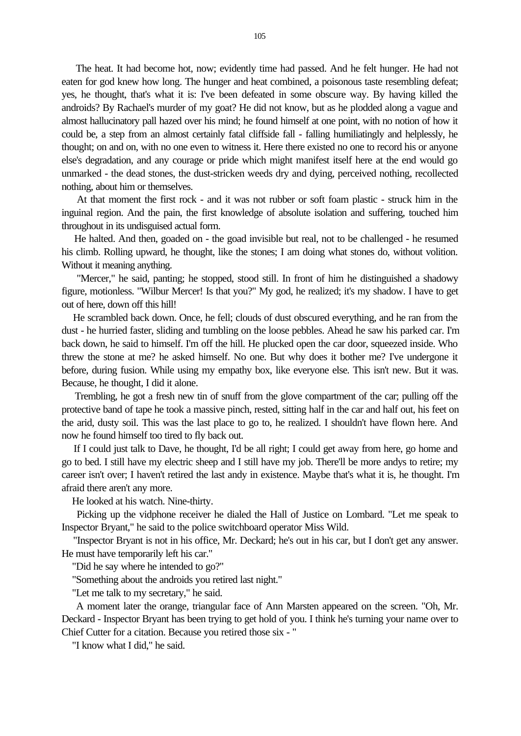The heat. It had become hot, now; evidently time had passed. And he felt hunger. He had not eaten for god knew how long. The hunger and heat combined, a poisonous taste resembling defeat; yes, he thought, that's what it is: I've been defeated in some obscure way. By having killed the androids? By Rachael's murder of my goat? He did not know, but as he plodded along a vague and almost hallucinatory pall hazed over his mind; he found himself at one point, with no notion of how it could be, a step from an almost certainly fatal cliffside fall - falling humiliatingly and helplessly, he thought; on and on, with no one even to witness it. Here there existed no one to record his or anyone else's degradation, and any courage or pride which might manifest itself here at the end would go unmarked - the dead stones, the dust-stricken weeds dry and dying, perceived nothing, recollected nothing, about him or themselves.

At that moment the first rock - and it was not rubber or soft foam plastic - struck him in the inguinal region. And the pain, the first knowledge of absolute isolation and suffering, touched him throughout in its undisguised actual form.

He halted. And then, goaded on - the goad invisible but real, not to be challenged - he resumed his climb. Rolling upward, he thought, like the stones; I am doing what stones do, without volition. Without it meaning anything.

"Mercer," he said, panting; he stopped, stood still. In front of him he distinguished a shadowy figure, motionless. "Wilbur Mercer! Is that you?" My god, he realized; it's my shadow. I have to get out of here, down off this hill!

He scrambled back down. Once, he fell; clouds of dust obscured everything, and he ran from the dust - he hurried faster, sliding and tumbling on the loose pebbles. Ahead he saw his parked car. I'm back down, he said to himself. I'm off the hill. He plucked open the car door, squeezed inside. Who threw the stone at me? he asked himself. No one. But why does it bother me? I've undergone it before, during fusion. While using my empathy box, like everyone else. This isn't new. But it was. Because, he thought, I did it alone.

Trembling, he got a fresh new tin of snuff from the glove compartment of the car; pulling off the protective band of tape he took a massive pinch, rested, sitting half in the car and half out, his feet on the arid, dusty soil. This was the last place to go to, he realized. I shouldn't have flown here. And now he found himself too tired to fly back out.

If I could just talk to Dave, he thought, I'd be all right; I could get away from here, go home and go to bed. I still have my electric sheep and I still have my job. There'll be more andys to retire; my career isn't over; I haven't retired the last andy in existence. Maybe that's what it is, he thought. I'm afraid there aren't any more.

He looked at his watch. Nine-thirty.

Picking up the vidphone receiver he dialed the Hall of Justice on Lombard. "Let me speak to Inspector Bryant," he said to the police switchboard operator Miss Wild.

"Inspector Bryant is not in his office, Mr. Deckard; he's out in his car, but I don't get any answer. He must have temporarily left his car."

"Did he say where he intended to go?"

"Something about the androids you retired last night."

"Let me talk to my secretary," he said.

A moment later the orange, triangular face of Ann Marsten appeared on the screen. "Oh, Mr. Deckard - Inspector Bryant has been trying to get hold of you. I think he's turning your name over to Chief Cutter for a citation. Because you retired those six - "

"I know what I did," he said.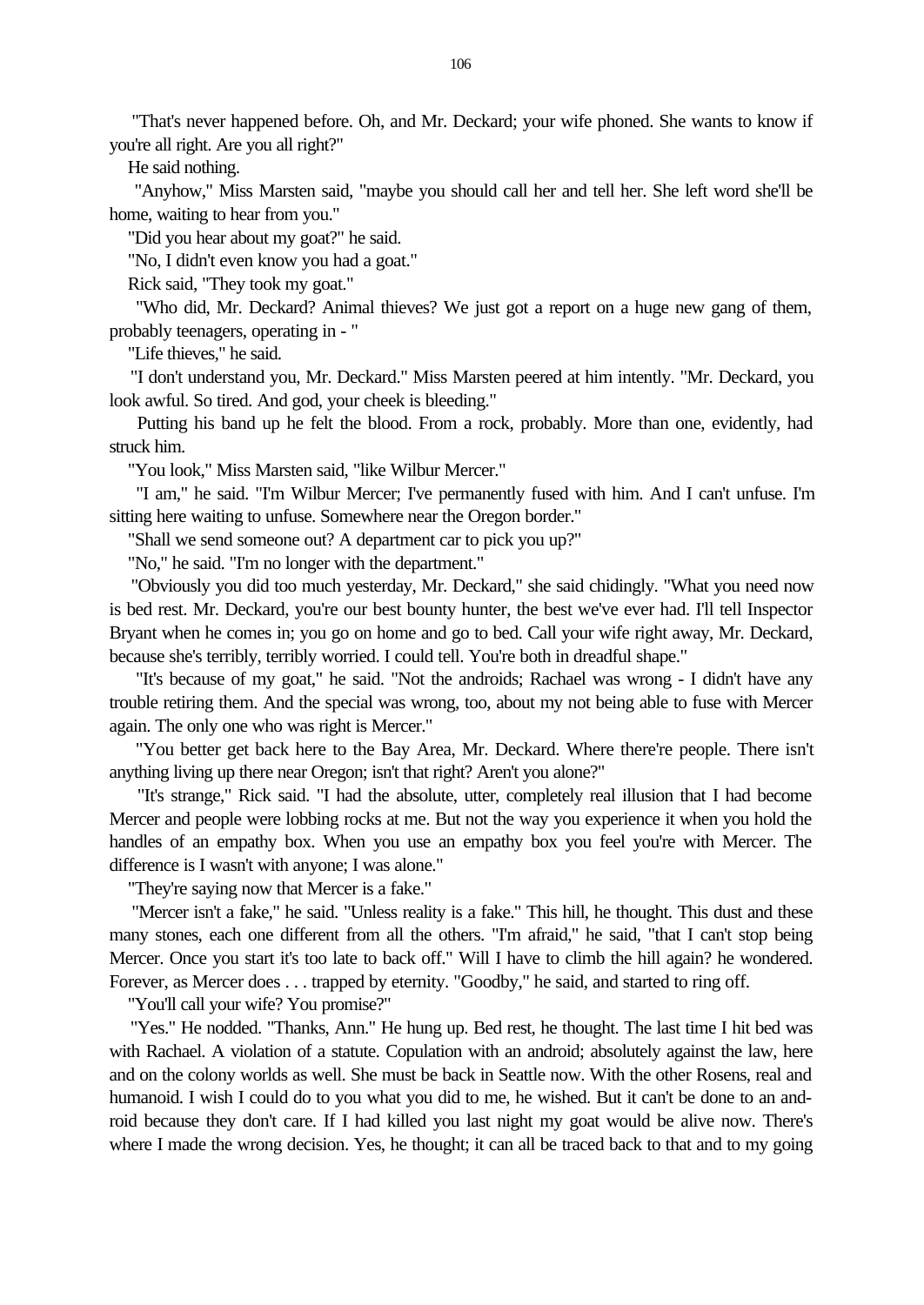"That's never happened before. Oh, and Mr. Deckard; your wife phoned. She wants to know if you're all right. Are you all right?"

He said nothing.

"Anyhow," Miss Marsten said, "maybe you should call her and tell her. She left word she'll be home, waiting to hear from you."

"Did you hear about my goat?" he said.

"No, I didn't even know you had a goat."

Rick said, "They took my goat."

"Who did, Mr. Deckard? Animal thieves? We just got a report on a huge new gang of them, probably teenagers, operating in - "

"Life thieves," he said.

"I don't understand you, Mr. Deckard." Miss Marsten peered at him intently. "Mr. Deckard, you look awful. So tired. And god, your cheek is bleeding."

Putting his band up he felt the blood. From a rock, probably. More than one, evidently, had struck him.

"You look," Miss Marsten said, "like Wilbur Mercer."

"I am," he said. "I'm Wilbur Mercer; I've permanently fused with him. And I can't unfuse. I'm sitting here waiting to unfuse. Somewhere near the Oregon border."

"Shall we send someone out? A department car to pick you up?"

"No," he said. "I'm no longer with the department."

"Obviously you did too much yesterday, Mr. Deckard," she said chidingly. "What you need now is bed rest. Mr. Deckard, you're our best bounty hunter, the best we've ever had. I'll tell Inspector Bryant when he comes in; you go on home and go to bed. Call your wife right away, Mr. Deckard, because she's terribly, terribly worried. I could tell. You're both in dreadful shape."

"It's because of my goat," he said. "Not the androids; Rachael was wrong - I didn't have any trouble retiring them. And the special was wrong, too, about my not being able to fuse with Mercer again. The only one who was right is Mercer."

"You better get back here to the Bay Area, Mr. Deckard. Where there're people. There isn't anything living up there near Oregon; isn't that right? Aren't you alone?"

"It's strange," Rick said. "I had the absolute, utter, completely real illusion that I had become Mercer and people were lobbing rocks at me. But not the way you experience it when you hold the handles of an empathy box. When you use an empathy box you feel you're with Mercer. The difference is I wasn't with anyone; I was alone."

"They're saying now that Mercer is a fake."

"Mercer isn't a fake," he said. "Unless reality is a fake." This hill, he thought. This dust and these many stones, each one different from all the others. "I'm afraid," he said, "that I can't stop being Mercer. Once you start it's too late to back off." Will I have to climb the hill again? he wondered. Forever, as Mercer does . . . trapped by eternity. "Goodby," he said, and started to ring off.

"You'll call your wife? You promise?"

"Yes." He nodded. "Thanks, Ann." He hung up. Bed rest, he thought. The last time I hit bed was with Rachael. A violation of a statute. Copulation with an android; absolutely against the law, here and on the colony worlds as well. She must be back in Seattle now. With the other Rosens, real and humanoid. I wish I could do to you what you did to me, he wished. But it can't be done to an android because they don't care. If I had killed you last night my goat would be alive now. There's where I made the wrong decision. Yes, he thought; it can all be traced back to that and to my going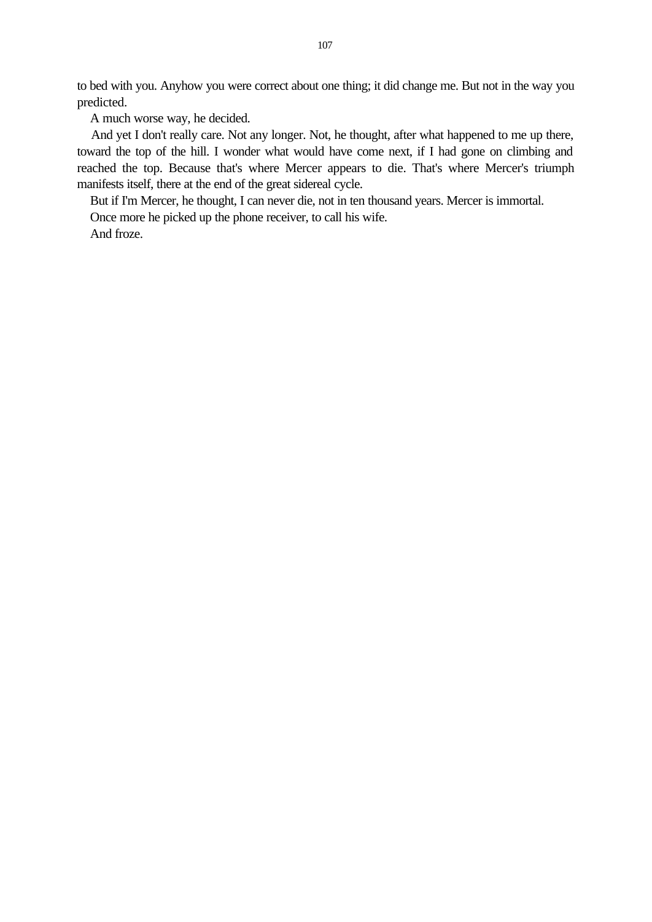to bed with you. Anyhow you were correct about one thing; it did change me. But not in the way you predicted.

A much worse way, he decided.

And yet I don't really care. Not any longer. Not, he thought, after what happened to me up there, toward the top of the hill. I wonder what would have come next, if I had gone on climbing and reached the top. Because that's where Mercer appears to die. That's where Mercer's triumph manifests itself, there at the end of the great sidereal cycle.

But if I'm Mercer, he thought, I can never die, not in ten thousand years. Mercer is immortal.

Once more he picked up the phone receiver, to call his wife.

And froze.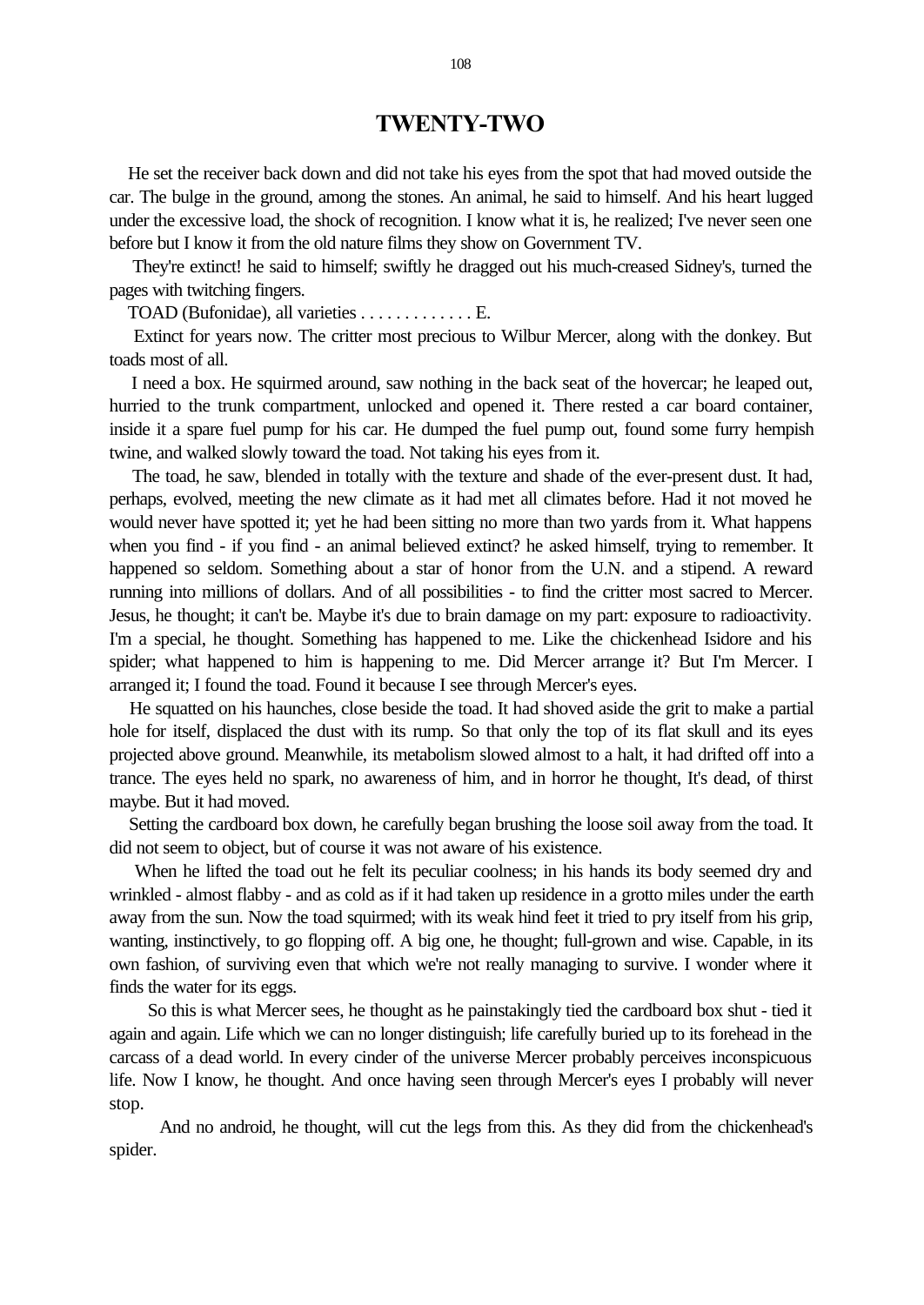# TWENTY-TWO

He set the receiver back down and did not take his eyes from the spot that had moved outside the car. The bulge in the ground, among the stones. An animal, he said to himself. And his heart lugged under the excessive load, the shock of recognition. I know what it is, he realized; I've never seen one before but I know it from the old nature films they show on Government TV.

They're extinct! he said to himself; swiftly he dragged out his much-creased Sidney's, turned the pages with twitching fingers.

TOAD (Bufonidae), all varieties . . . . . . . . . . . . . E.

Extinct for years now. The critter most precious to Wilbur Mercer, along with the donkey. But toads most of all.

I need a box. He squirmed around, saw nothing in the back seat of the hovercar; he leaped out, hurried to the trunk compartment, unlocked and opened it. There rested a car board container, inside it a spare fuel pump for his car. He dumped the fuel pump out, found some furry hempish twine, and walked slowly toward the toad. Not taking his eyes from it.

The toad, he saw, blended in totally with the texture and shade of the ever-present dust. It had, perhaps, evolved, meeting the new climate as it had met all climates before. Had it not moved he would never have spotted it; yet he had been sitting no more than two yards from it. What happens when you find - if you find - an animal believed extinct? he asked himself, trying to remember. It happened so seldom. Something about a star of honor from the U.N. and a stipend. A reward running into millions of dollars. And of all possibilities - to find the critter most sacred to Mercer. Jesus, he thought; it can't be. Maybe it's due to brain damage on my part: exposure to radioactivity. I'm a special, he thought. Something has happened to me. Like the chickenhead Isidore and his spider; what happened to him is happening to me. Did Mercer arrange it? But I'm Mercer. I arranged it; I found the toad. Found it because I see through Mercer's eyes.

He squatted on his haunches, close beside the toad. It had shoved aside the grit to make a partial hole for itself, displaced the dust with its rump. So that only the top of its flat skull and its eyes projected above ground. Meanwhile, its metabolism slowed almost to a halt, it had drifted off into a trance. The eyes held no spark, no awareness of him, and in horror he thought, It's dead, of thirst maybe. But it had moved.

Setting the cardboard box down, he carefully began brushing the loose soil away from the toad. It did not seem to object, but of course it was not aware of his existence.

When he lifted the toad out he felt its peculiar coolness; in his hands its body seemed dry and wrinkled - almost flabby - and as cold as if it had taken up residence in a grotto miles under the earth away from the sun. Now the toad squirmed; with its weak hind feet it tried to pry itself from his grip, wanting, instinctively, to go flopping off. A big one, he thought; full-grown and wise. Capable, in its own fashion, of surviving even that which we're not really managing to survive. I wonder where it finds the water for its eggs.

So this is what Mercer sees, he thought as he painstakingly tied the cardboard box shut - tied it again and again. Life which we can no longer distinguish; life carefully buried up to its forehead in the carcass of a dead world. In every cinder of the universe Mercer probably perceives inconspicuous life. Now I know, he thought. And once having seen through Mercer's eyes I probably will never stop.

And no android, he thought, will cut the legs from this. As they did from the chickenhead's spider.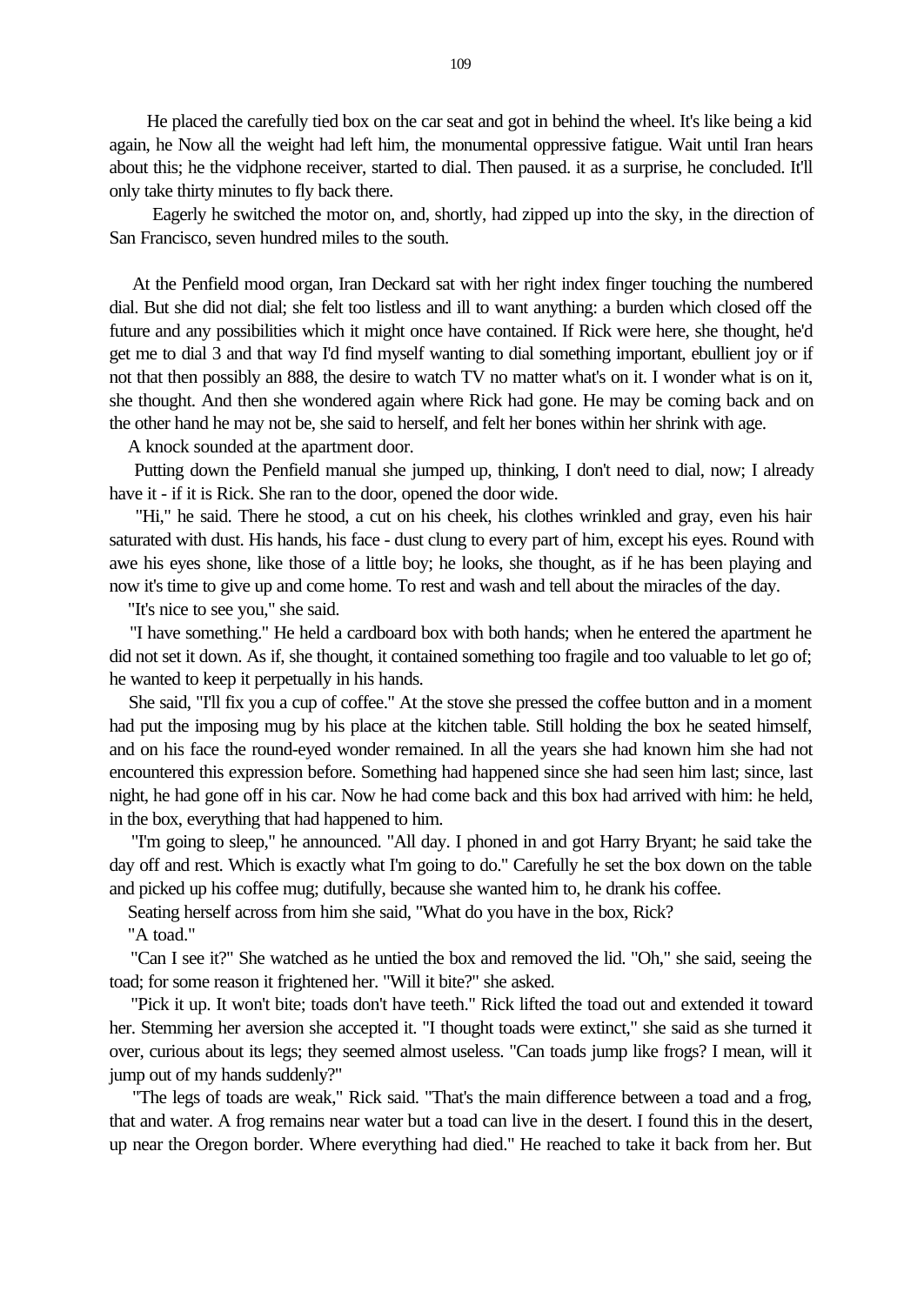He placed the carefully tied box on the car seat and got in behind the wheel. It's like being a kid again, he Now all the weight had left him, the monumental oppressive fatigue. Wait until Iran hears about this; he the vidphone receiver, started to dial. Then paused. it as a surprise, he concluded. It'll only take thirty minutes to fly back there.

Eagerly he switched the motor on, and, shortly, had zipped up into the sky, in the direction of San Francisco, seven hundred miles to the south.

At the Penfield mood organ, Iran Deckard sat with her right index finger touching the numbered dial. But she did not dial; she felt too listless and ill to want anything: a burden which closed off the future and any possibilities which it might once have contained. If Rick were here, she thought, he'd get me to dial 3 and that way I'd find myself wanting to dial something important, ebullient joy or if not that then possibly an 888, the desire to watch TV no matter what's on it. I wonder what is on it, she thought. And then she wondered again where Rick had gone. He may be coming back and on the other hand he may not be, she said to herself, and felt her bones within her shrink with age.

A knock sounded at the apartment door.

Putting down the Penfield manual she jumped up, thinking, I don't need to dial, now; I already have it - if it is Rick. She ran to the door, opened the door wide.

"Hi," he said. There he stood, a cut on his cheek, his clothes wrinkled and gray, even his hair saturated with dust. His hands, his face - dust clung to every part of him, except his eyes. Round with awe his eyes shone, like those of a little boy; he looks, she thought, as if he has been playing and now it's time to give up and come home. To rest and wash and tell about the miracles of the day.

"It's nice to see you," she said.

"I have something." He held a cardboard box with both hands; when he entered the apartment he did not set it down. As if, she thought, it contained something too fragile and too valuable to let go of; he wanted to keep it perpetually in his hands.

She said, "I'll fix you a cup of coffee." At the stove she pressed the coffee button and in a moment had put the imposing mug by his place at the kitchen table. Still holding the box he seated himself, and on his face the round-eyed wonder remained. In all the years she had known him she had not encountered this expression before. Something had happened since she had seen him last; since, last night, he had gone off in his car. Now he had come back and this box had arrived with him: he held, in the box, everything that had happened to him.

"I'm going to sleep," he announced. "All day. I phoned in and got Harry Bryant; he said take the day off and rest. Which is exactly what I'm going to do." Carefully he set the box down on the table and picked up his coffee mug; dutifully, because she wanted him to, he drank his coffee.

Seating herself across from him she said, "What do you have in the box, Rick?

"A toad."

"Can I see it?" She watched as he untied the box and removed the lid. "Oh," she said, seeing the toad; for some reason it frightened her. "Will it bite?" she asked.

"Pick it up. It won't bite; toads don't have teeth." Rick lifted the toad out and extended it toward her. Stemming her aversion she accepted it. "I thought toads were extinct," she said as she turned it over, curious about its legs; they seemed almost useless. "Can toads jump like frogs? I mean, will it jump out of my hands suddenly?"

"The legs of toads are weak," Rick said. "That's the main difference between a toad and a frog, that and water. A frog remains near water but a toad can live in the desert. I found this in the desert, up near the Oregon border. Where everything had died." He reached to take it back from her. But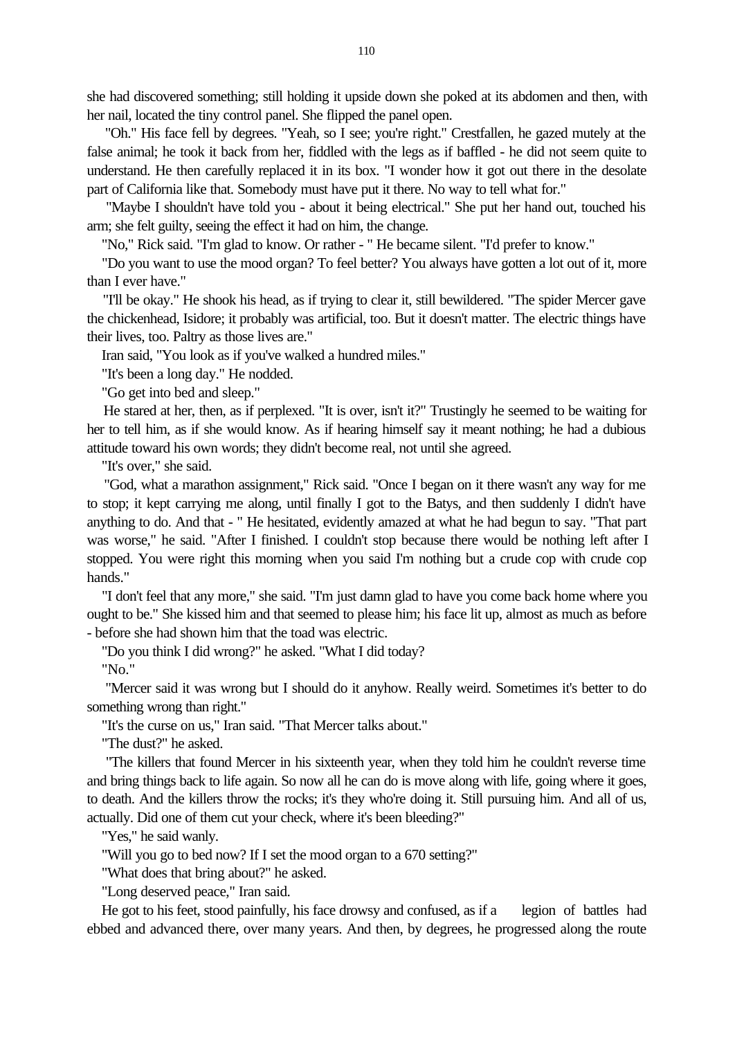she had discovered something; still holding it upside down she poked at its abdomen and then, with her nail, located the tiny control panel. She flipped the panel open.

"Oh." His face fell by degrees. "Yeah, so I see; you're right." Crestfallen, he gazed mutely at the false animal; he took it back from her, fiddled with the legs as if baffled - he did not seem quite to understand. He then carefully replaced it in its box. "I wonder how it got out there in the desolate part of California like that. Somebody must have put it there. No way to tell what for."

"Maybe I shouldn't have told you - about it being electrical." She put her hand out, touched his arm; she felt guilty, seeing the effect it had on him, the change.

"No," Rick said. "I'm glad to know. Or rather - " He became silent. "I'd prefer to know."

"Do you want to use the mood organ? To feel better? You always have gotten a lot out of it, more than I ever have."

"I'll be okay." He shook his head, as if trying to clear it, still bewildered. "The spider Mercer gave the chickenhead, Isidore; it probably was artificial, too. But it doesn't matter. The electric things have their lives, too. Paltry as those lives are."

Iran said, "You look as if you've walked a hundred miles."

"It's been a long day." He nodded.

"Go get into bed and sleep."

He stared at her, then, as if perplexed. "It is over, isn't it?" Trustingly he seemed to be waiting for her to tell him, as if she would know. As if hearing himself say it meant nothing; he had a dubious attitude toward his own words; they didn't become real, not until she agreed.

"It's over," she said.

"God, what a marathon assignment," Rick said. "Once I began on it there wasn't any way for me to stop; it kept carrying me along, until finally I got to the Batys, and then suddenly I didn't have anything to do. And that - " He hesitated, evidently amazed at what he had begun to say. "That part was worse," he said. "After I finished. I couldn't stop because there would be nothing left after I stopped. You were right this morning when you said I'm nothing but a crude cop with crude cop hands."

"I don't feel that any more," she said. "I'm just damn glad to have you come back home where you ought to be." She kissed him and that seemed to please him; his face lit up, almost as much as before - before she had shown him that the toad was electric.

"Do you think I did wrong?" he asked. "What I did today?

"No."

"Mercer said it was wrong but I should do it anyhow. Really weird. Sometimes it's better to do something wrong than right."

"It's the curse on us," Iran said. "That Mercer talks about."

"The dust?" he asked.

"The killers that found Mercer in his sixteenth year, when they told him he couldn't reverse time and bring things back to life again. So now all he can do is move along with life, going where it goes, to death. And the killers throw the rocks; it's they who're doing it. Still pursuing him. And all of us, actually. Did one of them cut your check, where it's been bleeding?"

"Yes," he said wanly.

"Will you go to bed now? If I set the mood organ to a 670 setting?"

"What does that bring about?" he asked.

"Long deserved peace," Iran said.

He got to his feet, stood painfully, his face drowsy and confused, as if a legion of battles had ebbed and advanced there, over many years. And then, by degrees, he progressed along the route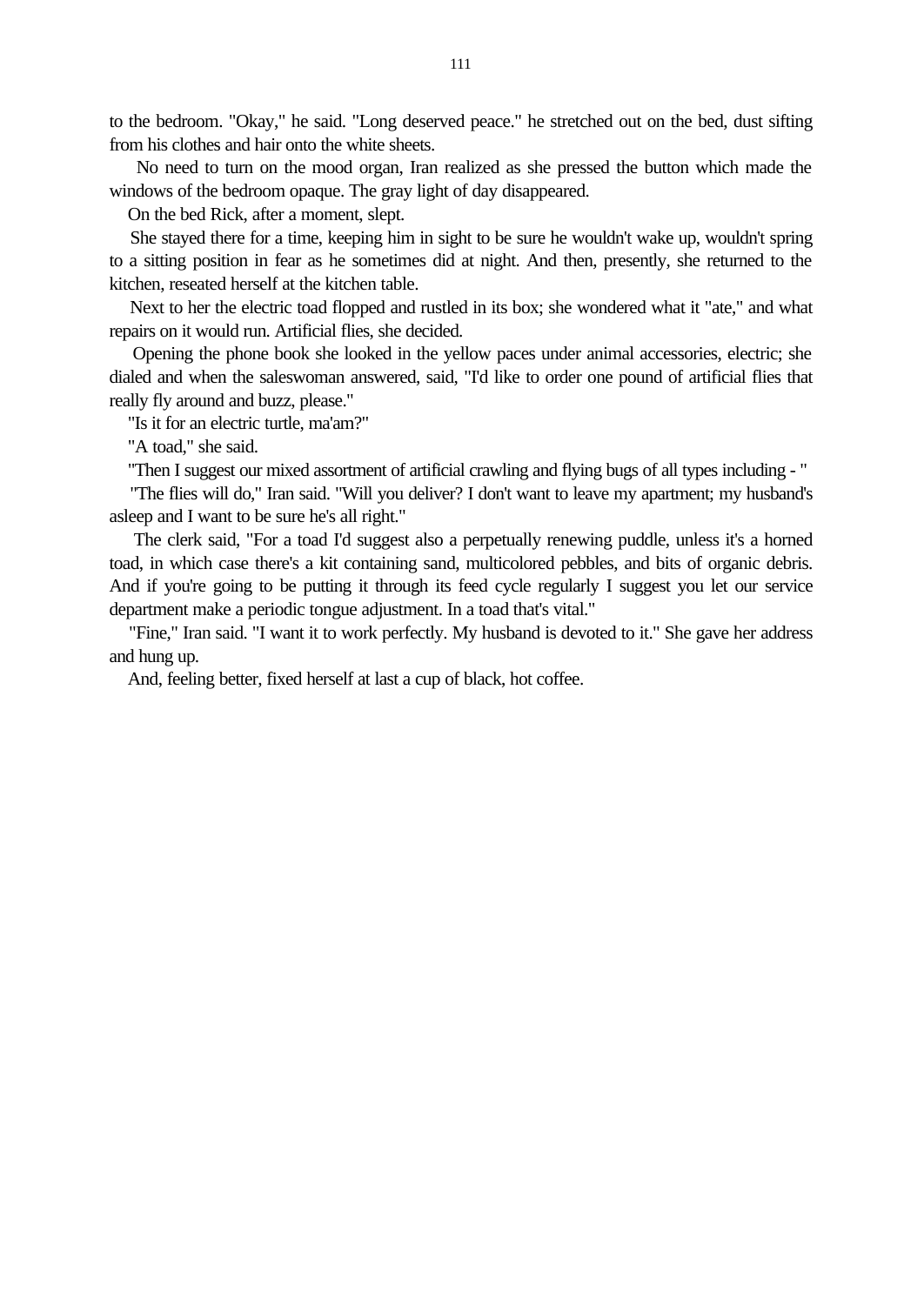to the bedroom. "Okay," he said. "Long deserved peace." he stretched out on the bed, dust sifting from his clothes and hair onto the white sheets.

No need to turn on the mood organ, Iran realized as she pressed the button which made the windows of the bedroom opaque. The gray light of day disappeared.

On the bed Rick, after a moment, slept.

She stayed there for a time, keeping him in sight to be sure he wouldn't wake up, wouldn't spring to a sitting position in fear as he sometimes did at night. And then, presently, she returned to the kitchen, reseated herself at the kitchen table.

Next to her the electric toad flopped and rustled in its box; she wondered what it "ate," and what repairs on it would run. Artificial flies, she decided.

Opening the phone book she looked in the yellow paces under animal accessories, electric; she dialed and when the saleswoman answered, said, "I'd like to order one pound of artificial flies that really fly around and buzz, please."

"Is it for an electric turtle, ma'am?"

"A toad," she said.

"Then I suggest our mixed assortment of artificial crawling and flying bugs of all types including - "

"The flies will do," Iran said. "Will you deliver? I don't want to leave my apartment; my husband's asleep and I want to be sure he's all right."

The clerk said, "For a toad I'd suggest also a perpetually renewing puddle, unless it's a horned toad, in which case there's a kit containing sand, multicolored pebbles, and bits of organic debris. And if you're going to be putting it through its feed cycle regularly I suggest you let our service department make a periodic tongue adjustment. In a toad that's vital."

"Fine," Iran said. "I want it to work perfectly. My husband is devoted to it." She gave her address and hung up.

And, feeling better, fixed herself at last a cup of black, hot coffee.